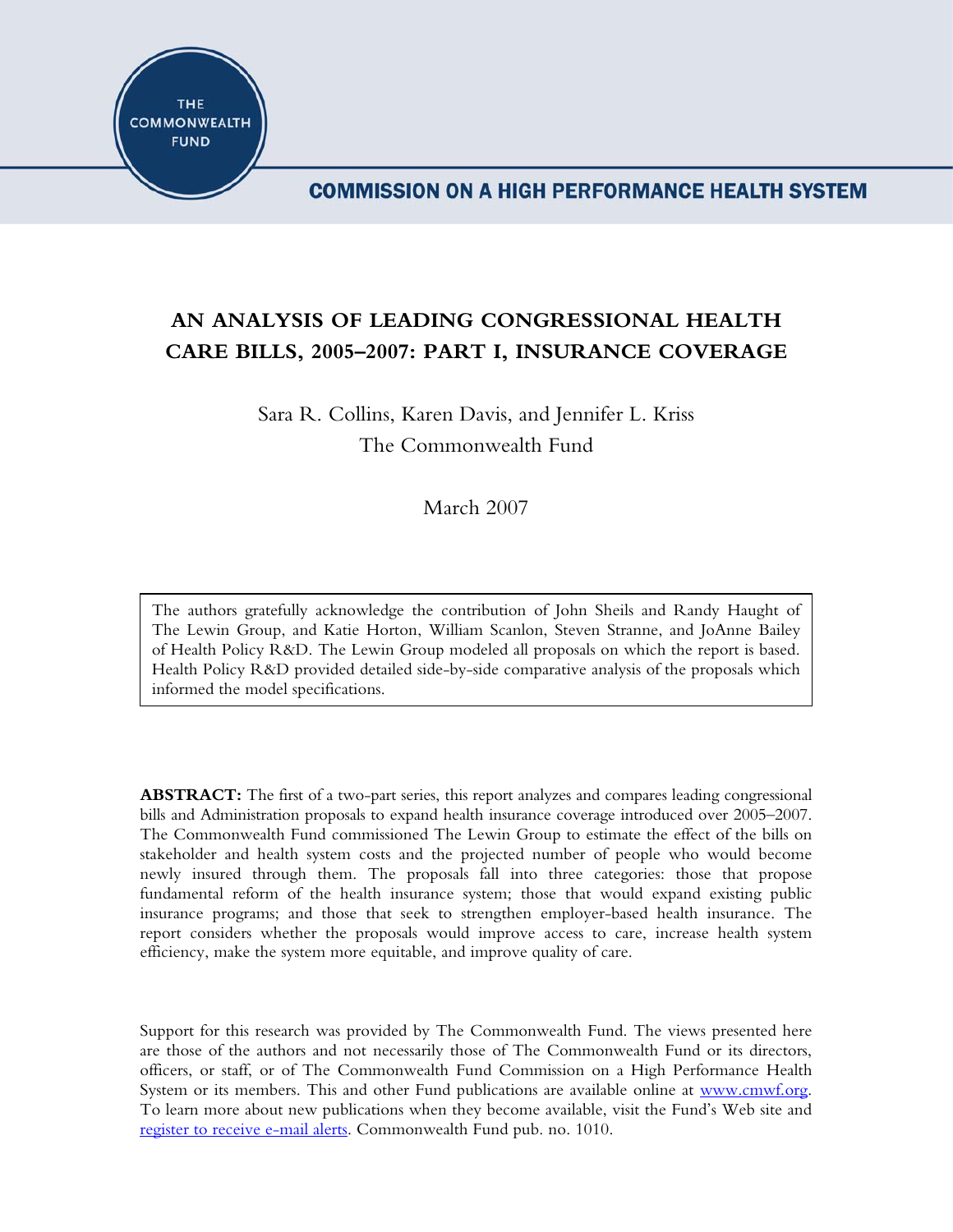THE COMMONWEALTH FUND

COMMISSION ON A HIGH PERFORMANCE HEALTH SYSTEM

# AN ANALYSIS OF LEADING CONGRESSIONAL HEALTH CARE BILLS, 2005–2007: PART I, INSURANCE COVERAGE

Sara R. Collins, Karen Davis, and Jennifer L. Kriss
The Commonwealth Fund

March 2007

The authors gratefully acknowledge the contribution of John Sheils and Randy Haught of The Lewin Group, and Katie Horton, William Scanlon, Steven Stranne, and JoAnne Bailey of Health Policy R&D. The Lewin Group modeled all proposals on which the report is based. Health Policy R&D provided detailed side-by-side comparative analysis of the proposals which informed the model specifications.

**ABSTRACT:** The first of a two-part series, this report analyzes and compares leading congressional bills and Administration proposals to expand health insurance coverage introduced over 2005–2007. The Commonwealth Fund commissioned The Lewin Group to estimate the effect of the bills on stakeholder and health system costs and the projected number of people who would become newly insured through them. The proposals fall into three categories: those that propose fundamental reform of the health insurance system; those that would expand existing public insurance programs; and those that seek to strengthen employer-based health insurance. The report considers whether the proposals would improve access to care, increase health system efficiency, make the system more equitable, and improve quality of care.

Support for this research was provided by The Commonwealth Fund. The views presented here are those of the authors and not necessarily those of The Commonwealth Fund or its directors, officers, or staff, or of The Commonwealth Fund Commission on a High Performance Health System or its members. This and other Fund publications are available online at www.cmwf.org. To learn more about new publications when they become available, visit the Fund's Web site and register to receive e-mail alerts. Commonwealth Fund pub. no. 1010.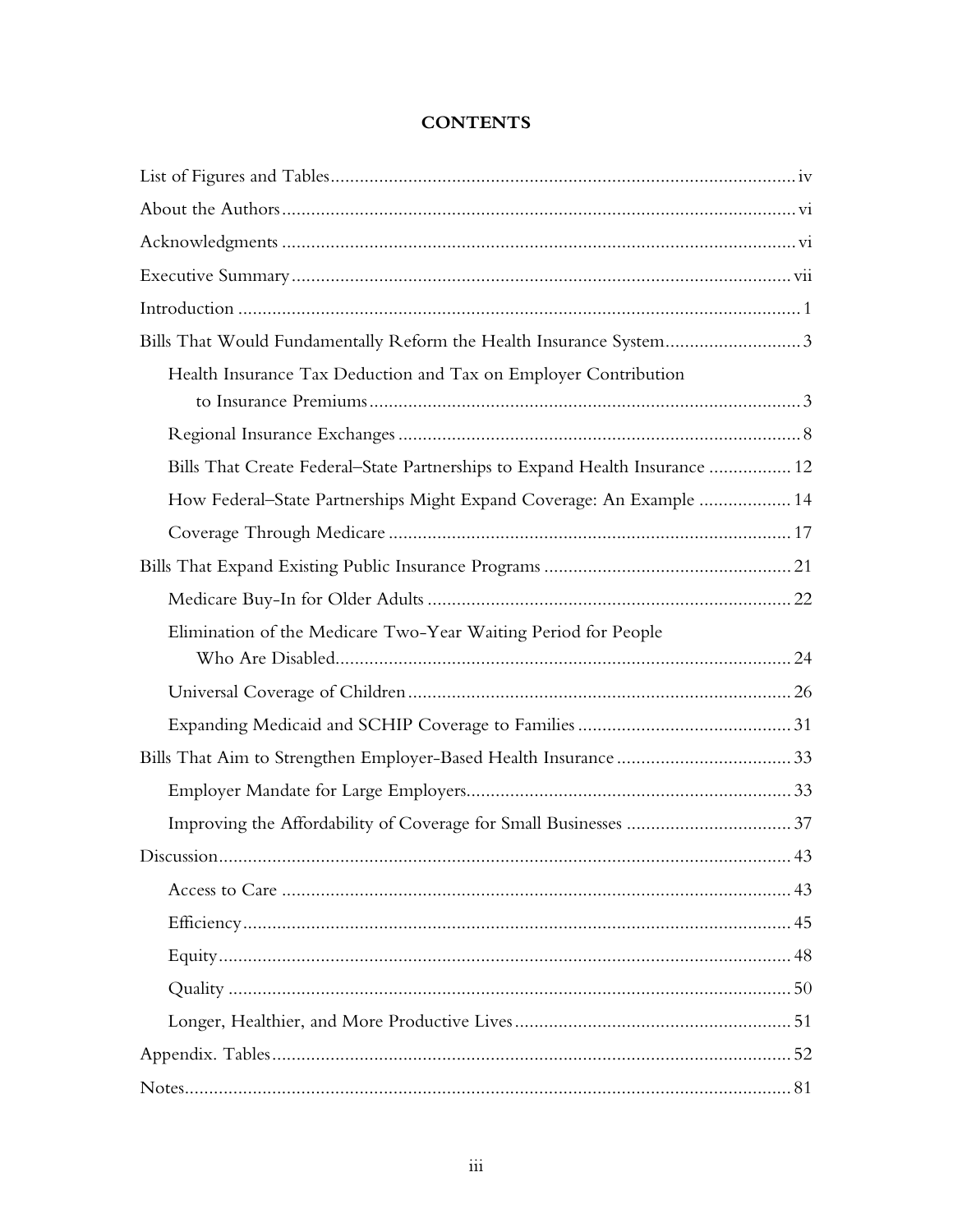# CONTENTS

- List of Figures and Tables ..... iv
- About the Authors ..... vi
- Acknowledgments ..... vi
- Executive Summary ..... vii
- Introduction ..... 1
- Bills That Would Fundamentally Reform the Health Insurance System ..... 3
  - Health Insurance Tax Deduction and Tax on Employer Contribution to Insurance Premiums ..... 3
  - Regional Insurance Exchanges ..... 8
  - Bills That Create Federal–State Partnerships to Expand Health Insurance ..... 12
  - How Federal–State Partnerships Might Expand Coverage: An Example ..... 14
  - Coverage Through Medicare ..... 17
- Bills That Expand Existing Public Insurance Programs ..... 21
  - Medicare Buy-In for Older Adults ..... 22
  - Elimination of the Medicare Two-Year Waiting Period for People Who Are Disabled ..... 24
  - Universal Coverage of Children ..... 26
  - Expanding Medicaid and SCHIP Coverage to Families ..... 31
- Bills That Aim to Strengthen Employer-Based Health Insurance ..... 33
  - Employer Mandate for Large Employers ..... 33
  - Improving the Affordability of Coverage for Small Businesses ..... 37
- Discussion ..... 43
  - Access to Care ..... 43
  - Efficiency ..... 45
  - Equity ..... 48
  - Quality ..... 50
  - Longer, Healthier, and More Productive Lives ..... 51
- Appendix. Tables ..... 52
- Notes ..... 81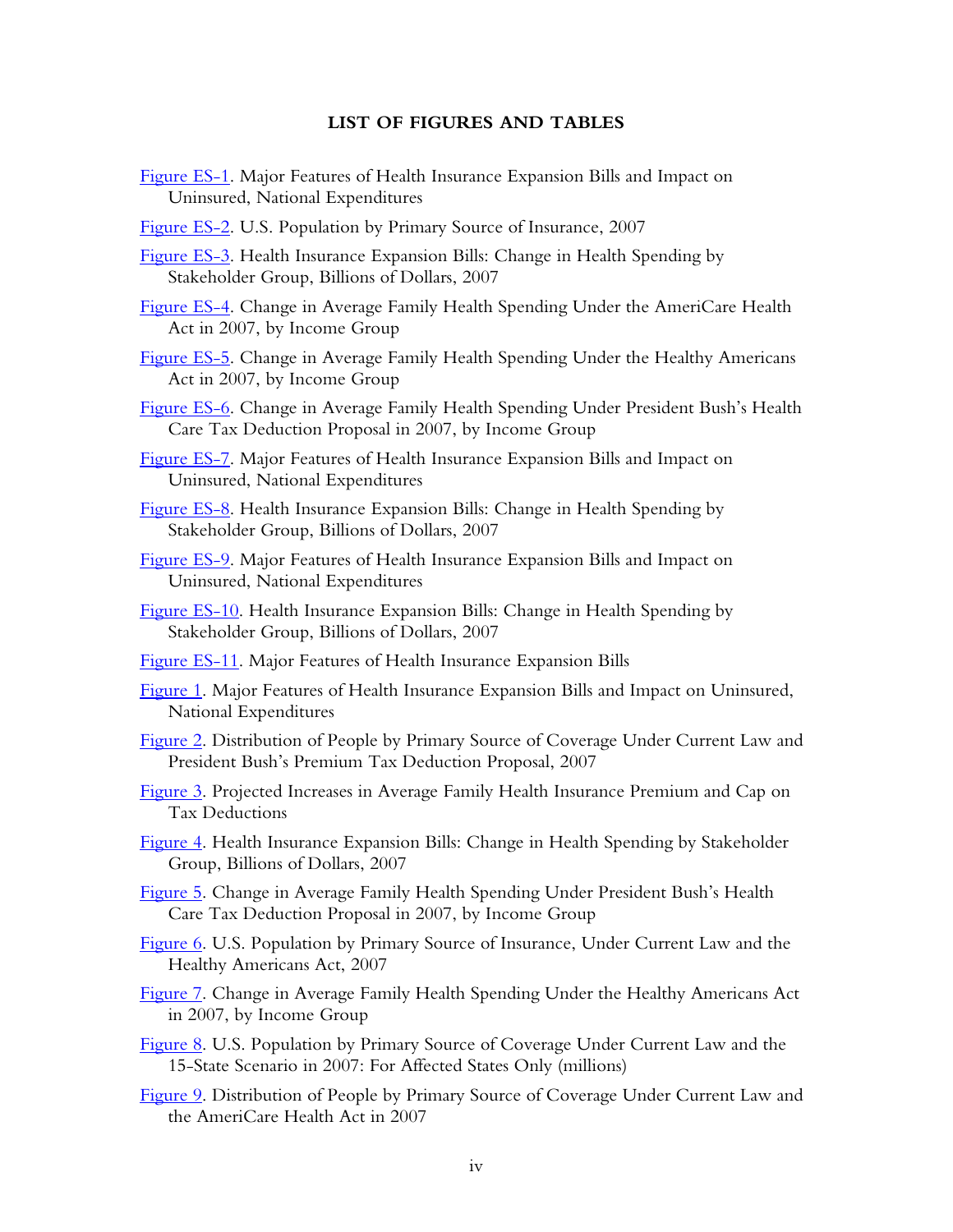## LIST OF FIGURES AND TABLES

Figure ES-1. Major Features of Health Insurance Expansion Bills and Impact on Uninsured, National Expenditures

Figure ES-2. U.S. Population by Primary Source of Insurance, 2007

Figure ES-3. Health Insurance Expansion Bills: Change in Health Spending by Stakeholder Group, Billions of Dollars, 2007

Figure ES-4. Change in Average Family Health Spending Under the AmeriCare Health Act in 2007, by Income Group

Figure ES-5. Change in Average Family Health Spending Under the Healthy Americans Act in 2007, by Income Group

Figure ES-6. Change in Average Family Health Spending Under President Bush's Health Care Tax Deduction Proposal in 2007, by Income Group

Figure ES-7. Major Features of Health Insurance Expansion Bills and Impact on Uninsured, National Expenditures

Figure ES-8. Health Insurance Expansion Bills: Change in Health Spending by Stakeholder Group, Billions of Dollars, 2007

Figure ES-9. Major Features of Health Insurance Expansion Bills and Impact on Uninsured, National Expenditures

Figure ES-10. Health Insurance Expansion Bills: Change in Health Spending by Stakeholder Group, Billions of Dollars, 2007

Figure ES-11. Major Features of Health Insurance Expansion Bills

Figure 1. Major Features of Health Insurance Expansion Bills and Impact on Uninsured, National Expenditures

Figure 2. Distribution of People by Primary Source of Coverage Under Current Law and President Bush's Premium Tax Deduction Proposal, 2007

Figure 3. Projected Increases in Average Family Health Insurance Premium and Cap on Tax Deductions

Figure 4. Health Insurance Expansion Bills: Change in Health Spending by Stakeholder Group, Billions of Dollars, 2007

Figure 5. Change in Average Family Health Spending Under President Bush's Health Care Tax Deduction Proposal in 2007, by Income Group

Figure 6. U.S. Population by Primary Source of Insurance, Under Current Law and the Healthy Americans Act, 2007

Figure 7. Change in Average Family Health Spending Under the Healthy Americans Act in 2007, by Income Group

Figure 8. U.S. Population by Primary Source of Coverage Under Current Law and the 15-State Scenario in 2007: For Affected States Only (millions)

Figure 9. Distribution of People by Primary Source of Coverage Under Current Law and the AmeriCare Health Act in 2007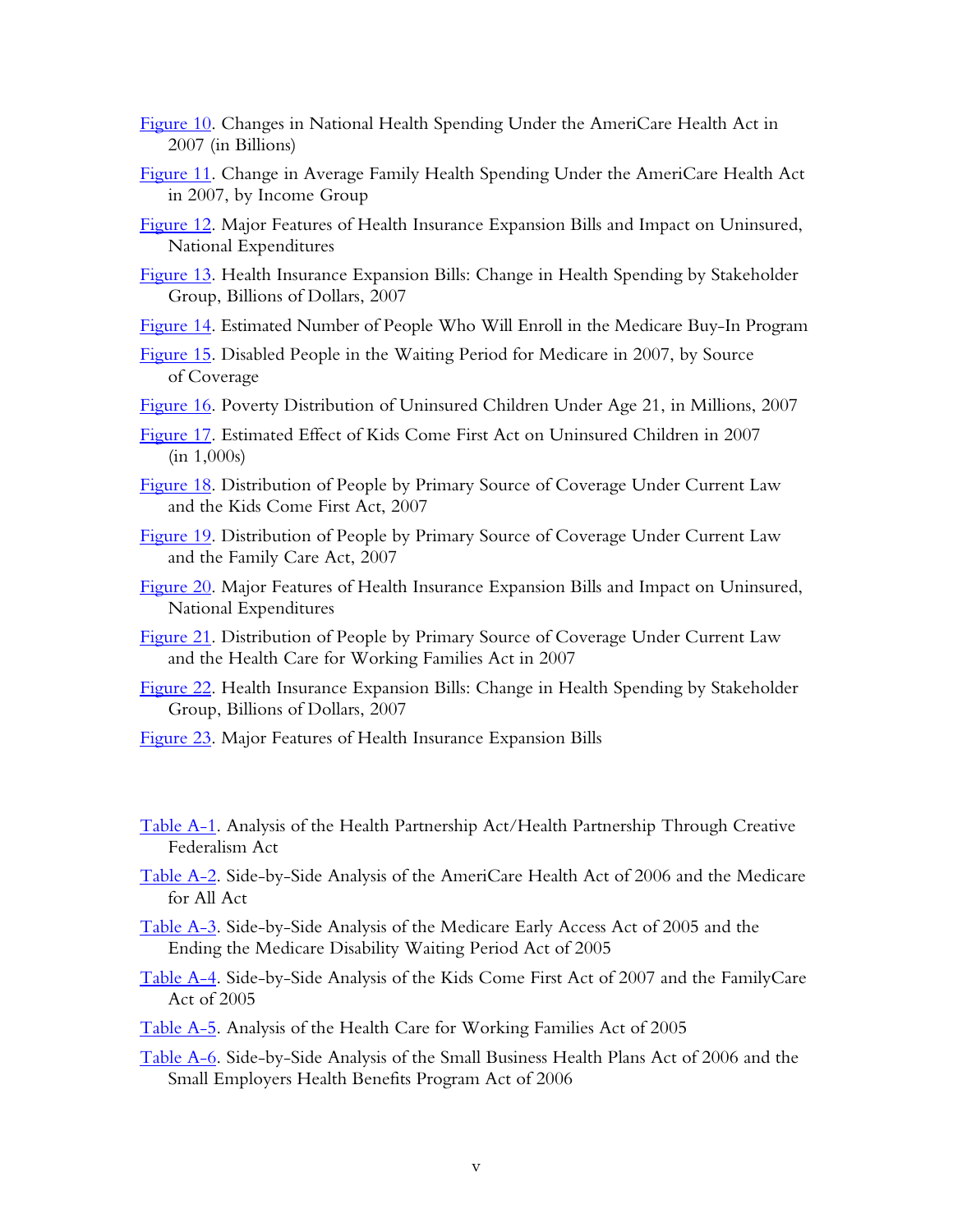Figure 10. Changes in National Health Spending Under the AmeriCare Health Act in 2007 (in Billions)

Figure 11. Change in Average Family Health Spending Under the AmeriCare Health Act in 2007, by Income Group

Figure 12. Major Features of Health Insurance Expansion Bills and Impact on Uninsured, National Expenditures

Figure 13. Health Insurance Expansion Bills: Change in Health Spending by Stakeholder Group, Billions of Dollars, 2007

Figure 14. Estimated Number of People Who Will Enroll in the Medicare Buy-In Program

Figure 15. Disabled People in the Waiting Period for Medicare in 2007, by Source of Coverage

Figure 16. Poverty Distribution of Uninsured Children Under Age 21, in Millions, 2007

Figure 17. Estimated Effect of Kids Come First Act on Uninsured Children in 2007 (in 1,000s)

Figure 18. Distribution of People by Primary Source of Coverage Under Current Law and the Kids Come First Act, 2007

Figure 19. Distribution of People by Primary Source of Coverage Under Current Law and the Family Care Act, 2007

Figure 20. Major Features of Health Insurance Expansion Bills and Impact on Uninsured, National Expenditures

Figure 21. Distribution of People by Primary Source of Coverage Under Current Law and the Health Care for Working Families Act in 2007

Figure 22. Health Insurance Expansion Bills: Change in Health Spending by Stakeholder Group, Billions of Dollars, 2007

Figure 23. Major Features of Health Insurance Expansion Bills

Table A-1. Analysis of the Health Partnership Act/Health Partnership Through Creative Federalism Act

Table A-2. Side-by-Side Analysis of the AmeriCare Health Act of 2006 and the Medicare for All Act

Table A-3. Side-by-Side Analysis of the Medicare Early Access Act of 2005 and the Ending the Medicare Disability Waiting Period Act of 2005

Table A-4. Side-by-Side Analysis of the Kids Come First Act of 2007 and the FamilyCare Act of 2005

Table A-5. Analysis of the Health Care for Working Families Act of 2005

Table A-6. Side-by-Side Analysis of the Small Business Health Plans Act of 2006 and the Small Employers Health Benefits Program Act of 2006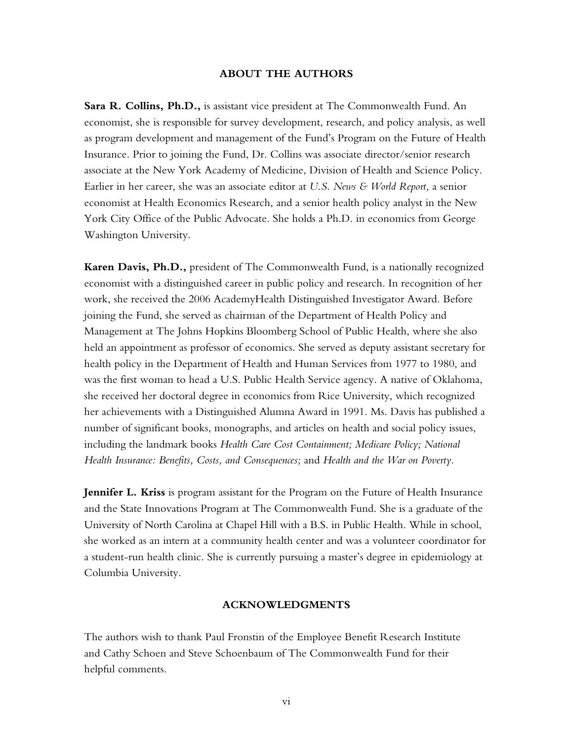## ABOUT THE AUTHORS

**Sara R. Collins, Ph.D.,** is assistant vice president at The Commonwealth Fund. An economist, she is responsible for survey development, research, and policy analysis, as well as program development and management of the Fund's Program on the Future of Health Insurance. Prior to joining the Fund, Dr. Collins was associate director/senior research associate at the New York Academy of Medicine, Division of Health and Science Policy. Earlier in her career, she was an associate editor at *U.S. News & World Report,* a senior economist at Health Economics Research, and a senior health policy analyst in the New York City Office of the Public Advocate. She holds a Ph.D. in economics from George Washington University.

**Karen Davis, Ph.D.,** president of The Commonwealth Fund, is a nationally recognized economist with a distinguished career in public policy and research. In recognition of her work, she received the 2006 AcademyHealth Distinguished Investigator Award. Before joining the Fund, she served as chairman of the Department of Health Policy and Management at The Johns Hopkins Bloomberg School of Public Health, where she also held an appointment as professor of economics. She served as deputy assistant secretary for health policy in the Department of Health and Human Services from 1977 to 1980, and was the first woman to head a U.S. Public Health Service agency. A native of Oklahoma, she received her doctoral degree in economics from Rice University, which recognized her achievements with a Distinguished Alumna Award in 1991. Ms. Davis has published a number of significant books, monographs, and articles on health and social policy issues, including the landmark books *Health Care Cost Containment; Medicare Policy; National Health Insurance: Benefits, Costs, and Consequences;* and *Health and the War on Poverty*.

**Jennifer L. Kriss** is program assistant for the Program on the Future of Health Insurance and the State Innovations Program at The Commonwealth Fund. She is a graduate of the University of North Carolina at Chapel Hill with a B.S. in Public Health. While in school, she worked as an intern at a community health center and was a volunteer coordinator for a student-run health clinic. She is currently pursuing a master's degree in epidemiology at Columbia University.

## ACKNOWLEDGMENTS

The authors wish to thank Paul Fronstin of the Employee Benefit Research Institute and Cathy Schoen and Steve Schoenbaum of The Commonwealth Fund for their helpful comments.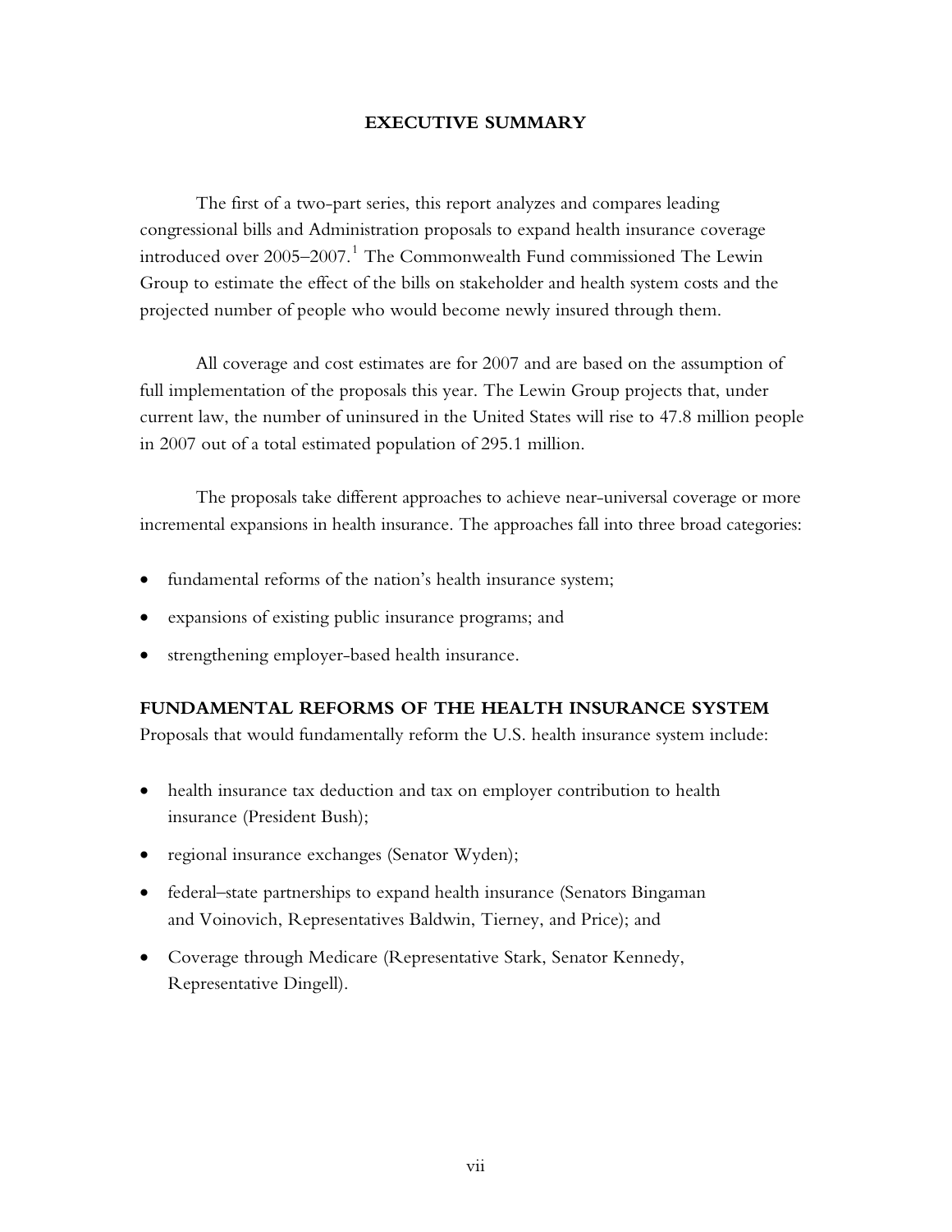# EXECUTIVE SUMMARY

The first of a two-part series, this report analyzes and compares leading congressional bills and Administration proposals to expand health insurance coverage introduced over 2005–2007.[1] The Commonwealth Fund commissioned The Lewin Group to estimate the effect of the bills on stakeholder and health system costs and the projected number of people who would become newly insured through them.

All coverage and cost estimates are for 2007 and are based on the assumption of full implementation of the proposals this year. The Lewin Group projects that, under current law, the number of uninsured in the United States will rise to 47.8 million people in 2007 out of a total estimated population of 295.1 million.

The proposals take different approaches to achieve near-universal coverage or more incremental expansions in health insurance. The approaches fall into three broad categories:

- fundamental reforms of the nation's health insurance system;
- expansions of existing public insurance programs; and
- strengthening employer-based health insurance.

## FUNDAMENTAL REFORMS OF THE HEALTH INSURANCE SYSTEM

Proposals that would fundamentally reform the U.S. health insurance system include:

- health insurance tax deduction and tax on employer contribution to health insurance (President Bush);
- regional insurance exchanges (Senator Wyden);
- federal–state partnerships to expand health insurance (Senators Bingaman and Voinovich, Representatives Baldwin, Tierney, and Price); and
- Coverage through Medicare (Representative Stark, Senator Kennedy, Representative Dingell).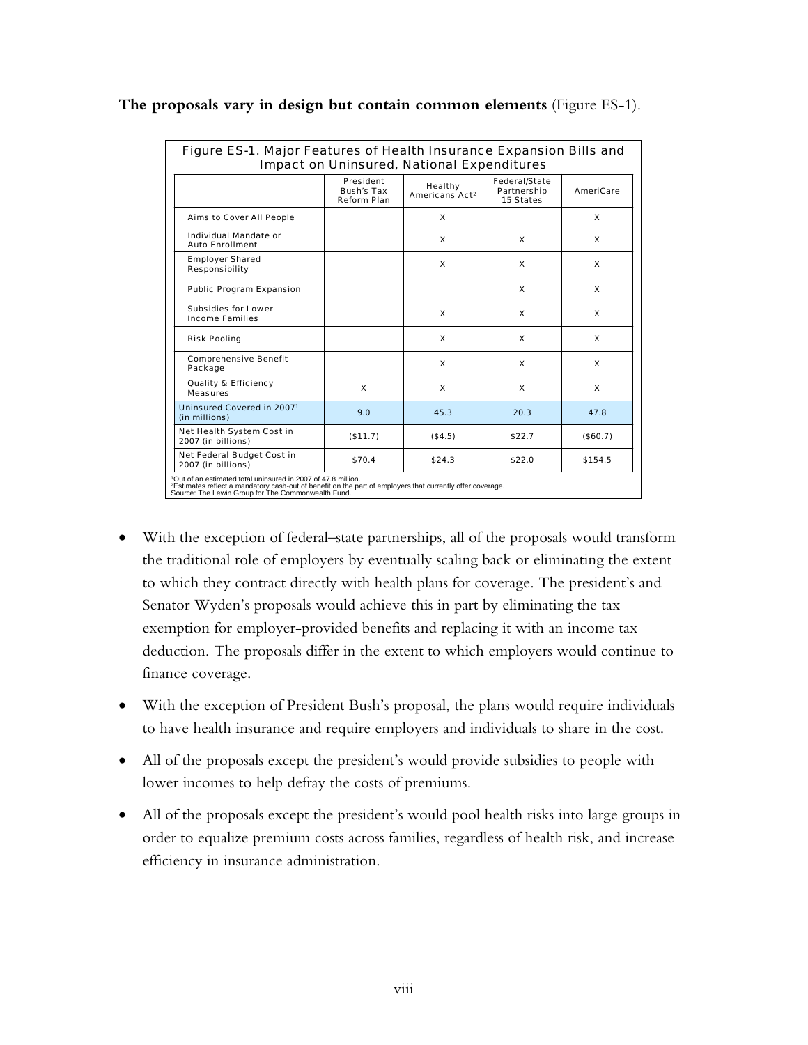**The proposals vary in design but contain common elements** (Figure ES-1).

**Figure ES-1. Major Features of Health Insurance Expansion Bills and Impact on Uninsured, National Expenditures**

| | President Bush's Tax Reform Plan | Healthy Americans Act[2] | Federal/State Partnership 15 States | AmeriCare |
|---|---|---|---|---|
| Aims to Cover All People | | X | | X |
| Individual Mandate or Auto Enrollment | | X | X | X |
| Employer Shared Responsibility | | X | X | X |
| Public Program Expansion | | | X | X |
| Subsidies for Lower Income Families | | X | X | X |
| Risk Pooling | | X | X | X |
| Comprehensive Benefit Package | | X | X | X |
| Quality & Efficiency Measures | X | X | X | X |
| Uninsured Covered in 2007[1] (in millions) | 9.0 | 45.3 | 20.3 | 47.8 |
| Net Health System Cost in 2007 (in billions) | ($11.7) | ($4.5) | $22.7 | ($60.7) |
| Net Federal Budget Cost in 2007 (in billions) | $70.4 | $24.3 | $22.0 | $154.5 |

[1]Out of an estimated total uninsured in 2007 of 47.8 million.
[2]Estimates reflect a mandatory cash-out of benefit on the part of employers that currently offer coverage.
Source: The Lewin Group for The Commonwealth Fund.

- With the exception of federal–state partnerships, all of the proposals would transform the traditional role of employers by eventually scaling back or eliminating the extent to which they contract directly with health plans for coverage. The president's and Senator Wyden's proposals would achieve this in part by eliminating the tax exemption for employer-provided benefits and replacing it with an income tax deduction. The proposals differ in the extent to which employers would continue to finance coverage.
- With the exception of President Bush's proposal, the plans would require individuals to have health insurance and require employers and individuals to share in the cost.
- All of the proposals except the president's would provide subsidies to people with lower incomes to help defray the costs of premiums.
- All of the proposals except the president's would pool health risks into large groups in order to equalize premium costs across families, regardless of health risk, and increase efficiency in insurance administration.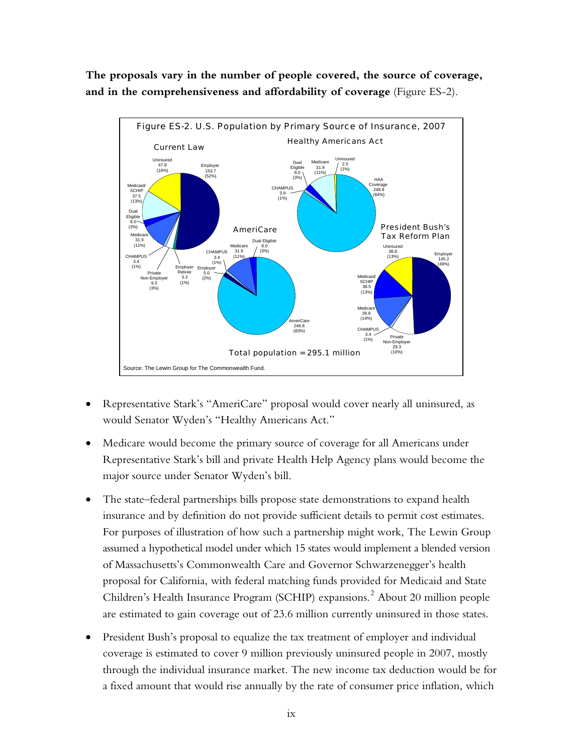**The proposals vary in the number of people covered, the source of coverage, and in the comprehensiveness and affordability of coverage** (Figure ES-2).

Figure ES-2. U.S. Population by Primary Source of Insurance, 2007

Total population = 295.1 million

Source: The Lewin Group for The Commonwealth Fund.

- Representative Stark's "AmeriCare" proposal would cover nearly all uninsured, as would Senator Wyden's "Healthy Americans Act."
- Medicare would become the primary source of coverage for all Americans under Representative Stark's bill and private Health Help Agency plans would become the major source under Senator Wyden's bill.
- The state–federal partnerships bills propose state demonstrations to expand health insurance and by definition do not provide sufficient details to permit cost estimates. For purposes of illustration of how such a partnership might work, The Lewin Group assumed a hypothetical model under which 15 states would implement a blended version of Massachusetts's Commonwealth Care and Governor Schwarzenegger's health proposal for California, with federal matching funds provided for Medicaid and State Children's Health Insurance Program (SCHIP) expansions.[2] About 20 million people are estimated to gain coverage out of 23.6 million currently uninsured in those states.
- President Bush's proposal to equalize the tax treatment of employer and individual coverage is estimated to cover 9 million previously uninsured people in 2007, mostly through the individual insurance market. The new income tax deduction would be for a fixed amount that would rise annually by the rate of consumer price inflation, which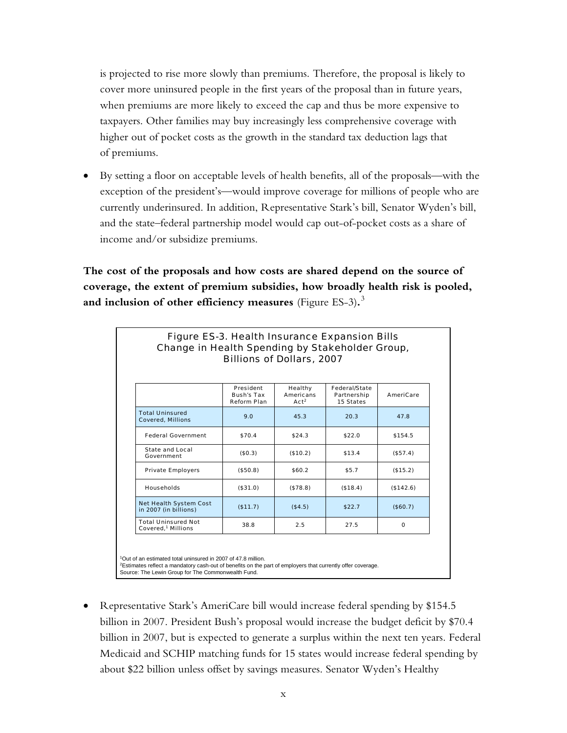is projected to rise more slowly than premiums. Therefore, the proposal is likely to cover more uninsured people in the first years of the proposal than in future years, when premiums are more likely to exceed the cap and thus be more expensive to taxpayers. Other families may buy increasingly less comprehensive coverage with higher out of pocket costs as the growth in the standard tax deduction lags that of premiums.

- By setting a floor on acceptable levels of health benefits, all of the proposals—with the exception of the president's—would improve coverage for millions of people who are currently underinsured. In addition, Representative Stark's bill, Senator Wyden's bill, and the state–federal partnership model would cap out-of-pocket costs as a share of income and/or subsidize premiums.

**The cost of the proposals and how costs are shared depend on the source of coverage, the extent of premium subsidies, how broadly health risk is pooled, and inclusion of other efficiency measures** (Figure ES-3).[3]

Figure ES-3. Health Insurance Expansion Bills
Change in Health Spending by Stakeholder Group, Billions of Dollars, 2007

| | President Bush's Tax Reform Plan | Healthy Americans Act[2] | Federal/State Partnership 15 States | AmeriCare |
|---|---|---|---|---|
| Total Uninsured Covered, Millions | 9.0 | 45.3 | 20.3 | 47.8 |
| Federal Government | $70.4 | $24.3 | $22.0 | $154.5 |
| State and Local Government | ($0.3) | ($10.2) | $13.4 | ($57.4) |
| Private Employers | ($50.8) | $60.2 | $5.7 | ($15.2) |
| Households | ($31.0) | ($78.8) | ($18.4) | ($142.6) |
| Net Health System Cost in 2007 (in billions) | ($11.7) | ($4.5) | $22.7 | ($60.7) |
| Total Uninsured Not Covered,[1] Millions | 38.8 | 2.5 | 27.5 | 0 |

[1]Out of an estimated total uninsured in 2007 of 47.8 million.
[2]Estimates reflect a mandatory cash-out of benefits on the part of employers that currently offer coverage.
Source: The Lewin Group for The Commonwealth Fund.

- Representative Stark's AmeriCare bill would increase federal spending by $154.5 billion in 2007. President Bush's proposal would increase the budget deficit by $70.4 billion in 2007, but is expected to generate a surplus within the next ten years. Federal Medicaid and SCHIP matching funds for 15 states would increase federal spending by about $22 billion unless offset by savings measures. Senator Wyden's Healthy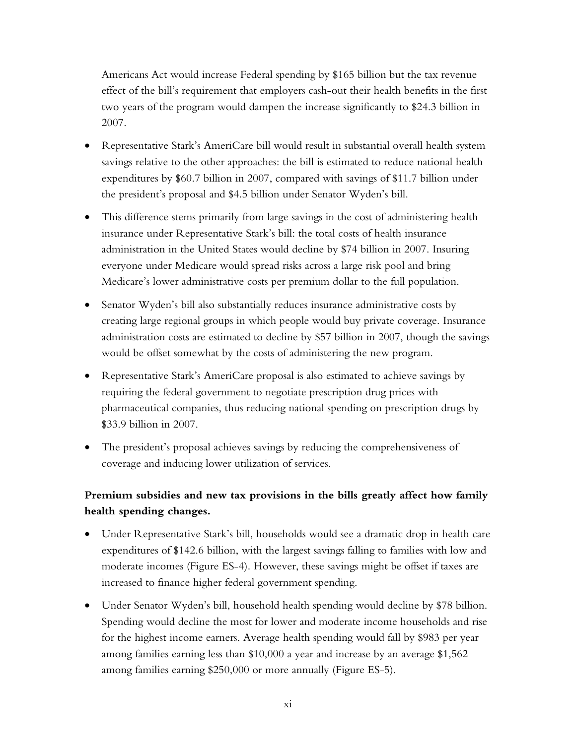Americans Act would increase Federal spending by $165 billion but the tax revenue effect of the bill's requirement that employers cash-out their health benefits in the first two years of the program would dampen the increase significantly to $24.3 billion in 2007.

- Representative Stark's AmeriCare bill would result in substantial overall health system savings relative to the other approaches: the bill is estimated to reduce national health expenditures by $60.7 billion in 2007, compared with savings of $11.7 billion under the president's proposal and $4.5 billion under Senator Wyden's bill.
- This difference stems primarily from large savings in the cost of administering health insurance under Representative Stark's bill: the total costs of health insurance administration in the United States would decline by $74 billion in 2007. Insuring everyone under Medicare would spread risks across a large risk pool and bring Medicare's lower administrative costs per premium dollar to the full population.
- Senator Wyden's bill also substantially reduces insurance administrative costs by creating large regional groups in which people would buy private coverage. Insurance administration costs are estimated to decline by $57 billion in 2007, though the savings would be offset somewhat by the costs of administering the new program.
- Representative Stark's AmeriCare proposal is also estimated to achieve savings by requiring the federal government to negotiate prescription drug prices with pharmaceutical companies, thus reducing national spending on prescription drugs by $33.9 billion in 2007.
- The president's proposal achieves savings by reducing the comprehensiveness of coverage and inducing lower utilization of services.

**Premium subsidies and new tax provisions in the bills greatly affect how family health spending changes.**

- Under Representative Stark's bill, households would see a dramatic drop in health care expenditures of $142.6 billion, with the largest savings falling to families with low and moderate incomes (Figure ES-4). However, these savings might be offset if taxes are increased to finance higher federal government spending.
- Under Senator Wyden's bill, household health spending would decline by $78 billion. Spending would decline the most for lower and moderate income households and rise for the highest income earners. Average health spending would fall by $983 per year among families earning less than $10,000 a year and increase by an average $1,562 among families earning $250,000 or more annually (Figure ES-5).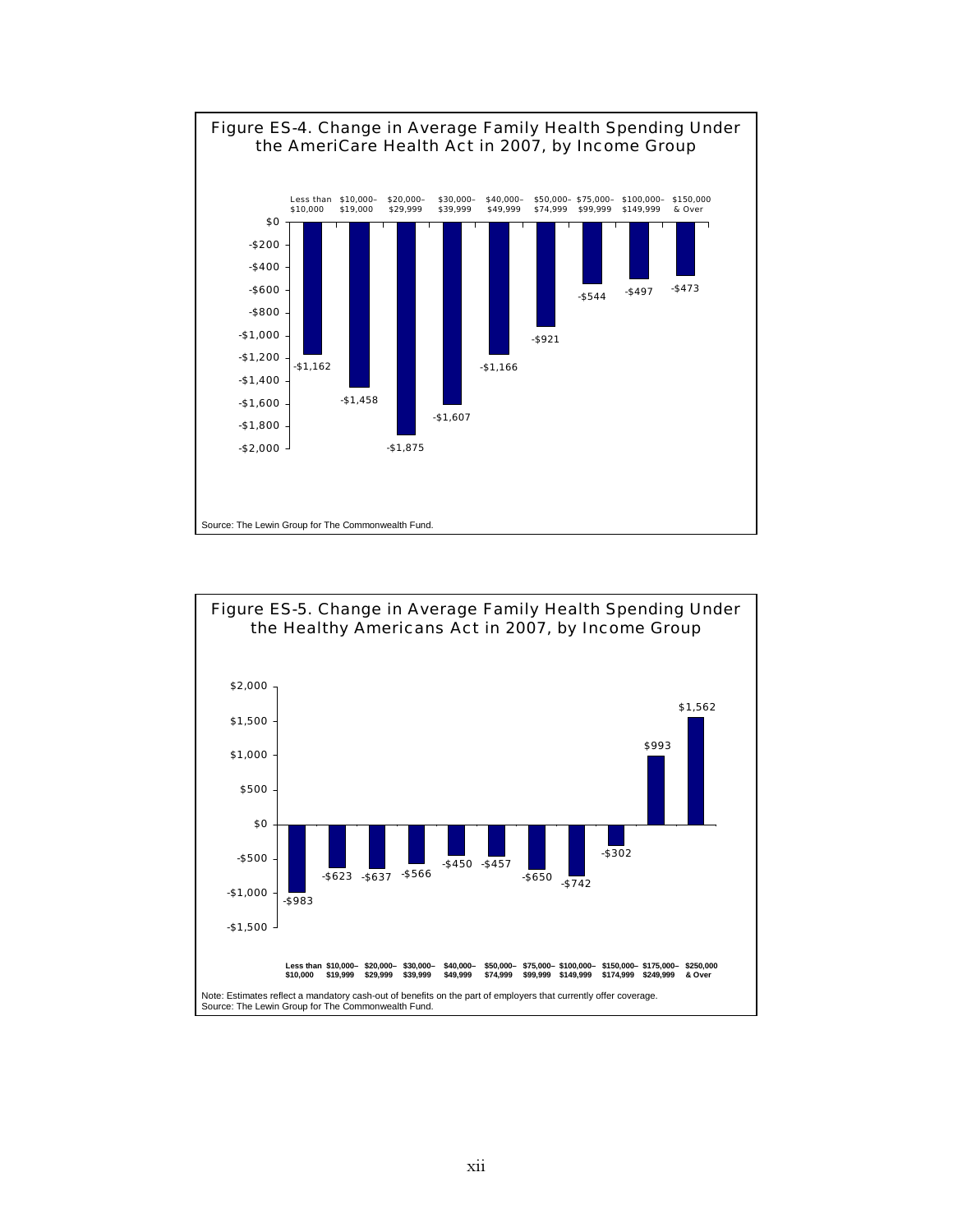**Figure ES-4. Change in Average Family Health Spending Under the AmeriCare Health Act in 2007, by Income Group**

| Income Group | Change in Average Family Health Spending |
|---|---|
| Less than $10,000 | -$1,162 |
| $10,000–$19,000 | -$1,458 |
| $20,000–$29,999 | -$1,875 |
| $30,000–$39,999 | -$1,607 |
| $40,000–$49,999 | -$1,166 |
| $50,000–$74,999 | -$921 |
| $75,000–$99,999 | -$544 |
| $100,000–$149,999 | -$497 |
| $150,000 & Over | -$473 |

Source: The Lewin Group for The Commonwealth Fund.

**Figure ES-5. Change in Average Family Health Spending Under the Healthy Americans Act in 2007, by Income Group**

| Income Group | Change in Average Family Health Spending |
|---|---|
| Less than $10,000 | -$983 |
| $10,000–$19,999 | -$623 |
| $20,000–$29,999 | -$637 |
| $30,000–$39,999 | -$566 |
| $40,000–$49,999 | -$450 |
| $50,000–$74,999 | -$457 |
| $75,000–$99,999 | -$650 |
| $100,000–$149,999 | -$742 |
| $150,000–$174,999 | -$302 |
| $175,000–$249,999 | $993 |
| $250,000 & Over | $1,562 |

Note: Estimates reflect a mandatory cash-out of benefits on the part of employers that currently offer coverage.
Source: The Lewin Group for The Commonwealth Fund.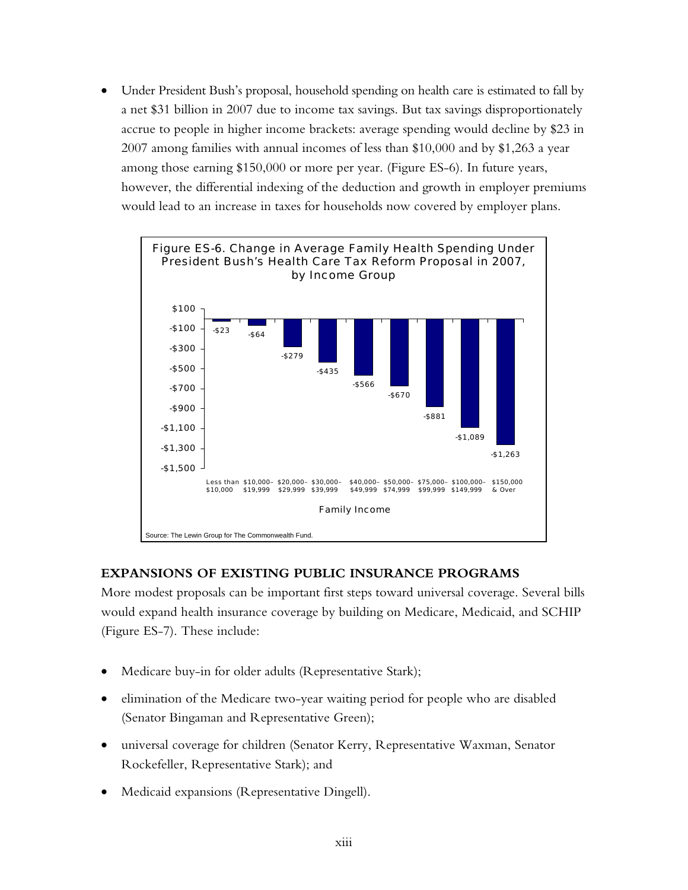- Under President Bush's proposal, household spending on health care is estimated to fall by a net $31 billion in 2007 due to income tax savings. But tax savings disproportionately accrue to people in higher income brackets: average spending would decline by $23 in 2007 among families with annual incomes of less than $10,000 and by $1,263 a year among those earning $150,000 or more per year. (Figure ES-6). In future years, however, the differential indexing of the deduction and growth in employer premiums would lead to an increase in taxes for households now covered by employer plans.

**Figure ES-6. Change in Average Family Health Spending Under President Bush's Health Care Tax Reform Proposal in 2007, by Income Group**

| Family Income | Change |
|---|---|
| Less than $10,000 | -$23 |
| $10,000–$19,999 | -$64 |
| $20,000–$29,999 | -$279 |
| $30,000–$39,999 | -$435 |
| $40,000–$49,999 | -$566 |
| $50,000–$74,999 | -$670 |
| $75,000–$99,999 | -$881 |
| $100,000–$149,999 | -$1,089 |
| $150,000 & Over | -$1,263 |

Source: The Lewin Group for The Commonwealth Fund.

## EXPANSIONS OF EXISTING PUBLIC INSURANCE PROGRAMS

More modest proposals can be important first steps toward universal coverage. Several bills would expand health insurance coverage by building on Medicare, Medicaid, and SCHIP (Figure ES-7). These include:

- Medicare buy-in for older adults (Representative Stark);
- elimination of the Medicare two-year waiting period for people who are disabled (Senator Bingaman and Representative Green);
- universal coverage for children (Senator Kerry, Representative Waxman, Senator Rockefeller, Representative Stark); and
- Medicaid expansions (Representative Dingell).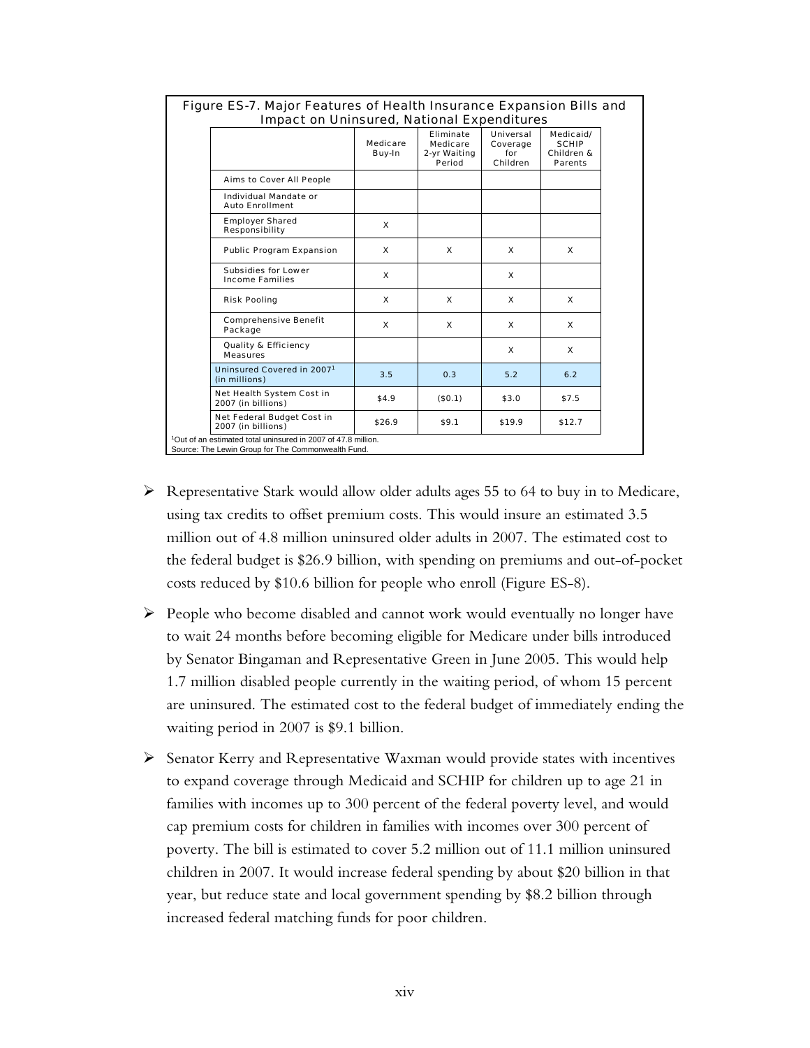**Figure ES-7. Major Features of Health Insurance Expansion Bills and Impact on Uninsured, National Expenditures**

| | Medicare Buy-In | Eliminate Medicare 2-yr Waiting Period | Universal Coverage for Children | Medicaid/ SCHIP Children & Parents |
|---|---|---|---|---|
| Aims to Cover All People | | | | |
| Individual Mandate or Auto Enrollment | | | | |
| Employer Shared Responsibility | X | | | |
| Public Program Expansion | X | X | X | X |
| Subsidies for Lower Income Families | X | | X | |
| Risk Pooling | X | X | X | X |
| Comprehensive Benefit Package | X | X | X | X |
| Quality & Efficiency Measures | | | X | X |
| Uninsured Covered in 2007[1] (in millions) | 3.5 | 0.3 | 5.2 | 6.2 |
| Net Health System Cost in 2007 (in billions) | $4.9 | ($0.1) | $3.0 | $7.5 |
| Net Federal Budget Cost in 2007 (in billions) | $26.9 | $9.1 | $19.9 | $12.7 |

[1]Out of an estimated total uninsured in 2007 of 47.8 million.
Source: The Lewin Group for The Commonwealth Fund.

- Representative Stark would allow older adults ages 55 to 64 to buy in to Medicare, using tax credits to offset premium costs. This would insure an estimated 3.5 million out of 4.8 million uninsured older adults in 2007. The estimated cost to the federal budget is $26.9 billion, with spending on premiums and out-of-pocket costs reduced by $10.6 billion for people who enroll (Figure ES-8).

- People who become disabled and cannot work would eventually no longer have to wait 24 months before becoming eligible for Medicare under bills introduced by Senator Bingaman and Representative Green in June 2005. This would help 1.7 million disabled people currently in the waiting period, of whom 15 percent are uninsured. The estimated cost to the federal budget of immediately ending the waiting period in 2007 is $9.1 billion.

- Senator Kerry and Representative Waxman would provide states with incentives to expand coverage through Medicaid and SCHIP for children up to age 21 in families with incomes up to 300 percent of the federal poverty level, and would cap premium costs for children in families with incomes over 300 percent of poverty. The bill is estimated to cover 5.2 million out of 11.1 million uninsured children in 2007. It would increase federal spending by about $20 billion in that year, but reduce state and local government spending by $8.2 billion through increased federal matching funds for poor children.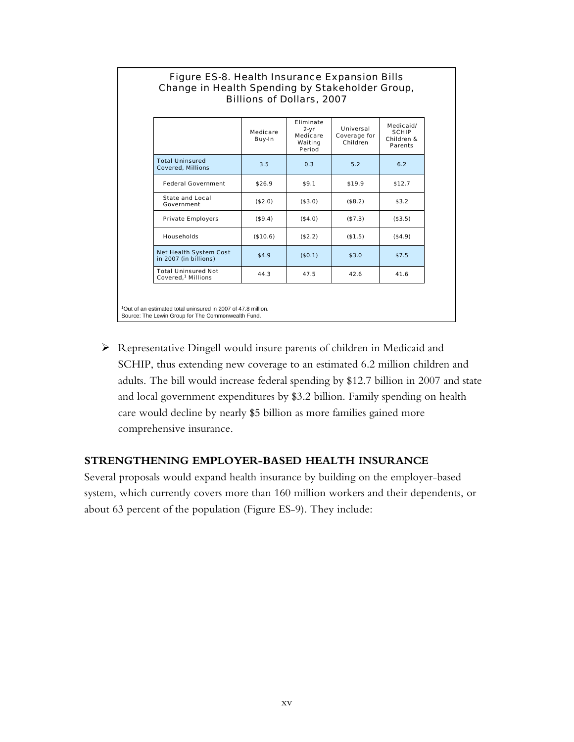Figure ES-8. Health Insurance Expansion Bills Change in Health Spending by Stakeholder Group, Billions of Dollars, 2007

| | Medicare Buy-In | Eliminate 2-yr Medicare Waiting Period | Universal Coverage for Children | Medicaid/ SCHIP Children & Parents |
|---|---|---|---|---|
| Total Uninsured Covered, Millions | 3.5 | 0.3 | 5.2 | 6.2 |
| Federal Government | $26.9 | $9.1 | $19.9 | $12.7 |
| State and Local Government | ($2.0) | ($3.0) | ($8.2) | $3.2 |
| Private Employers | ($9.4) | ($4.0) | ($7.3) | ($3.5) |
| Households | ($10.6) | ($2.2) | ($1.5) | ($4.9) |
| Net Health System Cost in 2007 (in billions) | $4.9 | ($0.1) | $3.0 | $7.5 |
| Total Uninsured Not Covered,[1] Millions | 44.3 | 47.5 | 42.6 | 41.6 |

[1]Out of an estimated total uninsured in 2007 of 47.8 million.
Source: The Lewin Group for The Commonwealth Fund.

- Representative Dingell would insure parents of children in Medicaid and SCHIP, thus extending new coverage to an estimated 6.2 million children and adults. The bill would increase federal spending by $12.7 billion in 2007 and state and local government expenditures by $3.2 billion. Family spending on health care would decline by nearly $5 billion as more families gained more comprehensive insurance.

## STRENGTHENING EMPLOYER-BASED HEALTH INSURANCE

Several proposals would expand health insurance by building on the employer-based system, which currently covers more than 160 million workers and their dependents, or about 63 percent of the population (Figure ES-9). They include: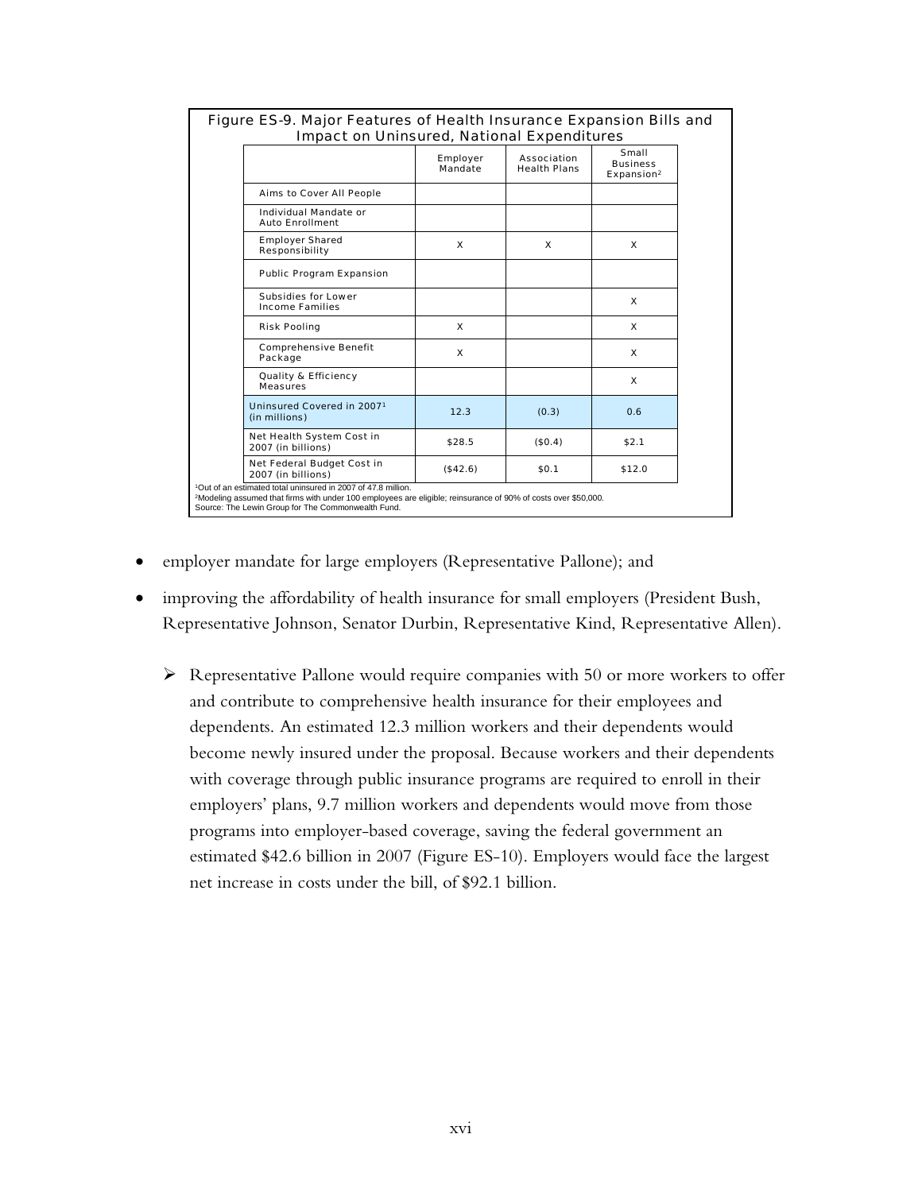**Figure ES-9. Major Features of Health Insurance Expansion Bills and Impact on Uninsured, National Expenditures**

| | Employer Mandate | Association Health Plans | Small Business Expansion[2] |
|---|---|---|---|
| Aims to Cover All People | | | |
| Individual Mandate or Auto Enrollment | | | |
| Employer Shared Responsibility | X | X | X |
| Public Program Expansion | | | |
| Subsidies for Lower Income Families | | | X |
| Risk Pooling | X | | X |
| Comprehensive Benefit Package | X | | X |
| Quality & Efficiency Measures | | | X |
| Uninsured Covered in 2007[1] (in millions) | 12.3 | (0.3) | 0.6 |
| Net Health System Cost in 2007 (in billions) | $28.5 | ($0.4) | $2.1 |
| Net Federal Budget Cost in 2007 (in billions) | ($42.6) | $0.1 | $12.0 |

[1]Out of an estimated total uninsured in 2007 of 47.8 million.
[2]Modeling assumed that firms with under 100 employees are eligible; reinsurance of 90% of costs over $50,000.
Source: The Lewin Group for The Commonwealth Fund.

- employer mandate for large employers (Representative Pallone); and
- improving the affordability of health insurance for small employers (President Bush, Representative Johnson, Senator Durbin, Representative Kind, Representative Allen).

  - Representative Pallone would require companies with 50 or more workers to offer and contribute to comprehensive health insurance for their employees and dependents. An estimated 12.3 million workers and their dependents would become newly insured under the proposal. Because workers and their dependents with coverage through public insurance programs are required to enroll in their employers' plans, 9.7 million workers and dependents would move from those programs into employer-based coverage, saving the federal government an estimated $42.6 billion in 2007 (Figure ES-10). Employers would face the largest net increase in costs under the bill, of $92.1 billion.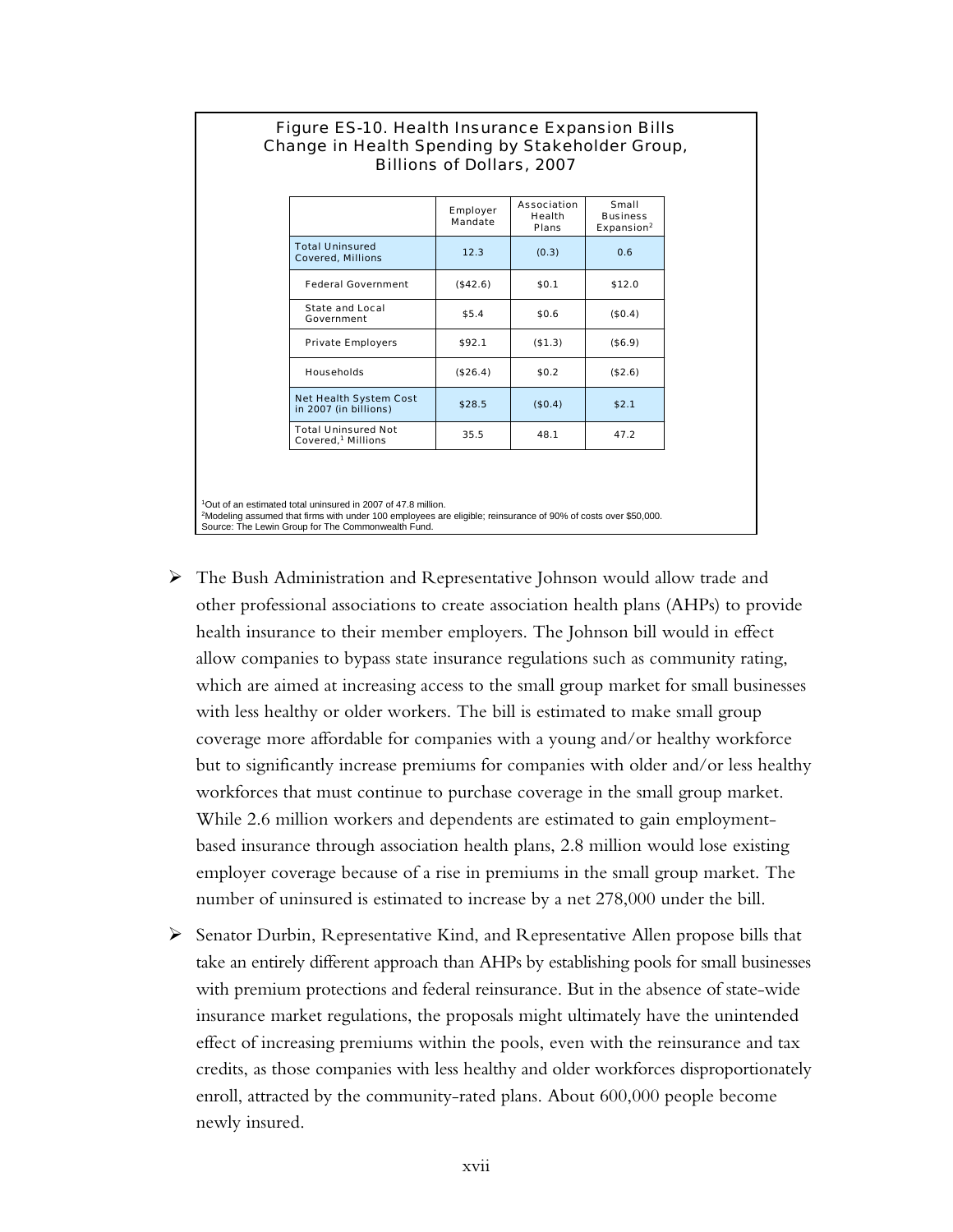**Figure ES-10. Health Insurance Expansion Bills Change in Health Spending by Stakeholder Group, Billions of Dollars, 2007**

| | Employer Mandate | Association Health Plans | Small Business Expansion[2] |
|---|---|---|---|
| Total Uninsured Covered, Millions | 12.3 | (0.3) | 0.6 |
| Federal Government | ($42.6) | $0.1 | $12.0 |
| State and Local Government | $5.4 | $0.6 | ($0.4) |
| Private Employers | $92.1 | ($1.3) | ($6.9) |
| Households | ($26.4) | $0.2 | ($2.6) |
| Net Health System Cost in 2007 (in billions) | $28.5 | ($0.4) | $2.1 |
| Total Uninsured Not Covered,[1] Millions | 35.5 | 48.1 | 47.2 |

[1]Out of an estimated total uninsured in 2007 of 47.8 million.
[2]Modeling assumed that firms with under 100 employees are eligible; reinsurance of 90% of costs over $50,000.
Source: The Lewin Group for The Commonwealth Fund.

- The Bush Administration and Representative Johnson would allow trade and other professional associations to create association health plans (AHPs) to provide health insurance to their member employers. The Johnson bill would in effect allow companies to bypass state insurance regulations such as community rating, which are aimed at increasing access to the small group market for small businesses with less healthy or older workers. The bill is estimated to make small group coverage more affordable for companies with a young and/or healthy workforce but to significantly increase premiums for companies with older and/or less healthy workforces that must continue to purchase coverage in the small group market. While 2.6 million workers and dependents are estimated to gain employment-based insurance through association health plans, 2.8 million would lose existing employer coverage because of a rise in premiums in the small group market. The number of uninsured is estimated to increase by a net 278,000 under the bill.

- Senator Durbin, Representative Kind, and Representative Allen propose bills that take an entirely different approach than AHPs by establishing pools for small businesses with premium protections and federal reinsurance. But in the absence of state-wide insurance market regulations, the proposals might ultimately have the unintended effect of increasing premiums within the pools, even with the reinsurance and tax credits, as those companies with less healthy and older workforces disproportionately enroll, attracted by the community-rated plans. About 600,000 people become newly insured.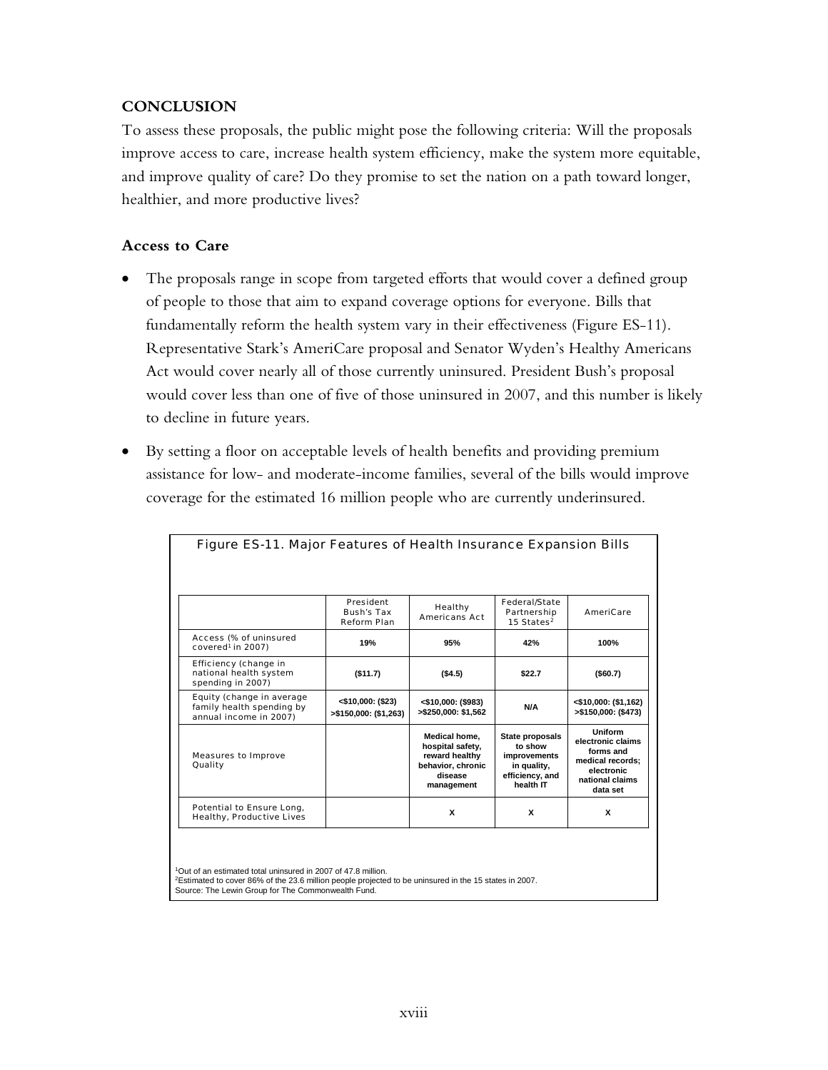## CONCLUSION

To assess these proposals, the public might pose the following criteria: Will the proposals improve access to care, increase health system efficiency, make the system more equitable, and improve quality of care? Do they promise to set the nation on a path toward longer, healthier, and more productive lives?

### Access to Care

- The proposals range in scope from targeted efforts that would cover a defined group of people to those that aim to expand coverage options for everyone. Bills that fundamentally reform the health system vary in their effectiveness (Figure ES-11). Representative Stark's AmeriCare proposal and Senator Wyden's Healthy Americans Act would cover nearly all of those currently uninsured. President Bush's proposal would cover less than one of five of those uninsured in 2007, and this number is likely to decline in future years.
- By setting a floor on acceptable levels of health benefits and providing premium assistance for low- and moderate-income families, several of the bills would improve coverage for the estimated 16 million people who are currently underinsured.

Figure ES-11. Major Features of Health Insurance Expansion Bills

| | President Bush's Tax Reform Plan | Healthy Americans Act | Federal/State Partnership 15 States[2] | AmeriCare |
|---|---|---|---|---|
| Access (% of uninsured covered[1] in 2007) | 19% | 95% | 42% | 100% |
| Efficiency (change in national health system spending in 2007) | ($11.7) | ($4.5) | $22.7 | ($60.7) |
| Equity (change in average family health spending by annual income in 2007) | <$10,000: ($23)<br>>$150,000: ($1,263) | <$10,000: ($983)<br>>$250,000: $1,562 | N/A | <$10,000: ($1,162)<br>>$150,000: ($473) |
| Measures to Improve Quality | | Medical home, hospital safety, reward healthy behavior, chronic disease management | State proposals to show improvements in quality, efficiency, and health IT | Uniform electronic claims forms and medical records; electronic national claims data set |
| Potential to Ensure Long, Healthy, Productive Lives | | X | X | X |

[1]Out of an estimated total uninsured in 2007 of 47.8 million.
[2]Estimated to cover 86% of the 23.6 million people projected to be uninsured in the 15 states in 2007.
Source: The Lewin Group for The Commonwealth Fund.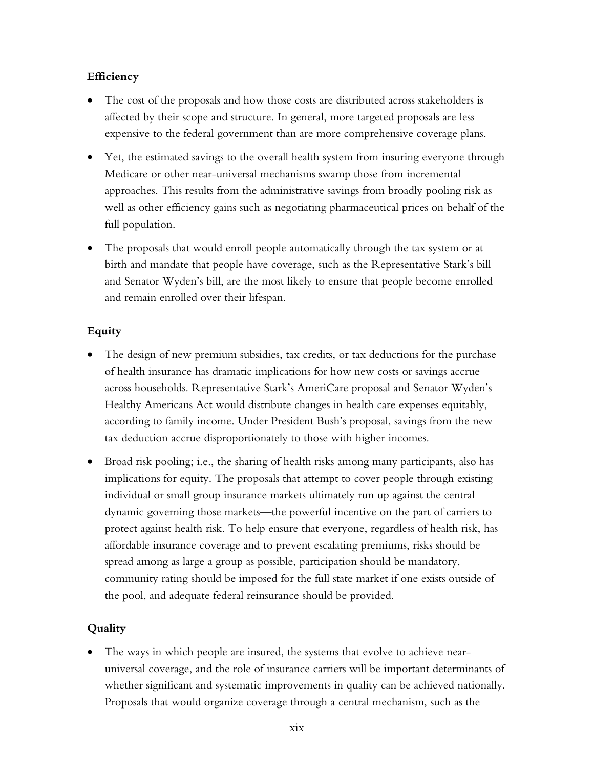**Efficiency**

- The cost of the proposals and how those costs are distributed across stakeholders is affected by their scope and structure. In general, more targeted proposals are less expensive to the federal government than are more comprehensive coverage plans.
- Yet, the estimated savings to the overall health system from insuring everyone through Medicare or other near-universal mechanisms swamp those from incremental approaches. This results from the administrative savings from broadly pooling risk as well as other efficiency gains such as negotiating pharmaceutical prices on behalf of the full population.
- The proposals that would enroll people automatically through the tax system or at birth and mandate that people have coverage, such as the Representative Stark's bill and Senator Wyden's bill, are the most likely to ensure that people become enrolled and remain enrolled over their lifespan.

**Equity**

- The design of new premium subsidies, tax credits, or tax deductions for the purchase of health insurance has dramatic implications for how new costs or savings accrue across households. Representative Stark's AmeriCare proposal and Senator Wyden's Healthy Americans Act would distribute changes in health care expenses equitably, according to family income. Under President Bush's proposal, savings from the new tax deduction accrue disproportionately to those with higher incomes.
- Broad risk pooling; i.e., the sharing of health risks among many participants, also has implications for equity. The proposals that attempt to cover people through existing individual or small group insurance markets ultimately run up against the central dynamic governing those markets—the powerful incentive on the part of carriers to protect against health risk. To help ensure that everyone, regardless of health risk, has affordable insurance coverage and to prevent escalating premiums, risks should be spread among as large a group as possible, participation should be mandatory, community rating should be imposed for the full state market if one exists outside of the pool, and adequate federal reinsurance should be provided.

**Quality**

- The ways in which people are insured, the systems that evolve to achieve near-universal coverage, and the role of insurance carriers will be important determinants of whether significant and systematic improvements in quality can be achieved nationally. Proposals that would organize coverage through a central mechanism, such as the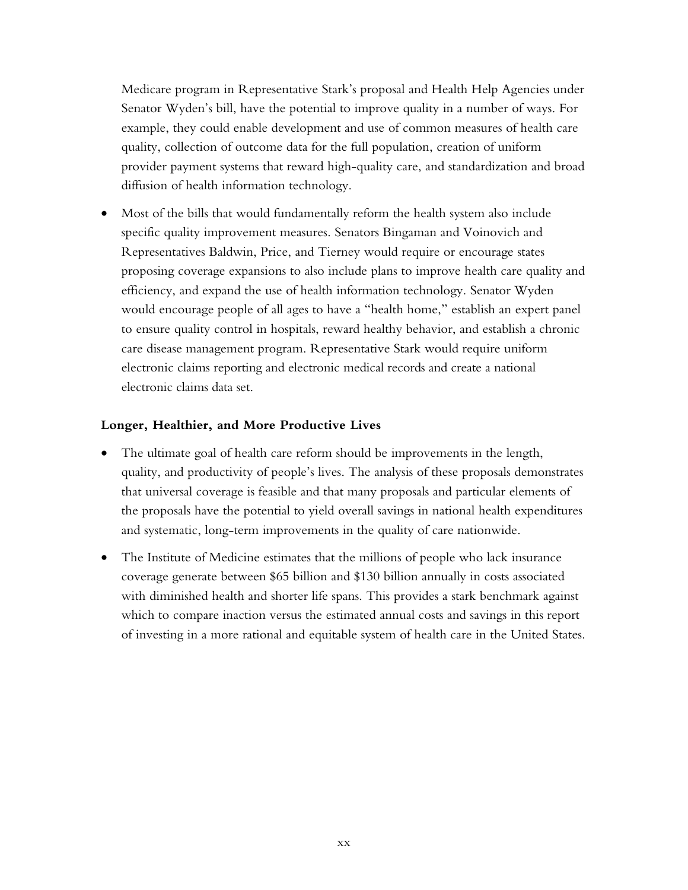Medicare program in Representative Stark's proposal and Health Help Agencies under Senator Wyden's bill, have the potential to improve quality in a number of ways. For example, they could enable development and use of common measures of health care quality, collection of outcome data for the full population, creation of uniform provider payment systems that reward high-quality care, and standardization and broad diffusion of health information technology.

- Most of the bills that would fundamentally reform the health system also include specific quality improvement measures. Senators Bingaman and Voinovich and Representatives Baldwin, Price, and Tierney would require or encourage states proposing coverage expansions to also include plans to improve health care quality and efficiency, and expand the use of health information technology. Senator Wyden would encourage people of all ages to have a "health home," establish an expert panel to ensure quality control in hospitals, reward healthy behavior, and establish a chronic care disease management program. Representative Stark would require uniform electronic claims reporting and electronic medical records and create a national electronic claims data set.

**Longer, Healthier, and More Productive Lives**

- The ultimate goal of health care reform should be improvements in the length, quality, and productivity of people's lives. The analysis of these proposals demonstrates that universal coverage is feasible and that many proposals and particular elements of the proposals have the potential to yield overall savings in national health expenditures and systematic, long-term improvements in the quality of care nationwide.
- The Institute of Medicine estimates that the millions of people who lack insurance coverage generate between $65 billion and $130 billion annually in costs associated with diminished health and shorter life spans. This provides a stark benchmark against which to compare inaction versus the estimated annual costs and savings in this report of investing in a more rational and equitable system of health care in the United States.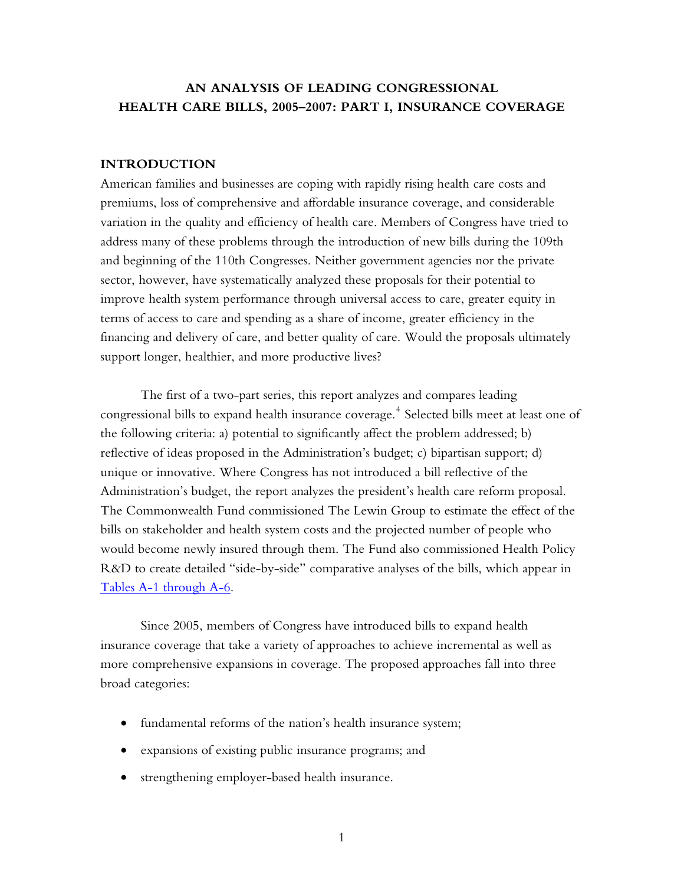# AN ANALYSIS OF LEADING CONGRESSIONAL HEALTH CARE BILLS, 2005–2007: PART I, INSURANCE COVERAGE

## INTRODUCTION

American families and businesses are coping with rapidly rising health care costs and premiums, loss of comprehensive and affordable insurance coverage, and considerable variation in the quality and efficiency of health care. Members of Congress have tried to address many of these problems through the introduction of new bills during the 109th and beginning of the 110th Congresses. Neither government agencies nor the private sector, however, have systematically analyzed these proposals for their potential to improve health system performance through universal access to care, greater equity in terms of access to care and spending as a share of income, greater efficiency in the financing and delivery of care, and better quality of care. Would the proposals ultimately support longer, healthier, and more productive lives?

The first of a two-part series, this report analyzes and compares leading congressional bills to expand health insurance coverage.[4] Selected bills meet at least one of the following criteria: a) potential to significantly affect the problem addressed; b) reflective of ideas proposed in the Administration's budget; c) bipartisan support; d) unique or innovative. Where Congress has not introduced a bill reflective of the Administration's budget, the report analyzes the president's health care reform proposal. The Commonwealth Fund commissioned The Lewin Group to estimate the effect of the bills on stakeholder and health system costs and the projected number of people who would become newly insured through them. The Fund also commissioned Health Policy R&D to create detailed "side-by-side" comparative analyses of the bills, which appear in Tables A-1 through A-6.

Since 2005, members of Congress have introduced bills to expand health insurance coverage that take a variety of approaches to achieve incremental as well as more comprehensive expansions in coverage. The proposed approaches fall into three broad categories:

- fundamental reforms of the nation's health insurance system;
- expansions of existing public insurance programs; and
- strengthening employer-based health insurance.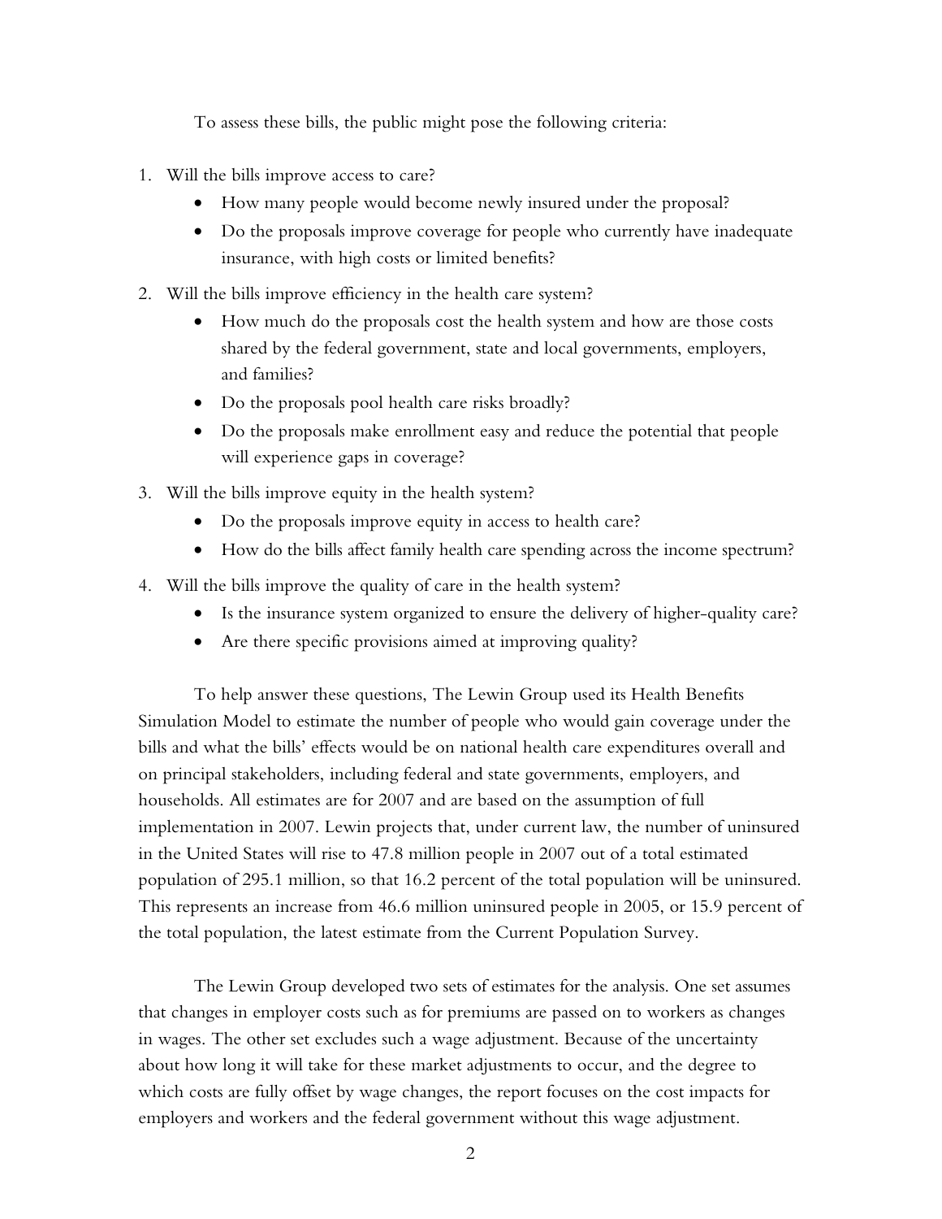To assess these bills, the public might pose the following criteria:

1. Will the bills improve access to care?
   - How many people would become newly insured under the proposal?
   - Do the proposals improve coverage for people who currently have inadequate insurance, with high costs or limited benefits?
2. Will the bills improve efficiency in the health care system?
   - How much do the proposals cost the health system and how are those costs shared by the federal government, state and local governments, employers, and families?
   - Do the proposals pool health care risks broadly?
   - Do the proposals make enrollment easy and reduce the potential that people will experience gaps in coverage?
3. Will the bills improve equity in the health system?
   - Do the proposals improve equity in access to health care?
   - How do the bills affect family health care spending across the income spectrum?
4. Will the bills improve the quality of care in the health system?
   - Is the insurance system organized to ensure the delivery of higher-quality care?
   - Are there specific provisions aimed at improving quality?

To help answer these questions, The Lewin Group used its Health Benefits Simulation Model to estimate the number of people who would gain coverage under the bills and what the bills' effects would be on national health care expenditures overall and on principal stakeholders, including federal and state governments, employers, and households. All estimates are for 2007 and are based on the assumption of full implementation in 2007. Lewin projects that, under current law, the number of uninsured in the United States will rise to 47.8 million people in 2007 out of a total estimated population of 295.1 million, so that 16.2 percent of the total population will be uninsured. This represents an increase from 46.6 million uninsured people in 2005, or 15.9 percent of the total population, the latest estimate from the Current Population Survey.

The Lewin Group developed two sets of estimates for the analysis. One set assumes that changes in employer costs such as for premiums are passed on to workers as changes in wages. The other set excludes such a wage adjustment. Because of the uncertainty about how long it will take for these market adjustments to occur, and the degree to which costs are fully offset by wage changes, the report focuses on the cost impacts for employers and workers and the federal government without this wage adjustment.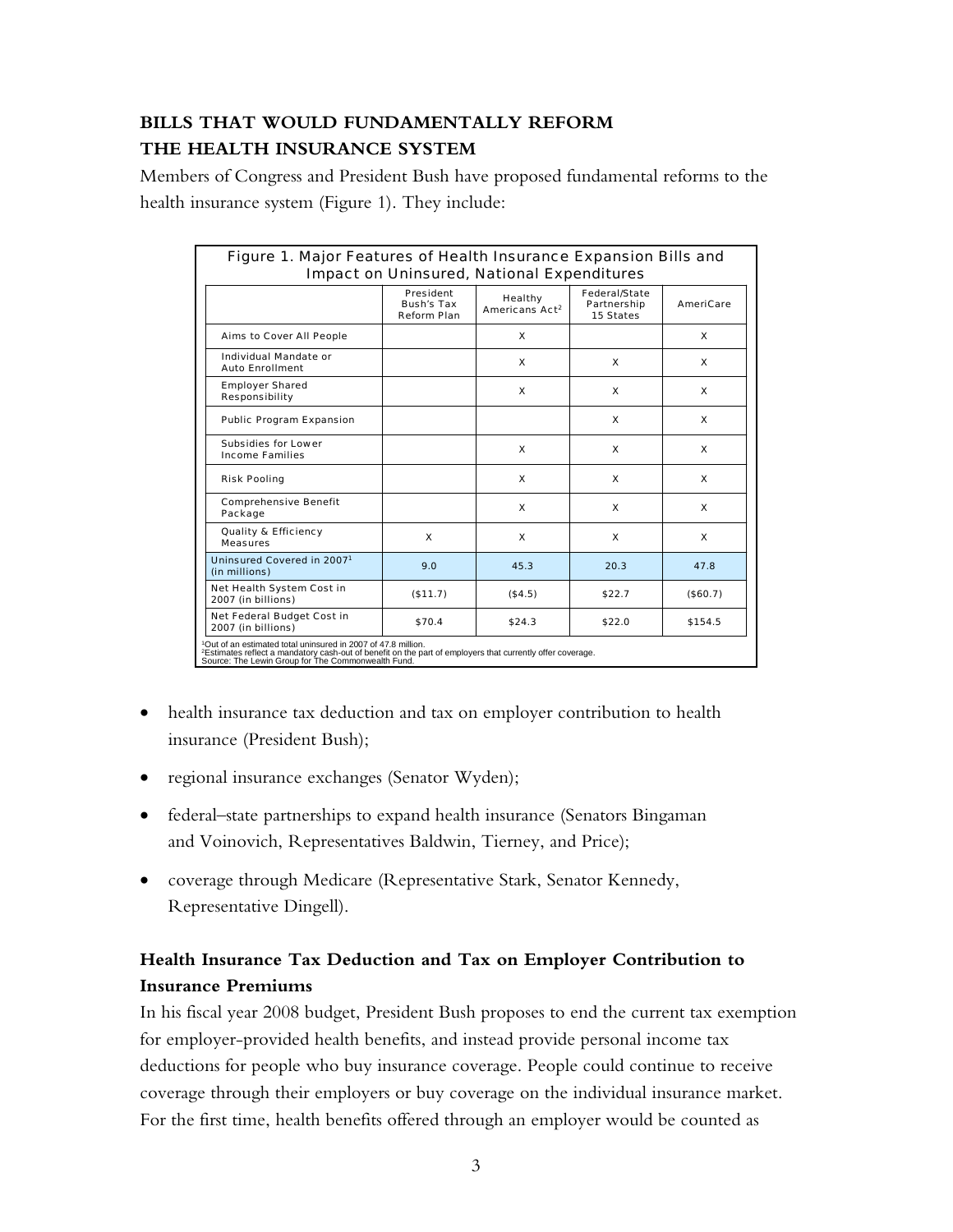## BILLS THAT WOULD FUNDAMENTALLY REFORM THE HEALTH INSURANCE SYSTEM

Members of Congress and President Bush have proposed fundamental reforms to the health insurance system (Figure 1). They include:

**Figure 1. Major Features of Health Insurance Expansion Bills and Impact on Uninsured, National Expenditures**

| | President Bush's Tax Reform Plan | Healthy Americans Act[2] | Federal/State Partnership 15 States | AmeriCare |
|---|---|---|---|---|
| Aims to Cover All People | | X | | X |
| Individual Mandate or Auto Enrollment | | X | X | X |
| Employer Shared Responsibility | | X | X | X |
| Public Program Expansion | | | X | X |
| Subsidies for Lower Income Families | | X | X | X |
| Risk Pooling | | X | X | X |
| Comprehensive Benefit Package | | X | X | X |
| Quality & Efficiency Measures | X | X | X | X |
| Uninsured Covered in 2007[1] (in millions) | 9.0 | 45.3 | 20.3 | 47.8 |
| Net Health System Cost in 2007 (in billions) | ($11.7) | ($4.5) | $22.7 | ($60.7) |
| Net Federal Budget Cost in 2007 (in billions) | $70.4 | $24.3 | $22.0 | $154.5 |

[1]Out of an estimated total uninsured in 2007 of 47.8 million.
[2]Estimates reflect a mandatory cash-out of benefit on the part of employers that currently offer coverage.
Source: The Lewin Group for The Commonwealth Fund.

- health insurance tax deduction and tax on employer contribution to health insurance (President Bush);
- regional insurance exchanges (Senator Wyden);
- federal–state partnerships to expand health insurance (Senators Bingaman and Voinovich, Representatives Baldwin, Tierney, and Price);
- coverage through Medicare (Representative Stark, Senator Kennedy, Representative Dingell).

### Health Insurance Tax Deduction and Tax on Employer Contribution to Insurance Premiums

In his fiscal year 2008 budget, President Bush proposes to end the current tax exemption for employer-provided health benefits, and instead provide personal income tax deductions for people who buy insurance coverage. People could continue to receive coverage through their employers or buy coverage on the individual insurance market. For the first time, health benefits offered through an employer would be counted as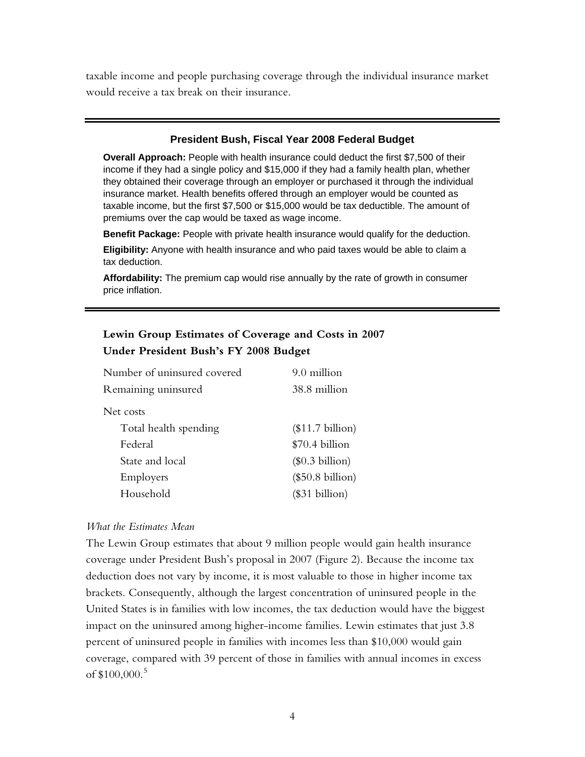taxable income and people purchasing coverage through the individual insurance market would receive a tax break on their insurance.

---

### President Bush, Fiscal Year 2008 Federal Budget

**Overall Approach:** People with health insurance could deduct the first $7,500 of their income if they had a single policy and $15,000 if they had a family health plan, whether they obtained their coverage through an employer or purchased it through the individual insurance market. Health benefits offered through an employer would be counted as taxable income, but the first $7,500 or $15,000 would be tax deductible. The amount of premiums over the cap would be taxed as wage income.

**Benefit Package:** People with private health insurance would qualify for the deduction.

**Eligibility:** Anyone with health insurance and who paid taxes would be able to claim a tax deduction.

**Affordability:** The premium cap would rise annually by the rate of growth in consumer price inflation.

---

**Lewin Group Estimates of Coverage and Costs in 2007 Under President Bush's FY 2008 Budget**

| | |
|---|---|
| Number of uninsured covered | 9.0 million |
| Remaining uninsured | 38.8 million |
| Net costs | |
| Total health spending | ($11.7 billion) |
| Federal | $70.4 billion |
| State and local | ($0.3 billion) |
| Employers | ($50.8 billion) |
| Household | ($31 billion) |

*What the Estimates Mean*

The Lewin Group estimates that about 9 million people would gain health insurance coverage under President Bush's proposal in 2007 (Figure 2). Because the income tax deduction does not vary by income, it is most valuable to those in higher income tax brackets. Consequently, although the largest concentration of uninsured people in the United States is in families with low incomes, the tax deduction would have the biggest impact on the uninsured among higher-income families. Lewin estimates that just 3.8 percent of uninsured people in families with incomes less than $10,000 would gain coverage, compared with 39 percent of those in families with annual incomes in excess of $100,000.[5]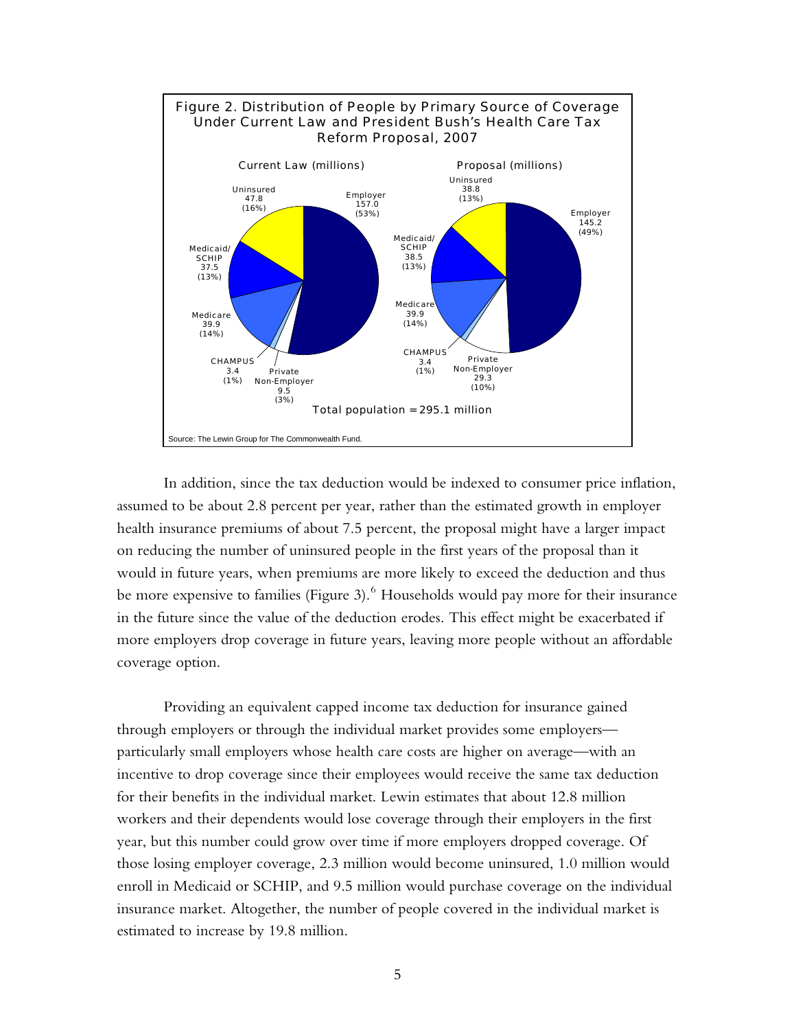Figure 2. Distribution of People by Primary Source of Coverage Under Current Law and President Bush's Health Care Tax Reform Proposal, 2007

| | Current Law (millions) | Proposal (millions) |
|---|---|---|
| Employer | 157.0 (53%) | 145.2 (49%) |
| Uninsured | 47.8 (16%) | 38.8 (13%) |
| Medicaid/SCHIP | 37.5 (13%) | 38.5 (13%) |
| Medicare | 39.9 (14%) | 39.9 (14%) |
| CHAMPUS | 3.4 (1%) | 3.4 (1%) |
| Private Non-Employer | 9.5 (3%) | 29.3 (10%) |

Total population = 295.1 million

Source: The Lewin Group for The Commonwealth Fund.

In addition, since the tax deduction would be indexed to consumer price inflation, assumed to be about 2.8 percent per year, rather than the estimated growth in employer health insurance premiums of about 7.5 percent, the proposal might have a larger impact on reducing the number of uninsured people in the first years of the proposal than it would in future years, when premiums are more likely to exceed the deduction and thus be more expensive to families (Figure 3).[6] Households would pay more for their insurance in the future since the value of the deduction erodes. This effect might be exacerbated if more employers drop coverage in future years, leaving more people without an affordable coverage option.

Providing an equivalent capped income tax deduction for insurance gained through employers or through the individual market provides some employers—particularly small employers whose health care costs are higher on average—with an incentive to drop coverage since their employees would receive the same tax deduction for their benefits in the individual market. Lewin estimates that about 12.8 million workers and their dependents would lose coverage through their employers in the first year, but this number could grow over time if more employers dropped coverage. Of those losing employer coverage, 2.3 million would become uninsured, 1.0 million would enroll in Medicaid or SCHIP, and 9.5 million would purchase coverage on the individual insurance market. Altogether, the number of people covered in the individual market is estimated to increase by 19.8 million.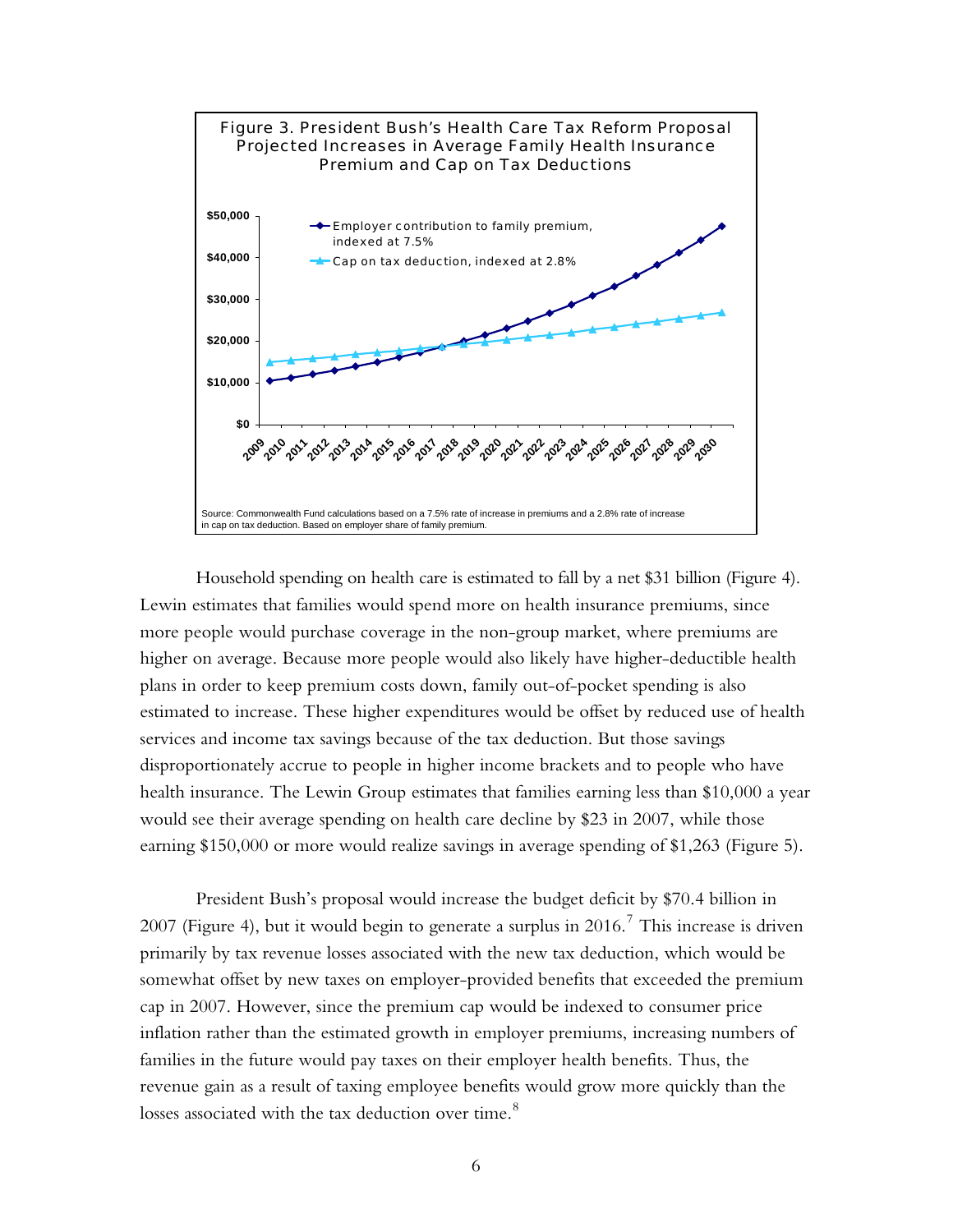**Figure 3. President Bush's Health Care Tax Reform Proposal Projected Increases in Average Family Health Insurance Premium and Cap on Tax Deductions**

Source: Commonwealth Fund calculations based on a 7.5% rate of increase in premiums and a 2.8% rate of increase in cap on tax deduction. Based on employer share of family premium.

Household spending on health care is estimated to fall by a net $31 billion (Figure 4). Lewin estimates that families would spend more on health insurance premiums, since more people would purchase coverage in the non-group market, where premiums are higher on average. Because more people would also likely have higher-deductible health plans in order to keep premium costs down, family out-of-pocket spending is also estimated to increase. These higher expenditures would be offset by reduced use of health services and income tax savings because of the tax deduction. But those savings disproportionately accrue to people in higher income brackets and to people who have health insurance. The Lewin Group estimates that families earning less than $10,000 a year would see their average spending on health care decline by $23 in 2007, while those earning $150,000 or more would realize savings in average spending of $1,263 (Figure 5).

President Bush's proposal would increase the budget deficit by $70.4 billion in 2007 (Figure 4), but it would begin to generate a surplus in 2016.[7] This increase is driven primarily by tax revenue losses associated with the new tax deduction, which would be somewhat offset by new taxes on employer-provided benefits that exceeded the premium cap in 2007. However, since the premium cap would be indexed to consumer price inflation rather than the estimated growth in employer premiums, increasing numbers of families in the future would pay taxes on their employer health benefits. Thus, the revenue gain as a result of taxing employee benefits would grow more quickly than the losses associated with the tax deduction over time.[8]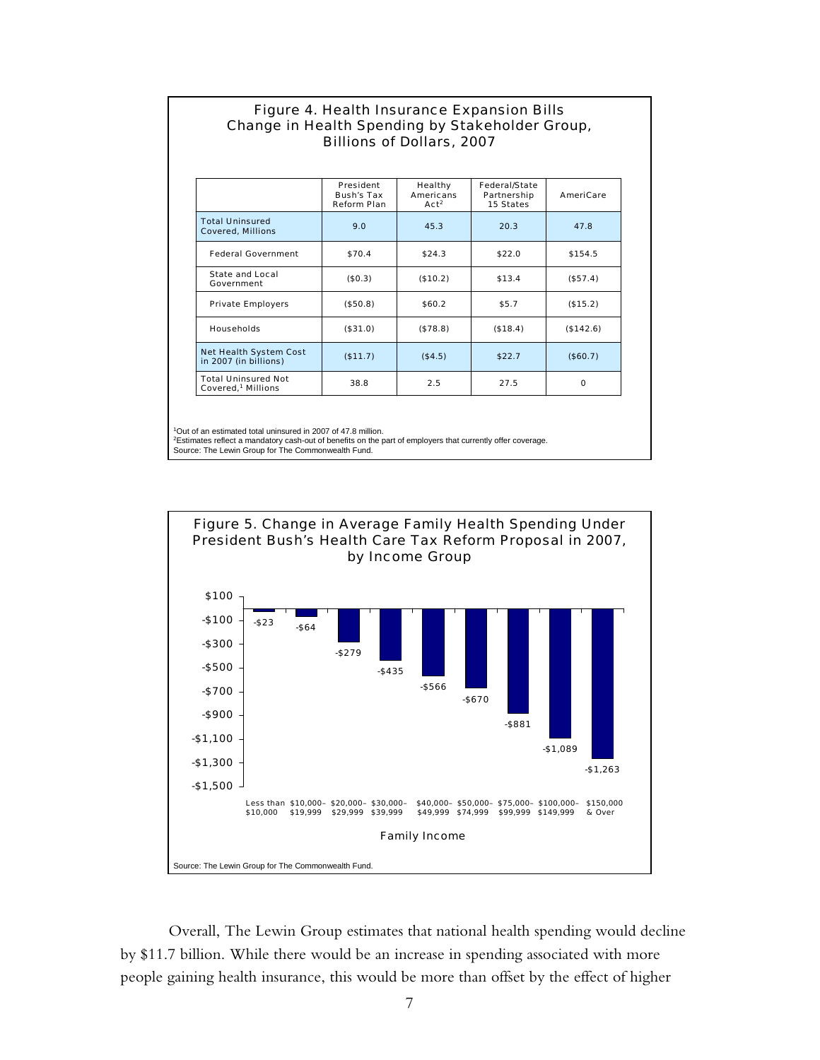**Figure 4. Health Insurance Expansion Bills Change in Health Spending by Stakeholder Group, Billions of Dollars, 2007**

| | President Bush's Tax Reform Plan | Healthy Americans Act[2] | Federal/State Partnership 15 States | AmeriCare |
|---|---|---|---|---|
| Total Uninsured Covered, Millions | 9.0 | 45.3 | 20.3 | 47.8 |
| Federal Government | $70.4 | $24.3 | $22.0 | $154.5 |
| State and Local Government | ($0.3) | ($10.2) | $13.4 | ($57.4) |
| Private Employers | ($50.8) | $60.2 | $5.7 | ($15.2) |
| Households | ($31.0) | ($78.8) | ($18.4) | ($142.6) |
| Net Health System Cost in 2007 (in billions) | ($11.7) | ($4.5) | $22.7 | ($60.7) |
| Total Uninsured Not Covered,[1] Millions | 38.8 | 2.5 | 27.5 | 0 |

[1]Out of an estimated total uninsured in 2007 of 47.8 million.
[2]Estimates reflect a mandatory cash-out of benefits on the part of employers that currently offer coverage.
Source: The Lewin Group for The Commonwealth Fund.

**Figure 5. Change in Average Family Health Spending Under President Bush's Health Care Tax Reform Proposal in 2007, by Income Group**

| Family Income | Change |
|---|---|
| Less than $10,000 | -$23 |
| $10,000–$19,999 | -$64 |
| $20,000–$29,999 | -$279 |
| $30,000–$39,999 | -$435 |
| $40,000–$49,999 | -$566 |
| $50,000–$74,999 | -$670 |
| $75,000–$99,999 | -$881 |
| $100,000–$149,999 | -$1,089 |
| $150,000 & Over | -$1,263 |

Source: The Lewin Group for The Commonwealth Fund.

Overall, The Lewin Group estimates that national health spending would decline by $11.7 billion. While there would be an increase in spending associated with more people gaining health insurance, this would be more than offset by the effect of higher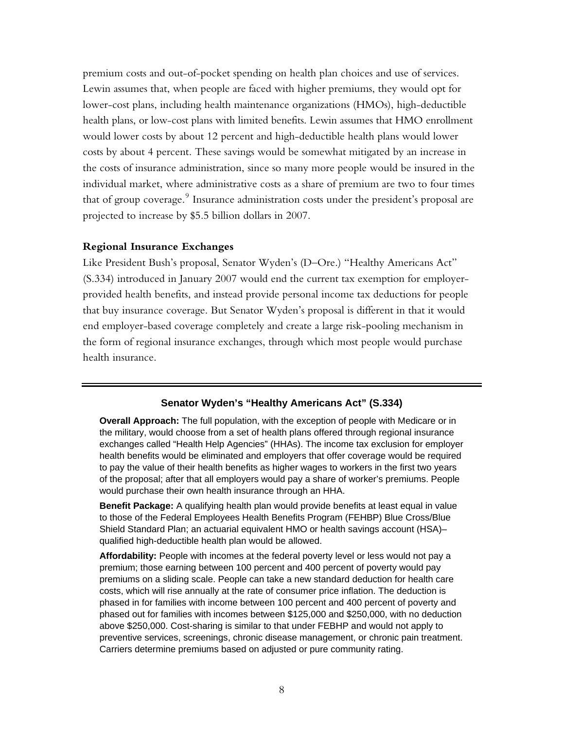premium costs and out-of-pocket spending on health plan choices and use of services. Lewin assumes that, when people are faced with higher premiums, they would opt for lower-cost plans, including health maintenance organizations (HMOs), high-deductible health plans, or low-cost plans with limited benefits. Lewin assumes that HMO enrollment would lower costs by about 12 percent and high-deductible health plans would lower costs by about 4 percent. These savings would be somewhat mitigated by an increase in the costs of insurance administration, since so many more people would be insured in the individual market, where administrative costs as a share of premium are two to four times that of group coverage.[9] Insurance administration costs under the president's proposal are projected to increase by $5.5 billion dollars in 2007.

### Regional Insurance Exchanges

Like President Bush's proposal, Senator Wyden's (D–Ore.) "Healthy Americans Act" (S.334) introduced in January 2007 would end the current tax exemption for employer-provided health benefits, and instead provide personal income tax deductions for people that buy insurance coverage. But Senator Wyden's proposal is different in that it would end employer-based coverage completely and create a large risk-pooling mechanism in the form of regional insurance exchanges, through which most people would purchase health insurance.

---

#### Senator Wyden's "Healthy Americans Act" (S.334)

**Overall Approach:** The full population, with the exception of people with Medicare or in the military, would choose from a set of health plans offered through regional insurance exchanges called "Health Help Agencies" (HHAs). The income tax exclusion for employer health benefits would be eliminated and employers that offer coverage would be required to pay the value of their health benefits as higher wages to workers in the first two years of the proposal; after that all employers would pay a share of worker's premiums. People would purchase their own health insurance through an HHA.

**Benefit Package:** A qualifying health plan would provide benefits at least equal in value to those of the Federal Employees Health Benefits Program (FEHBP) Blue Cross/Blue Shield Standard Plan; an actuarial equivalent HMO or health savings account (HSA)–qualified high-deductible health plan would be allowed.

**Affordability:** People with incomes at the federal poverty level or less would not pay a premium; those earning between 100 percent and 400 percent of poverty would pay premiums on a sliding scale. People can take a new standard deduction for health care costs, which will rise annually at the rate of consumer price inflation. The deduction is phased in for families with income between 100 percent and 400 percent of poverty and phased out for families with incomes between $125,000 and $250,000, with no deduction above $250,000. Cost-sharing is similar to that under FEBHP and would not apply to preventive services, screenings, chronic disease management, or chronic pain treatment. Carriers determine premiums based on adjusted or pure community rating.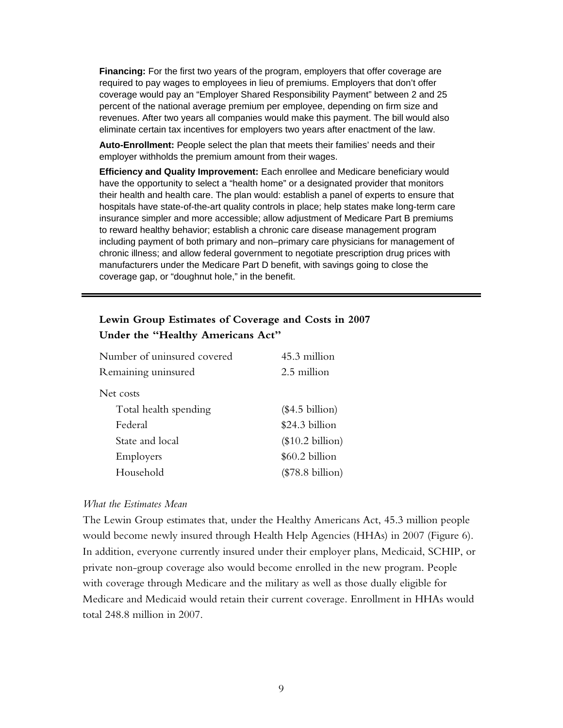**Financing:** For the first two years of the program, employers that offer coverage are required to pay wages to employees in lieu of premiums. Employers that don't offer coverage would pay an "Employer Shared Responsibility Payment" between 2 and 25 percent of the national average premium per employee, depending on firm size and revenues. After two years all companies would make this payment. The bill would also eliminate certain tax incentives for employers two years after enactment of the law.

**Auto-Enrollment:** People select the plan that meets their families' needs and their employer withholds the premium amount from their wages.

**Efficiency and Quality Improvement:** Each enrollee and Medicare beneficiary would have the opportunity to select a "health home" or a designated provider that monitors their health and health care. The plan would: establish a panel of experts to ensure that hospitals have state-of-the-art quality controls in place; help states make long-term care insurance simpler and more accessible; allow adjustment of Medicare Part B premiums to reward healthy behavior; establish a chronic care disease management program including payment of both primary and non–primary care physicians for management of chronic illness; and allow federal government to negotiate prescription drug prices with manufacturers under the Medicare Part D benefit, with savings going to close the coverage gap, or "doughnut hole," in the benefit.

---

**Lewin Group Estimates of Coverage and Costs in 2007 Under the "Healthy Americans Act"**

| | |
|---|---|
| Number of uninsured covered | 45.3 million |
| Remaining uninsured | 2.5 million |
| Net costs | |
| Total health spending | ($4.5 billion) |
| Federal | $24.3 billion |
| State and local | ($10.2 billion) |
| Employers | $60.2 billion |
| Household | ($78.8 billion) |

*What the Estimates Mean*

The Lewin Group estimates that, under the Healthy Americans Act, 45.3 million people would become newly insured through Health Help Agencies (HHAs) in 2007 (Figure 6). In addition, everyone currently insured under their employer plans, Medicaid, SCHIP, or private non-group coverage also would become enrolled in the new program. People with coverage through Medicare and the military as well as those dually eligible for Medicare and Medicaid would retain their current coverage. Enrollment in HHAs would total 248.8 million in 2007.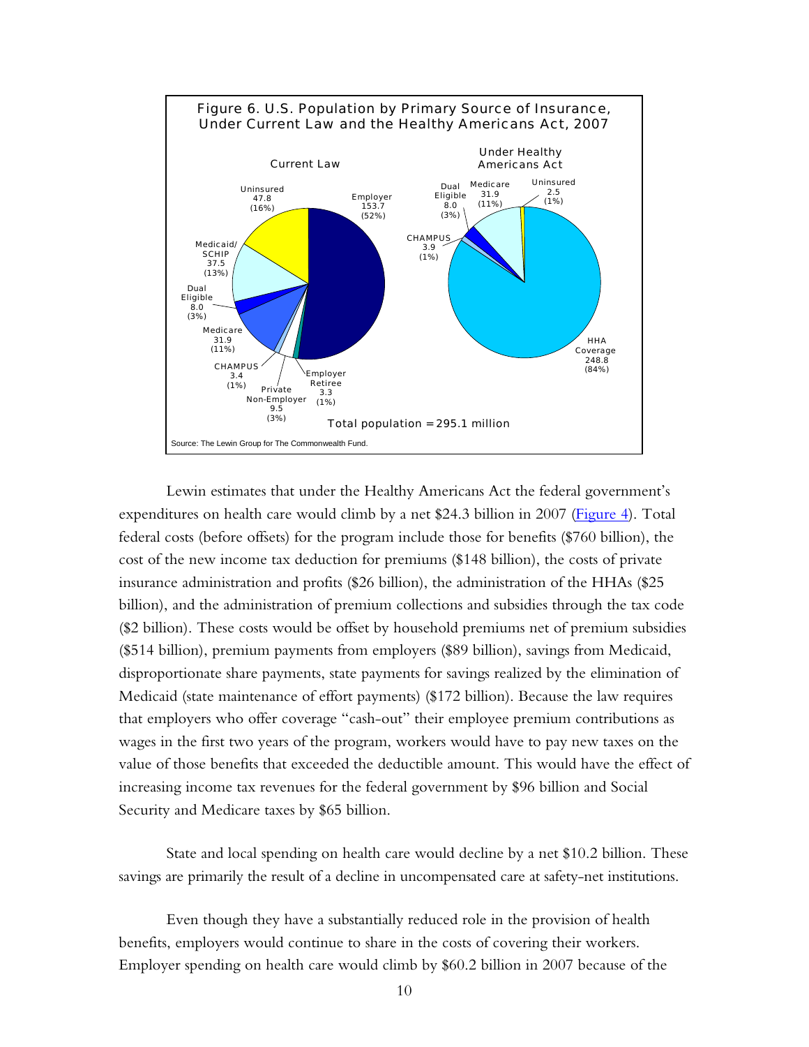Figure 6. U.S. Population by Primary Source of Insurance, Under Current Law and the Healthy Americans Act, 2007

Current Law

| Source | Millions | Percent |
|---|---|---|
| Employer | 153.7 | (52%) |
| Employer Retiree | 3.3 | (1%) |
| Private Non-Employer | 9.5 | (3%) |
| CHAMPUS | 3.4 | (1%) |
| Medicare | 31.9 | (11%) |
| Dual Eligible | 8.0 | (3%) |
| Medicaid/SCHIP | 37.5 | (13%) |
| Uninsured | 47.8 | (16%) |

Under Healthy Americans Act

| Source | Millions | Percent |
|---|---|---|
| HHA Coverage | 248.8 | (84%) |
| CHAMPUS | 3.9 | (1%) |
| Dual Eligible | 8.0 | (3%) |
| Medicare | 31.9 | (11%) |
| Uninsured | 2.5 | (1%) |

Total population = 295.1 million

Source: The Lewin Group for The Commonwealth Fund.

Lewin estimates that under the Healthy Americans Act the federal government's expenditures on health care would climb by a net $24.3 billion in 2007 (Figure 4). Total federal costs (before offsets) for the program include those for benefits ($760 billion), the cost of the new income tax deduction for premiums ($148 billion), the costs of private insurance administration and profits ($26 billion), the administration of the HHAs ($25 billion), and the administration of premium collections and subsidies through the tax code ($2 billion). These costs would be offset by household premiums net of premium subsidies ($514 billion), premium payments from employers ($89 billion), savings from Medicaid, disproportionate share payments, state payments for savings realized by the elimination of Medicaid (state maintenance of effort payments) ($172 billion). Because the law requires that employers who offer coverage "cash-out" their employee premium contributions as wages in the first two years of the program, workers would have to pay new taxes on the value of those benefits that exceeded the deductible amount. This would have the effect of increasing income tax revenues for the federal government by $96 billion and Social Security and Medicare taxes by $65 billion.

State and local spending on health care would decline by a net $10.2 billion. These savings are primarily the result of a decline in uncompensated care at safety-net institutions.

Even though they have a substantially reduced role in the provision of health benefits, employers would continue to share in the costs of covering their workers. Employer spending on health care would climb by $60.2 billion in 2007 because of the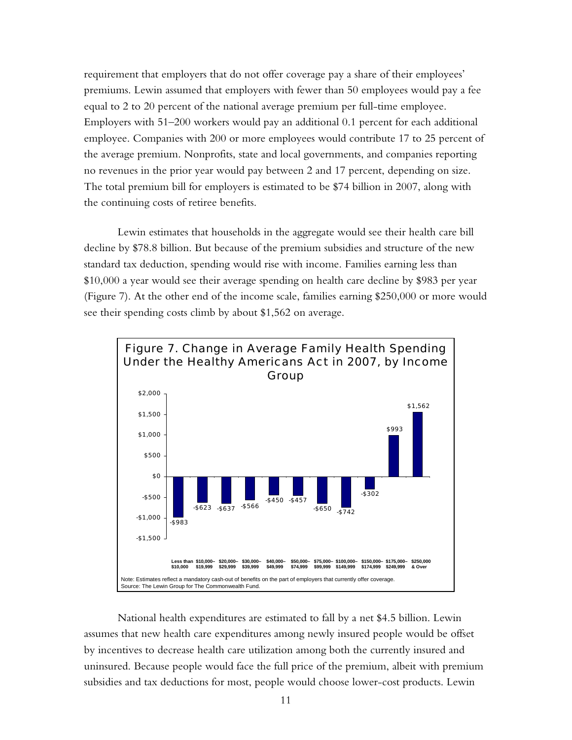requirement that employers that do not offer coverage pay a share of their employees' premiums. Lewin assumed that employers with fewer than 50 employees would pay a fee equal to 2 to 20 percent of the national average premium per full-time employee. Employers with 51–200 workers would pay an additional 0.1 percent for each additional employee. Companies with 200 or more employees would contribute 17 to 25 percent of the average premium. Nonprofits, state and local governments, and companies reporting no revenues in the prior year would pay between 2 and 17 percent, depending on size. The total premium bill for employers is estimated to be $74 billion in 2007, along with the continuing costs of retiree benefits.

Lewin estimates that households in the aggregate would see their health care bill decline by $78.8 billion. But because of the premium subsidies and structure of the new standard tax deduction, spending would rise with income. Families earning less than $10,000 a year would see their average spending on health care decline by $983 per year (Figure 7). At the other end of the income scale, families earning $250,000 or more would see their spending costs climb by about $1,562 on average.

**Figure 7. Change in Average Family Health Spending Under the Healthy Americans Act in 2007, by Income Group**

| Income Group | Change in Average Family Health Spending |
|---|---|
| Less than $10,000 | -$983 |
| $10,000–$19,999 | -$623 |
| $20,000–$29,999 | -$637 |
| $30,000–$39,999 | -$566 |
| $40,000–$49,999 | -$450 |
| $50,000–$74,999 | -$457 |
| $75,000–$99,999 | -$650 |
| $100,000–$149,999 | -$742 |
| $150,000–$174,999 | -$302 |
| $175,000–$249,999 | $993 |
| $250,000 & Over | $1,562 |

Note: Estimates reflect a mandatory cash-out of benefits on the part of employers that currently offer coverage.
Source: The Lewin Group for The Commonwealth Fund.

National health expenditures are estimated to fall by a net $4.5 billion. Lewin assumes that new health care expenditures among newly insured people would be offset by incentives to decrease health care utilization among both the currently insured and uninsured. Because people would face the full price of the premium, albeit with premium subsidies and tax deductions for most, people would choose lower-cost products. Lewin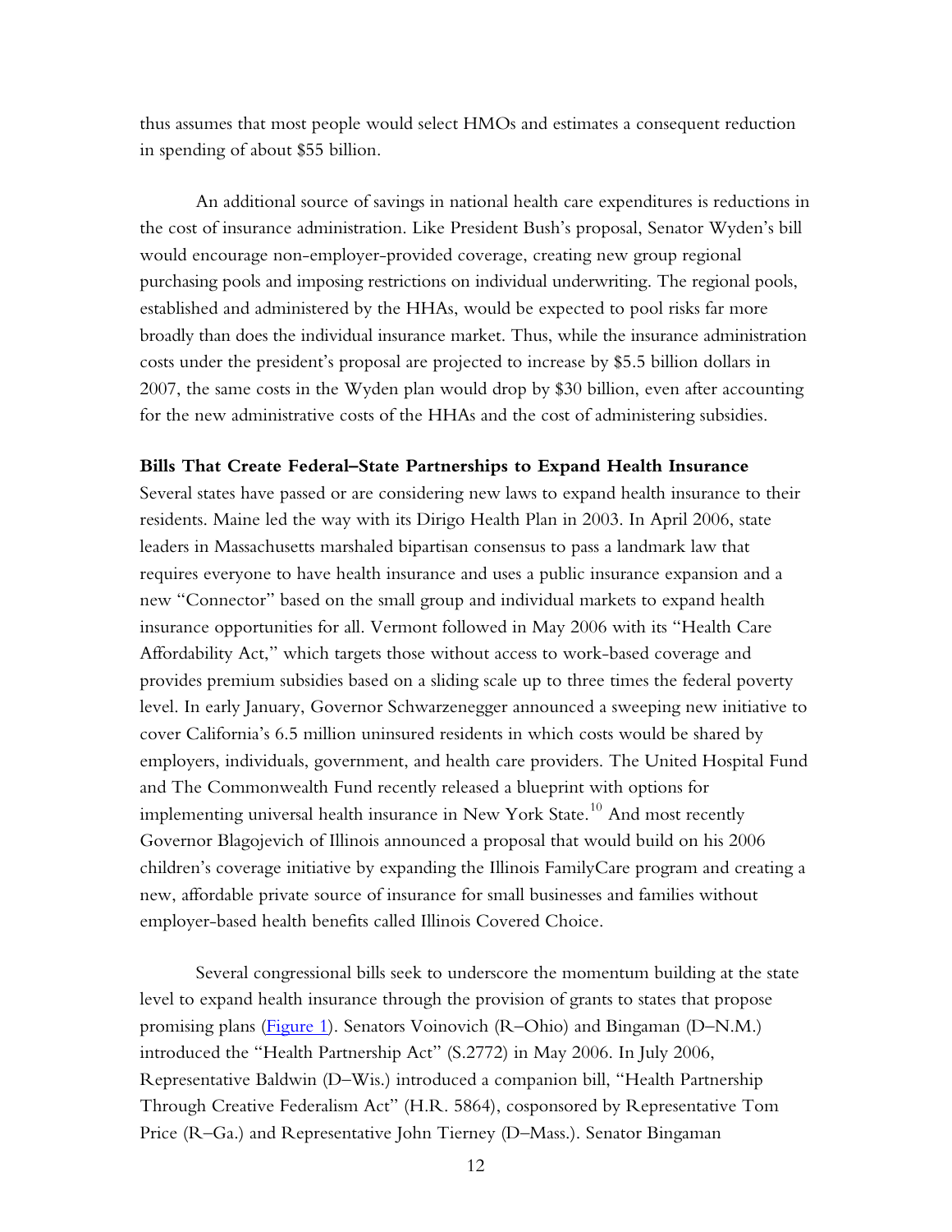thus assumes that most people would select HMOs and estimates a consequent reduction in spending of about $55 billion.

An additional source of savings in national health care expenditures is reductions in the cost of insurance administration. Like President Bush's proposal, Senator Wyden's bill would encourage non-employer-provided coverage, creating new group regional purchasing pools and imposing restrictions on individual underwriting. The regional pools, established and administered by the HHAs, would be expected to pool risks far more broadly than does the individual insurance market. Thus, while the insurance administration costs under the president's proposal are projected to increase by $5.5 billion dollars in 2007, the same costs in the Wyden plan would drop by $30 billion, even after accounting for the new administrative costs of the HHAs and the cost of administering subsidies.

**Bills That Create Federal–State Partnerships to Expand Health Insurance**

Several states have passed or are considering new laws to expand health insurance to their residents. Maine led the way with its Dirigo Health Plan in 2003. In April 2006, state leaders in Massachusetts marshaled bipartisan consensus to pass a landmark law that requires everyone to have health insurance and uses a public insurance expansion and a new "Connector" based on the small group and individual markets to expand health insurance opportunities for all. Vermont followed in May 2006 with its "Health Care Affordability Act," which targets those without access to work-based coverage and provides premium subsidies based on a sliding scale up to three times the federal poverty level. In early January, Governor Schwarzenegger announced a sweeping new initiative to cover California's 6.5 million uninsured residents in which costs would be shared by employers, individuals, government, and health care providers. The United Hospital Fund and The Commonwealth Fund recently released a blueprint with options for implementing universal health insurance in New York State.[10] And most recently Governor Blagojevich of Illinois announced a proposal that would build on his 2006 children's coverage initiative by expanding the Illinois FamilyCare program and creating a new, affordable private source of insurance for small businesses and families without employer-based health benefits called Illinois Covered Choice.

Several congressional bills seek to underscore the momentum building at the state level to expand health insurance through the provision of grants to states that propose promising plans (Figure 1). Senators Voinovich (R–Ohio) and Bingaman (D–N.M.) introduced the "Health Partnership Act" (S.2772) in May 2006. In July 2006, Representative Baldwin (D–Wis.) introduced a companion bill, "Health Partnership Through Creative Federalism Act" (H.R. 5864), cosponsored by Representative Tom Price (R–Ga.) and Representative John Tierney (D–Mass.). Senator Bingaman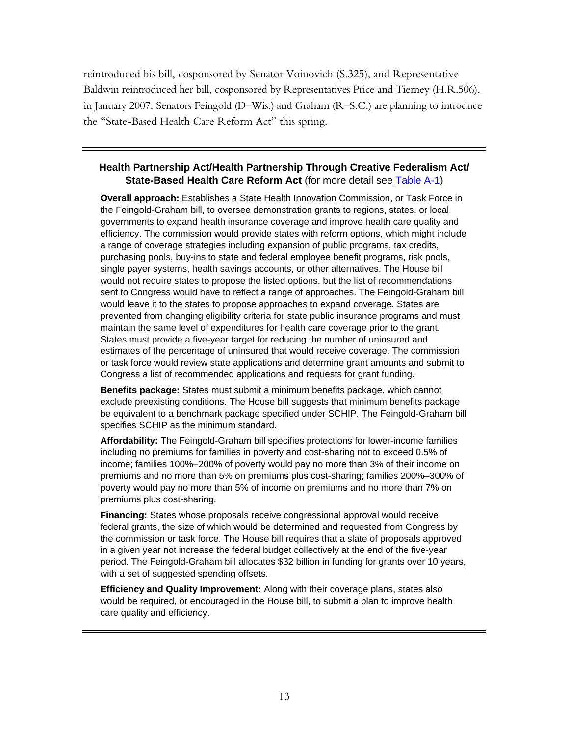reintroduced his bill, cosponsored by Senator Voinovich (S.325), and Representative Baldwin reintroduced her bill, cosponsored by Representatives Price and Tierney (H.R.506), in January 2007. Senators Feingold (D–Wis.) and Graham (R–S.C.) are planning to introduce the "State-Based Health Care Reform Act" this spring.

---

**Health Partnership Act/Health Partnership Through Creative Federalism Act/ State-Based Health Care Reform Act** (for more detail see Table A-1)

**Overall approach:** Establishes a State Health Innovation Commission, or Task Force in the Feingold-Graham bill, to oversee demonstration grants to regions, states, or local governments to expand health insurance coverage and improve health care quality and efficiency. The commission would provide states with reform options, which might include a range of coverage strategies including expansion of public programs, tax credits, purchasing pools, buy-ins to state and federal employee benefit programs, risk pools, single payer systems, health savings accounts, or other alternatives. The House bill would not require states to propose the listed options, but the list of recommendations sent to Congress would have to reflect a range of approaches. The Feingold-Graham bill would leave it to the states to propose approaches to expand coverage. States are prevented from changing eligibility criteria for state public insurance programs and must maintain the same level of expenditures for health care coverage prior to the grant. States must provide a five-year target for reducing the number of uninsured and estimates of the percentage of uninsured that would receive coverage. The commission or task force would review state applications and determine grant amounts and submit to Congress a list of recommended applications and requests for grant funding.

**Benefits package:** States must submit a minimum benefits package, which cannot exclude preexisting conditions. The House bill suggests that minimum benefits package be equivalent to a benchmark package specified under SCHIP. The Feingold-Graham bill specifies SCHIP as the minimum standard.

**Affordability:** The Feingold-Graham bill specifies protections for lower-income families including no premiums for families in poverty and cost-sharing not to exceed 0.5% of income; families 100%–200% of poverty would pay no more than 3% of their income on premiums and no more than 5% on premiums plus cost-sharing; families 200%–300% of poverty would pay no more than 5% of income on premiums and no more than 7% on premiums plus cost-sharing.

**Financing:** States whose proposals receive congressional approval would receive federal grants, the size of which would be determined and requested from Congress by the commission or task force. The House bill requires that a slate of proposals approved in a given year not increase the federal budget collectively at the end of the five-year period. The Feingold-Graham bill allocates $32 billion in funding for grants over 10 years, with a set of suggested spending offsets.

**Efficiency and Quality Improvement:** Along with their coverage plans, states also would be required, or encouraged in the House bill, to submit a plan to improve health care quality and efficiency.

---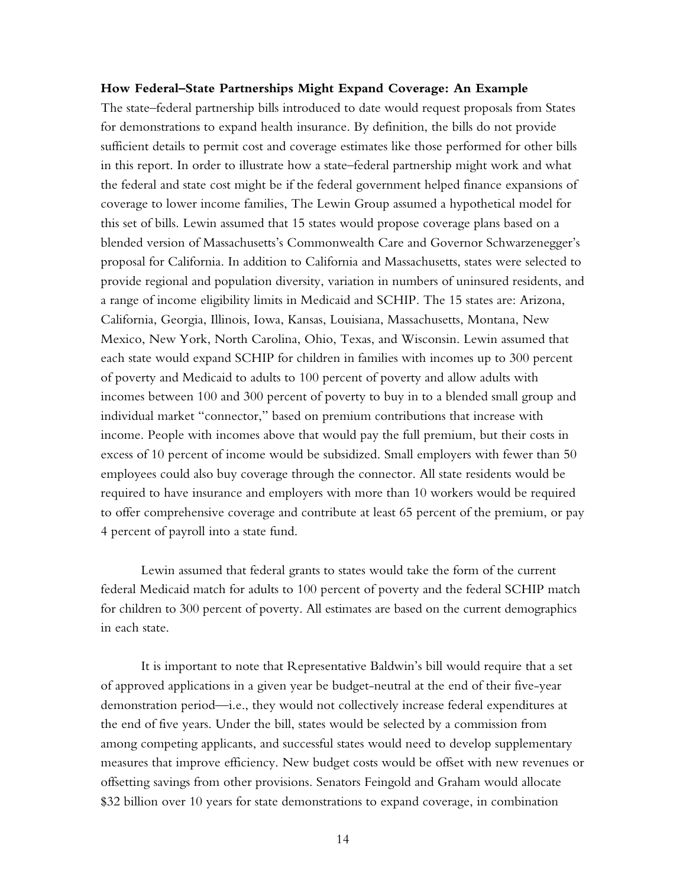**How Federal–State Partnerships Might Expand Coverage: An Example**

The state–federal partnership bills introduced to date would request proposals from States for demonstrations to expand health insurance. By definition, the bills do not provide sufficient details to permit cost and coverage estimates like those performed for other bills in this report. In order to illustrate how a state–federal partnership might work and what the federal and state cost might be if the federal government helped finance expansions of coverage to lower income families, The Lewin Group assumed a hypothetical model for this set of bills. Lewin assumed that 15 states would propose coverage plans based on a blended version of Massachusetts's Commonwealth Care and Governor Schwarzenegger's proposal for California. In addition to California and Massachusetts, states were selected to provide regional and population diversity, variation in numbers of uninsured residents, and a range of income eligibility limits in Medicaid and SCHIP. The 15 states are: Arizona, California, Georgia, Illinois, Iowa, Kansas, Louisiana, Massachusetts, Montana, New Mexico, New York, North Carolina, Ohio, Texas, and Wisconsin. Lewin assumed that each state would expand SCHIP for children in families with incomes up to 300 percent of poverty and Medicaid to adults to 100 percent of poverty and allow adults with incomes between 100 and 300 percent of poverty to buy in to a blended small group and individual market "connector," based on premium contributions that increase with income. People with incomes above that would pay the full premium, but their costs in excess of 10 percent of income would be subsidized. Small employers with fewer than 50 employees could also buy coverage through the connector. All state residents would be required to have insurance and employers with more than 10 workers would be required to offer comprehensive coverage and contribute at least 65 percent of the premium, or pay 4 percent of payroll into a state fund.

Lewin assumed that federal grants to states would take the form of the current federal Medicaid match for adults to 100 percent of poverty and the federal SCHIP match for children to 300 percent of poverty. All estimates are based on the current demographics in each state.

It is important to note that Representative Baldwin's bill would require that a set of approved applications in a given year be budget-neutral at the end of their five-year demonstration period—i.e., they would not collectively increase federal expenditures at the end of five years. Under the bill, states would be selected by a commission from among competing applicants, and successful states would need to develop supplementary measures that improve efficiency. New budget costs would be offset with new revenues or offsetting savings from other provisions. Senators Feingold and Graham would allocate \$32 billion over 10 years for state demonstrations to expand coverage, in combination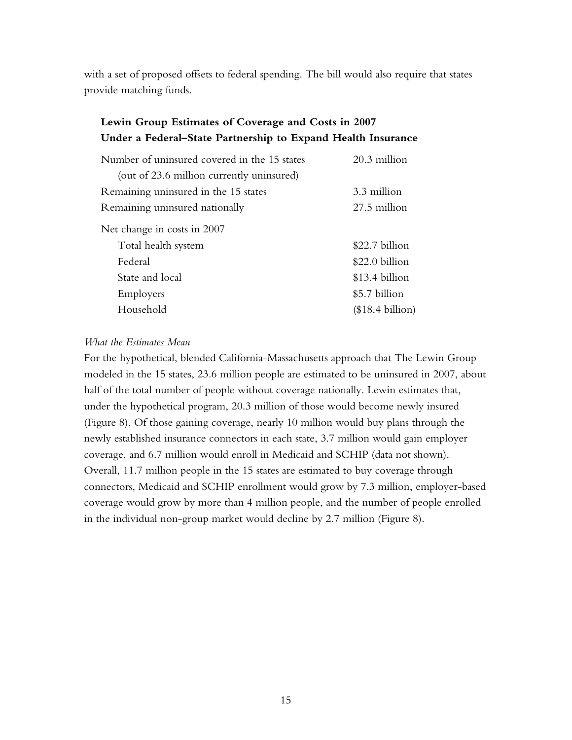with a set of proposed offsets to federal spending. The bill would also require that states provide matching funds.

**Lewin Group Estimates of Coverage and Costs in 2007**
**Under a Federal–State Partnership to Expand Health Insurance**

| | |
|---|---|
| Number of uninsured covered in the 15 states (out of 23.6 million currently uninsured) | 20.3 million |
| Remaining uninsured in the 15 states | 3.3 million |
| Remaining uninsured nationally | 27.5 million |
| Net change in costs in 2007 | |
| Total health system | $22.7 billion |
| Federal | $22.0 billion |
| State and local | $13.4 billion |
| Employers | $5.7 billion |
| Household | ($18.4 billion) |

*What the Estimates Mean*

For the hypothetical, blended California-Massachusetts approach that The Lewin Group modeled in the 15 states, 23.6 million people are estimated to be uninsured in 2007, about half of the total number of people without coverage nationally. Lewin estimates that, under the hypothetical program, 20.3 million of those would become newly insured (Figure 8). Of those gaining coverage, nearly 10 million would buy plans through the newly established insurance connectors in each state, 3.7 million would gain employer coverage, and 6.7 million would enroll in Medicaid and SCHIP (data not shown). Overall, 11.7 million people in the 15 states are estimated to buy coverage through connectors, Medicaid and SCHIP enrollment would grow by 7.3 million, employer-based coverage would grow by more than 4 million people, and the number of people enrolled in the individual non-group market would decline by 2.7 million (Figure 8).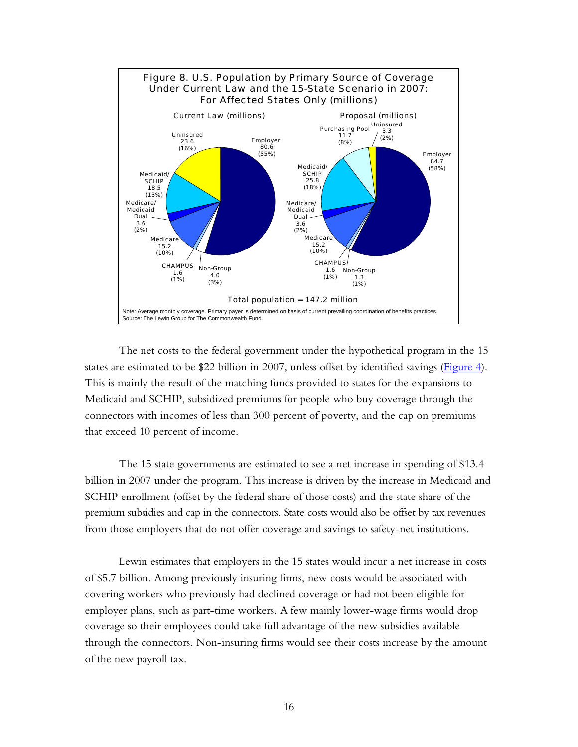Figure 8. U.S. Population by Primary Source of Coverage Under Current Law and the 15-State Scenario in 2007: For Affected States Only (millions)

| Source of Coverage | Current Law (millions) | Proposal (millions) |
|---|---|---|
| Employer | 80.6 (55%) | 84.7 (58%) |
| Uninsured | 23.6 (16%) | 3.3 (2%) |
| Purchasing Pool | | 11.7 (8%) |
| Medicaid/SCHIP | 18.5 (13%) | 25.8 (18%) |
| Medicare/Medicaid Dual | 3.6 (2%) | 3.6 (2%) |
| Medicare | 15.2 (10%) | 15.2 (10%) |
| CHAMPUS | 1.6 (1%) | 1.6 (1%) |
| Non-Group | 4.0 (3%) | 1.3 (1%) |

Total population = 147.2 million

Note: Average monthly coverage. Primary payer is determined on basis of current prevailing coordination of benefits practices.
Source: The Lewin Group for The Commonwealth Fund.

The net costs to the federal government under the hypothetical program in the 15 states are estimated to be $22 billion in 2007, unless offset by identified savings (Figure 4). This is mainly the result of the matching funds provided to states for the expansions to Medicaid and SCHIP, subsidized premiums for people who buy coverage through the connectors with incomes of less than 300 percent of poverty, and the cap on premiums that exceed 10 percent of income.

The 15 state governments are estimated to see a net increase in spending of $13.4 billion in 2007 under the program. This increase is driven by the increase in Medicaid and SCHIP enrollment (offset by the federal share of those costs) and the state share of the premium subsidies and cap in the connectors. State costs would also be offset by tax revenues from those employers that do not offer coverage and savings to safety-net institutions.

Lewin estimates that employers in the 15 states would incur a net increase in costs of $5.7 billion. Among previously insuring firms, new costs would be associated with covering workers who previously had declined coverage or had not been eligible for employer plans, such as part-time workers. A few mainly lower-wage firms would drop coverage so their employees could take full advantage of the new subsidies available through the connectors. Non-insuring firms would see their costs increase by the amount of the new payroll tax.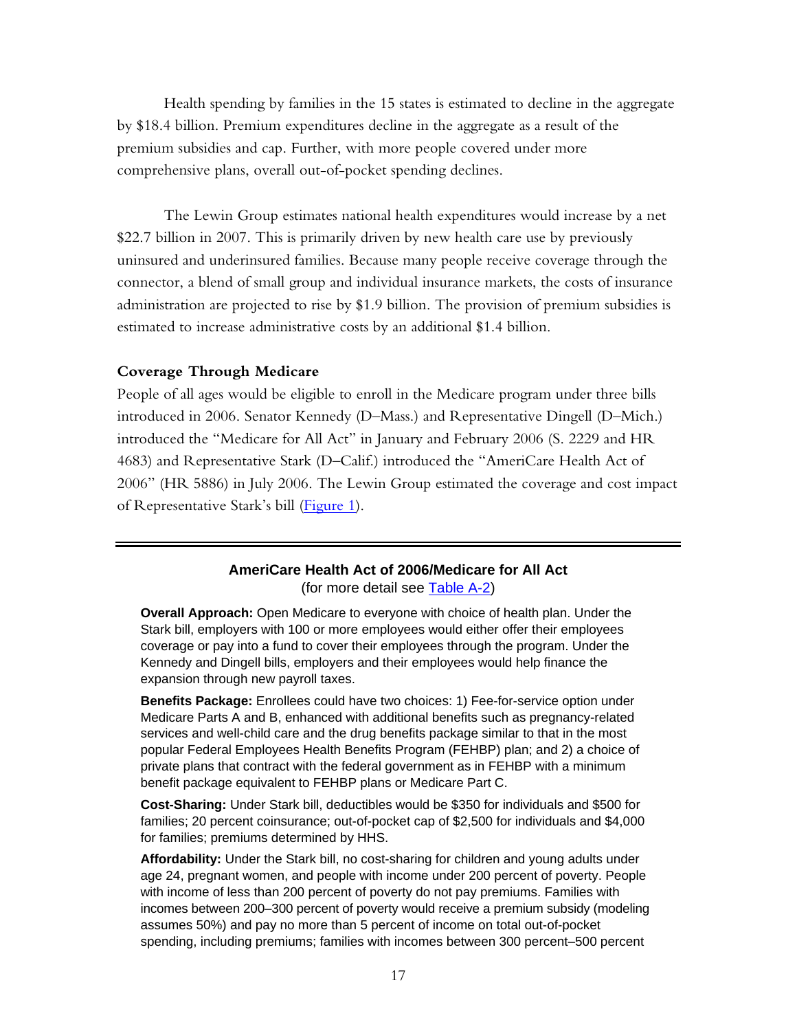Health spending by families in the 15 states is estimated to decline in the aggregate by $18.4 billion. Premium expenditures decline in the aggregate as a result of the premium subsidies and cap. Further, with more people covered under more comprehensive plans, overall out-of-pocket spending declines.

The Lewin Group estimates national health expenditures would increase by a net $22.7 billion in 2007. This is primarily driven by new health care use by previously uninsured and underinsured families. Because many people receive coverage through the connector, a blend of small group and individual insurance markets, the costs of insurance administration are projected to rise by $1.9 billion. The provision of premium subsidies is estimated to increase administrative costs by an additional $1.4 billion.

### Coverage Through Medicare

People of all ages would be eligible to enroll in the Medicare program under three bills introduced in 2006. Senator Kennedy (D–Mass.) and Representative Dingell (D–Mich.) introduced the "Medicare for All Act" in January and February 2006 (S. 2229 and HR 4683) and Representative Stark (D–Calif.) introduced the "AmeriCare Health Act of 2006" (HR 5886) in July 2006. The Lewin Group estimated the coverage and cost impact of Representative Stark's bill (Figure 1).

---

**AmeriCare Health Act of 2006/Medicare for All Act**
(for more detail see Table A-2)

**Overall Approach:** Open Medicare to everyone with choice of health plan. Under the Stark bill, employers with 100 or more employees would either offer their employees coverage or pay into a fund to cover their employees through the program. Under the Kennedy and Dingell bills, employers and their employees would help finance the expansion through new payroll taxes.

**Benefits Package:** Enrollees could have two choices: 1) Fee-for-service option under Medicare Parts A and B, enhanced with additional benefits such as pregnancy-related services and well-child care and the drug benefits package similar to that in the most popular Federal Employees Health Benefits Program (FEHBP) plan; and 2) a choice of private plans that contract with the federal government as in FEHBP with a minimum benefit package equivalent to FEHBP plans or Medicare Part C.

**Cost-Sharing:** Under Stark bill, deductibles would be $350 for individuals and $500 for families; 20 percent coinsurance; out-of-pocket cap of $2,500 for individuals and $4,000 for families; premiums determined by HHS.

**Affordability:** Under the Stark bill, no cost-sharing for children and young adults under age 24, pregnant women, and people with income under 200 percent of poverty. People with income of less than 200 percent of poverty do not pay premiums. Families with incomes between 200–300 percent of poverty would receive a premium subsidy (modeling assumes 50%) and pay no more than 5 percent of income on total out-of-pocket spending, including premiums; families with incomes between 300 percent–500 percent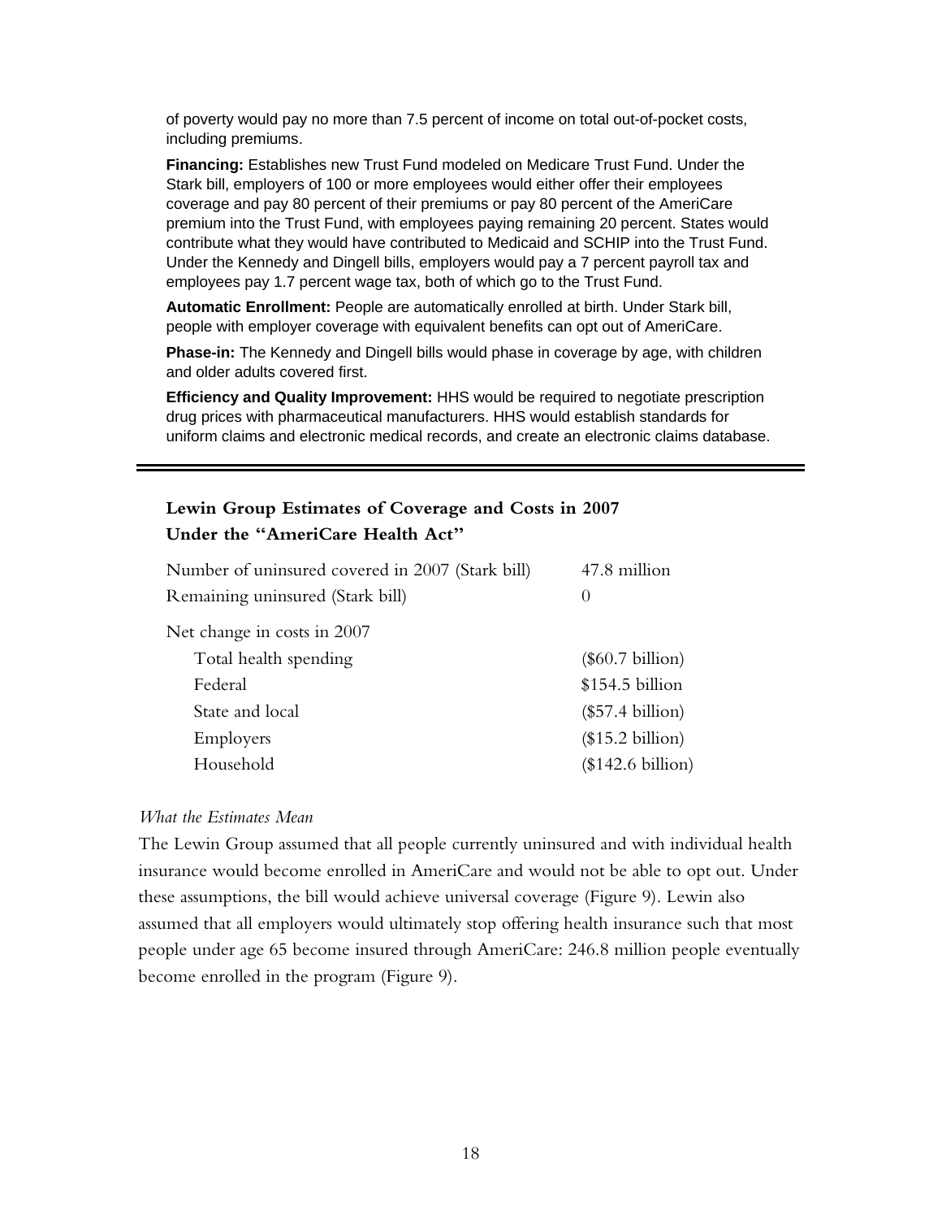of poverty would pay no more than 7.5 percent of income on total out-of-pocket costs, including premiums.

**Financing:** Establishes new Trust Fund modeled on Medicare Trust Fund. Under the Stark bill, employers of 100 or more employees would either offer their employees coverage and pay 80 percent of their premiums or pay 80 percent of the AmeriCare premium into the Trust Fund, with employees paying remaining 20 percent. States would contribute what they would have contributed to Medicaid and SCHIP into the Trust Fund. Under the Kennedy and Dingell bills, employers would pay a 7 percent payroll tax and employees pay 1.7 percent wage tax, both of which go to the Trust Fund.

**Automatic Enrollment:** People are automatically enrolled at birth. Under Stark bill, people with employer coverage with equivalent benefits can opt out of AmeriCare.

**Phase-in:** The Kennedy and Dingell bills would phase in coverage by age, with children and older adults covered first.

**Efficiency and Quality Improvement:** HHS would be required to negotiate prescription drug prices with pharmaceutical manufacturers. HHS would establish standards for uniform claims and electronic medical records, and create an electronic claims database.

---

**Lewin Group Estimates of Coverage and Costs in 2007 Under the "AmeriCare Health Act"**

| | |
|---|---|
| Number of uninsured covered in 2007 (Stark bill) | 47.8 million |
| Remaining uninsured (Stark bill) | 0 |
| Net change in costs in 2007 | |
| Total health spending | ($60.7 billion) |
| Federal | $154.5 billion |
| State and local | ($57.4 billion) |
| Employers | ($15.2 billion) |
| Household | ($142.6 billion) |

*What the Estimates Mean*

The Lewin Group assumed that all people currently uninsured and with individual health insurance would become enrolled in AmeriCare and would not be able to opt out. Under these assumptions, the bill would achieve universal coverage (Figure 9). Lewin also assumed that all employers would ultimately stop offering health insurance such that most people under age 65 become insured through AmeriCare: 246.8 million people eventually become enrolled in the program (Figure 9).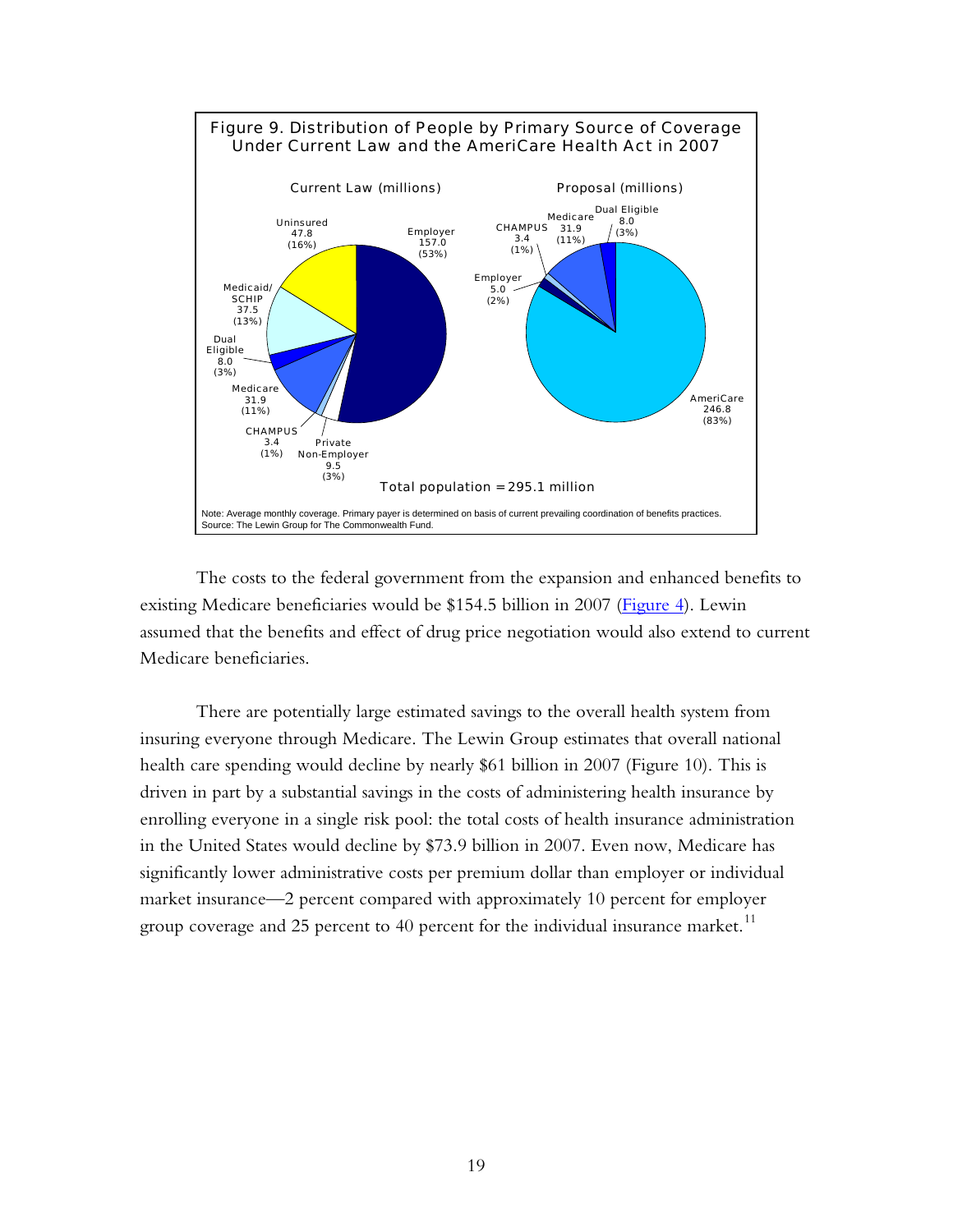Figure 9. Distribution of People by Primary Source of Coverage Under Current Law and the AmeriCare Health Act in 2007

Current Law (millions)

| Source | Millions | Percent |
| --- | --- | --- |
| Employer | 157.0 | (53%) |
| Uninsured | 47.8 | (16%) |
| Medicaid/SCHIP | 37.5 | (13%) |
| Dual Eligible | 8.0 | (3%) |
| Medicare | 31.9 | (11%) |
| CHAMPUS | 3.4 | (1%) |
| Private Non-Employer | 9.5 | (3%) |

Proposal (millions)

| Source | Millions | Percent |
| --- | --- | --- |
| AmeriCare | 246.8 | (83%) |
| Employer | 5.0 | (2%) |
| CHAMPUS | 3.4 | (1%) |
| Medicare | 31.9 | (11%) |
| Dual Eligible | 8.0 | (3%) |

Total population = 295.1 million

Note: Average monthly coverage. Primary payer is determined on basis of current prevailing coordination of benefits practices.
Source: The Lewin Group for The Commonwealth Fund.

The costs to the federal government from the expansion and enhanced benefits to existing Medicare beneficiaries would be $154.5 billion in 2007 (Figure 4). Lewin assumed that the benefits and effect of drug price negotiation would also extend to current Medicare beneficiaries.

There are potentially large estimated savings to the overall health system from insuring everyone through Medicare. The Lewin Group estimates that overall national health care spending would decline by nearly $61 billion in 2007 (Figure 10). This is driven in part by a substantial savings in the costs of administering health insurance by enrolling everyone in a single risk pool: the total costs of health insurance administration in the United States would decline by $73.9 billion in 2007. Even now, Medicare has significantly lower administrative costs per premium dollar than employer or individual market insurance—2 percent compared with approximately 10 percent for employer group coverage and 25 percent to 40 percent for the individual insurance market.[11]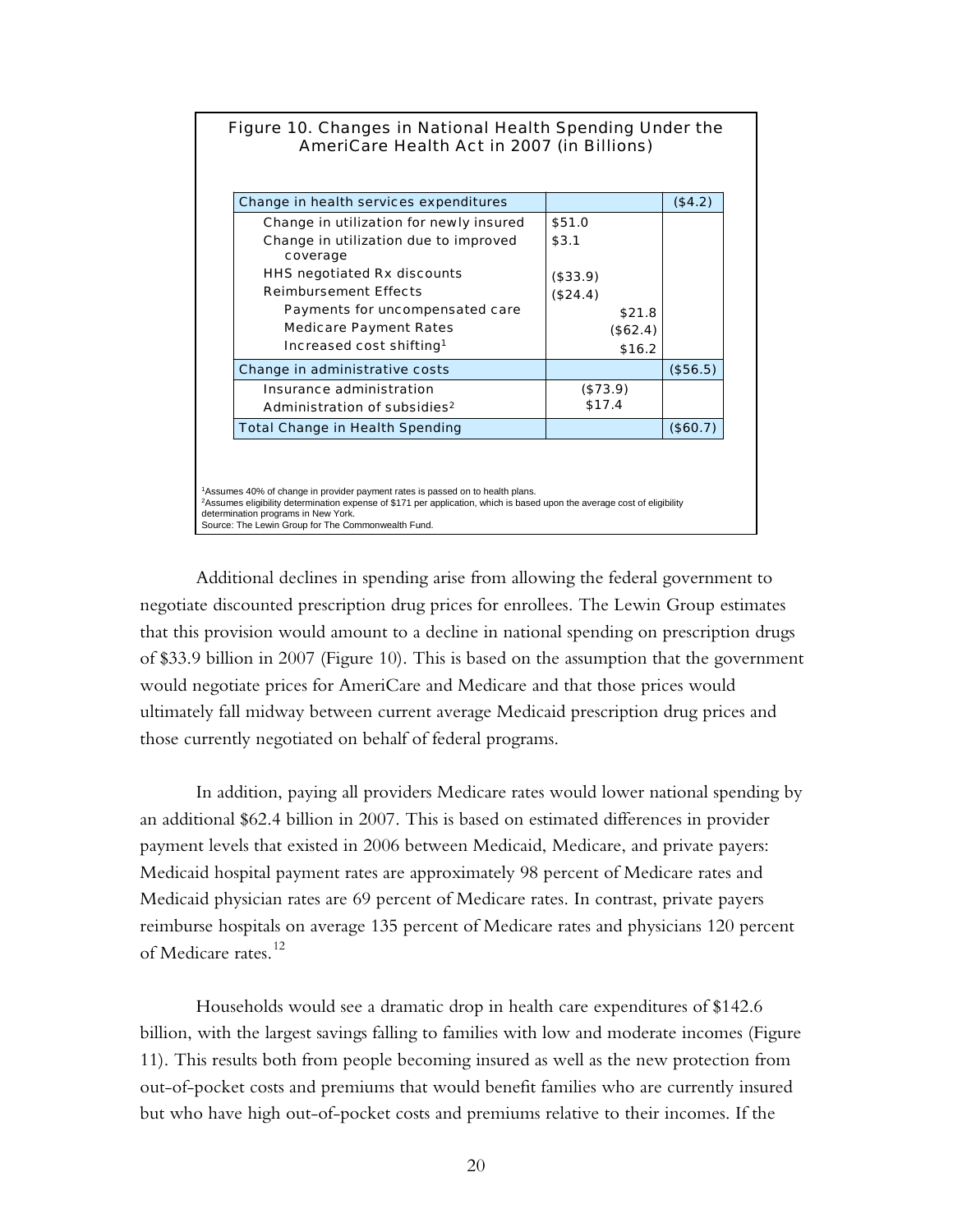Figure 10. Changes in National Health Spending Under the AmeriCare Health Act in 2007 (in Billions)

| | | |
|---|---|---|
| Change in health services expenditures | | ($4.2) |
| Change in utilization for newly insured | $51.0 | |
| Change in utilization due to improved coverage | $3.1 | |
| HHS negotiated Rx discounts | ($33.9) | |
| Reimbursement Effects | ($24.4) | |
| Payments for uncompensated care | $21.8 | |
| Medicare Payment Rates | ($62.4) | |
| Increased cost shifting[1] | $16.2 | |
| Change in administrative costs | | ($56.5) |
| Insurance administration | ($73.9) | |
| Administration of subsidies[2] | $17.4 | |
| Total Change in Health Spending | | ($60.7) |

[1]Assumes 40% of change in provider payment rates is passed on to health plans.
[2]Assumes eligibility determination expense of $171 per application, which is based upon the average cost of eligibility determination programs in New York.
Source: The Lewin Group for The Commonwealth Fund.

Additional declines in spending arise from allowing the federal government to negotiate discounted prescription drug prices for enrollees. The Lewin Group estimates that this provision would amount to a decline in national spending on prescription drugs of $33.9 billion in 2007 (Figure 10). This is based on the assumption that the government would negotiate prices for AmeriCare and Medicare and that those prices would ultimately fall midway between current average Medicaid prescription drug prices and those currently negotiated on behalf of federal programs.

In addition, paying all providers Medicare rates would lower national spending by an additional $62.4 billion in 2007. This is based on estimated differences in provider payment levels that existed in 2006 between Medicaid, Medicare, and private payers: Medicaid hospital payment rates are approximately 98 percent of Medicare rates and Medicaid physician rates are 69 percent of Medicare rates. In contrast, private payers reimburse hospitals on average 135 percent of Medicare rates and physicians 120 percent of Medicare rates.[12]

Households would see a dramatic drop in health care expenditures of $142.6 billion, with the largest savings falling to families with low and moderate incomes (Figure 11). This results both from people becoming insured as well as the new protection from out-of-pocket costs and premiums that would benefit families who are currently insured but who have high out-of-pocket costs and premiums relative to their incomes. If the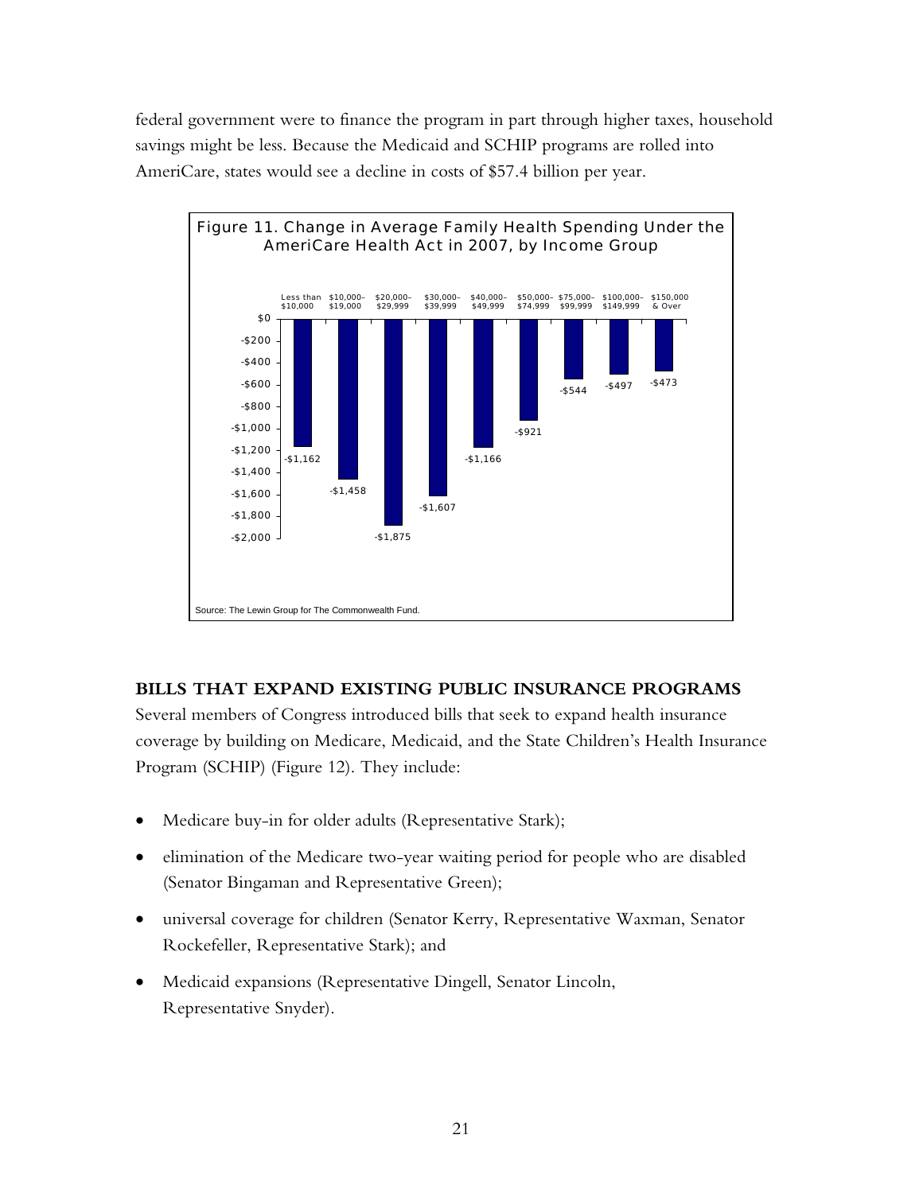federal government were to finance the program in part through higher taxes, household savings might be less. Because the Medicaid and SCHIP programs are rolled into AmeriCare, states would see a decline in costs of $57.4 billion per year.

Figure 11. Change in Average Family Health Spending Under the AmeriCare Health Act in 2007, by Income Group

| Income Group | Change |
| --- | --- |
| Less than $10,000 | -$1,162 |
| $10,000–$19,000 | -$1,458 |
| $20,000–$29,999 | -$1,875 |
| $30,000–$39,999 | -$1,607 |
| $40,000–$49,999 | -$1,166 |
| $50,000–$74,999 | -$921 |
| $75,000–$99,999 | -$544 |
| $100,000–$149,999 | -$497 |
| $150,000 & Over | -$473 |

Source: The Lewin Group for The Commonwealth Fund.

## BILLS THAT EXPAND EXISTING PUBLIC INSURANCE PROGRAMS

Several members of Congress introduced bills that seek to expand health insurance coverage by building on Medicare, Medicaid, and the State Children's Health Insurance Program (SCHIP) (Figure 12). They include:

- Medicare buy-in for older adults (Representative Stark);
- elimination of the Medicare two-year waiting period for people who are disabled (Senator Bingaman and Representative Green);
- universal coverage for children (Senator Kerry, Representative Waxman, Senator Rockefeller, Representative Stark); and
- Medicaid expansions (Representative Dingell, Senator Lincoln, Representative Snyder).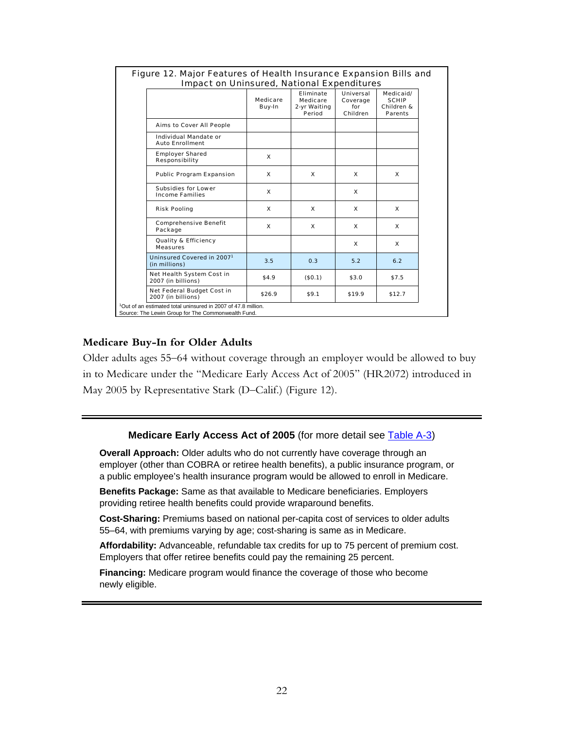Figure 12. Major Features of Health Insurance Expansion Bills and Impact on Uninsured, National Expenditures

| | Medicare Buy-In | Eliminate Medicare 2-yr Waiting Period | Universal Coverage for Children | Medicaid/ SCHIP Children & Parents |
|---|---|---|---|---|
| Aims to Cover All People | | | | |
| Individual Mandate or Auto Enrollment | | | | |
| Employer Shared Responsibility | X | | | |
| Public Program Expansion | X | X | X | X |
| Subsidies for Lower Income Families | X | | X | |
| Risk Pooling | X | X | X | X |
| Comprehensive Benefit Package | X | X | X | X |
| Quality & Efficiency Measures | | | X | X |
| Uninsured Covered in 2007[1] (in millions) | 3.5 | 0.3 | 5.2 | 6.2 |
| Net Health System Cost in 2007 (in billions) | $4.9 | ($0.1) | $3.0 | $7.5 |
| Net Federal Budget Cost in 2007 (in billions) | $26.9 | $9.1 | $19.9 | $12.7 |

[1]Out of an estimated total uninsured in 2007 of 47.8 million.
Source: The Lewin Group for The Commonwealth Fund.

### Medicare Buy-In for Older Adults

Older adults ages 55–64 without coverage through an employer would be allowed to buy in to Medicare under the "Medicare Early Access Act of 2005" (HR2072) introduced in May 2005 by Representative Stark (D–Calif.) (Figure 12).

---

**Medicare Early Access Act of 2005** (for more detail see Table A-3)

**Overall Approach:** Older adults who do not currently have coverage through an employer (other than COBRA or retiree health benefits), a public insurance program, or a public employee's health insurance program would be allowed to enroll in Medicare.

**Benefits Package:** Same as that available to Medicare beneficiaries. Employers providing retiree health benefits could provide wraparound benefits.

**Cost-Sharing:** Premiums based on national per-capita cost of services to older adults 55–64, with premiums varying by age; cost-sharing is same as in Medicare.

**Affordability:** Advanceable, refundable tax credits for up to 75 percent of premium cost. Employers that offer retiree benefits could pay the remaining 25 percent.

**Financing:** Medicare program would finance the coverage of those who become newly eligible.

---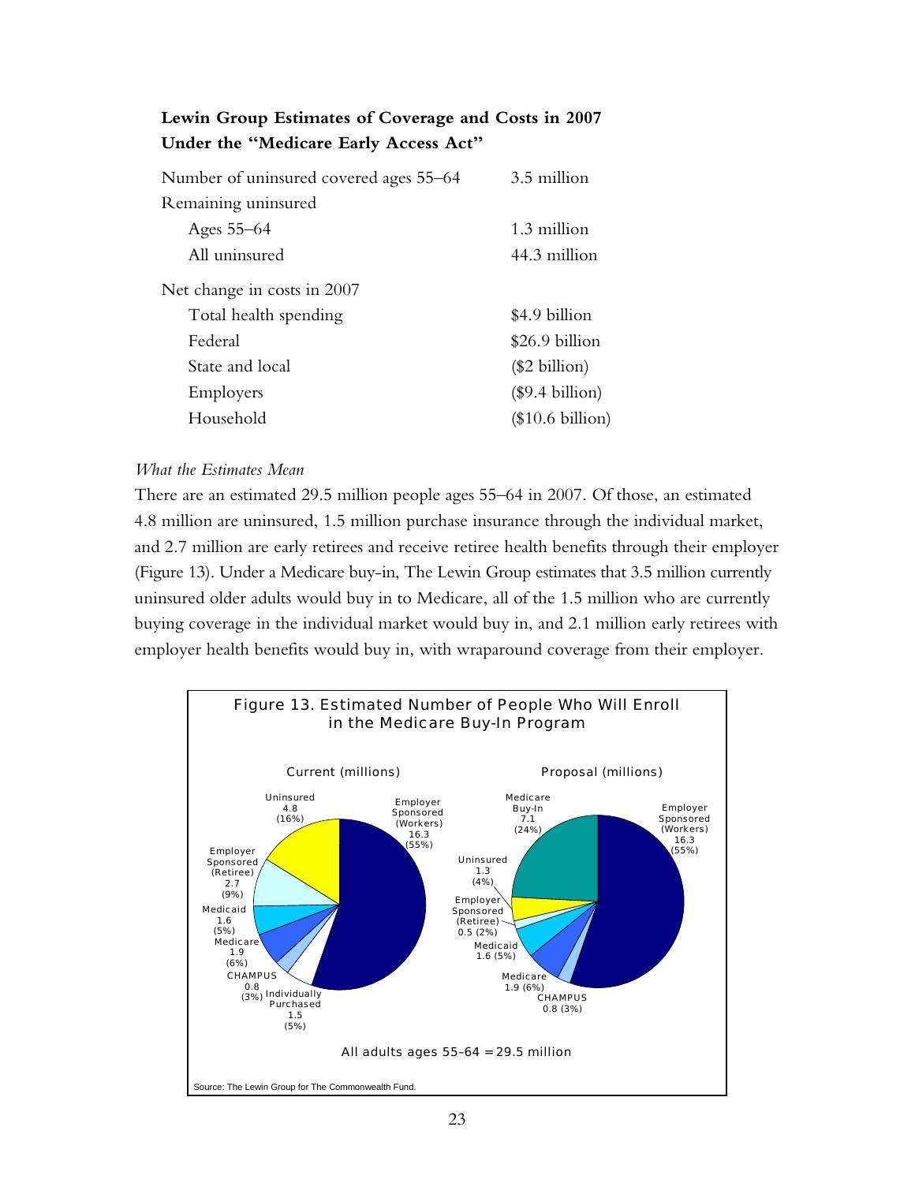**Lewin Group Estimates of Coverage and Costs in 2007 Under the "Medicare Early Access Act"**

| | |
|---|---|
| Number of uninsured covered ages 55–64 | 3.5 million |
| Remaining uninsured | |
| Ages 55–64 | 1.3 million |
| All uninsured | 44.3 million |
| Net change in costs in 2007 | |
| Total health spending | $4.9 billion |
| Federal | $26.9 billion |
| State and local | ($2 billion) |
| Employers | ($9.4 billion) |
| Household | ($10.6 billion) |

*What the Estimates Mean*

There are an estimated 29.5 million people ages 55–64 in 2007. Of those, an estimated 4.8 million are uninsured, 1.5 million purchase insurance through the individual market, and 2.7 million are early retirees and receive retiree health benefits through their employer (Figure 13). Under a Medicare buy-in, The Lewin Group estimates that 3.5 million currently uninsured older adults would buy in to Medicare, all of the 1.5 million who are currently buying coverage in the individual market would buy in, and 2.1 million early retirees with employer health benefits would buy in, with wraparound coverage from their employer.

Figure 13. Estimated Number of People Who Will Enroll in the Medicare Buy-In Program

| Coverage | Current (millions) | Proposal (millions) |
|---|---|---|
| Employer Sponsored (Workers) | 16.3 (55%) | 16.3 (55%) |
| Uninsured | 4.8 (16%) | 1.3 (4%) |
| Employer Sponsored (Retiree) | 2.7 (9%) | 0.5 (2%) |
| Medicaid | 1.6 (5%) | 1.6 (5%) |
| Medicare | 1.9 (6%) | 1.9 (6%) |
| CHAMPUS | 0.8 (3%) | 0.8 (3%) |
| Individually Purchased | 1.5 (5%) | |
| Medicare Buy-In | | 7.1 (24%) |

All adults ages 55–64 = 29.5 million

Source: The Lewin Group for The Commonwealth Fund.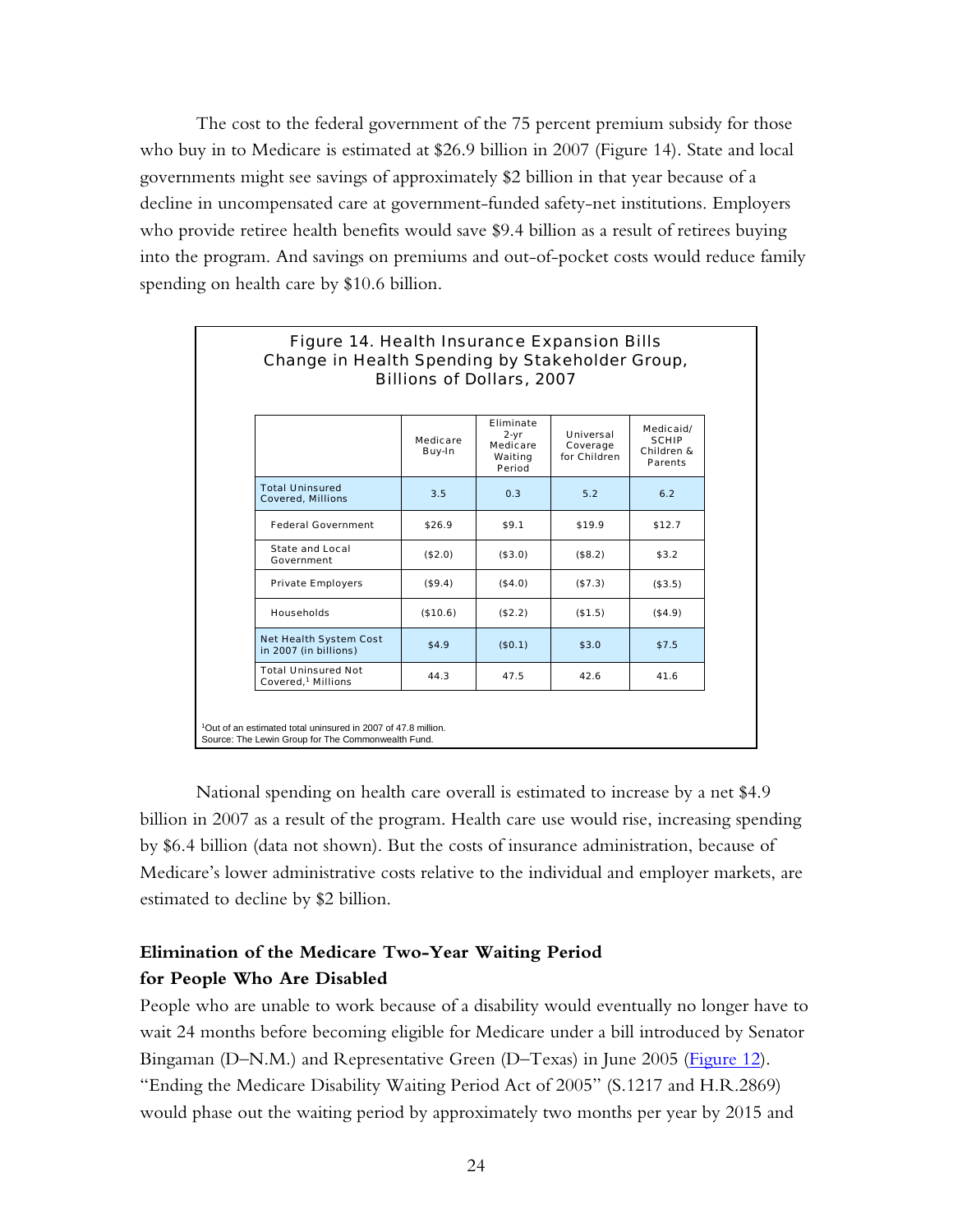The cost to the federal government of the 75 percent premium subsidy for those who buy in to Medicare is estimated at $26.9 billion in 2007 (Figure 14). State and local governments might see savings of approximately $2 billion in that year because of a decline in uncompensated care at government-funded safety-net institutions. Employers who provide retiree health benefits would save $9.4 billion as a result of retirees buying into the program. And savings on premiums and out-of-pocket costs would reduce family spending on health care by $10.6 billion.

**Figure 14. Health Insurance Expansion Bills**
**Change in Health Spending by Stakeholder Group, Billions of Dollars, 2007**

| | Medicare Buy-In | Eliminate 2-yr Medicare Waiting Period | Universal Coverage for Children | Medicaid/ SCHIP Children & Parents |
|---|---|---|---|---|
| Total Uninsured Covered, Millions | 3.5 | 0.3 | 5.2 | 6.2 |
| Federal Government | $26.9 | $9.1 | $19.9 | $12.7 |
| State and Local Government | ($2.0) | ($3.0) | ($8.2) | $3.2 |
| Private Employers | ($9.4) | ($4.0) | ($7.3) | ($3.5) |
| Households | ($10.6) | ($2.2) | ($1.5) | ($4.9) |
| Net Health System Cost in 2007 (in billions) | $4.9 | ($0.1) | $3.0 | $7.5 |
| Total Uninsured Not Covered,[1] Millions | 44.3 | 47.5 | 42.6 | 41.6 |

[1]Out of an estimated total uninsured in 2007 of 47.8 million.
Source: The Lewin Group for The Commonwealth Fund.

National spending on health care overall is estimated to increase by a net $4.9 billion in 2007 as a result of the program. Health care use would rise, increasing spending by $6.4 billion (data not shown). But the costs of insurance administration, because of Medicare's lower administrative costs relative to the individual and employer markets, are estimated to decline by $2 billion.

### Elimination of the Medicare Two-Year Waiting Period for People Who Are Disabled

People who are unable to work because of a disability would eventually no longer have to wait 24 months before becoming eligible for Medicare under a bill introduced by Senator Bingaman (D–N.M.) and Representative Green (D–Texas) in June 2005 (Figure 12). "Ending the Medicare Disability Waiting Period Act of 2005" (S.1217 and H.R.2869) would phase out the waiting period by approximately two months per year by 2015 and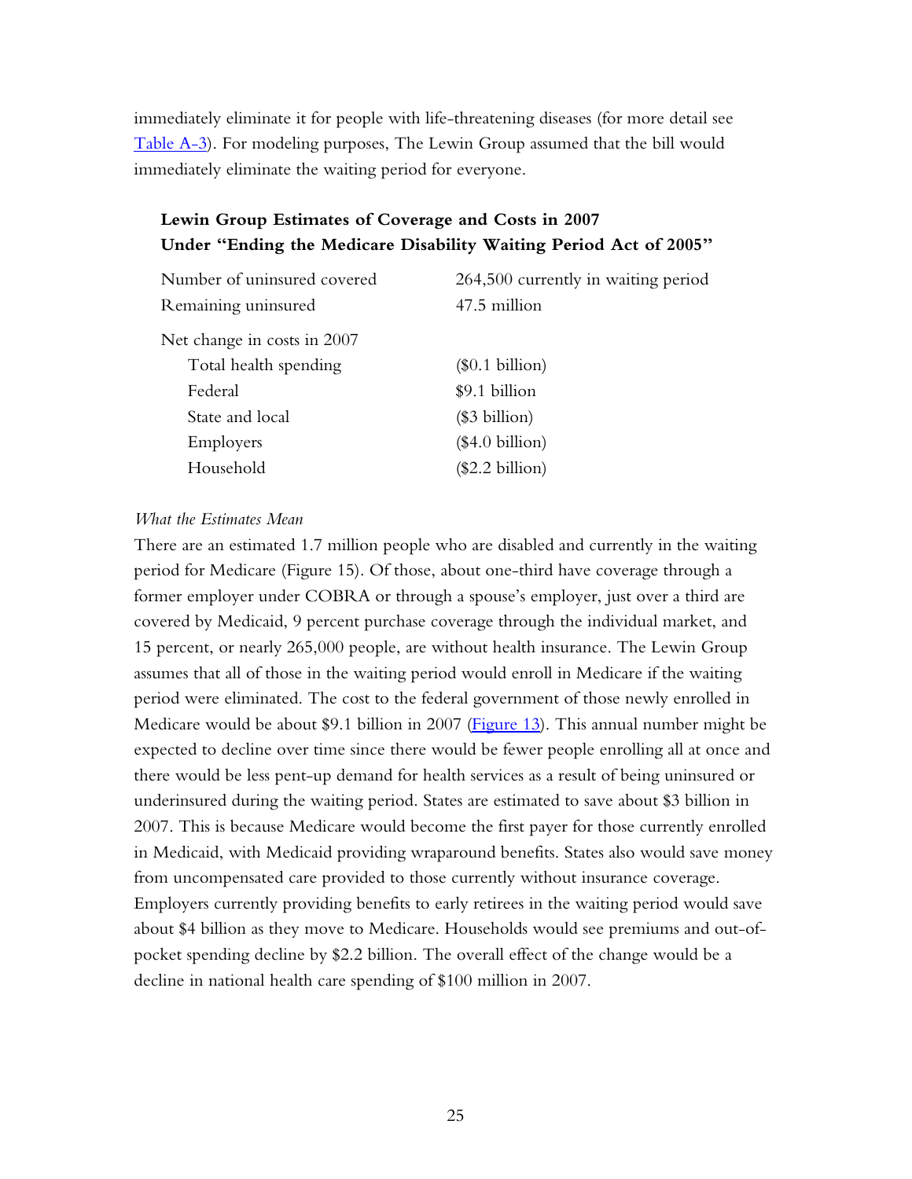immediately eliminate it for people with life-threatening diseases (for more detail see Table A-3). For modeling purposes, The Lewin Group assumed that the bill would immediately eliminate the waiting period for everyone.

**Lewin Group Estimates of Coverage and Costs in 2007**
**Under "Ending the Medicare Disability Waiting Period Act of 2005"**

| | |
|---|---|
| Number of uninsured covered | 264,500 currently in waiting period |
| Remaining uninsured | 47.5 million |
| Net change in costs in 2007 | |
| Total health spending | ($0.1 billion) |
| Federal | $9.1 billion |
| State and local | ($3 billion) |
| Employers | ($4.0 billion) |
| Household | ($2.2 billion) |

*What the Estimates Mean*

There are an estimated 1.7 million people who are disabled and currently in the waiting period for Medicare (Figure 15). Of those, about one-third have coverage through a former employer under COBRA or through a spouse's employer, just over a third are covered by Medicaid, 9 percent purchase coverage through the individual market, and 15 percent, or nearly 265,000 people, are without health insurance. The Lewin Group assumes that all of those in the waiting period would enroll in Medicare if the waiting period were eliminated. The cost to the federal government of those newly enrolled in Medicare would be about $9.1 billion in 2007 (Figure 13). This annual number might be expected to decline over time since there would be fewer people enrolling all at once and there would be less pent-up demand for health services as a result of being uninsured or underinsured during the waiting period. States are estimated to save about $3 billion in 2007. This is because Medicare would become the first payer for those currently enrolled in Medicaid, with Medicaid providing wraparound benefits. States also would save money from uncompensated care provided to those currently without insurance coverage. Employers currently providing benefits to early retirees in the waiting period would save about $4 billion as they move to Medicare. Households would see premiums and out-of-pocket spending decline by $2.2 billion. The overall effect of the change would be a decline in national health care spending of $100 million in 2007.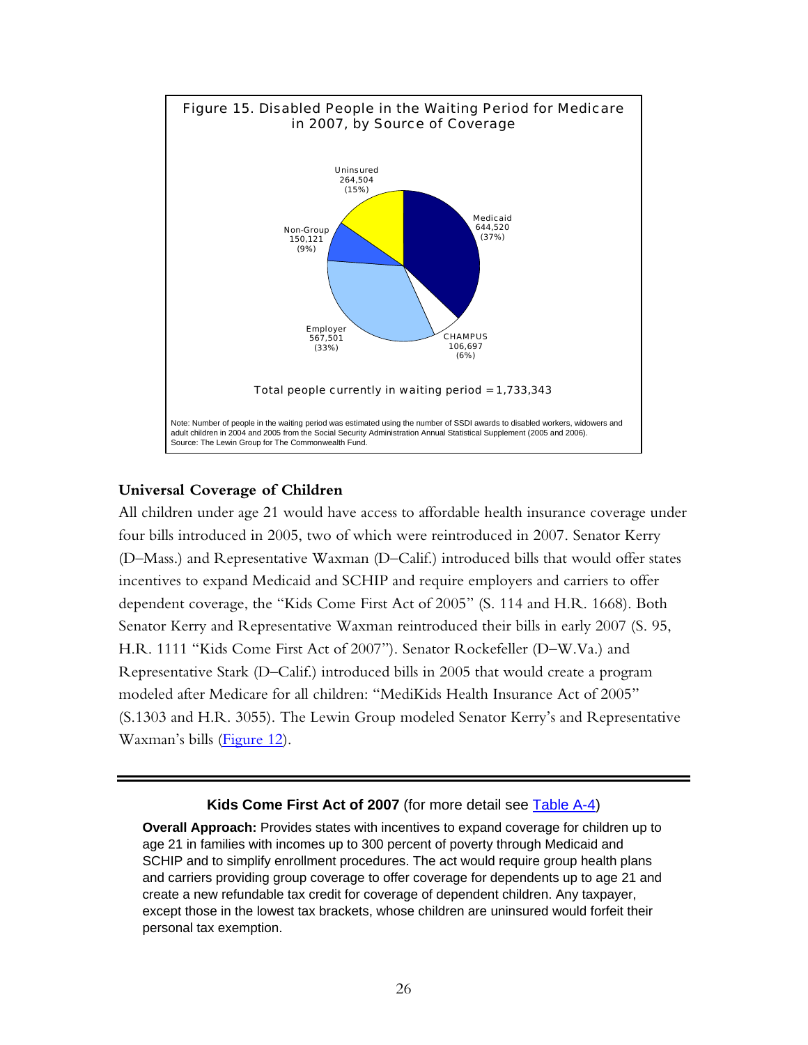Figure 15. Disabled People in the Waiting Period for Medicare in 2007, by Source of Coverage

| Source of Coverage | Number | Percent |
|---|---|---|
| Medicaid | 644,520 | (37%) |
| CHAMPUS | 106,697 | (6%) |
| Employer | 567,501 | (33%) |
| Non-Group | 150,121 | (9%) |
| Uninsured | 264,504 | (15%) |

Total people currently in waiting period = 1,733,343

Note: Number of people in the waiting period was estimated using the number of SSDI awards to disabled workers, widowers and adult children in 2004 and 2005 from the Social Security Administration Annual Statistical Supplement (2005 and 2006).
Source: The Lewin Group for The Commonwealth Fund.

### Universal Coverage of Children

All children under age 21 would have access to affordable health insurance coverage under four bills introduced in 2005, two of which were reintroduced in 2007. Senator Kerry (D–Mass.) and Representative Waxman (D–Calif.) introduced bills that would offer states incentives to expand Medicaid and SCHIP and require employers and carriers to offer dependent coverage, the "Kids Come First Act of 2005" (S. 114 and H.R. 1668). Both Senator Kerry and Representative Waxman reintroduced their bills in early 2007 (S. 95, H.R. 1111 "Kids Come First Act of 2007"). Senator Rockefeller (D–W.Va.) and Representative Stark (D–Calif.) introduced bills in 2005 that would create a program modeled after Medicare for all children: "MediKids Health Insurance Act of 2005" (S.1303 and H.R. 3055). The Lewin Group modeled Senator Kerry's and Representative Waxman's bills (Figure 12).

---

**Kids Come First Act of 2007** (for more detail see Table A-4)

**Overall Approach:** Provides states with incentives to expand coverage for children up to age 21 in families with incomes up to 300 percent of poverty through Medicaid and SCHIP and to simplify enrollment procedures. The act would require group health plans and carriers providing group coverage to offer coverage for dependents up to age 21 and create a new refundable tax credit for coverage of dependent children. Any taxpayer, except those in the lowest tax brackets, whose children are uninsured would forfeit their personal tax exemption.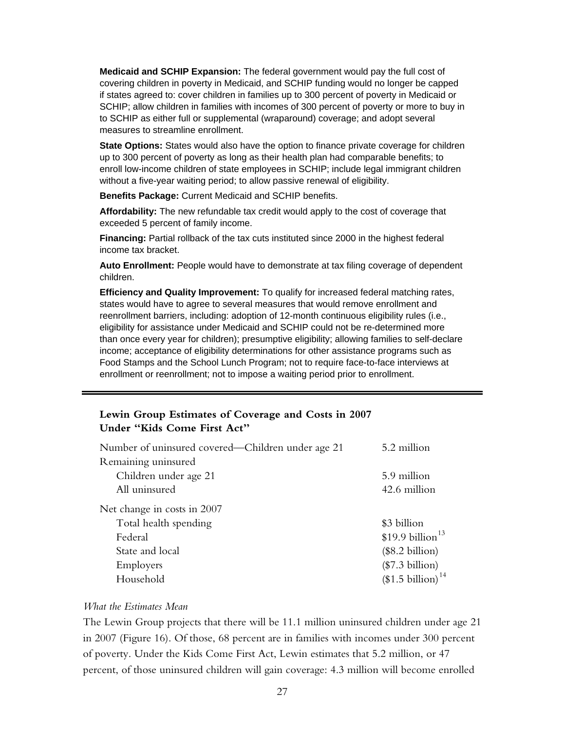**Medicaid and SCHIP Expansion:** The federal government would pay the full cost of covering children in poverty in Medicaid, and SCHIP funding would no longer be capped if states agreed to: cover children in families up to 300 percent of poverty in Medicaid or SCHIP; allow children in families with incomes of 300 percent of poverty or more to buy in to SCHIP as either full or supplemental (wraparound) coverage; and adopt several measures to streamline enrollment.

**State Options:** States would also have the option to finance private coverage for children up to 300 percent of poverty as long as their health plan had comparable benefits; to enroll low-income children of state employees in SCHIP; include legal immigrant children without a five-year waiting period; to allow passive renewal of eligibility.

**Benefits Package:** Current Medicaid and SCHIP benefits.

**Affordability:** The new refundable tax credit would apply to the cost of coverage that exceeded 5 percent of family income.

**Financing:** Partial rollback of the tax cuts instituted since 2000 in the highest federal income tax bracket.

**Auto Enrollment:** People would have to demonstrate at tax filing coverage of dependent children.

**Efficiency and Quality Improvement:** To qualify for increased federal matching rates, states would have to agree to several measures that would remove enrollment and reenrollment barriers, including: adoption of 12-month continuous eligibility rules (i.e., eligibility for assistance under Medicaid and SCHIP could not be re-determined more than once every year for children); presumptive eligibility; allowing families to self-declare income; acceptance of eligibility determinations for other assistance programs such as Food Stamps and the School Lunch Program; not to require face-to-face interviews at enrollment or reenrollment; not to impose a waiting period prior to enrollment.

---

### Lewin Group Estimates of Coverage and Costs in 2007 Under "Kids Come First Act"

| | |
|---|---|
| Number of uninsured covered—Children under age 21 | 5.2 million |
| Remaining uninsured | |
| Children under age 21 | 5.9 million |
| All uninsured | 42.6 million |
| Net change in costs in 2007 | |
| Total health spending | $3 billion |
| Federal | $19.9 billion[13] |
| State and local | ($8.2 billion) |
| Employers | ($7.3 billion) |
| Household | ($1.5 billion)[14] |

*What the Estimates Mean*

The Lewin Group projects that there will be 11.1 million uninsured children under age 21 in 2007 (Figure 16). Of those, 68 percent are in families with incomes under 300 percent of poverty. Under the Kids Come First Act, Lewin estimates that 5.2 million, or 47 percent, of those uninsured children will gain coverage: 4.3 million will become enrolled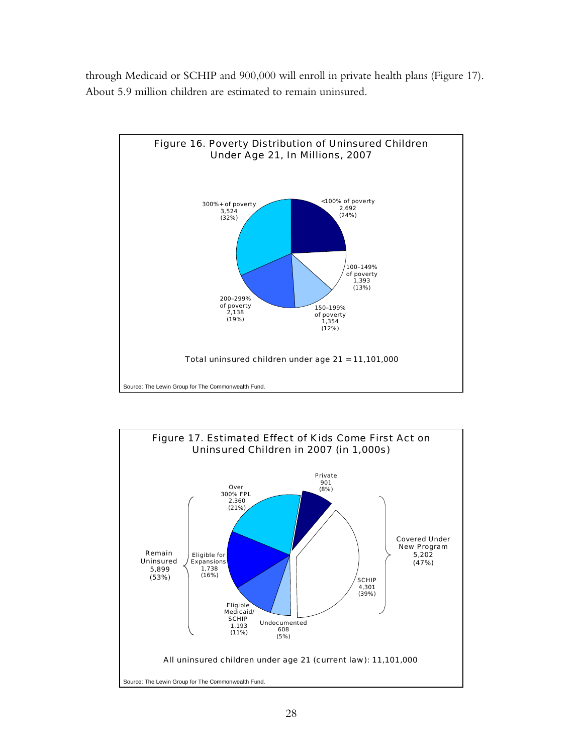through Medicaid or SCHIP and 900,000 will enroll in private health plans (Figure 17). About 5.9 million children are estimated to remain uninsured.

**Figure 16. Poverty Distribution of Uninsured Children Under Age 21, In Millions, 2007**

| Poverty level | Number | Percent |
|---|---|---|
| <100% of poverty | 2,692 | (24%) |
| 100–149% of poverty | 1,393 | (13%) |
| 150–199% of poverty | 1,354 | (12%) |
| 200–299% of poverty | 2,138 | (19%) |
| 300%+ of poverty | 3,524 | (32%) |

Total uninsured children under age 21 = 11,101,000

Source: The Lewin Group for The Commonwealth Fund.

**Figure 17. Estimated Effect of Kids Come First Act on Uninsured Children in 2007 (in 1,000s)**

| Group | Category | Number | Percent |
|---|---|---|---|
| Covered Under New Program 5,202 (47%) | Private | 901 | (8%) |
| | SCHIP | 4,301 | (39%) |
| Remain Uninsured 5,899 (53%) | Undocumented | 608 | (5%) |
| | Eligible Medicaid/SCHIP | 1,193 | (11%) |
| | Eligible for Expansions | 1,738 | (16%) |
| | Over 300% FPL | 2,360 | (21%) |

All uninsured children under age 21 (current law): 11,101,000

Source: The Lewin Group for The Commonwealth Fund.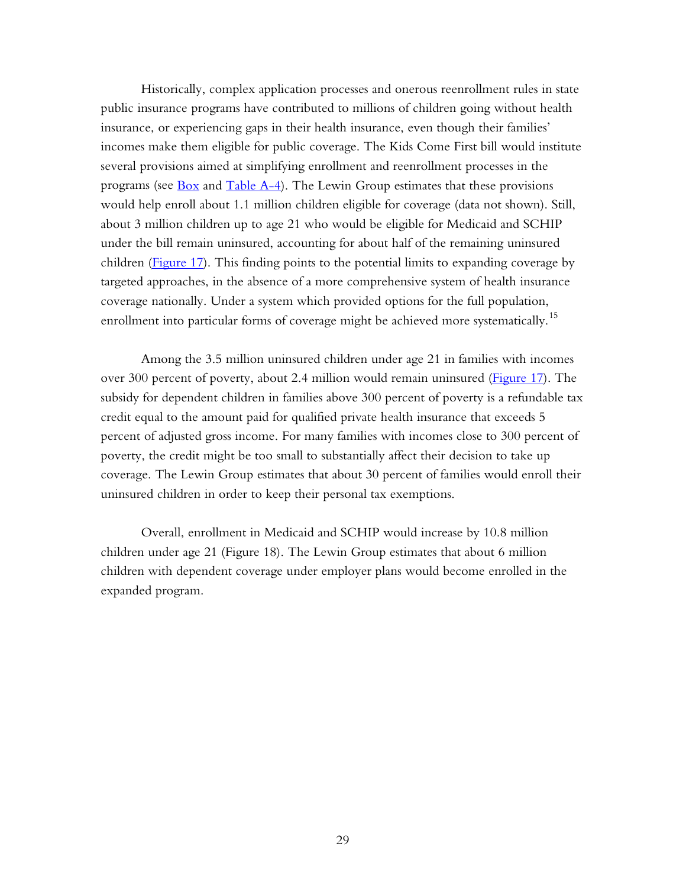Historically, complex application processes and onerous reenrollment rules in state public insurance programs have contributed to millions of children going without health insurance, or experiencing gaps in their health insurance, even though their families' incomes make them eligible for public coverage. The Kids Come First bill would institute several provisions aimed at simplifying enrollment and reenrollment processes in the programs (see Box and Table A-4). The Lewin Group estimates that these provisions would help enroll about 1.1 million children eligible for coverage (data not shown). Still, about 3 million children up to age 21 who would be eligible for Medicaid and SCHIP under the bill remain uninsured, accounting for about half of the remaining uninsured children (Figure 17). This finding points to the potential limits to expanding coverage by targeted approaches, in the absence of a more comprehensive system of health insurance coverage nationally. Under a system which provided options for the full population, enrollment into particular forms of coverage might be achieved more systematically.[15]

Among the 3.5 million uninsured children under age 21 in families with incomes over 300 percent of poverty, about 2.4 million would remain uninsured (Figure 17). The subsidy for dependent children in families above 300 percent of poverty is a refundable tax credit equal to the amount paid for qualified private health insurance that exceeds 5 percent of adjusted gross income. For many families with incomes close to 300 percent of poverty, the credit might be too small to substantially affect their decision to take up coverage. The Lewin Group estimates that about 30 percent of families would enroll their uninsured children in order to keep their personal tax exemptions.

Overall, enrollment in Medicaid and SCHIP would increase by 10.8 million children under age 21 (Figure 18). The Lewin Group estimates that about 6 million children with dependent coverage under employer plans would become enrolled in the expanded program.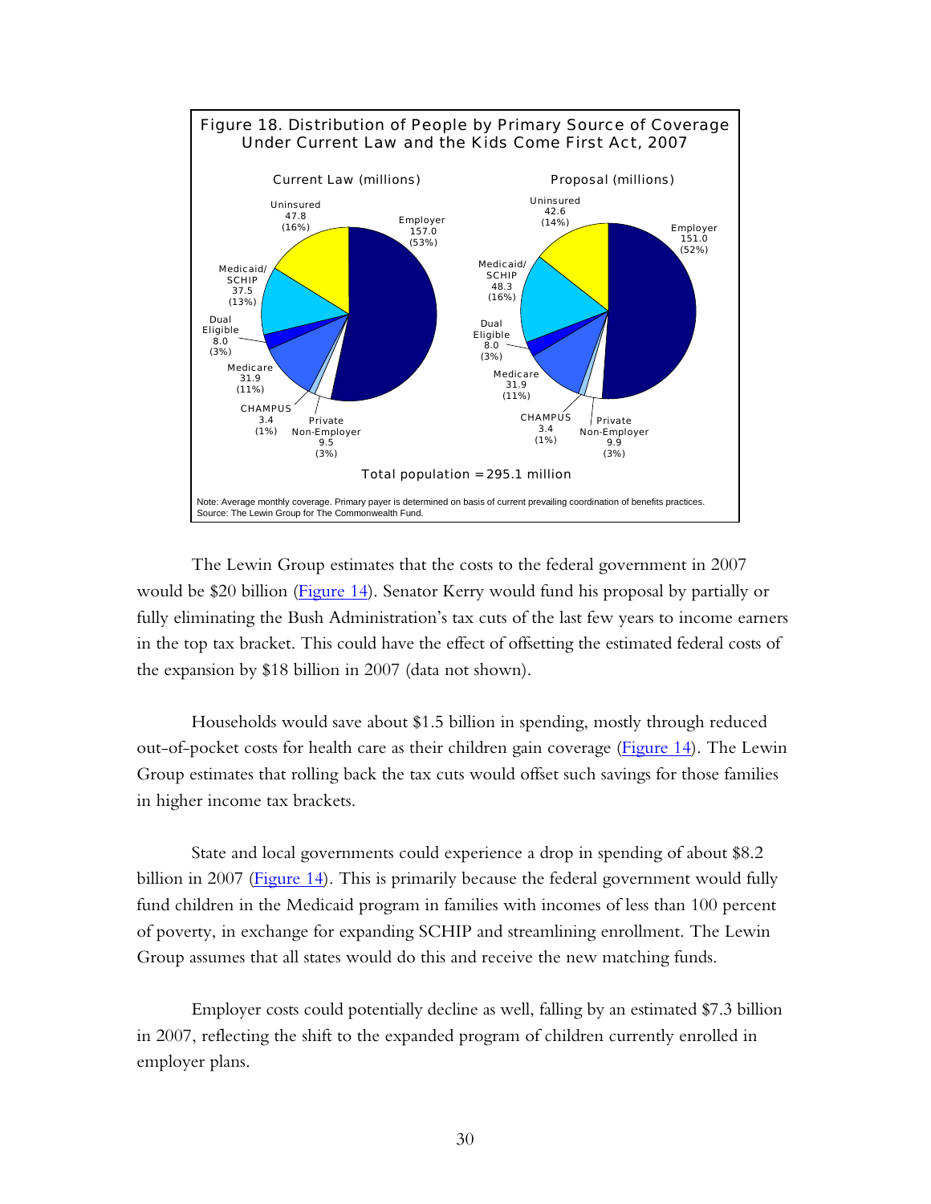**Figure 18. Distribution of People by Primary Source of Coverage Under Current Law and the Kids Come First Act, 2007**

| Source of Coverage | Current Law (millions) | Proposal (millions) |
|---|---|---|
| Employer | 157.0 (53%) | 151.0 (52%) |
| Uninsured | 47.8 (16%) | 42.6 (14%) |
| Medicaid/SCHIP | 37.5 (13%) | 48.3 (16%) |
| Dual Eligible | 8.0 (3%) | 8.0 (3%) |
| Medicare | 31.9 (11%) | 31.9 (11%) |
| CHAMPUS | 3.4 (1%) | 3.4 (1%) |
| Private Non-Employer | 9.5 (3%) | 9.9 (3%) |

Total population = 295.1 million

Note: Average monthly coverage. Primary payer is determined on basis of current prevailing coordination of benefits practices.
Source: The Lewin Group for The Commonwealth Fund.

The Lewin Group estimates that the costs to the federal government in 2007 would be $20 billion (Figure 14). Senator Kerry would fund his proposal by partially or fully eliminating the Bush Administration's tax cuts of the last few years to income earners in the top tax bracket. This could have the effect of offsetting the estimated federal costs of the expansion by $18 billion in 2007 (data not shown).

Households would save about $1.5 billion in spending, mostly through reduced out-of-pocket costs for health care as their children gain coverage (Figure 14). The Lewin Group estimates that rolling back the tax cuts would offset such savings for those families in higher income tax brackets.

State and local governments could experience a drop in spending of about $8.2 billion in 2007 (Figure 14). This is primarily because the federal government would fully fund children in the Medicaid program in families with incomes of less than 100 percent of poverty, in exchange for expanding SCHIP and streamlining enrollment. The Lewin Group assumes that all states would do this and receive the new matching funds.

Employer costs could potentially decline as well, falling by an estimated $7.3 billion in 2007, reflecting the shift to the expanded program of children currently enrolled in employer plans.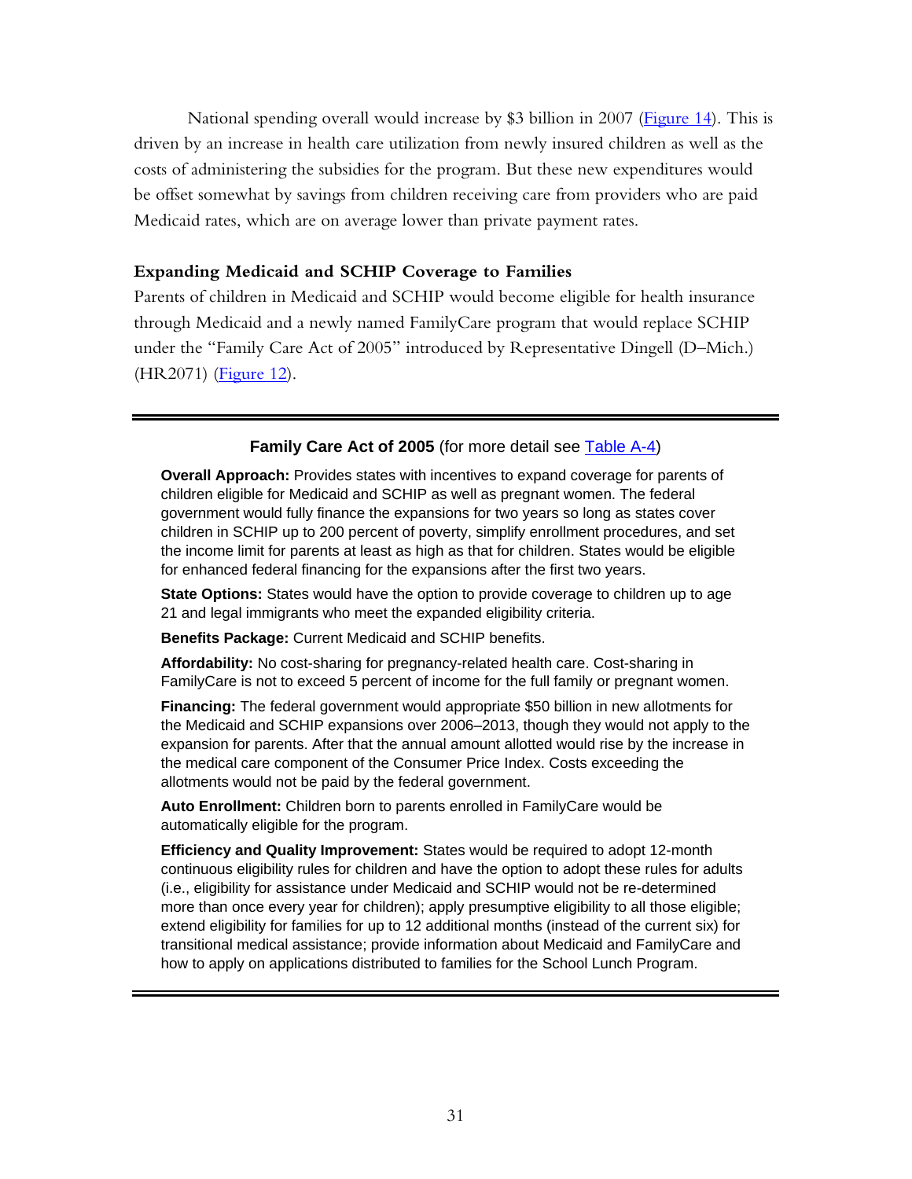National spending overall would increase by $3 billion in 2007 (Figure 14). This is driven by an increase in health care utilization from newly insured children as well as the costs of administering the subsidies for the program. But these new expenditures would be offset somewhat by savings from children receiving care from providers who are paid Medicaid rates, which are on average lower than private payment rates.

### Expanding Medicaid and SCHIP Coverage to Families

Parents of children in Medicaid and SCHIP would become eligible for health insurance through Medicaid and a newly named FamilyCare program that would replace SCHIP under the "Family Care Act of 2005" introduced by Representative Dingell (D–Mich.) (HR2071) (Figure 12).

---

**Family Care Act of 2005** (for more detail see Table A-4)

**Overall Approach:** Provides states with incentives to expand coverage for parents of children eligible for Medicaid and SCHIP as well as pregnant women. The federal government would fully finance the expansions for two years so long as states cover children in SCHIP up to 200 percent of poverty, simplify enrollment procedures, and set the income limit for parents at least as high as that for children. States would be eligible for enhanced federal financing for the expansions after the first two years.

**State Options:** States would have the option to provide coverage to children up to age 21 and legal immigrants who meet the expanded eligibility criteria.

**Benefits Package:** Current Medicaid and SCHIP benefits.

**Affordability:** No cost-sharing for pregnancy-related health care. Cost-sharing in FamilyCare is not to exceed 5 percent of income for the full family or pregnant women.

**Financing:** The federal government would appropriate $50 billion in new allotments for the Medicaid and SCHIP expansions over 2006–2013, though they would not apply to the expansion for parents. After that the annual amount allotted would rise by the increase in the medical care component of the Consumer Price Index. Costs exceeding the allotments would not be paid by the federal government.

**Auto Enrollment:** Children born to parents enrolled in FamilyCare would be automatically eligible for the program.

**Efficiency and Quality Improvement:** States would be required to adopt 12-month continuous eligibility rules for children and have the option to adopt these rules for adults (i.e., eligibility for assistance under Medicaid and SCHIP would not be re-determined more than once every year for children); apply presumptive eligibility to all those eligible; extend eligibility for families for up to 12 additional months (instead of the current six) for transitional medical assistance; provide information about Medicaid and FamilyCare and how to apply on applications distributed to families for the School Lunch Program.

---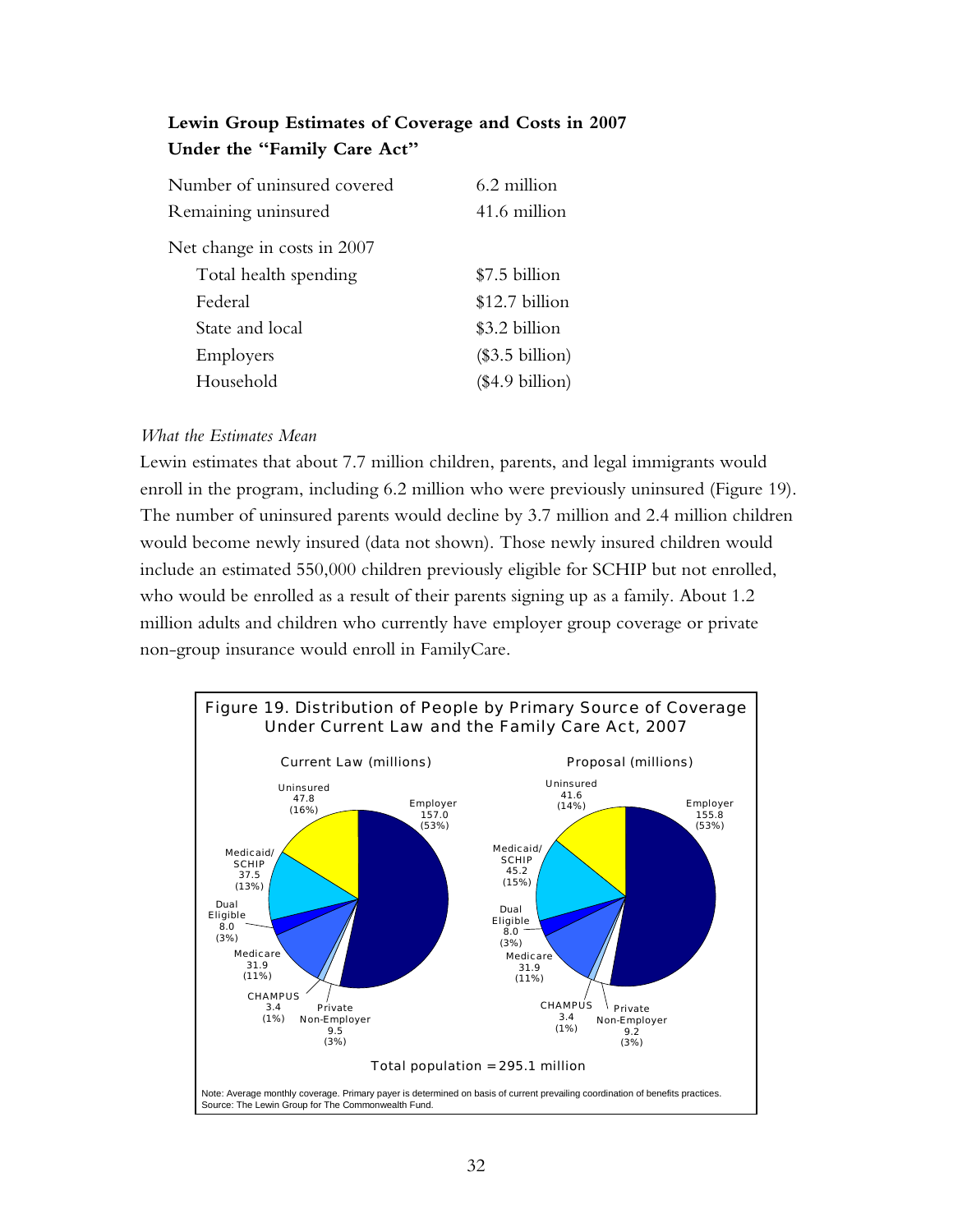**Lewin Group Estimates of Coverage and Costs in 2007 Under the "Family Care Act"**

| | |
|---|---|
| Number of uninsured covered | 6.2 million |
| Remaining uninsured | 41.6 million |
| Net change in costs in 2007 | |
| Total health spending | $7.5 billion |
| Federal | $12.7 billion |
| State and local | $3.2 billion |
| Employers | ($3.5 billion) |
| Household | ($4.9 billion) |

*What the Estimates Mean*

Lewin estimates that about 7.7 million children, parents, and legal immigrants would enroll in the program, including 6.2 million who were previously uninsured (Figure 19). The number of uninsured parents would decline by 3.7 million and 2.4 million children would become newly insured (data not shown). Those newly insured children would include an estimated 550,000 children previously eligible for SCHIP but not enrolled, who would be enrolled as a result of their parents signing up as a family. About 1.2 million adults and children who currently have employer group coverage or private non-group insurance would enroll in FamilyCare.

Figure 19. Distribution of People by Primary Source of Coverage Under Current Law and the Family Care Act, 2007

| Source of coverage | Current Law (millions) | Proposal (millions) |
|---|---|---|
| Employer | 157.0 (53%) | 155.8 (53%) |
| Private Non-Employer | 9.5 (3%) | 9.2 (3%) |
| CHAMPUS | 3.4 (1%) | 3.4 (1%) |
| Medicare | 31.9 (11%) | 31.9 (11%) |
| Dual Eligible | 8.0 (3%) | 8.0 (3%) |
| Medicaid/SCHIP | 37.5 (13%) | 45.2 (15%) |
| Uninsured | 47.8 (16%) | 41.6 (14%) |

Total population = 295.1 million

Note: Average monthly coverage. Primary payer is determined on basis of current prevailing coordination of benefits practices.
Source: The Lewin Group for The Commonwealth Fund.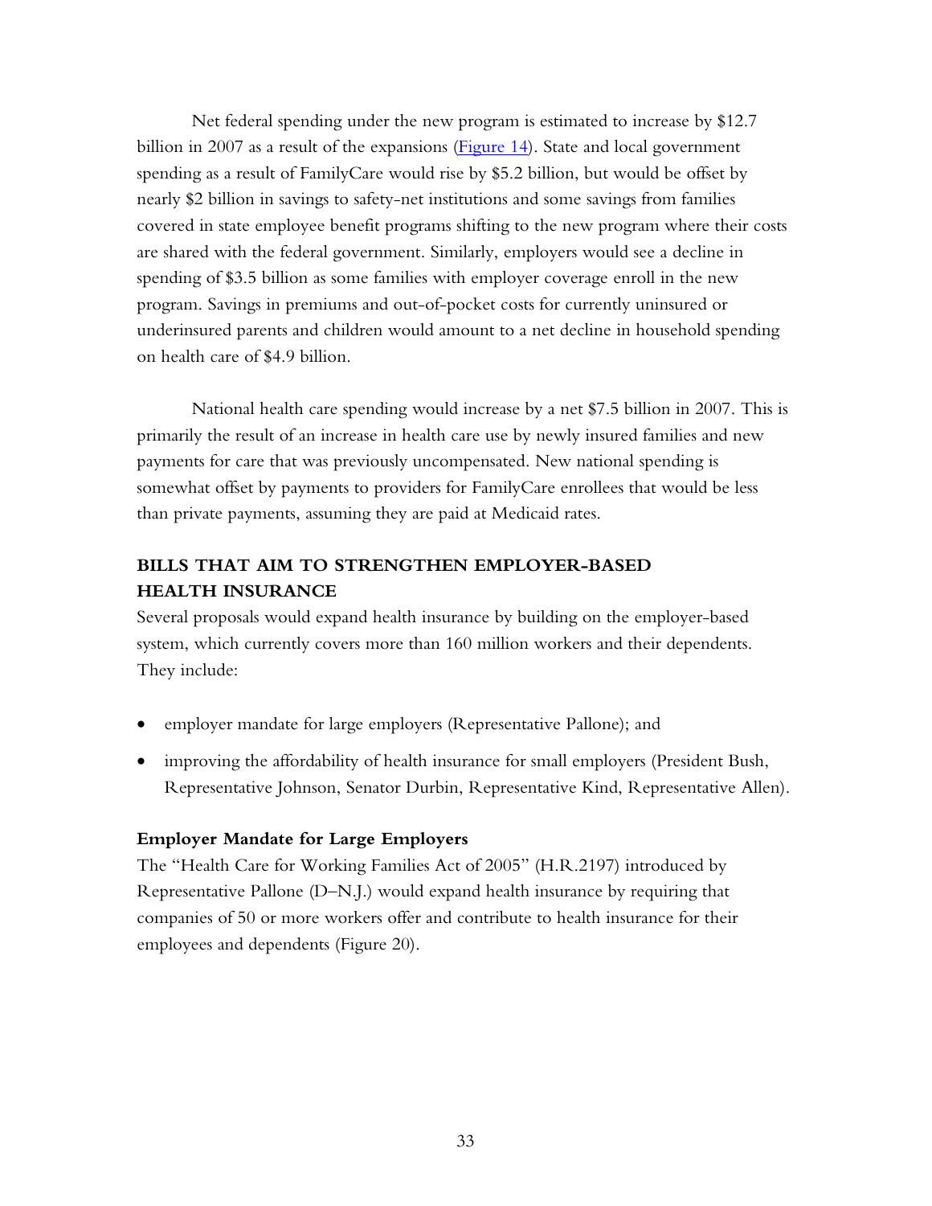Net federal spending under the new program is estimated to increase by $12.7 billion in 2007 as a result of the expansions (Figure 14). State and local government spending as a result of FamilyCare would rise by $5.2 billion, but would be offset by nearly $2 billion in savings to safety-net institutions and some savings from families covered in state employee benefit programs shifting to the new program where their costs are shared with the federal government. Similarly, employers would see a decline in spending of $3.5 billion as some families with employer coverage enroll in the new program. Savings in premiums and out-of-pocket costs for currently uninsured or underinsured parents and children would amount to a net decline in household spending on health care of $4.9 billion.

National health care spending would increase by a net $7.5 billion in 2007. This is primarily the result of an increase in health care use by newly insured families and new payments for care that was previously uncompensated. New national spending is somewhat offset by payments to providers for FamilyCare enrollees that would be less than private payments, assuming they are paid at Medicaid rates.

## BILLS THAT AIM TO STRENGTHEN EMPLOYER-BASED HEALTH INSURANCE

Several proposals would expand health insurance by building on the employer-based system, which currently covers more than 160 million workers and their dependents. They include:

- employer mandate for large employers (Representative Pallone); and
- improving the affordability of health insurance for small employers (President Bush, Representative Johnson, Senator Durbin, Representative Kind, Representative Allen).

### Employer Mandate for Large Employers

The "Health Care for Working Families Act of 2005" (H.R.2197) introduced by Representative Pallone (D–N.J.) would expand health insurance by requiring that companies of 50 or more workers offer and contribute to health insurance for their employees and dependents (Figure 20).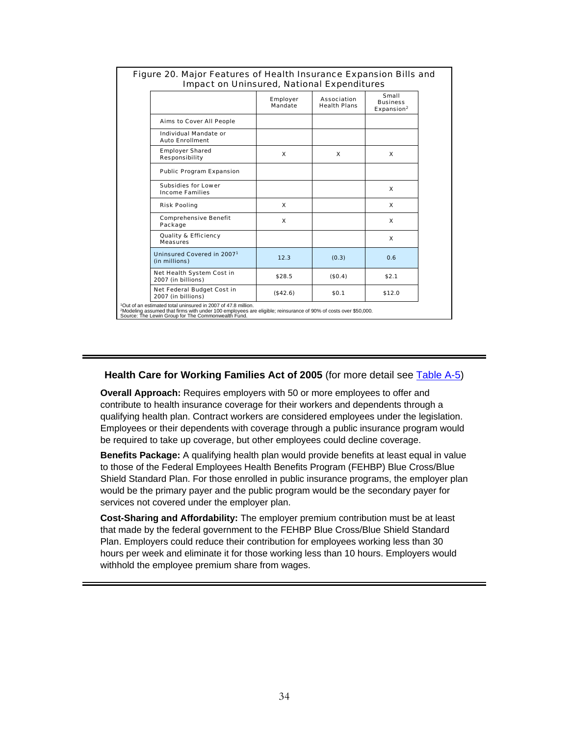**Figure 20. Major Features of Health Insurance Expansion Bills and Impact on Uninsured, National Expenditures**

| | Employer Mandate | Association Health Plans | Small Business Expansion[2] |
|---|---|---|---|
| Aims to Cover All People | | | |
| Individual Mandate or Auto Enrollment | | | |
| Employer Shared Responsibility | X | X | X |
| Public Program Expansion | | | |
| Subsidies for Lower Income Families | | | X |
| Risk Pooling | X | | X |
| Comprehensive Benefit Package | X | | X |
| Quality & Efficiency Measures | | | X |
| Uninsured Covered in 2007[1] (in millions) | 12.3 | (0.3) | 0.6 |
| Net Health System Cost in 2007 (in billions) | $28.5 | ($0.4) | $2.1 |
| Net Federal Budget Cost in 2007 (in billions) | ($42.6) | $0.1 | $12.0 |

[1]Out of an estimated total uninsured in 2007 of 47.8 million.
[2]Modeling assumed that firms with under 100 employees are eligible; reinsurance of 90% of costs over $50,000.
Source: The Lewin Group for The Commonwealth Fund.

---

**Health Care for Working Families Act of 2005** (for more detail see Table A-5)

**Overall Approach:** Requires employers with 50 or more employees to offer and contribute to health insurance coverage for their workers and dependents through a qualifying health plan. Contract workers are considered employees under the legislation. Employees or their dependents with coverage through a public insurance program would be required to take up coverage, but other employees could decline coverage.

**Benefits Package:** A qualifying health plan would provide benefits at least equal in value to those of the Federal Employees Health Benefits Program (FEHBP) Blue Cross/Blue Shield Standard Plan. For those enrolled in public insurance programs, the employer plan would be the primary payer and the public program would be the secondary payer for services not covered under the employer plan.

**Cost-Sharing and Affordability:** The employer premium contribution must be at least that made by the federal government to the FEHBP Blue Cross/Blue Shield Standard Plan. Employers could reduce their contribution for employees working less than 30 hours per week and eliminate it for those working less than 10 hours. Employers would withhold the employee premium share from wages.

---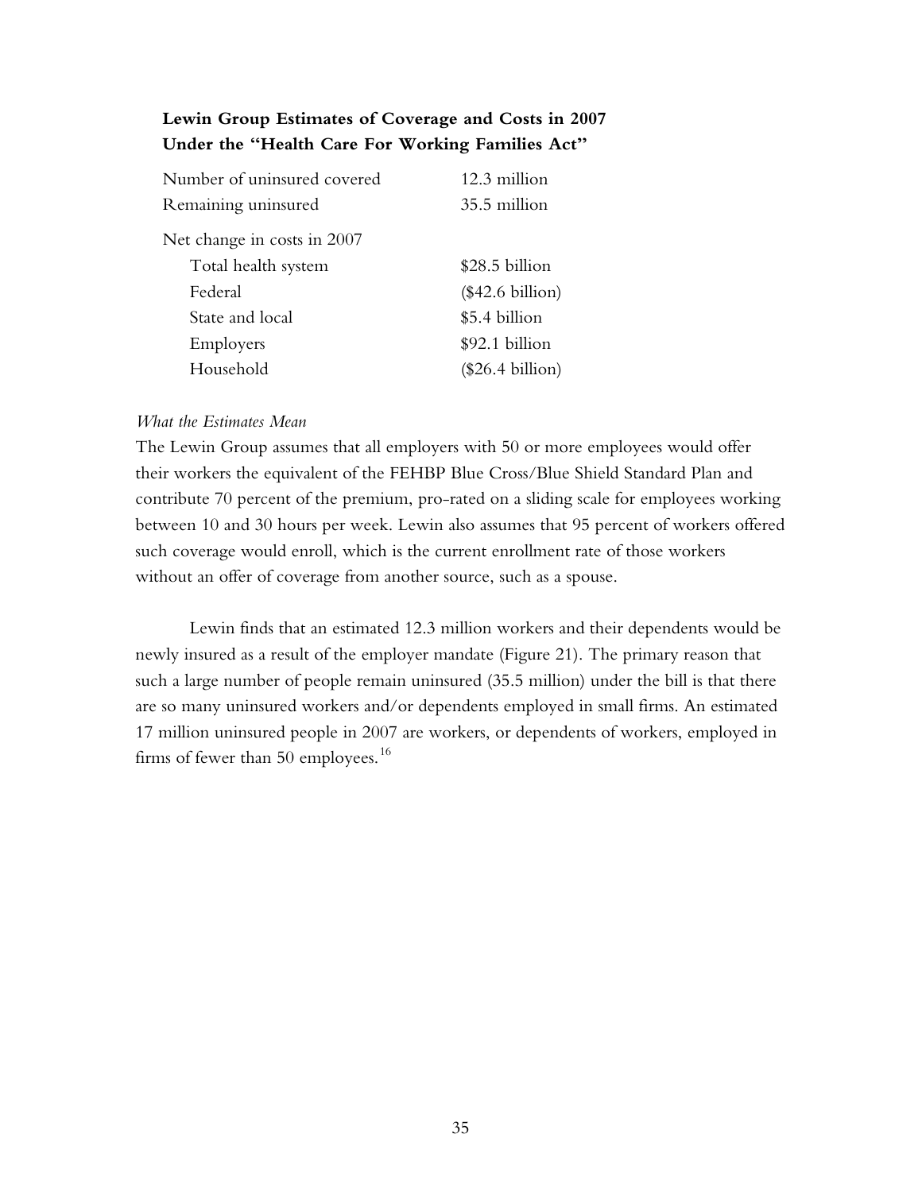**Lewin Group Estimates of Coverage and Costs in 2007 Under the "Health Care For Working Families Act"**

| | |
|---|---|
| Number of uninsured covered | 12.3 million |
| Remaining uninsured | 35.5 million |
| Net change in costs in 2007 | |
| Total health system | $28.5 billion |
| Federal | ($42.6 billion) |
| State and local | $5.4 billion |
| Employers | $92.1 billion |
| Household | ($26.4 billion) |

*What the Estimates Mean*

The Lewin Group assumes that all employers with 50 or more employees would offer their workers the equivalent of the FEHBP Blue Cross/Blue Shield Standard Plan and contribute 70 percent of the premium, pro-rated on a sliding scale for employees working between 10 and 30 hours per week. Lewin also assumes that 95 percent of workers offered such coverage would enroll, which is the current enrollment rate of those workers without an offer of coverage from another source, such as a spouse.

Lewin finds that an estimated 12.3 million workers and their dependents would be newly insured as a result of the employer mandate (Figure 21). The primary reason that such a large number of people remain uninsured (35.5 million) under the bill is that there are so many uninsured workers and/or dependents employed in small firms. An estimated 17 million uninsured people in 2007 are workers, or dependents of workers, employed in firms of fewer than 50 employees.[16]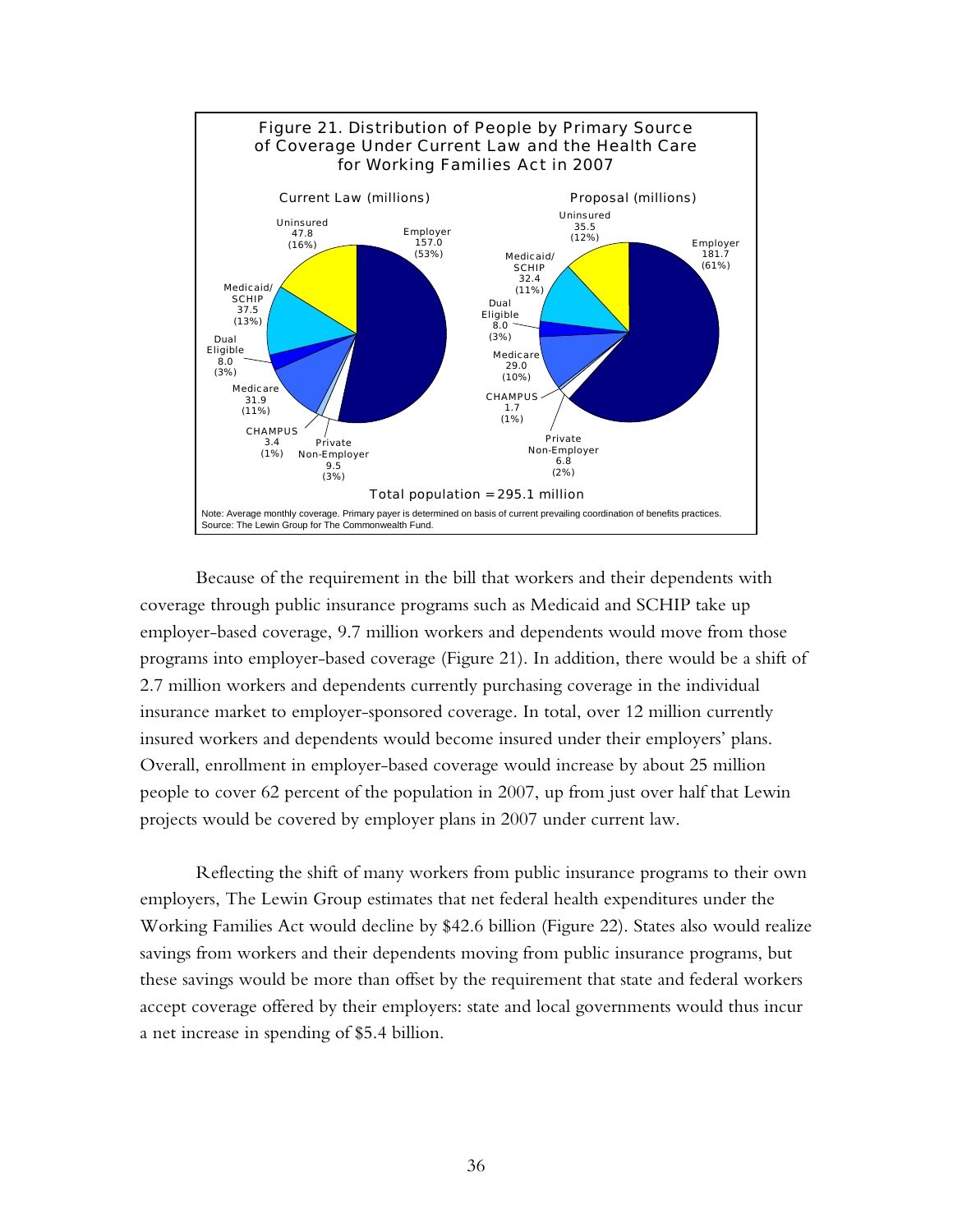**Figure 21. Distribution of People by Primary Source of Coverage Under Current Law and the Health Care for Working Families Act in 2007**

| Source of coverage | Current Law (millions) | Proposal (millions) |
|---|---|---|
| Employer | 157.0 (53%) | 181.7 (61%) |
| Uninsured | 47.8 (16%) | 35.5 (12%) |
| Medicaid/SCHIP | 37.5 (13%) | 32.4 (11%) |
| Dual Eligible | 8.0 (3%) | 8.0 (3%) |
| Medicare | 31.9 (11%) | 29.0 (10%) |
| CHAMPUS | 3.4 (1%) | 1.7 (1%) |
| Private Non-Employer | 9.5 (3%) | 6.8 (2%) |

Total population = 295.1 million

Note: Average monthly coverage. Primary payer is determined on basis of current prevailing coordination of benefits practices.
Source: The Lewin Group for The Commonwealth Fund.

Because of the requirement in the bill that workers and their dependents with coverage through public insurance programs such as Medicaid and SCHIP take up employer-based coverage, 9.7 million workers and dependents would move from those programs into employer-based coverage (Figure 21). In addition, there would be a shift of 2.7 million workers and dependents currently purchasing coverage in the individual insurance market to employer-sponsored coverage. In total, over 12 million currently insured workers and dependents would become insured under their employers' plans. Overall, enrollment in employer-based coverage would increase by about 25 million people to cover 62 percent of the population in 2007, up from just over half that Lewin projects would be covered by employer plans in 2007 under current law.

Reflecting the shift of many workers from public insurance programs to their own employers, The Lewin Group estimates that net federal health expenditures under the Working Families Act would decline by $42.6 billion (Figure 22). States also would realize savings from workers and their dependents moving from public insurance programs, but these savings would be more than offset by the requirement that state and federal workers accept coverage offered by their employers: state and local governments would thus incur a net increase in spending of $5.4 billion.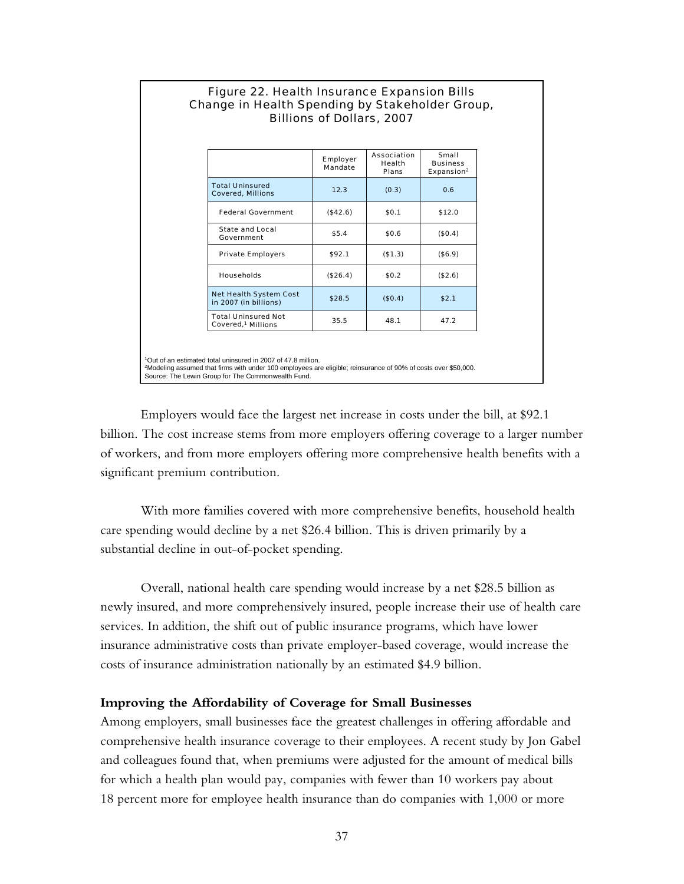Figure 22. Health Insurance Expansion Bills
Change in Health Spending by Stakeholder Group,
Billions of Dollars, 2007

| | Employer Mandate | Association Health Plans | Small Business Expansion[2] |
|---|---|---|---|
| Total Uninsured Covered, Millions | 12.3 | (0.3) | 0.6 |
| Federal Government | ($42.6) | $0.1 | $12.0 |
| State and Local Government | $5.4 | $0.6 | ($0.4) |
| Private Employers | $92.1 | ($1.3) | ($6.9) |
| Households | ($26.4) | $0.2 | ($2.6) |
| Net Health System Cost in 2007 (in billions) | $28.5 | ($0.4) | $2.1 |
| Total Uninsured Not Covered,[1] Millions | 35.5 | 48.1 | 47.2 |

[1]Out of an estimated total uninsured in 2007 of 47.8 million.
[2]Modeling assumed that firms with under 100 employees are eligible; reinsurance of 90% of costs over $50,000.
Source: The Lewin Group for The Commonwealth Fund.

Employers would face the largest net increase in costs under the bill, at $92.1 billion. The cost increase stems from more employers offering coverage to a larger number of workers, and from more employers offering more comprehensive health benefits with a significant premium contribution.

With more families covered with more comprehensive benefits, household health care spending would decline by a net $26.4 billion. This is driven primarily by a substantial decline in out-of-pocket spending.

Overall, national health care spending would increase by a net $28.5 billion as newly insured, and more comprehensively insured, people increase their use of health care services. In addition, the shift out of public insurance programs, which have lower insurance administrative costs than private employer-based coverage, would increase the costs of insurance administration nationally by an estimated $4.9 billion.

**Improving the Affordability of Coverage for Small Businesses**

Among employers, small businesses face the greatest challenges in offering affordable and comprehensive health insurance coverage to their employees. A recent study by Jon Gabel and colleagues found that, when premiums were adjusted for the amount of medical bills for which a health plan would pay, companies with fewer than 10 workers pay about 18 percent more for employee health insurance than do companies with 1,000 or more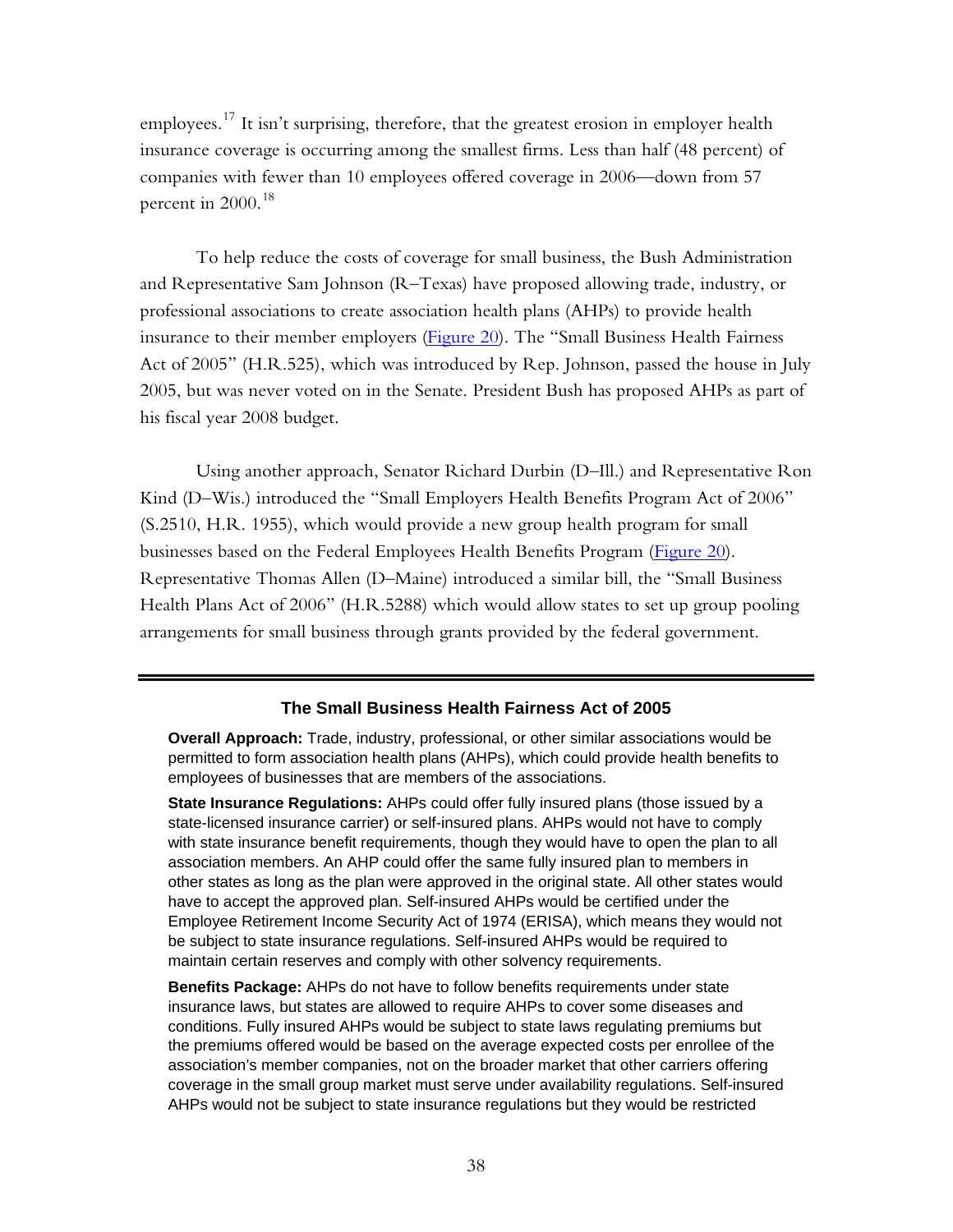employees.[17] It isn't surprising, therefore, that the greatest erosion in employer health insurance coverage is occurring among the smallest firms. Less than half (48 percent) of companies with fewer than 10 employees offered coverage in 2006—down from 57 percent in 2000.[18]

To help reduce the costs of coverage for small business, the Bush Administration and Representative Sam Johnson (R–Texas) have proposed allowing trade, industry, or professional associations to create association health plans (AHPs) to provide health insurance to their member employers (Figure 20). The "Small Business Health Fairness Act of 2005" (H.R.525), which was introduced by Rep. Johnson, passed the house in July 2005, but was never voted on in the Senate. President Bush has proposed AHPs as part of his fiscal year 2008 budget.

Using another approach, Senator Richard Durbin (D–Ill.) and Representative Ron Kind (D–Wis.) introduced the "Small Employers Health Benefits Program Act of 2006" (S.2510, H.R. 1955), which would provide a new group health program for small businesses based on the Federal Employees Health Benefits Program (Figure 20). Representative Thomas Allen (D–Maine) introduced a similar bill, the "Small Business Health Plans Act of 2006" (H.R.5288) which would allow states to set up group pooling arrangements for small business through grants provided by the federal government.

---

### The Small Business Health Fairness Act of 2005

**Overall Approach:** Trade, industry, professional, or other similar associations would be permitted to form association health plans (AHPs), which could provide health benefits to employees of businesses that are members of the associations.

**State Insurance Regulations:** AHPs could offer fully insured plans (those issued by a state-licensed insurance carrier) or self-insured plans. AHPs would not have to comply with state insurance benefit requirements, though they would have to open the plan to all association members. An AHP could offer the same fully insured plan to members in other states as long as the plan were approved in the original state. All other states would have to accept the approved plan. Self-insured AHPs would be certified under the Employee Retirement Income Security Act of 1974 (ERISA), which means they would not be subject to state insurance regulations. Self-insured AHPs would be required to maintain certain reserves and comply with other solvency requirements.

**Benefits Package:** AHPs do not have to follow benefits requirements under state insurance laws, but states are allowed to require AHPs to cover some diseases and conditions. Fully insured AHPs would be subject to state laws regulating premiums but the premiums offered would be based on the average expected costs per enrollee of the association's member companies, not on the broader market that other carriers offering coverage in the small group market must serve under availability regulations. Self-insured AHPs would not be subject to state insurance regulations but they would be restricted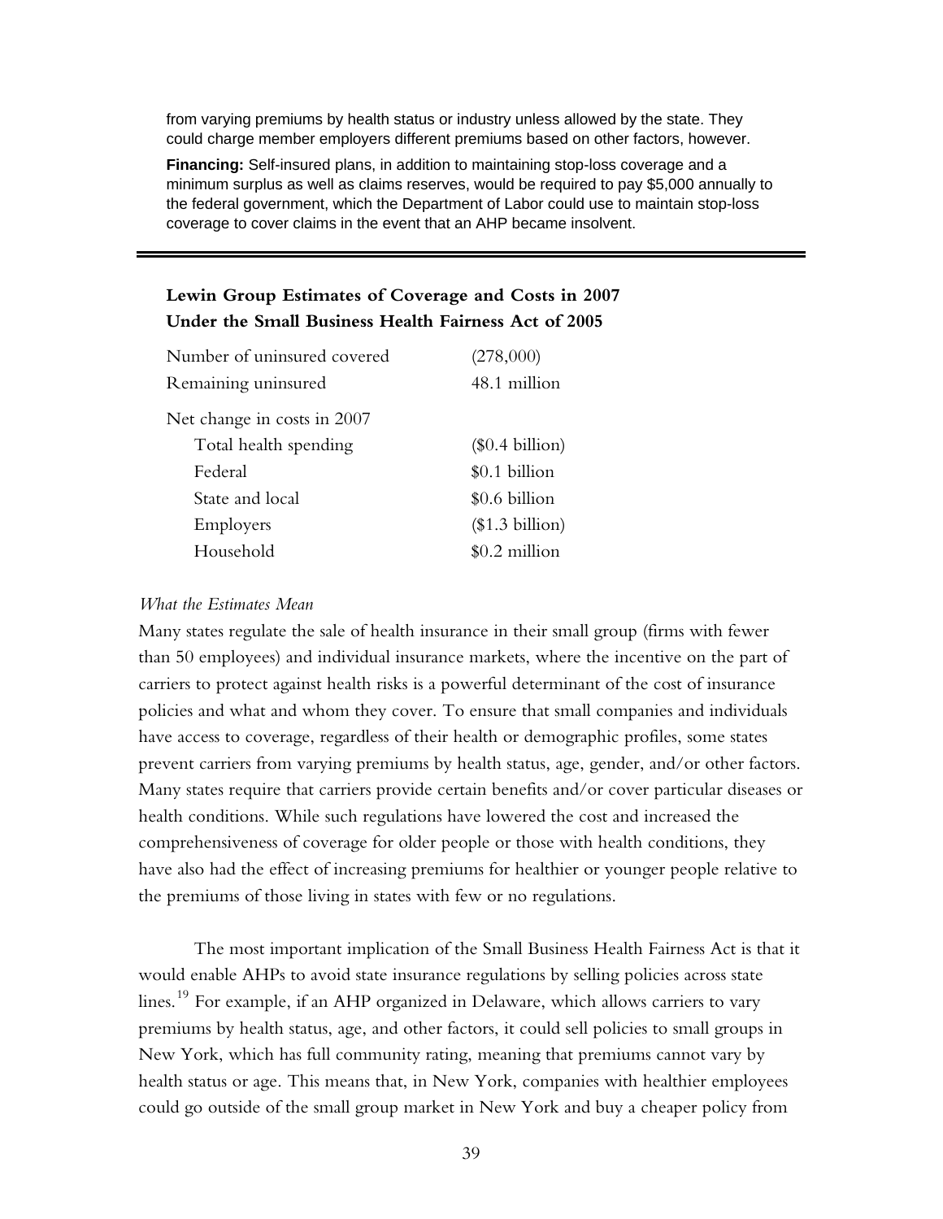from varying premiums by health status or industry unless allowed by the state. They could charge member employers different premiums based on other factors, however.

**Financing:** Self-insured plans, in addition to maintaining stop-loss coverage and a minimum surplus as well as claims reserves, would be required to pay $5,000 annually to the federal government, which the Department of Labor could use to maintain stop-loss coverage to cover claims in the event that an AHP became insolvent.

---

**Lewin Group Estimates of Coverage and Costs in 2007 Under the Small Business Health Fairness Act of 2005**

| | |
|---|---|
| Number of uninsured covered | (278,000) |
| Remaining uninsured | 48.1 million |
| Net change in costs in 2007 | |
| Total health spending | ($0.4 billion) |
| Federal | $0.1 billion |
| State and local | $0.6 billion |
| Employers | ($1.3 billion) |
| Household | $0.2 million |

*What the Estimates Mean*

Many states regulate the sale of health insurance in their small group (firms with fewer than 50 employees) and individual insurance markets, where the incentive on the part of carriers to protect against health risks is a powerful determinant of the cost of insurance policies and what and whom they cover. To ensure that small companies and individuals have access to coverage, regardless of their health or demographic profiles, some states prevent carriers from varying premiums by health status, age, gender, and/or other factors. Many states require that carriers provide certain benefits and/or cover particular diseases or health conditions. While such regulations have lowered the cost and increased the comprehensiveness of coverage for older people or those with health conditions, they have also had the effect of increasing premiums for healthier or younger people relative to the premiums of those living in states with few or no regulations.

The most important implication of the Small Business Health Fairness Act is that it would enable AHPs to avoid state insurance regulations by selling policies across state lines.[19] For example, if an AHP organized in Delaware, which allows carriers to vary premiums by health status, age, and other factors, it could sell policies to small groups in New York, which has full community rating, meaning that premiums cannot vary by health status or age. This means that, in New York, companies with healthier employees could go outside of the small group market in New York and buy a cheaper policy from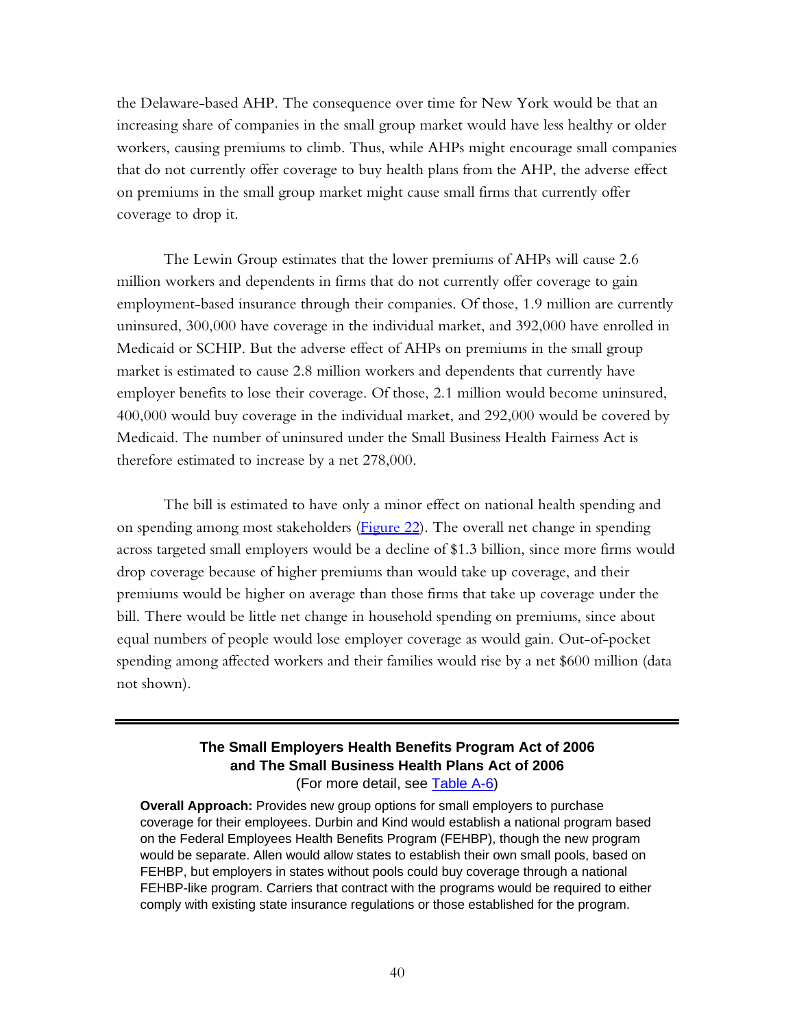the Delaware-based AHP. The consequence over time for New York would be that an increasing share of companies in the small group market would have less healthy or older workers, causing premiums to climb. Thus, while AHPs might encourage small companies that do not currently offer coverage to buy health plans from the AHP, the adverse effect on premiums in the small group market might cause small firms that currently offer coverage to drop it.

The Lewin Group estimates that the lower premiums of AHPs will cause 2.6 million workers and dependents in firms that do not currently offer coverage to gain employment-based insurance through their companies. Of those, 1.9 million are currently uninsured, 300,000 have coverage in the individual market, and 392,000 have enrolled in Medicaid or SCHIP. But the adverse effect of AHPs on premiums in the small group market is estimated to cause 2.8 million workers and dependents that currently have employer benefits to lose their coverage. Of those, 2.1 million would become uninsured, 400,000 would buy coverage in the individual market, and 292,000 would be covered by Medicaid. The number of uninsured under the Small Business Health Fairness Act is therefore estimated to increase by a net 278,000.

The bill is estimated to have only a minor effect on national health spending and on spending among most stakeholders (Figure 22). The overall net change in spending across targeted small employers would be a decline of $1.3 billion, since more firms would drop coverage because of higher premiums than would take up coverage, and their premiums would be higher on average than those firms that take up coverage under the bill. There would be little net change in household spending on premiums, since about equal numbers of people would lose employer coverage as would gain. Out-of-pocket spending among affected workers and their families would rise by a net $600 million (data not shown).

---

### The Small Employers Health Benefits Program Act of 2006 and The Small Business Health Plans Act of 2006

(For more detail, see Table A-6)

**Overall Approach:** Provides new group options for small employers to purchase coverage for their employees. Durbin and Kind would establish a national program based on the Federal Employees Health Benefits Program (FEHBP), though the new program would be separate. Allen would allow states to establish their own small pools, based on FEHBP, but employers in states without pools could buy coverage through a national FEHBP-like program. Carriers that contract with the programs would be required to either comply with existing state insurance regulations or those established for the program.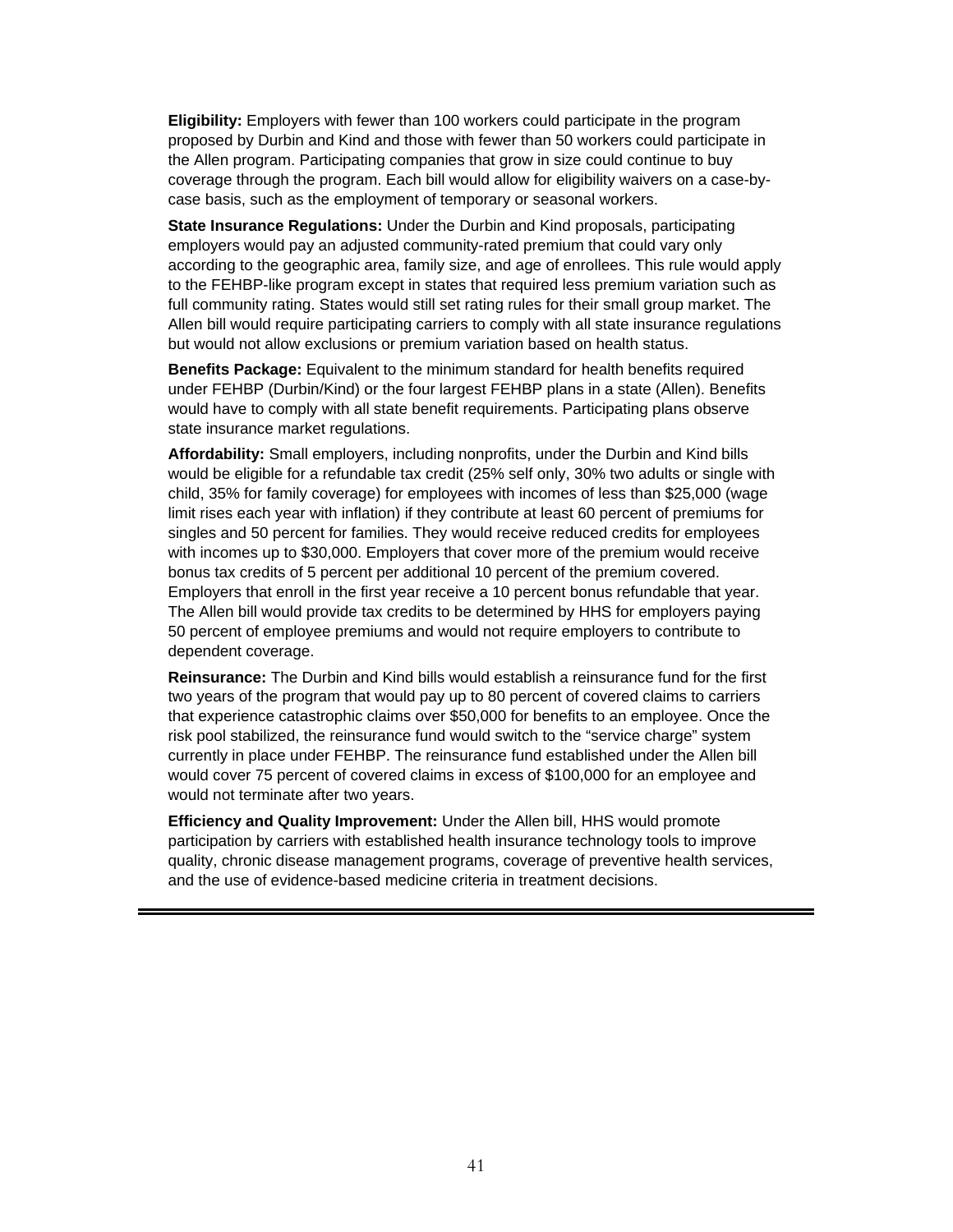**Eligibility:** Employers with fewer than 100 workers could participate in the program proposed by Durbin and Kind and those with fewer than 50 workers could participate in the Allen program. Participating companies that grow in size could continue to buy coverage through the program. Each bill would allow for eligibility waivers on a case-by-case basis, such as the employment of temporary or seasonal workers.

**State Insurance Regulations:** Under the Durbin and Kind proposals, participating employers would pay an adjusted community-rated premium that could vary only according to the geographic area, family size, and age of enrollees. This rule would apply to the FEHBP-like program except in states that required less premium variation such as full community rating. States would still set rating rules for their small group market. The Allen bill would require participating carriers to comply with all state insurance regulations but would not allow exclusions or premium variation based on health status.

**Benefits Package:** Equivalent to the minimum standard for health benefits required under FEHBP (Durbin/Kind) or the four largest FEHBP plans in a state (Allen). Benefits would have to comply with all state benefit requirements. Participating plans observe state insurance market regulations.

**Affordability:** Small employers, including nonprofits, under the Durbin and Kind bills would be eligible for a refundable tax credit (25% self only, 30% two adults or single with child, 35% for family coverage) for employees with incomes of less than $25,000 (wage limit rises each year with inflation) if they contribute at least 60 percent of premiums for singles and 50 percent for families. They would receive reduced credits for employees with incomes up to $30,000. Employers that cover more of the premium would receive bonus tax credits of 5 percent per additional 10 percent of the premium covered. Employers that enroll in the first year receive a 10 percent bonus refundable that year. The Allen bill would provide tax credits to be determined by HHS for employers paying 50 percent of employee premiums and would not require employers to contribute to dependent coverage.

**Reinsurance:** The Durbin and Kind bills would establish a reinsurance fund for the first two years of the program that would pay up to 80 percent of covered claims to carriers that experience catastrophic claims over $50,000 for benefits to an employee. Once the risk pool stabilized, the reinsurance fund would switch to the "service charge" system currently in place under FEHBP. The reinsurance fund established under the Allen bill would cover 75 percent of covered claims in excess of $100,000 for an employee and would not terminate after two years.

**Efficiency and Quality Improvement:** Under the Allen bill, HHS would promote participation by carriers with established health insurance technology tools to improve quality, chronic disease management programs, coverage of preventive health services, and the use of evidence-based medicine criteria in treatment decisions.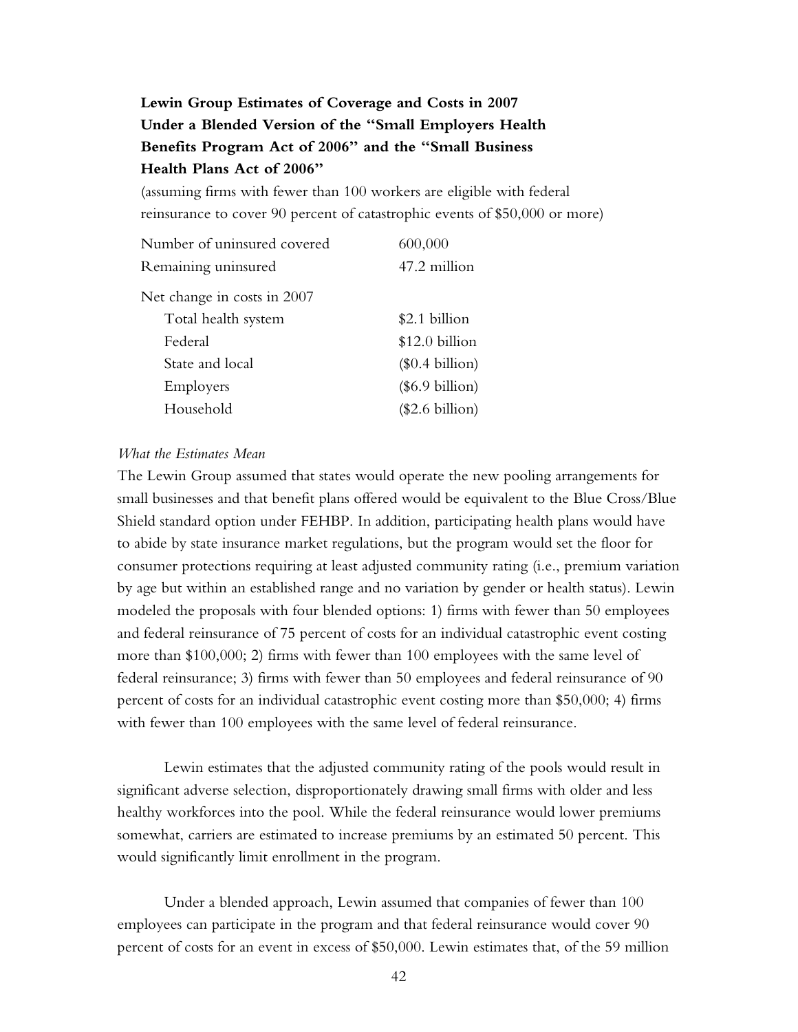**Lewin Group Estimates of Coverage and Costs in 2007 Under a Blended Version of the "Small Employers Health Benefits Program Act of 2006" and the "Small Business Health Plans Act of 2006"**

(assuming firms with fewer than 100 workers are eligible with federal reinsurance to cover 90 percent of catastrophic events of $50,000 or more)

| | |
|---|---|
| Number of uninsured covered | 600,000 |
| Remaining uninsured | 47.2 million |
| Net change in costs in 2007 | |
| Total health system | $2.1 billion |
| Federal | $12.0 billion |
| State and local | ($0.4 billion) |
| Employers | ($6.9 billion) |
| Household | ($2.6 billion) |

*What the Estimates Mean*

The Lewin Group assumed that states would operate the new pooling arrangements for small businesses and that benefit plans offered would be equivalent to the Blue Cross/Blue Shield standard option under FEHBP. In addition, participating health plans would have to abide by state insurance market regulations, but the program would set the floor for consumer protections requiring at least adjusted community rating (i.e., premium variation by age but within an established range and no variation by gender or health status). Lewin modeled the proposals with four blended options: 1) firms with fewer than 50 employees and federal reinsurance of 75 percent of costs for an individual catastrophic event costing more than $100,000; 2) firms with fewer than 100 employees with the same level of federal reinsurance; 3) firms with fewer than 50 employees and federal reinsurance of 90 percent of costs for an individual catastrophic event costing more than $50,000; 4) firms with fewer than 100 employees with the same level of federal reinsurance.

Lewin estimates that the adjusted community rating of the pools would result in significant adverse selection, disproportionately drawing small firms with older and less healthy workforces into the pool. While the federal reinsurance would lower premiums somewhat, carriers are estimated to increase premiums by an estimated 50 percent. This would significantly limit enrollment in the program.

Under a blended approach, Lewin assumed that companies of fewer than 100 employees can participate in the program and that federal reinsurance would cover 90 percent of costs for an event in excess of $50,000. Lewin estimates that, of the 59 million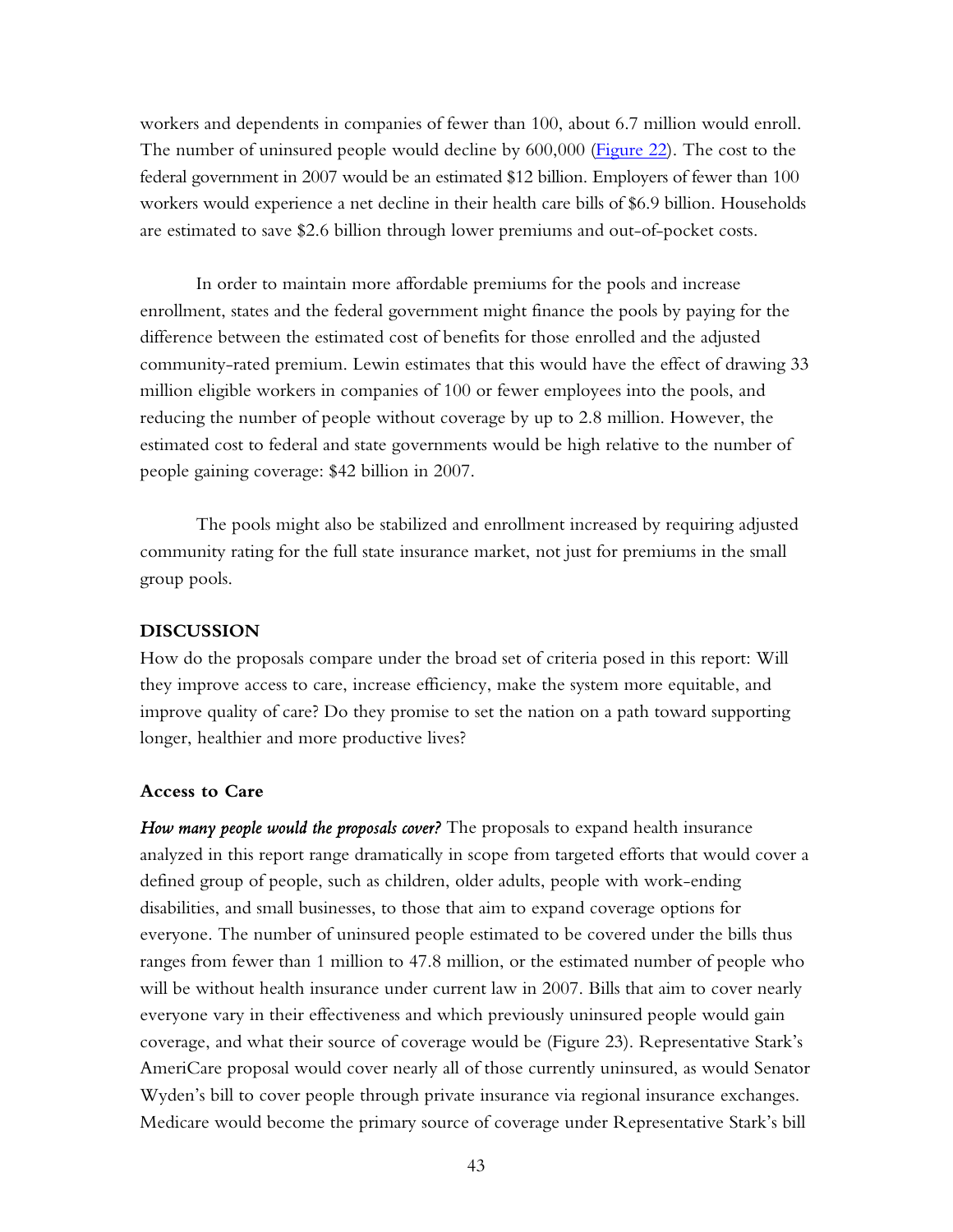workers and dependents in companies of fewer than 100, about 6.7 million would enroll. The number of uninsured people would decline by 600,000 (Figure 22). The cost to the federal government in 2007 would be an estimated $12 billion. Employers of fewer than 100 workers would experience a net decline in their health care bills of $6.9 billion. Households are estimated to save $2.6 billion through lower premiums and out-of-pocket costs.

In order to maintain more affordable premiums for the pools and increase enrollment, states and the federal government might finance the pools by paying for the difference between the estimated cost of benefits for those enrolled and the adjusted community-rated premium. Lewin estimates that this would have the effect of drawing 33 million eligible workers in companies of 100 or fewer employees into the pools, and reducing the number of people without coverage by up to 2.8 million. However, the estimated cost to federal and state governments would be high relative to the number of people gaining coverage: $42 billion in 2007.

The pools might also be stabilized and enrollment increased by requiring adjusted community rating for the full state insurance market, not just for premiums in the small group pools.

## DISCUSSION

How do the proposals compare under the broad set of criteria posed in this report: Will they improve access to care, increase efficiency, make the system more equitable, and improve quality of care? Do they promise to set the nation on a path toward supporting longer, healthier and more productive lives?

### Access to Care

***How many people would the proposals cover?*** The proposals to expand health insurance analyzed in this report range dramatically in scope from targeted efforts that would cover a defined group of people, such as children, older adults, people with work-ending disabilities, and small businesses, to those that aim to expand coverage options for everyone. The number of uninsured people estimated to be covered under the bills thus ranges from fewer than 1 million to 47.8 million, or the estimated number of people who will be without health insurance under current law in 2007. Bills that aim to cover nearly everyone vary in their effectiveness and which previously uninsured people would gain coverage, and what their source of coverage would be (Figure 23). Representative Stark's AmeriCare proposal would cover nearly all of those currently uninsured, as would Senator Wyden's bill to cover people through private insurance via regional insurance exchanges. Medicare would become the primary source of coverage under Representative Stark's bill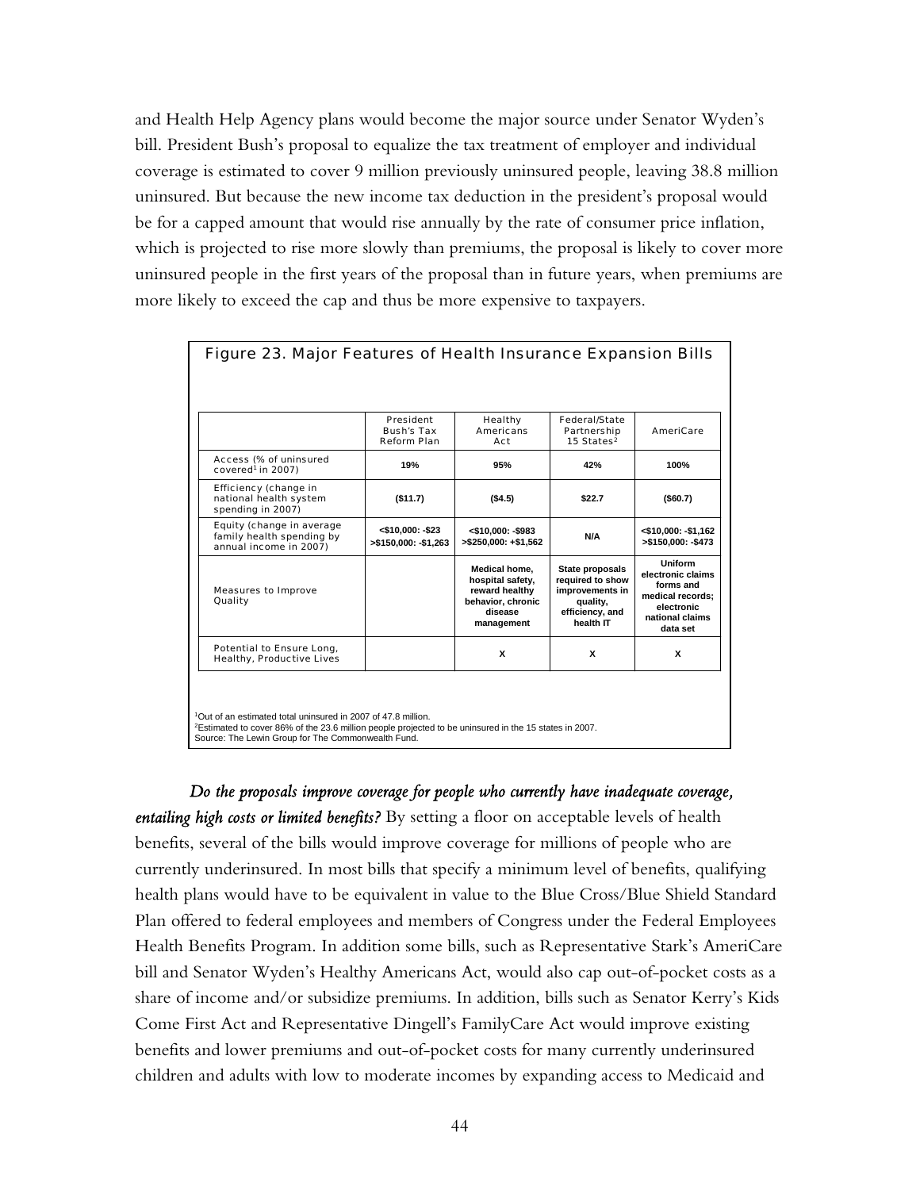and Health Help Agency plans would become the major source under Senator Wyden's bill. President Bush's proposal to equalize the tax treatment of employer and individual coverage is estimated to cover 9 million previously uninsured people, leaving 38.8 million uninsured. But because the new income tax deduction in the president's proposal would be for a capped amount that would rise annually by the rate of consumer price inflation, which is projected to rise more slowly than premiums, the proposal is likely to cover more uninsured people in the first years of the proposal than in future years, when premiums are more likely to exceed the cap and thus be more expensive to taxpayers.

**Figure 23. Major Features of Health Insurance Expansion Bills**

| | President Bush's Tax Reform Plan | Healthy Americans Act | Federal/State Partnership 15 States[2] | AmeriCare |
|---|---|---|---|---|
| Access (% of uninsured covered[1] in 2007) | **19%** | **95%** | **42%** | **100%** |
| Efficiency (change in national health system spending in 2007) | **($11.7)** | **($4.5)** | **$22.7** | **($60.7)** |
| Equity (change in average family health spending by annual income in 2007) | **<$10,000: -$23**<br>**>$150,000: -$1,263** | **<$10,000: -$983**<br>**>$250,000: +$1,562** | **N/A** | **<$10,000: -$1,162**<br>**>$150,000: -$473** |
| Measures to Improve Quality | | **Medical home, hospital safety, reward healthy behavior, chronic disease management** | **State proposals required to show improvements in quality, efficiency, and health IT** | **Uniform electronic claims forms and medical records; electronic national claims data set** |
| Potential to Ensure Long, Healthy, Productive Lives | | **X** | **X** | **X** |

[1]Out of an estimated total uninsured in 2007 of 47.8 million.
[2]Estimated to cover 86% of the 23.6 million people projected to be uninsured in the 15 states in 2007.
Source: The Lewin Group for The Commonwealth Fund.

***Do the proposals improve coverage for people who currently have inadequate coverage, entailing high costs or limited benefits?*** By setting a floor on acceptable levels of health benefits, several of the bills would improve coverage for millions of people who are currently underinsured. In most bills that specify a minimum level of benefits, qualifying health plans would have to be equivalent in value to the Blue Cross/Blue Shield Standard Plan offered to federal employees and members of Congress under the Federal Employees Health Benefits Program. In addition some bills, such as Representative Stark's AmeriCare bill and Senator Wyden's Healthy Americans Act, would also cap out-of-pocket costs as a share of income and/or subsidize premiums. In addition, bills such as Senator Kerry's Kids Come First Act and Representative Dingell's FamilyCare Act would improve existing benefits and lower premiums and out-of-pocket costs for many currently underinsured children and adults with low to moderate incomes by expanding access to Medicaid and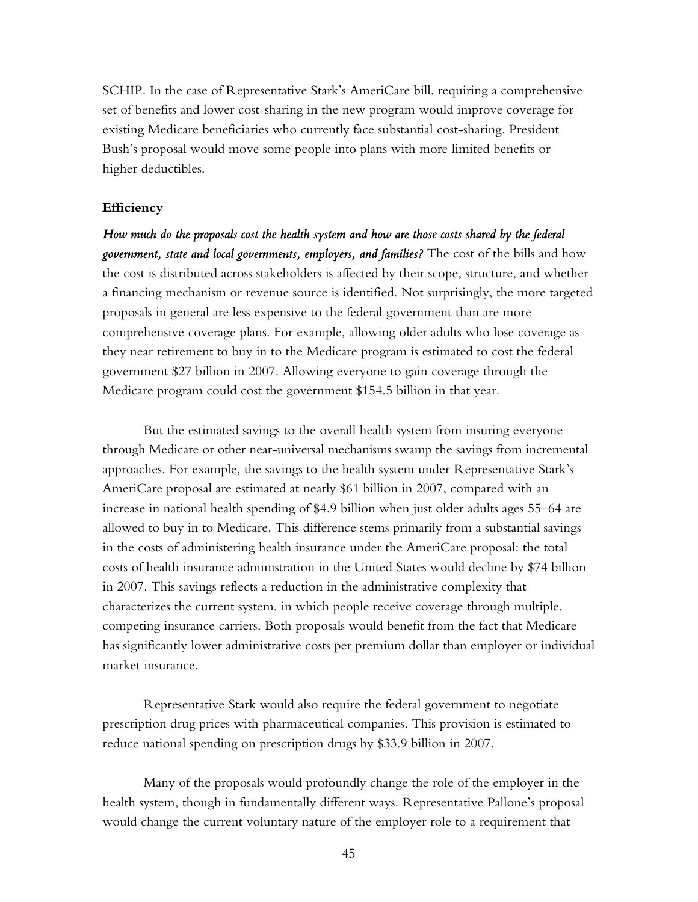SCHIP. In the case of Representative Stark's AmeriCare bill, requiring a comprehensive set of benefits and lower cost-sharing in the new program would improve coverage for existing Medicare beneficiaries who currently face substantial cost-sharing. President Bush's proposal would move some people into plans with more limited benefits or higher deductibles.

**Efficiency**

***How much do the proposals cost the health system and how are those costs shared by the federal government, state and local governments, employers, and families?*** The cost of the bills and how the cost is distributed across stakeholders is affected by their scope, structure, and whether a financing mechanism or revenue source is identified. Not surprisingly, the more targeted proposals in general are less expensive to the federal government than are more comprehensive coverage plans. For example, allowing older adults who lose coverage as they near retirement to buy in to the Medicare program is estimated to cost the federal government $27 billion in 2007. Allowing everyone to gain coverage through the Medicare program could cost the government $154.5 billion in that year.

But the estimated savings to the overall health system from insuring everyone through Medicare or other near-universal mechanisms swamp the savings from incremental approaches. For example, the savings to the health system under Representative Stark's AmeriCare proposal are estimated at nearly $61 billion in 2007, compared with an increase in national health spending of $4.9 billion when just older adults ages 55–64 are allowed to buy in to Medicare. This difference stems primarily from a substantial savings in the costs of administering health insurance under the AmeriCare proposal: the total costs of health insurance administration in the United States would decline by $74 billion in 2007. This savings reflects a reduction in the administrative complexity that characterizes the current system, in which people receive coverage through multiple, competing insurance carriers. Both proposals would benefit from the fact that Medicare has significantly lower administrative costs per premium dollar than employer or individual market insurance.

Representative Stark would also require the federal government to negotiate prescription drug prices with pharmaceutical companies. This provision is estimated to reduce national spending on prescription drugs by $33.9 billion in 2007.

Many of the proposals would profoundly change the role of the employer in the health system, though in fundamentally different ways. Representative Pallone's proposal would change the current voluntary nature of the employer role to a requirement that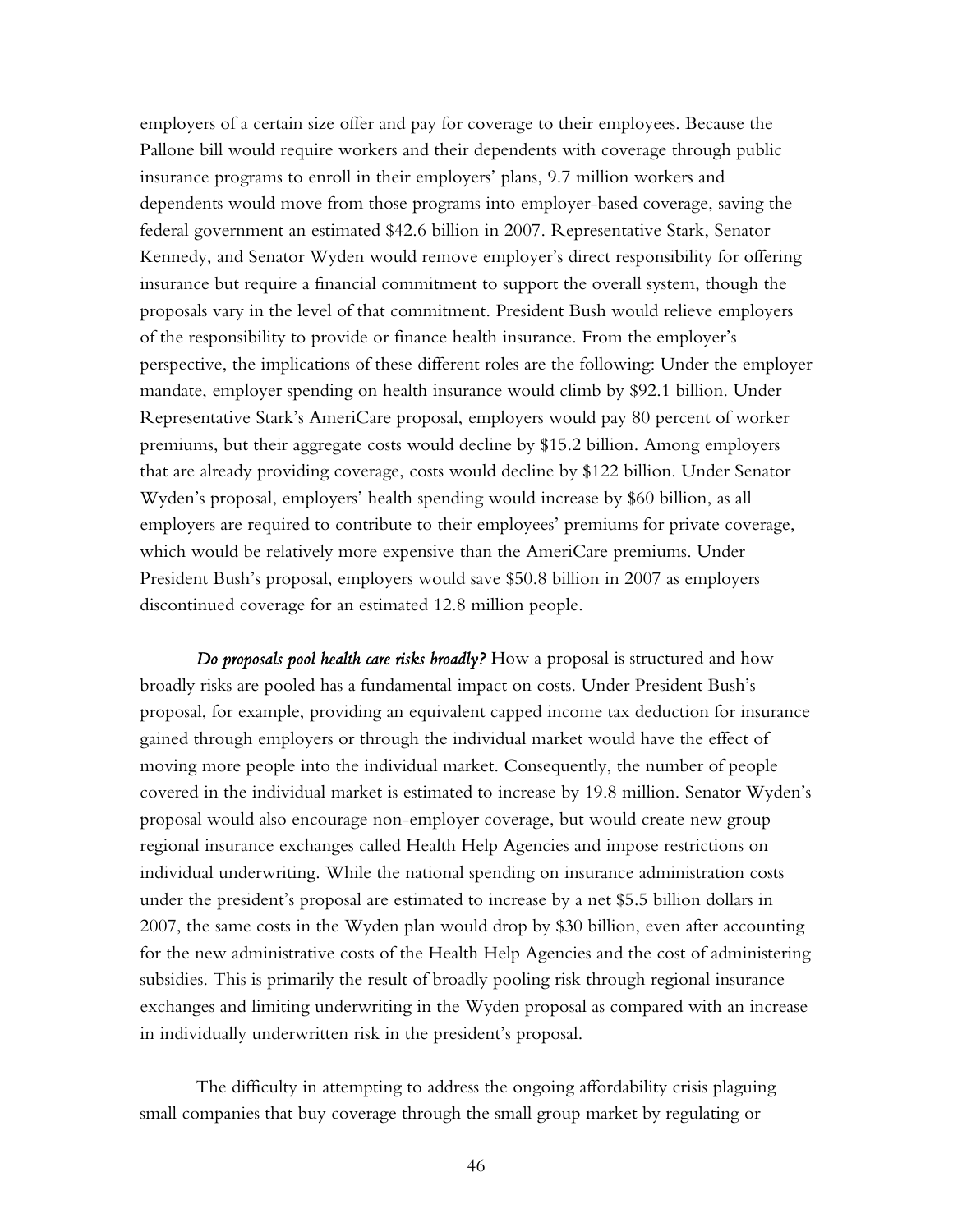employers of a certain size offer and pay for coverage to their employees. Because the Pallone bill would require workers and their dependents with coverage through public insurance programs to enroll in their employers' plans, 9.7 million workers and dependents would move from those programs into employer-based coverage, saving the federal government an estimated $42.6 billion in 2007. Representative Stark, Senator Kennedy, and Senator Wyden would remove employer's direct responsibility for offering insurance but require a financial commitment to support the overall system, though the proposals vary in the level of that commitment. President Bush would relieve employers of the responsibility to provide or finance health insurance. From the employer's perspective, the implications of these different roles are the following: Under the employer mandate, employer spending on health insurance would climb by $92.1 billion. Under Representative Stark's AmeriCare proposal, employers would pay 80 percent of worker premiums, but their aggregate costs would decline by $15.2 billion. Among employers that are already providing coverage, costs would decline by $122 billion. Under Senator Wyden's proposal, employers' health spending would increase by $60 billion, as all employers are required to contribute to their employees' premiums for private coverage, which would be relatively more expensive than the AmeriCare premiums. Under President Bush's proposal, employers would save $50.8 billion in 2007 as employers discontinued coverage for an estimated 12.8 million people.

***Do proposals pool health care risks broadly?*** How a proposal is structured and how broadly risks are pooled has a fundamental impact on costs. Under President Bush's proposal, for example, providing an equivalent capped income tax deduction for insurance gained through employers or through the individual market would have the effect of moving more people into the individual market. Consequently, the number of people covered in the individual market is estimated to increase by 19.8 million. Senator Wyden's proposal would also encourage non-employer coverage, but would create new group regional insurance exchanges called Health Help Agencies and impose restrictions on individual underwriting. While the national spending on insurance administration costs under the president's proposal are estimated to increase by a net $5.5 billion dollars in 2007, the same costs in the Wyden plan would drop by $30 billion, even after accounting for the new administrative costs of the Health Help Agencies and the cost of administering subsidies. This is primarily the result of broadly pooling risk through regional insurance exchanges and limiting underwriting in the Wyden proposal as compared with an increase in individually underwritten risk in the president's proposal.

The difficulty in attempting to address the ongoing affordability crisis plaguing small companies that buy coverage through the small group market by regulating or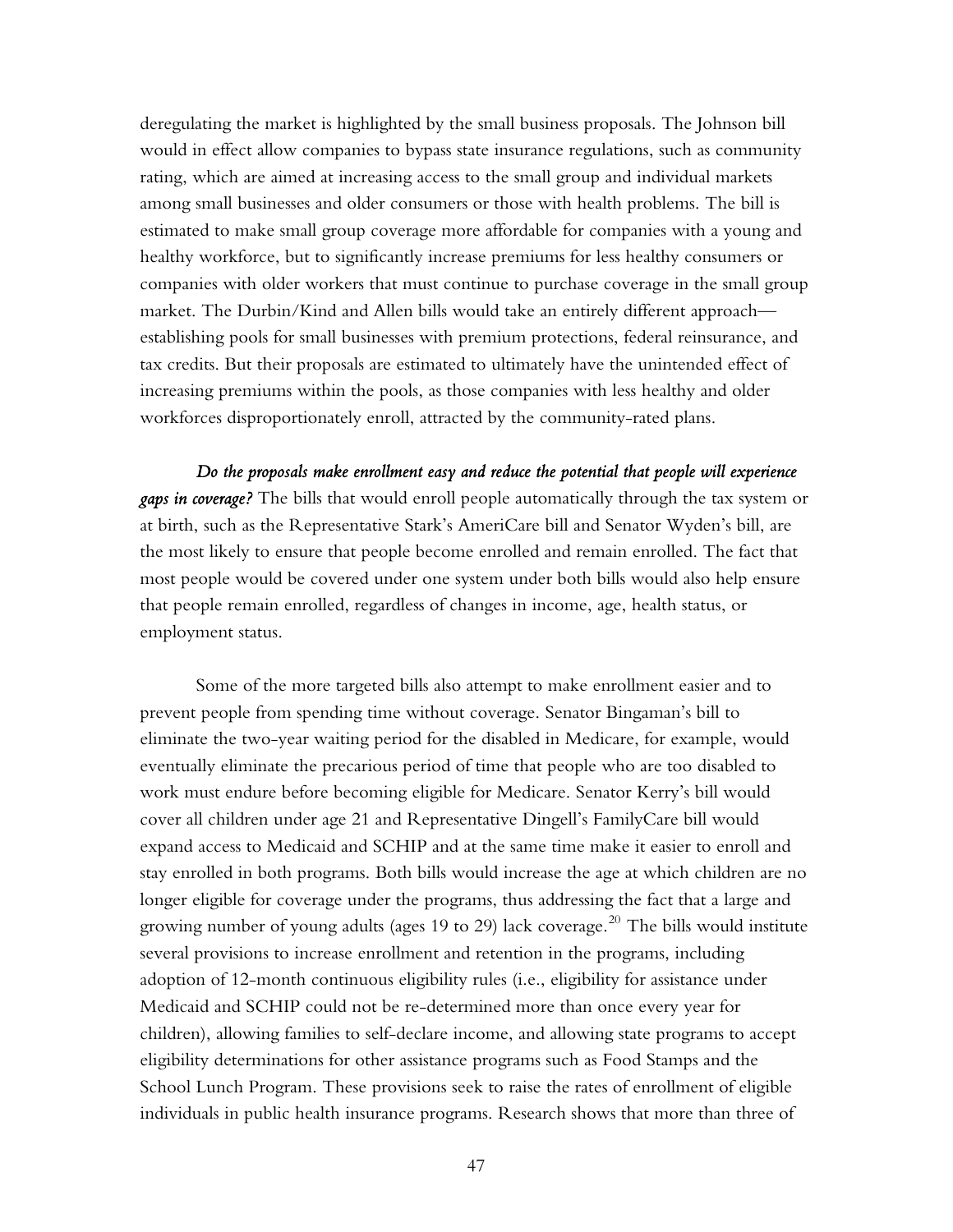deregulating the market is highlighted by the small business proposals. The Johnson bill would in effect allow companies to bypass state insurance regulations, such as community rating, which are aimed at increasing access to the small group and individual markets among small businesses and older consumers or those with health problems. The bill is estimated to make small group coverage more affordable for companies with a young and healthy workforce, but to significantly increase premiums for less healthy consumers or companies with older workers that must continue to purchase coverage in the small group market. The Durbin/Kind and Allen bills would take an entirely different approach—establishing pools for small businesses with premium protections, federal reinsurance, and tax credits. But their proposals are estimated to ultimately have the unintended effect of increasing premiums within the pools, as those companies with less healthy and older workforces disproportionately enroll, attracted by the community-rated plans.

***Do the proposals make enrollment easy and reduce the potential that people will experience gaps in coverage?*** The bills that would enroll people automatically through the tax system or at birth, such as the Representative Stark's AmeriCare bill and Senator Wyden's bill, are the most likely to ensure that people become enrolled and remain enrolled. The fact that most people would be covered under one system under both bills would also help ensure that people remain enrolled, regardless of changes in income, age, health status, or employment status.

Some of the more targeted bills also attempt to make enrollment easier and to prevent people from spending time without coverage. Senator Bingaman's bill to eliminate the two-year waiting period for the disabled in Medicare, for example, would eventually eliminate the precarious period of time that people who are too disabled to work must endure before becoming eligible for Medicare. Senator Kerry's bill would cover all children under age 21 and Representative Dingell's FamilyCare bill would expand access to Medicaid and SCHIP and at the same time make it easier to enroll and stay enrolled in both programs. Both bills would increase the age at which children are no longer eligible for coverage under the programs, thus addressing the fact that a large and growing number of young adults (ages 19 to 29) lack coverage.[20] The bills would institute several provisions to increase enrollment and retention in the programs, including adoption of 12-month continuous eligibility rules (i.e., eligibility for assistance under Medicaid and SCHIP could not be re-determined more than once every year for children), allowing families to self-declare income, and allowing state programs to accept eligibility determinations for other assistance programs such as Food Stamps and the School Lunch Program. These provisions seek to raise the rates of enrollment of eligible individuals in public health insurance programs. Research shows that more than three of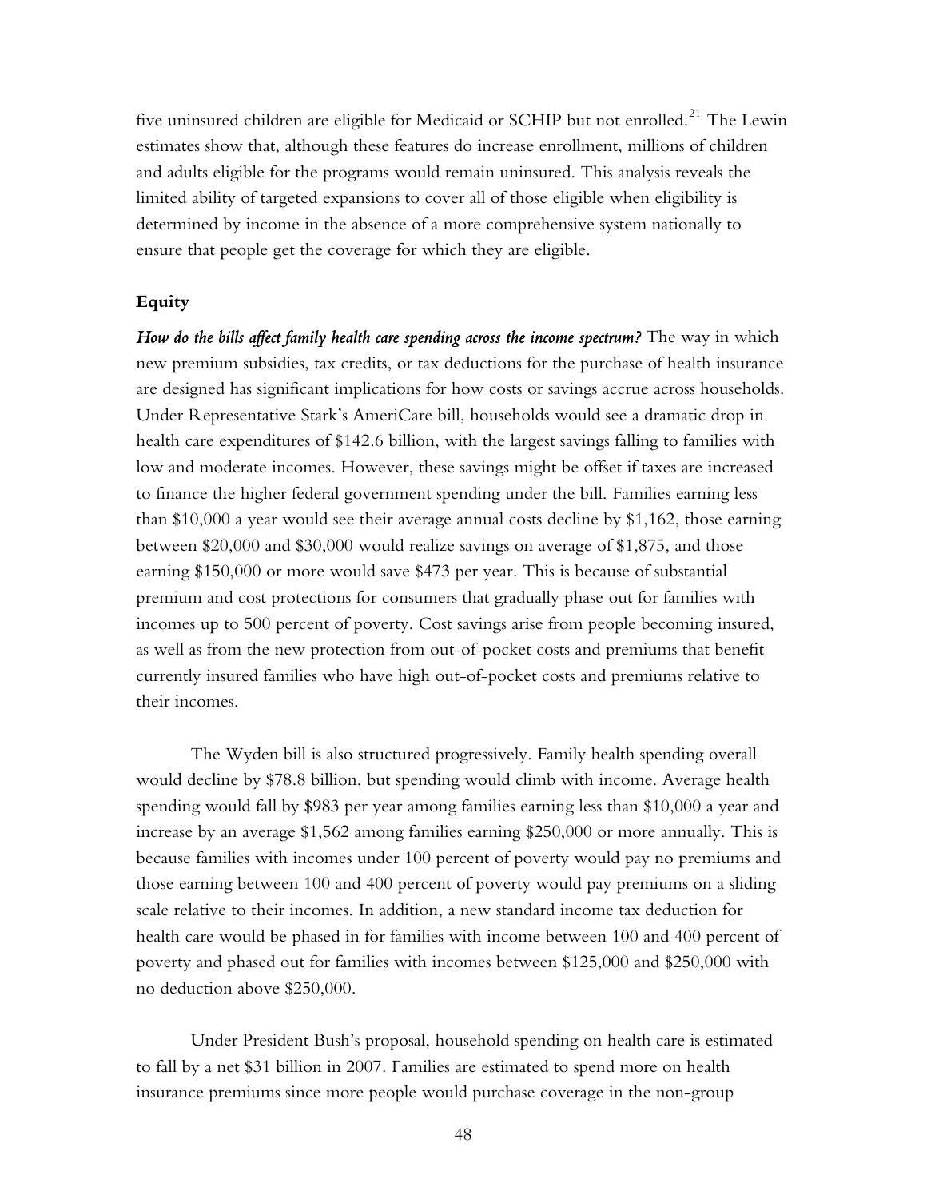five uninsured children are eligible for Medicaid or SCHIP but not enrolled.[21] The Lewin estimates show that, although these features do increase enrollment, millions of children and adults eligible for the programs would remain uninsured. This analysis reveals the limited ability of targeted expansions to cover all of those eligible when eligibility is determined by income in the absence of a more comprehensive system nationally to ensure that people get the coverage for which they are eligible.

**Equity**

***How do the bills affect family health care spending across the income spectrum?*** The way in which new premium subsidies, tax credits, or tax deductions for the purchase of health insurance are designed has significant implications for how costs or savings accrue across households. Under Representative Stark's AmeriCare bill, households would see a dramatic drop in health care expenditures of $142.6 billion, with the largest savings falling to families with low and moderate incomes. However, these savings might be offset if taxes are increased to finance the higher federal government spending under the bill. Families earning less than $10,000 a year would see their average annual costs decline by $1,162, those earning between $20,000 and $30,000 would realize savings on average of $1,875, and those earning $150,000 or more would save $473 per year. This is because of substantial premium and cost protections for consumers that gradually phase out for families with incomes up to 500 percent of poverty. Cost savings arise from people becoming insured, as well as from the new protection from out-of-pocket costs and premiums that benefit currently insured families who have high out-of-pocket costs and premiums relative to their incomes.

The Wyden bill is also structured progressively. Family health spending overall would decline by $78.8 billion, but spending would climb with income. Average health spending would fall by $983 per year among families earning less than $10,000 a year and increase by an average $1,562 among families earning $250,000 or more annually. This is because families with incomes under 100 percent of poverty would pay no premiums and those earning between 100 and 400 percent of poverty would pay premiums on a sliding scale relative to their incomes. In addition, a new standard income tax deduction for health care would be phased in for families with income between 100 and 400 percent of poverty and phased out for families with incomes between $125,000 and $250,000 with no deduction above $250,000.

Under President Bush's proposal, household spending on health care is estimated to fall by a net $31 billion in 2007. Families are estimated to spend more on health insurance premiums since more people would purchase coverage in the non-group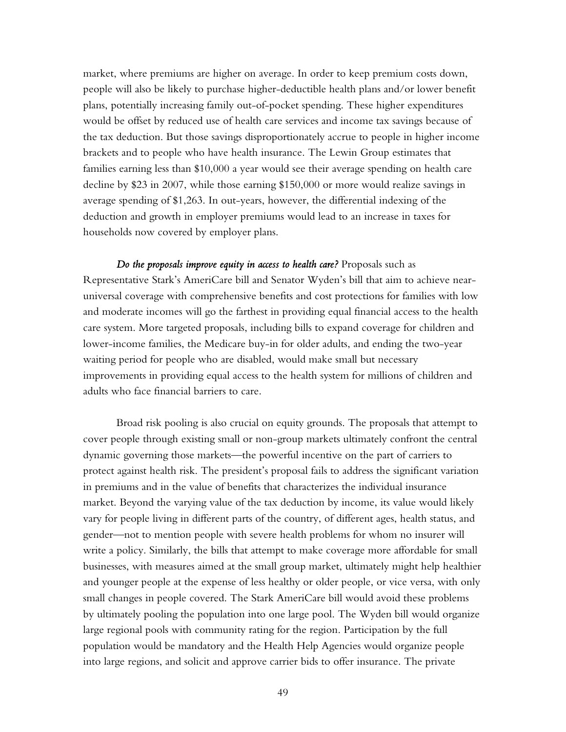market, where premiums are higher on average. In order to keep premium costs down, people will also be likely to purchase higher-deductible health plans and/or lower benefit plans, potentially increasing family out-of-pocket spending. These higher expenditures would be offset by reduced use of health care services and income tax savings because of the tax deduction. But those savings disproportionately accrue to people in higher income brackets and to people who have health insurance. The Lewin Group estimates that families earning less than $10,000 a year would see their average spending on health care decline by $23 in 2007, while those earning $150,000 or more would realize savings in average spending of $1,263. In out-years, however, the differential indexing of the deduction and growth in employer premiums would lead to an increase in taxes for households now covered by employer plans.

***Do the proposals improve equity in access to health care?*** Proposals such as Representative Stark's AmeriCare bill and Senator Wyden's bill that aim to achieve near-universal coverage with comprehensive benefits and cost protections for families with low and moderate incomes will go the farthest in providing equal financial access to the health care system. More targeted proposals, including bills to expand coverage for children and lower-income families, the Medicare buy-in for older adults, and ending the two-year waiting period for people who are disabled, would make small but necessary improvements in providing equal access to the health system for millions of children and adults who face financial barriers to care.

Broad risk pooling is also crucial on equity grounds. The proposals that attempt to cover people through existing small or non-group markets ultimately confront the central dynamic governing those markets—the powerful incentive on the part of carriers to protect against health risk. The president's proposal fails to address the significant variation in premiums and in the value of benefits that characterizes the individual insurance market. Beyond the varying value of the tax deduction by income, its value would likely vary for people living in different parts of the country, of different ages, health status, and gender—not to mention people with severe health problems for whom no insurer will write a policy. Similarly, the bills that attempt to make coverage more affordable for small businesses, with measures aimed at the small group market, ultimately might help healthier and younger people at the expense of less healthy or older people, or vice versa, with only small changes in people covered. The Stark AmeriCare bill would avoid these problems by ultimately pooling the population into one large pool. The Wyden bill would organize large regional pools with community rating for the region. Participation by the full population would be mandatory and the Health Help Agencies would organize people into large regions, and solicit and approve carrier bids to offer insurance. The private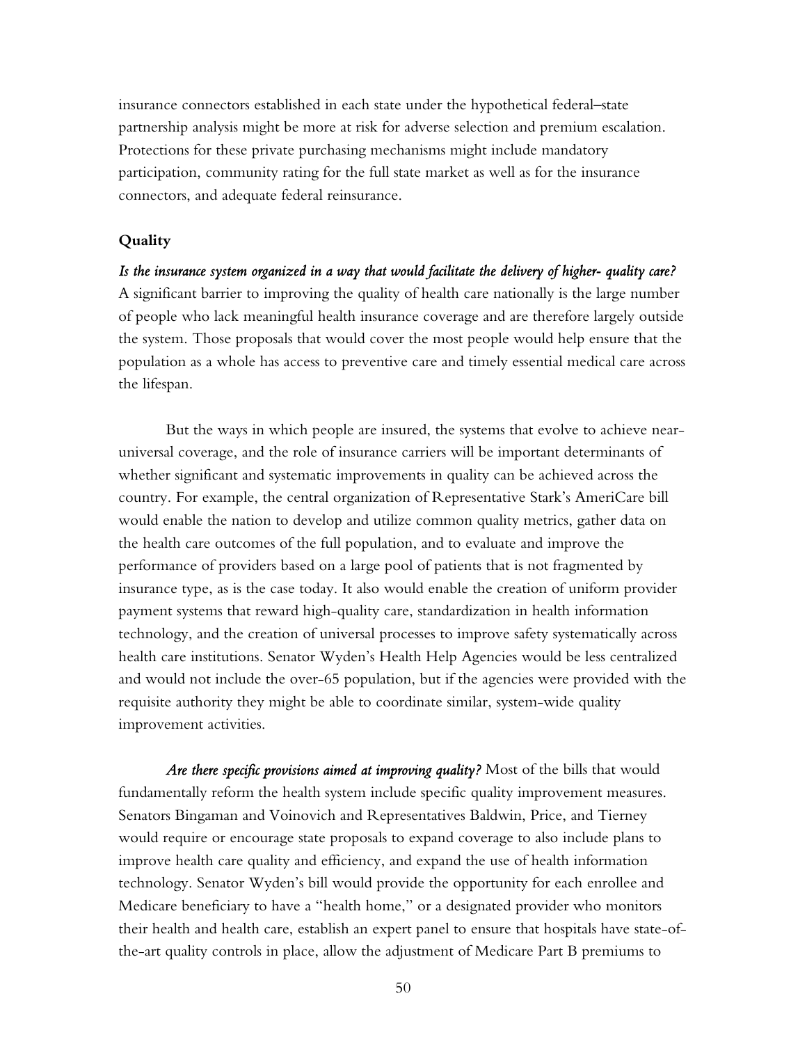insurance connectors established in each state under the hypothetical federal–state partnership analysis might be more at risk for adverse selection and premium escalation. Protections for these private purchasing mechanisms might include mandatory participation, community rating for the full state market as well as for the insurance connectors, and adequate federal reinsurance.

### Quality

***Is the insurance system organized in a way that would facilitate the delivery of higher- quality care?*** A significant barrier to improving the quality of health care nationally is the large number of people who lack meaningful health insurance coverage and are therefore largely outside the system. Those proposals that would cover the most people would help ensure that the population as a whole has access to preventive care and timely essential medical care across the lifespan.

But the ways in which people are insured, the systems that evolve to achieve near-universal coverage, and the role of insurance carriers will be important determinants of whether significant and systematic improvements in quality can be achieved across the country. For example, the central organization of Representative Stark's AmeriCare bill would enable the nation to develop and utilize common quality metrics, gather data on the health care outcomes of the full population, and to evaluate and improve the performance of providers based on a large pool of patients that is not fragmented by insurance type, as is the case today. It also would enable the creation of uniform provider payment systems that reward high-quality care, standardization in health information technology, and the creation of universal processes to improve safety systematically across health care institutions. Senator Wyden's Health Help Agencies would be less centralized and would not include the over-65 population, but if the agencies were provided with the requisite authority they might be able to coordinate similar, system-wide quality improvement activities.

***Are there specific provisions aimed at improving quality?*** Most of the bills that would fundamentally reform the health system include specific quality improvement measures. Senators Bingaman and Voinovich and Representatives Baldwin, Price, and Tierney would require or encourage state proposals to expand coverage to also include plans to improve health care quality and efficiency, and expand the use of health information technology. Senator Wyden's bill would provide the opportunity for each enrollee and Medicare beneficiary to have a "health home," or a designated provider who monitors their health and health care, establish an expert panel to ensure that hospitals have state-of-the-art quality controls in place, allow the adjustment of Medicare Part B premiums to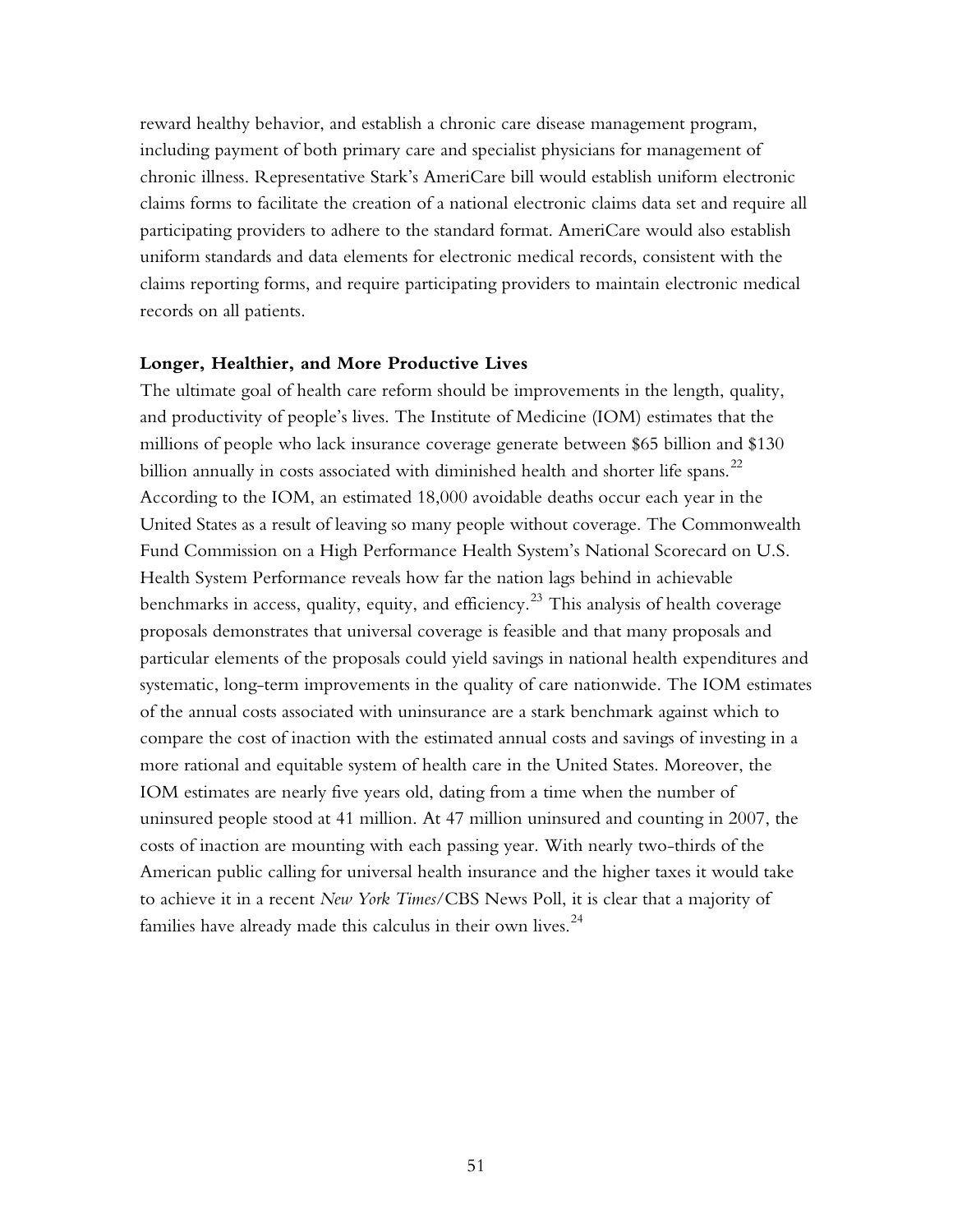reward healthy behavior, and establish a chronic care disease management program, including payment of both primary care and specialist physicians for management of chronic illness. Representative Stark's AmeriCare bill would establish uniform electronic claims forms to facilitate the creation of a national electronic claims data set and require all participating providers to adhere to the standard format. AmeriCare would also establish uniform standards and data elements for electronic medical records, consistent with the claims reporting forms, and require participating providers to maintain electronic medical records on all patients.

### Longer, Healthier, and More Productive Lives

The ultimate goal of health care reform should be improvements in the length, quality, and productivity of people's lives. The Institute of Medicine (IOM) estimates that the millions of people who lack insurance coverage generate between $65 billion and $130 billion annually in costs associated with diminished health and shorter life spans.[22] According to the IOM, an estimated 18,000 avoidable deaths occur each year in the United States as a result of leaving so many people without coverage. The Commonwealth Fund Commission on a High Performance Health System's National Scorecard on U.S. Health System Performance reveals how far the nation lags behind in achievable benchmarks in access, quality, equity, and efficiency.[23] This analysis of health coverage proposals demonstrates that universal coverage is feasible and that many proposals and particular elements of the proposals could yield savings in national health expenditures and systematic, long-term improvements in the quality of care nationwide. The IOM estimates of the annual costs associated with uninsurance are a stark benchmark against which to compare the cost of inaction with the estimated annual costs and savings of investing in a more rational and equitable system of health care in the United States. Moreover, the IOM estimates are nearly five years old, dating from a time when the number of uninsured people stood at 41 million. At 47 million uninsured and counting in 2007, the costs of inaction are mounting with each passing year. With nearly two-thirds of the American public calling for universal health insurance and the higher taxes it would take to achieve it in a recent *New York Times*/CBS News Poll, it is clear that a majority of families have already made this calculus in their own lives.[24]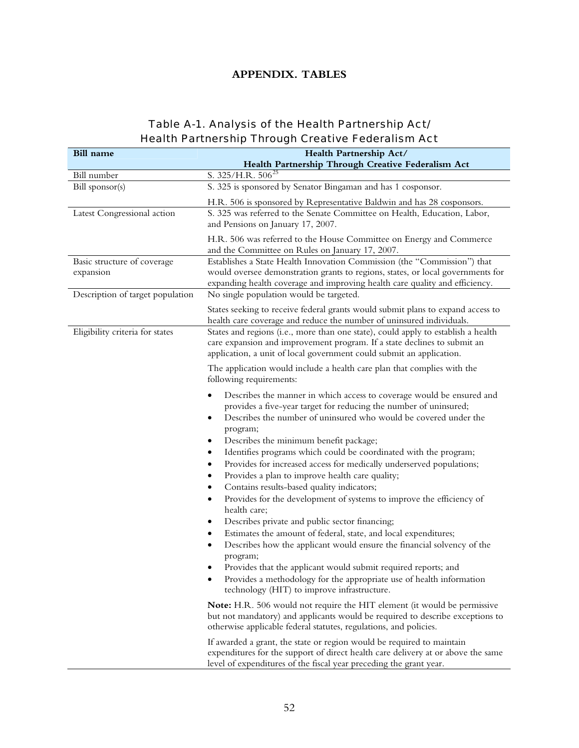# APPENDIX. TABLES

## Table A-1. Analysis of the Health Partnership Act/ Health Partnership Through Creative Federalism Act

| Bill name | Health Partnership Act/ Health Partnership Through Creative Federalism Act |
|---|---|
| Bill number | S. 325/H.R. 506[25] |
| Bill sponsor(s) | S. 325 is sponsored by Senator Bingaman and has 1 cosponsor.<br><br>H.R. 506 is sponsored by Representative Baldwin and has 28 cosponsors. |
| Latest Congressional action | S. 325 was referred to the Senate Committee on Health, Education, Labor, and Pensions on January 17, 2007.<br><br>H.R. 506 was referred to the House Committee on Energy and Commerce and the Committee on Rules on January 17, 2007. |
| Basic structure of coverage expansion | Establishes a State Health Innovation Commission (the "Commission") that would oversee demonstration grants to regions, states, or local governments for expanding health coverage and improving health care quality and efficiency. |
| Description of target population | No single population would be targeted.<br><br>States seeking to receive federal grants would submit plans to expand access to health care coverage and reduce the number of uninsured individuals. |
| Eligibility criteria for states | States and regions (i.e., more than one state), could apply to establish a health care expansion and improvement program. If a state declines to submit an application, a unit of local government could submit an application.<br><br>The application would include a health care plan that complies with the following requirements:<br><br>• Describes the manner in which access to coverage would be ensured and provides a five-year target for reducing the number of uninsured;<br>• Describes the number of uninsured who would be covered under the program;<br>• Describes the minimum benefit package;<br>• Identifies programs which could be coordinated with the program;<br>• Provides for increased access for medically underserved populations;<br>• Provides a plan to improve health care quality;<br>• Contains results-based quality indicators;<br>• Provides for the development of systems to improve the efficiency of health care;<br>• Describes private and public sector financing;<br>• Estimates the amount of federal, state, and local expenditures;<br>• Describes how the applicant would ensure the financial solvency of the program;<br>• Provides that the applicant would submit required reports; and<br>• Provides a methodology for the appropriate use of health information technology (HIT) to improve infrastructure.<br><br>**Note:** H.R. 506 would not require the HIT element (it would be permissive but not mandatory) and applicants would be required to describe exceptions to otherwise applicable federal statutes, regulations, and policies.<br><br>If awarded a grant, the state or region would be required to maintain expenditures for the support of direct health care delivery at or above the same level of expenditures of the fiscal year preceding the grant year. |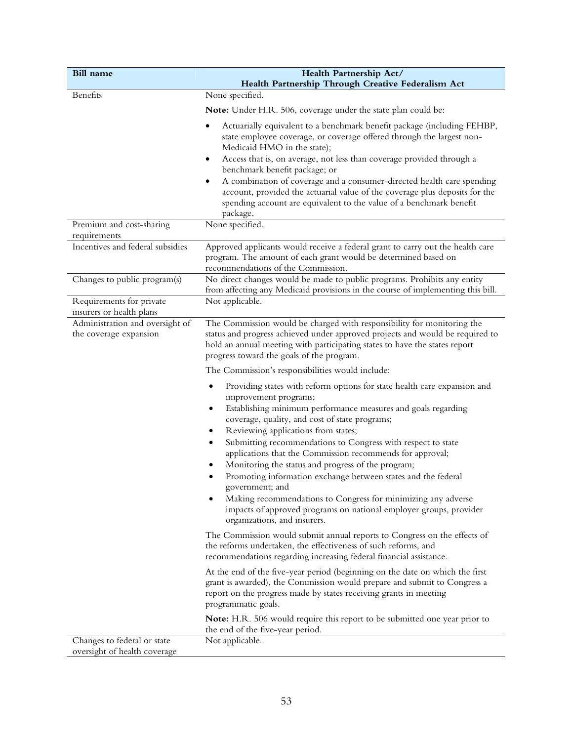| Bill name | Health Partnership Act/ Health Partnership Through Creative Federalism Act |
|---|---|
| Benefits | None specified.<br><br>**Note:** Under H.R. 506, coverage under the state plan could be:<br><br>• Actuarially equivalent to a benchmark benefit package (including FEHBP, state employee coverage, or coverage offered through the largest non-Medicaid HMO in the state);<br>• Access that is, on average, not less than coverage provided through a benchmark benefit package; or<br>• A combination of coverage and a consumer-directed health care spending account, provided the actuarial value of the coverage plus deposits for the spending account are equivalent to the value of a benchmark benefit package. |
| Premium and cost-sharing requirements | None specified. |
| Incentives and federal subsidies | Approved applicants would receive a federal grant to carry out the health care program. The amount of each grant would be determined based on recommendations of the Commission. |
| Changes to public program(s) | No direct changes would be made to public programs. Prohibits any entity from affecting any Medicaid provisions in the course of implementing this bill. |
| Requirements for private insurers or health plans | Not applicable. |
| Administration and oversight of the coverage expansion | The Commission would be charged with responsibility for monitoring the status and progress achieved under approved projects and would be required to hold an annual meeting with participating states to have the states report progress toward the goals of the program.<br><br>The Commission's responsibilities would include:<br><br>• Providing states with reform options for state health care expansion and improvement programs;<br>• Establishing minimum performance measures and goals regarding coverage, quality, and cost of state programs;<br>• Reviewing applications from states;<br>• Submitting recommendations to Congress with respect to state applications that the Commission recommends for approval;<br>• Monitoring the status and progress of the program;<br>• Promoting information exchange between states and the federal government; and<br>• Making recommendations to Congress for minimizing any adverse impacts of approved programs on national employer groups, provider organizations, and insurers.<br><br>The Commission would submit annual reports to Congress on the effects of the reforms undertaken, the effectiveness of such reforms, and recommendations regarding increasing federal financial assistance.<br><br>At the end of the five-year period (beginning on the date on which the first grant is awarded), the Commission would prepare and submit to Congress a report on the progress made by states receiving grants in meeting programmatic goals.<br><br>**Note:** H.R. 506 would require this report to be submitted one year prior to the end of the five-year period. |
| Changes to federal or state oversight of health coverage | Not applicable. |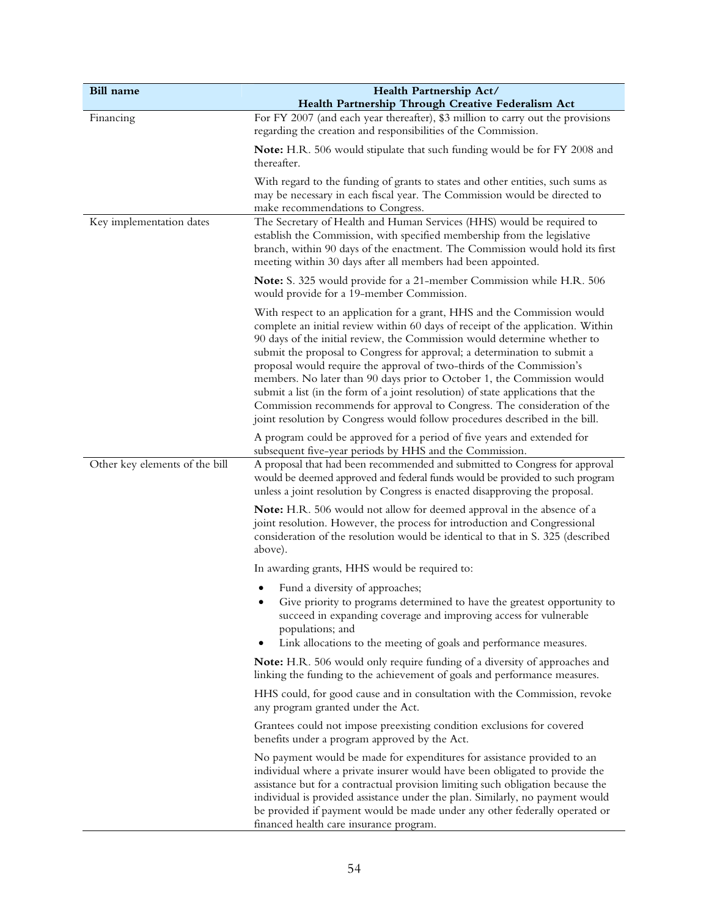| Bill name | Health Partnership Act/ Health Partnership Through Creative Federalism Act |
|---|---|
| Financing | For FY 2007 (and each year thereafter), $3 million to carry out the provisions regarding the creation and responsibilities of the Commission.<br><br>**Note:** H.R. 506 would stipulate that such funding would be for FY 2008 and thereafter.<br><br>With regard to the funding of grants to states and other entities, such sums as may be necessary in each fiscal year. The Commission would be directed to make recommendations to Congress. |
| Key implementation dates | The Secretary of Health and Human Services (HHS) would be required to establish the Commission, with specified membership from the legislative branch, within 90 days of the enactment. The Commission would hold its first meeting within 30 days after all members had been appointed.<br><br>**Note:** S. 325 would provide for a 21-member Commission while H.R. 506 would provide for a 19-member Commission.<br><br>With respect to an application for a grant, HHS and the Commission would complete an initial review within 60 days of receipt of the application. Within 90 days of the initial review, the Commission would determine whether to submit the proposal to Congress for approval; a determination to submit a proposal would require the approval of two-thirds of the Commission's members. No later than 90 days prior to October 1, the Commission would submit a list (in the form of a joint resolution) of state applications that the Commission recommends for approval to Congress. The consideration of the joint resolution by Congress would follow procedures described in the bill.<br><br>A program could be approved for a period of five years and extended for subsequent five-year periods by HHS and the Commission. |
| Other key elements of the bill | A proposal that had been recommended and submitted to Congress for approval would be deemed approved and federal funds would be provided to such program unless a joint resolution by Congress is enacted disapproving the proposal.<br><br>**Note:** H.R. 506 would not allow for deemed approval in the absence of a joint resolution. However, the process for introduction and Congressional consideration of the resolution would be identical to that in S. 325 (described above).<br><br>In awarding grants, HHS would be required to:<br>• Fund a diversity of approaches;<br>• Give priority to programs determined to have the greatest opportunity to succeed in expanding coverage and improving access for vulnerable populations; and<br>• Link allocations to the meeting of goals and performance measures.<br><br>**Note:** H.R. 506 would only require funding of a diversity of approaches and linking the funding to the achievement of goals and performance measures.<br><br>HHS could, for good cause and in consultation with the Commission, revoke any program granted under the Act.<br><br>Grantees could not impose preexisting condition exclusions for covered benefits under a program approved by the Act.<br><br>No payment would be made for expenditures for assistance provided to an individual where a private insurer would have been obligated to provide the assistance but for a contractual provision limiting such obligation because the individual is provided assistance under the plan. Similarly, no payment would be provided if payment would be made under any other federally operated or financed health care insurance program. |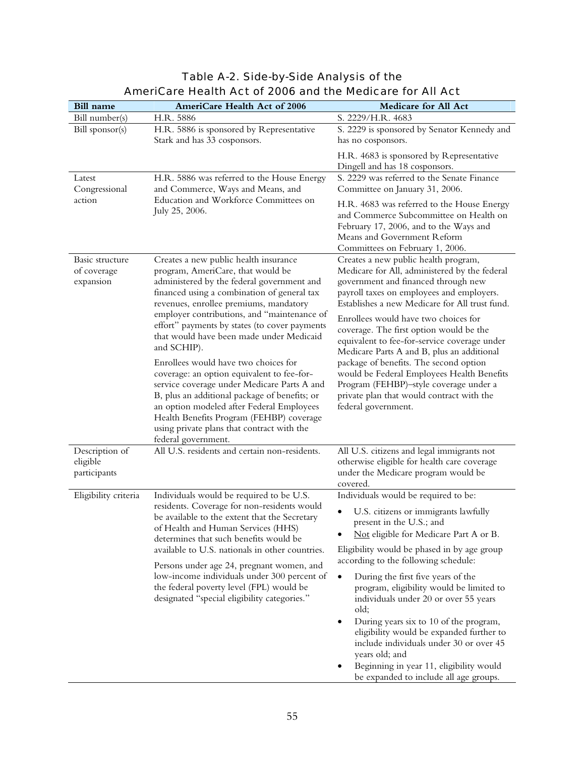### Table A-2. Side-by-Side Analysis of the AmeriCare Health Act of 2006 and the Medicare for All Act

| Bill name | AmeriCare Health Act of 2006 | Medicare for All Act |
|---|---|---|
| Bill number(s) | H.R. 5886 | S. 2229/H.R. 4683 |
| Bill sponsor(s) | H.R. 5886 is sponsored by Representative Stark and has 33 cosponsors. | S. 2229 is sponsored by Senator Kennedy and has no cosponsors.<br><br>H.R. 4683 is sponsored by Representative Dingell and has 18 cosponsors. |
| Latest Congressional action | H.R. 5886 was referred to the House Energy and Commerce, Ways and Means, and Education and Workforce Committees on July 25, 2006. | S. 2229 was referred to the Senate Finance Committee on January 31, 2006.<br><br>H.R. 4683 was referred to the House Energy and Commerce Subcommittee on Health on February 17, 2006, and to the Ways and Means and Government Reform Committees on February 1, 2006. |
| Basic structure of coverage expansion | Creates a new public health insurance program, AmeriCare, that would be administered by the federal government and financed using a combination of general tax revenues, enrollee premiums, mandatory employer contributions, and "maintenance of effort" payments by states (to cover payments that would have been made under Medicaid and SCHIP).<br><br>Enrollees would have two choices for coverage: an option equivalent to fee-for-service coverage under Medicare Parts A and B, plus an additional package of benefits; or an option modeled after Federal Employees Health Benefits Program (FEHBP) coverage using private plans that contract with the federal government. | Creates a new public health program, Medicare for All, administered by the federal government and financed through new payroll taxes on employees and employers. Establishes a new Medicare for All trust fund.<br><br>Enrollees would have two choices for coverage. The first option would be the equivalent to fee-for-service coverage under Medicare Parts A and B, plus an additional package of benefits. The second option would be Federal Employees Health Benefits Program (FEHBP)–style coverage under a private plan that would contract with the federal government. |
| Description of eligible participants | All U.S. residents and certain non-residents. | All U.S. citizens and legal immigrants not otherwise eligible for health care coverage under the Medicare program would be covered. |
| Eligibility criteria | Individuals would be required to be U.S. residents. Coverage for non-residents would be available to the extent that the Secretary of Health and Human Services (HHS) determines that such benefits would be available to U.S. nationals in other countries.<br><br>Persons under age 24, pregnant women, and low-income individuals under 300 percent of the federal poverty level (FPL) would be designated "special eligibility categories." | Individuals would be required to be:<br>• U.S. citizens or immigrants lawfully present in the U.S.; and<br>• Not eligible for Medicare Part A or B.<br><br>Eligibility would be phased in by age group according to the following schedule:<br>• During the first five years of the program, eligibility would be limited to individuals under 20 or over 55 years old;<br>• During years six to 10 of the program, eligibility would be expanded further to include individuals under 30 or over 45 years old; and<br>• Beginning in year 11, eligibility would be expanded to include all age groups. |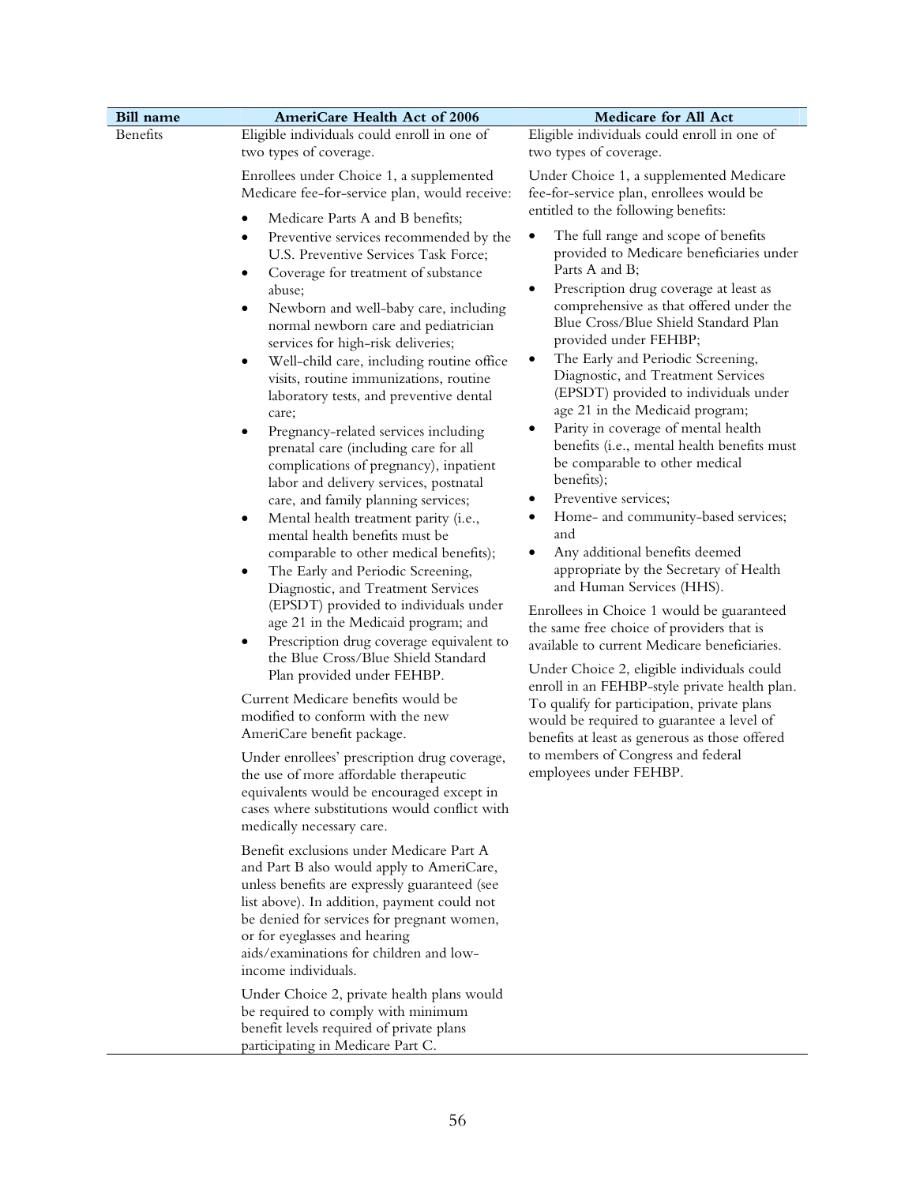| Bill name | AmeriCare Health Act of 2006 | Medicare for All Act |
|---|---|---|
| Benefits | Eligible individuals could enroll in one of two types of coverage.<br><br>Enrollees under Choice 1, a supplemented Medicare fee-for-service plan, would receive:<br>• Medicare Parts A and B benefits;<br>• Preventive services recommended by the U.S. Preventive Services Task Force;<br>• Coverage for treatment of substance abuse;<br>• Newborn and well-baby care, including normal newborn care and pediatrician services for high-risk deliveries;<br>• Well-child care, including routine office visits, routine immunizations, routine laboratory tests, and preventive dental care;<br>• Pregnancy-related services including prenatal care (including care for all complications of pregnancy), inpatient labor and delivery services, postnatal care, and family planning services;<br>• Mental health treatment parity (i.e., mental health benefits must be comparable to other medical benefits);<br>• The Early and Periodic Screening, Diagnostic, and Treatment Services (EPSDT) provided to individuals under age 21 in the Medicaid program; and<br>• Prescription drug coverage equivalent to the Blue Cross/Blue Shield Standard Plan provided under FEHBP.<br><br>Current Medicare benefits would be modified to conform with the new AmeriCare benefit package.<br><br>Under enrollees' prescription drug coverage, the use of more affordable therapeutic equivalents would be encouraged except in cases where substitutions would conflict with medically necessary care.<br><br>Benefit exclusions under Medicare Part A and Part B also would apply to AmeriCare, unless benefits are expressly guaranteed (see list above). In addition, payment could not be denied for services for pregnant women, or for eyeglasses and hearing aids/examinations for children and low-income individuals.<br><br>Under Choice 2, private health plans would be required to comply with minimum benefit levels required of private plans participating in Medicare Part C. | Eligible individuals could enroll in one of two types of coverage.<br><br>Under Choice 1, a supplemented Medicare fee-for-service plan, enrollees would be entitled to the following benefits:<br>• The full range and scope of benefits provided to Medicare beneficiaries under Parts A and B;<br>• Prescription drug coverage at least as comprehensive as that offered under the Blue Cross/Blue Shield Standard Plan provided under FEHBP;<br>• The Early and Periodic Screening, Diagnostic, and Treatment Services (EPSDT) provided to individuals under age 21 in the Medicaid program;<br>• Parity in coverage of mental health benefits (i.e., mental health benefits must be comparable to other medical benefits);<br>• Preventive services;<br>• Home- and community-based services; and<br>• Any additional benefits deemed appropriate by the Secretary of Health and Human Services (HHS).<br><br>Enrollees in Choice 1 would be guaranteed the same free choice of providers that is available to current Medicare beneficiaries.<br><br>Under Choice 2, eligible individuals could enroll in an FEHBP-style private health plan. To qualify for participation, private plans would be required to guarantee a level of benefits at least as generous as those offered to members of Congress and federal employees under FEHBP. |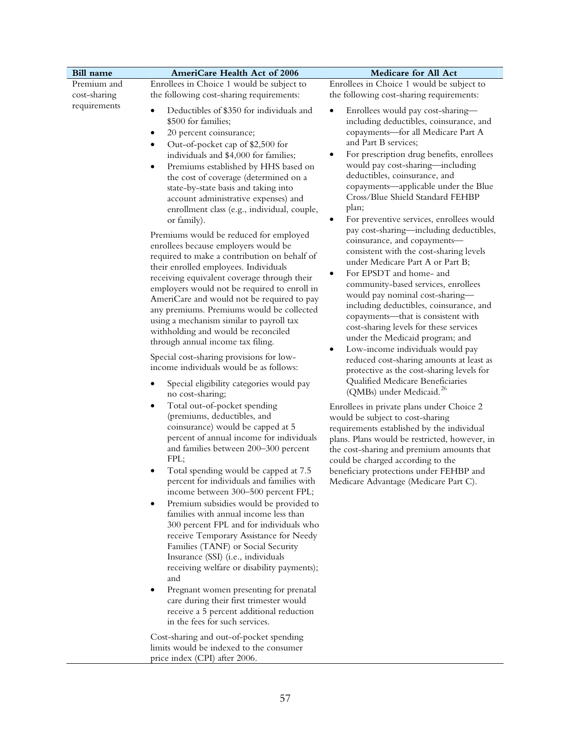| Bill name | AmeriCare Health Act of 2006 | Medicare for All Act |
|---|---|---|
| Premium and cost-sharing requirements | Enrollees in Choice 1 would be subject to the following cost-sharing requirements:<br><br>• Deductibles of $350 for individuals and $500 for families;<br>• 20 percent coinsurance;<br>• Out-of-pocket cap of $2,500 for individuals and $4,000 for families;<br>• Premiums established by HHS based on the cost of coverage (determined on a state-by-state basis and taking into account administrative expenses) and enrollment class (e.g., individual, couple, or family).<br><br>Premiums would be reduced for employed enrollees because employers would be required to make a contribution on behalf of their enrolled employees. Individuals receiving equivalent coverage through their employers would not be required to enroll in AmeriCare and would not be required to pay any premiums. Premiums would be collected using a mechanism similar to payroll tax withholding and would be reconciled through annual income tax filing.<br><br>Special cost-sharing provisions for low-income individuals would be as follows:<br><br>• Special eligibility categories would pay no cost-sharing;<br>• Total out-of-pocket spending (premiums, deductibles, and coinsurance) would be capped at 5 percent of annual income for individuals and families between 200–300 percent FPL;<br>• Total spending would be capped at 7.5 percent for individuals and families with income between 300–500 percent FPL;<br>• Premium subsidies would be provided to families with annual income less than 300 percent FPL and for individuals who receive Temporary Assistance for Needy Families (TANF) or Social Security Insurance (SSI) (i.e., individuals receiving welfare or disability payments); and<br>• Pregnant women presenting for prenatal care during their first trimester would receive a 5 percent additional reduction in the fees for such services.<br><br>Cost-sharing and out-of-pocket spending limits would be indexed to the consumer price index (CPI) after 2006. | Enrollees in Choice 1 would be subject to the following cost-sharing requirements:<br><br>• Enrollees would pay cost-sharing—including deductibles, coinsurance, and copayments—for all Medicare Part A and Part B services;<br>• For prescription drug benefits, enrollees would pay cost-sharing—including deductibles, coinsurance, and copayments—applicable under the Blue Cross/Blue Shield Standard FEHBP plan;<br>• For preventive services, enrollees would pay cost-sharing—including deductibles, coinsurance, and copayments—consistent with the cost-sharing levels under Medicare Part A or Part B;<br>• For EPSDT and home- and community-based services, enrollees would pay nominal cost-sharing—including deductibles, coinsurance, and copayments—that is consistent with cost-sharing levels for these services under the Medicaid program; and<br>• Low-income individuals would pay reduced cost-sharing amounts at least as protective as the cost-sharing levels for Qualified Medicare Beneficiaries (QMBs) under Medicaid.[26]<br><br>Enrollees in private plans under Choice 2 would be subject to cost-sharing requirements established by the individual plans. Plans would be restricted, however, in the cost-sharing and premium amounts that could be charged according to the beneficiary protections under FEHBP and Medicare Advantage (Medicare Part C). |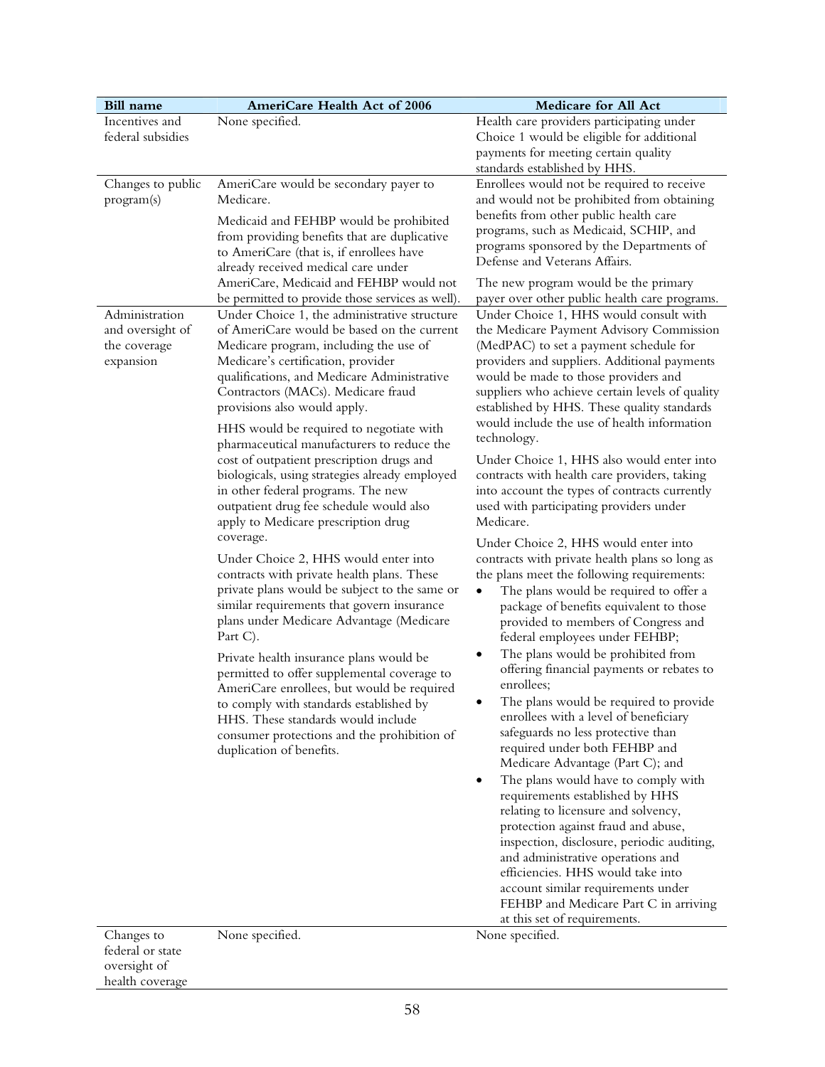| Bill name | AmeriCare Health Act of 2006 | Medicare for All Act |
|---|---|---|
| Incentives and federal subsidies | None specified. | Health care providers participating under Choice 1 would be eligible for additional payments for meeting certain quality standards established by HHS. |
| Changes to public program(s) | AmeriCare would be secondary payer to Medicare.<br><br>Medicaid and FEHBP would be prohibited from providing benefits that are duplicative to AmeriCare (that is, if enrollees have already received medical care under AmeriCare, Medicaid and FEHBP would not be permitted to provide those services as well). | Enrollees would not be required to receive and would not be prohibited from obtaining benefits from other public health care programs, such as Medicaid, SCHIP, and programs sponsored by the Departments of Defense and Veterans Affairs.<br><br>The new program would be the primary payer over other public health care programs. |
| Administration and oversight of the coverage expansion | Under Choice 1, the administrative structure of AmeriCare would be based on the current Medicare program, including the use of Medicare's certification, provider qualifications, and Medicare Administrative Contractors (MACs). Medicare fraud provisions also would apply.<br><br>HHS would be required to negotiate with pharmaceutical manufacturers to reduce the cost of outpatient prescription drugs and biologicals, using strategies already employed in other federal programs. The new outpatient drug fee schedule would also apply to Medicare prescription drug coverage.<br><br>Under Choice 2, HHS would enter into contracts with private health plans. These private plans would be subject to the same or similar requirements that govern insurance plans under Medicare Advantage (Medicare Part C).<br><br>Private health insurance plans would be permitted to offer supplemental coverage to AmeriCare enrollees, but would be required to comply with standards established by HHS. These standards would include consumer protections and the prohibition of duplication of benefits. | Under Choice 1, HHS would consult with the Medicare Payment Advisory Commission (MedPAC) to set a payment schedule for providers and suppliers. Additional payments would be made to those providers and suppliers who achieve certain levels of quality established by HHS. These quality standards would include the use of health information technology.<br><br>Under Choice 1, HHS also would enter into contracts with health care providers, taking into account the types of contracts currently used with participating providers under Medicare.<br><br>Under Choice 2, HHS would enter into contracts with private health plans so long as the plans meet the following requirements:<br>• The plans would be required to offer a package of benefits equivalent to those provided to members of Congress and federal employees under FEHBP;<br>• The plans would be prohibited from offering financial payments or rebates to enrollees;<br>• The plans would be required to provide enrollees with a level of beneficiary safeguards no less protective than required under both FEHBP and Medicare Advantage (Part C); and<br>• The plans would have to comply with requirements established by HHS relating to licensure and solvency, protection against fraud and abuse, inspection, disclosure, periodic auditing, and administrative operations and efficiencies. HHS would take into account similar requirements under FEHBP and Medicare Part C in arriving at this set of requirements. |
| Changes to federal or state oversight of health coverage | None specified. | None specified. |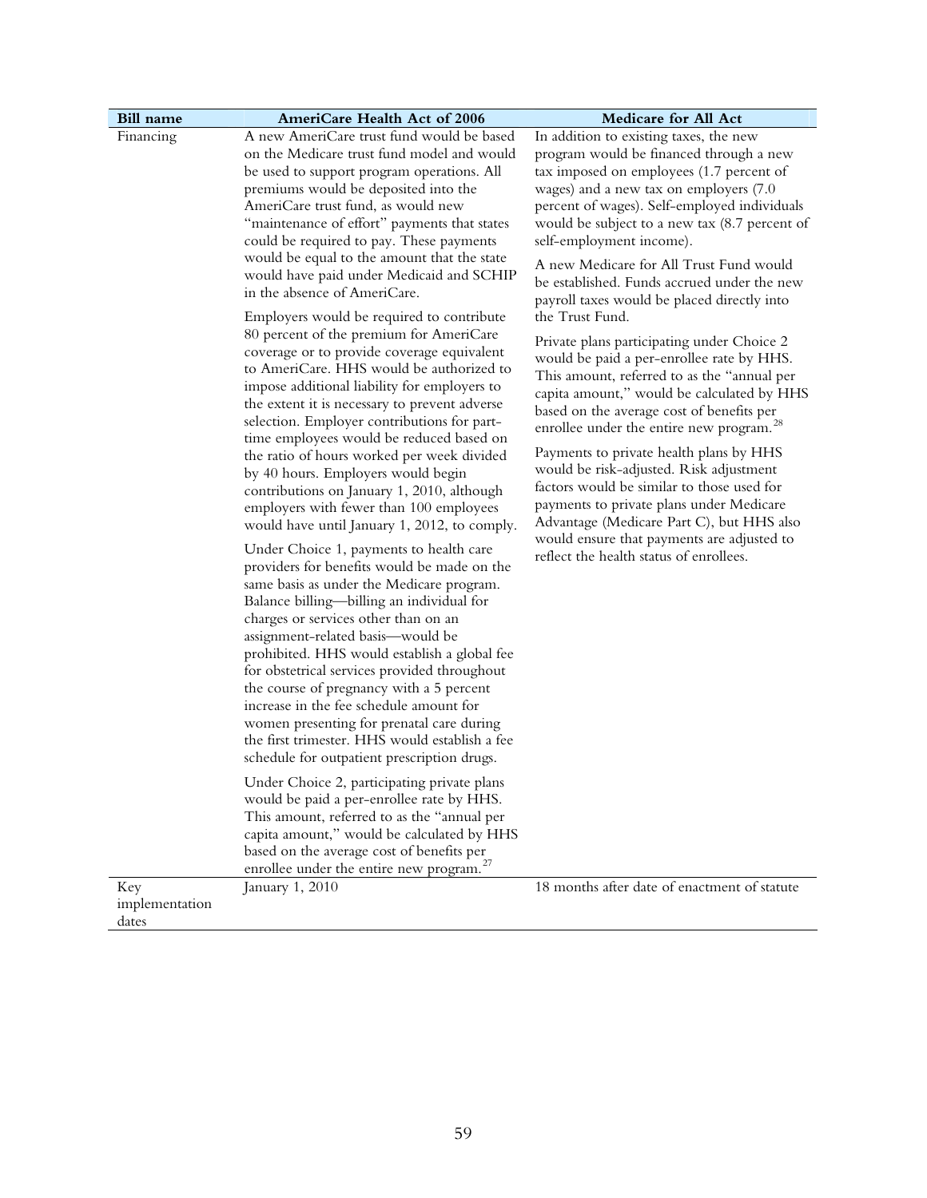| Bill name | AmeriCare Health Act of 2006 | Medicare for All Act |
|---|---|---|
| Financing | A new AmeriCare trust fund would be based on the Medicare trust fund model and would be used to support program operations. All premiums would be deposited into the AmeriCare trust fund, as would new "maintenance of effort" payments that states could be required to pay. These payments would be equal to the amount that the state would have paid under Medicaid and SCHIP in the absence of AmeriCare.<br><br>Employers would be required to contribute 80 percent of the premium for AmeriCare coverage or to provide coverage equivalent to AmeriCare. HHS would be authorized to impose additional liability for employers to the extent it is necessary to prevent adverse selection. Employer contributions for part-time employees would be reduced based on the ratio of hours worked per week divided by 40 hours. Employers would begin contributions on January 1, 2010, although employers with fewer than 100 employees would have until January 1, 2012, to comply.<br><br>Under Choice 1, payments to health care providers for benefits would be made on the same basis as under the Medicare program. Balance billing—billing an individual for charges or services other than on an assignment-related basis—would be prohibited. HHS would establish a global fee for obstetrical services provided throughout the course of pregnancy with a 5 percent increase in the fee schedule amount for women presenting for prenatal care during the first trimester. HHS would establish a fee schedule for outpatient prescription drugs.<br><br>Under Choice 2, participating private plans would be paid a per-enrollee rate by HHS. This amount, referred to as the "annual per capita amount," would be calculated by HHS based on the average cost of benefits per enrollee under the entire new program.[27] | In addition to existing taxes, the new program would be financed through a new tax imposed on employees (1.7 percent of wages) and a new tax on employers (7.0 percent of wages). Self-employed individuals would be subject to a new tax (8.7 percent of self-employment income).<br><br>A new Medicare for All Trust Fund would be established. Funds accrued under the new payroll taxes would be placed directly into the Trust Fund.<br><br>Private plans participating under Choice 2 would be paid a per-enrollee rate by HHS. This amount, referred to as the "annual per capita amount," would be calculated by HHS based on the average cost of benefits per enrollee under the entire new program.[28]<br><br>Payments to private health plans by HHS would be risk-adjusted. Risk adjustment factors would be similar to those used for payments to private plans under Medicare Advantage (Medicare Part C), but HHS also would ensure that payments are adjusted to reflect the health status of enrollees. |
| Key implementation dates | January 1, 2010 | 18 months after date of enactment of statute |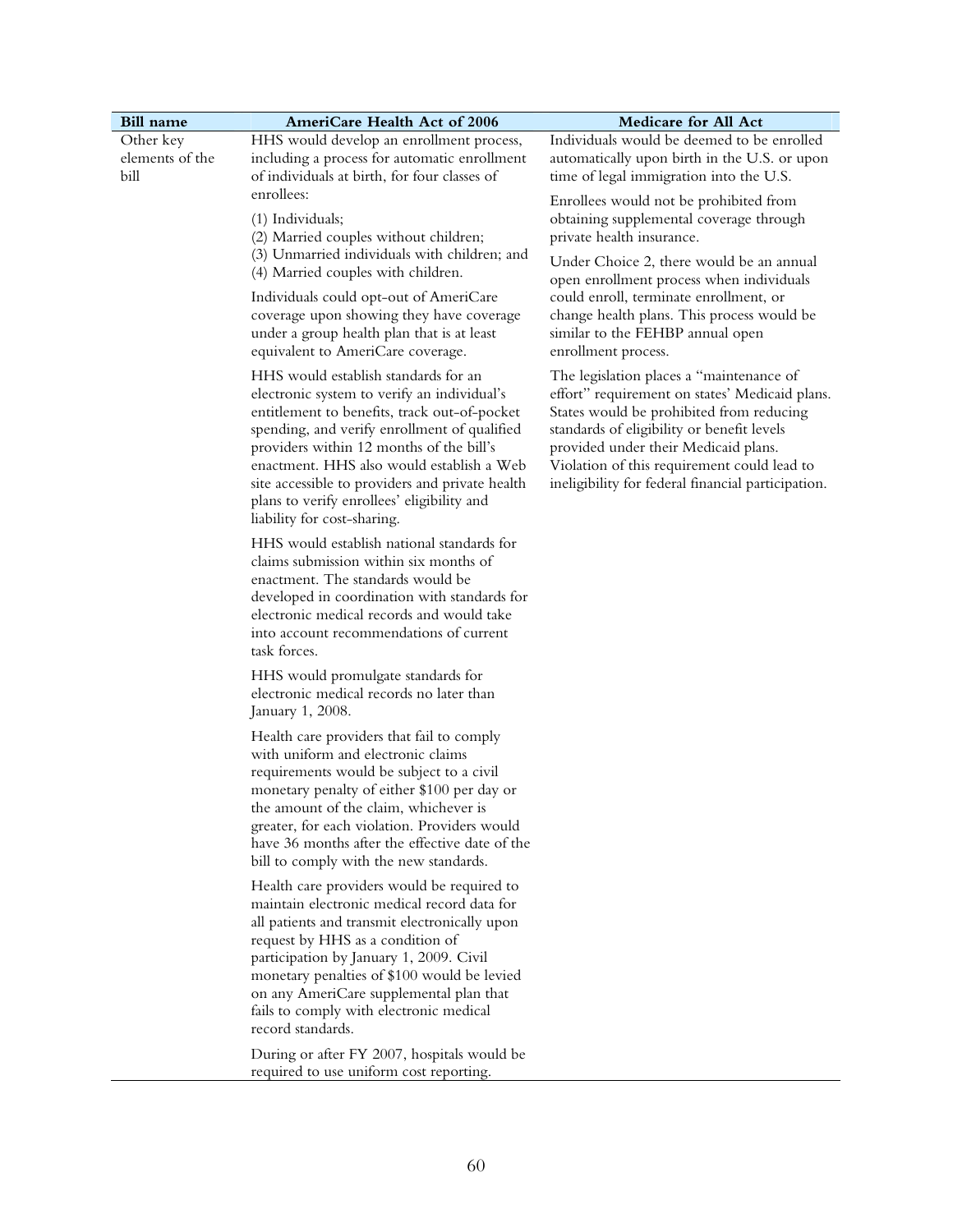| Bill name | AmeriCare Health Act of 2006 | Medicare for All Act |
|---|---|---|
| Other key elements of the bill | HHS would develop an enrollment process, including a process for automatic enrollment of individuals at birth, for four classes of enrollees:<br><br>(1) Individuals;<br>(2) Married couples without children;<br>(3) Unmarried individuals with children; and<br>(4) Married couples with children.<br><br>Individuals could opt-out of AmeriCare coverage upon showing they have coverage under a group health plan that is at least equivalent to AmeriCare coverage.<br><br>HHS would establish standards for an electronic system to verify an individual's entitlement to benefits, track out-of-pocket spending, and verify enrollment of qualified providers within 12 months of the bill's enactment. HHS also would establish a Web site accessible to providers and private health plans to verify enrollees' eligibility and liability for cost-sharing.<br><br>HHS would establish national standards for claims submission within six months of enactment. The standards would be developed in coordination with standards for electronic medical records and would take into account recommendations of current task forces.<br><br>HHS would promulgate standards for electronic medical records no later than January 1, 2008.<br><br>Health care providers that fail to comply with uniform and electronic claims requirements would be subject to a civil monetary penalty of either $100 per day or the amount of the claim, whichever is greater, for each violation. Providers would have 36 months after the effective date of the bill to comply with the new standards.<br><br>Health care providers would be required to maintain electronic medical record data for all patients and transmit electronically upon request by HHS as a condition of participation by January 1, 2009. Civil monetary penalties of $100 would be levied on any AmeriCare supplemental plan that fails to comply with electronic medical record standards.<br><br>During or after FY 2007, hospitals would be required to use uniform cost reporting. | Individuals would be deemed to be enrolled automatically upon birth in the U.S. or upon time of legal immigration into the U.S.<br><br>Enrollees would not be prohibited from obtaining supplemental coverage through private health insurance.<br><br>Under Choice 2, there would be an annual open enrollment process when individuals could enroll, terminate enrollment, or change health plans. This process would be similar to the FEHBP annual open enrollment process.<br><br>The legislation places a "maintenance of effort" requirement on states' Medicaid plans. States would be prohibited from reducing standards of eligibility or benefit levels provided under their Medicaid plans. Violation of this requirement could lead to ineligibility for federal financial participation. |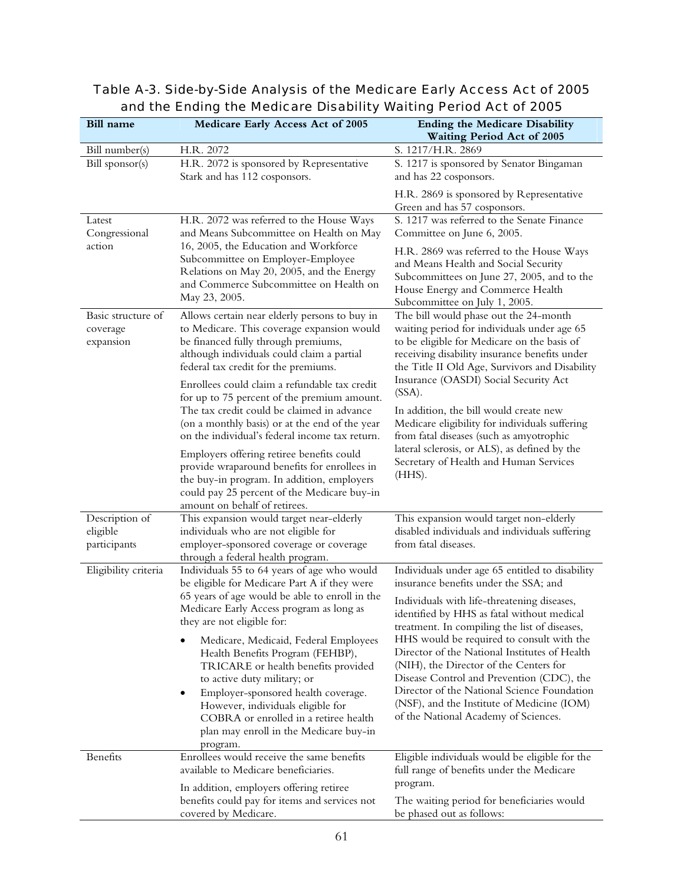**Table A-3. Side-by-Side Analysis of the Medicare Early Access Act of 2005 and the Ending the Medicare Disability Waiting Period Act of 2005**

| Bill name | Medicare Early Access Act of 2005 | Ending the Medicare Disability Waiting Period Act of 2005 |
|---|---|---|
| Bill number(s) | H.R. 2072 | S. 1217/H.R. 2869 |
| Bill sponsor(s) | H.R. 2072 is sponsored by Representative Stark and has 112 cosponsors. | S. 1217 is sponsored by Senator Bingaman and has 22 cosponsors.<br><br>H.R. 2869 is sponsored by Representative Green and has 57 cosponsors. |
| Latest Congressional action | H.R. 2072 was referred to the House Ways and Means Subcommittee on Health on May 16, 2005, the Education and Workforce Subcommittee on Employer-Employee Relations on May 20, 2005, and the Energy and Commerce Subcommittee on Health on May 23, 2005. | S. 1217 was referred to the Senate Finance Committee on June 6, 2005.<br><br>H.R. 2869 was referred to the House Ways and Means Health and Social Security Subcommittees on June 27, 2005, and to the House Energy and Commerce Health Subcommittee on July 1, 2005. |
| Basic structure of coverage expansion | Allows certain near elderly persons to buy in to Medicare. This coverage expansion would be financed fully through premiums, although individuals could claim a partial federal tax credit for the premiums.<br><br>Enrollees could claim a refundable tax credit for up to 75 percent of the premium amount. The tax credit could be claimed in advance (on a monthly basis) or at the end of the year on the individual's federal income tax return.<br><br>Employers offering retiree benefits could provide wraparound benefits for enrollees in the buy-in program. In addition, employers could pay 25 percent of the Medicare buy-in amount on behalf of retirees. | The bill would phase out the 24-month waiting period for individuals under age 65 to be eligible for Medicare on the basis of receiving disability insurance benefits under the Title II Old Age, Survivors and Disability Insurance (OASDI) Social Security Act (SSA).<br><br>In addition, the bill would create new Medicare eligibility for individuals suffering from fatal diseases (such as amyotrophic lateral sclerosis, or ALS), as defined by the Secretary of Health and Human Services (HHS). |
| Description of eligible participants | This expansion would target near-elderly individuals who are not eligible for employer-sponsored coverage or coverage through a federal health program. | This expansion would target non-elderly disabled individuals and individuals suffering from fatal diseases. |
| Eligibility criteria | Individuals 55 to 64 years of age who would be eligible for Medicare Part A if they were 65 years of age would be able to enroll in the Medicare Early Access program as long as they are not eligible for:<br><br>• Medicare, Medicaid, Federal Employees Health Benefits Program (FEHBP), TRICARE or health benefits provided to active duty military; or<br>• Employer-sponsored health coverage. However, individuals eligible for COBRA or enrolled in a retiree health plan may enroll in the Medicare buy-in program. | Individuals under age 65 entitled to disability insurance benefits under the SSA; and<br><br>Individuals with life-threatening diseases, identified by HHS as fatal without medical treatment. In compiling the list of diseases, HHS would be required to consult with the Director of the National Institutes of Health (NIH), the Director of the Centers for Disease Control and Prevention (CDC), the Director of the National Science Foundation (NSF), and the Institute of Medicine (IOM) of the National Academy of Sciences. |
| Benefits | Enrollees would receive the same benefits available to Medicare beneficiaries.<br><br>In addition, employers offering retiree benefits could pay for items and services not covered by Medicare. | Eligible individuals would be eligible for the full range of benefits under the Medicare program.<br><br>The waiting period for beneficiaries would be phased out as follows: |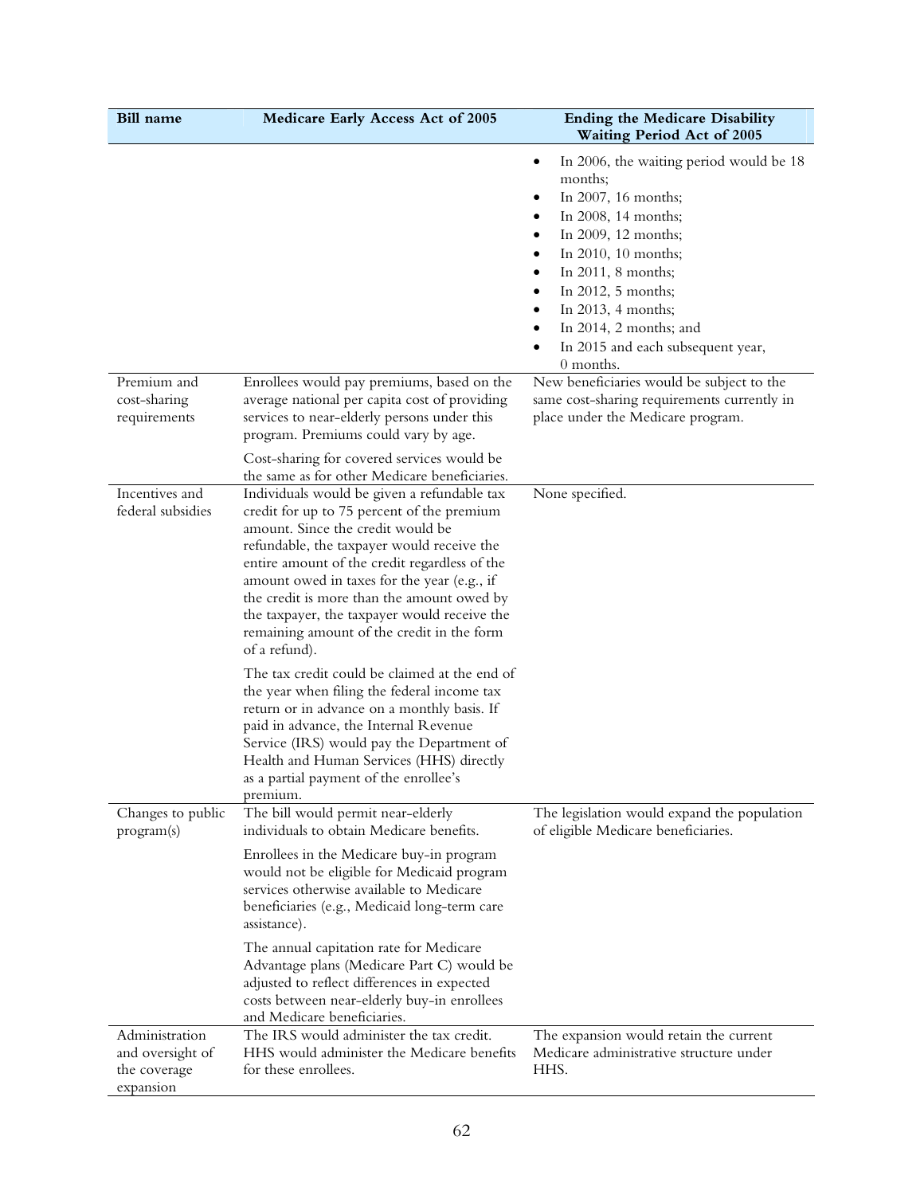| Bill name | Medicare Early Access Act of 2005 | Ending the Medicare Disability Waiting Period Act of 2005 |
|---|---|---|
| | | • In 2006, the waiting period would be 18 months;<br>• In 2007, 16 months;<br>• In 2008, 14 months;<br>• In 2009, 12 months;<br>• In 2010, 10 months;<br>• In 2011, 8 months;<br>• In 2012, 5 months;<br>• In 2013, 4 months;<br>• In 2014, 2 months; and<br>• In 2015 and each subsequent year, 0 months. |
| Premium and cost-sharing requirements | Enrollees would pay premiums, based on the average national per capita cost of providing services to near-elderly persons under this program. Premiums could vary by age.<br><br>Cost-sharing for covered services would be the same as for other Medicare beneficiaries. | New beneficiaries would be subject to the same cost-sharing requirements currently in place under the Medicare program. |
| Incentives and federal subsidies | Individuals would be given a refundable tax credit for up to 75 percent of the premium amount. Since the credit would be refundable, the taxpayer would receive the entire amount of the credit regardless of the amount owed in taxes for the year (e.g., if the credit is more than the amount owed by the taxpayer, the taxpayer would receive the remaining amount of the credit in the form of a refund).<br><br>The tax credit could be claimed at the end of the year when filing the federal income tax return or in advance on a monthly basis. If paid in advance, the Internal Revenue Service (IRS) would pay the Department of Health and Human Services (HHS) directly as a partial payment of the enrollee's premium. | None specified. |
| Changes to public program(s) | The bill would permit near-elderly individuals to obtain Medicare benefits.<br><br>Enrollees in the Medicare buy-in program would not be eligible for Medicaid program services otherwise available to Medicare beneficiaries (e.g., Medicaid long-term care assistance).<br><br>The annual capitation rate for Medicare Advantage plans (Medicare Part C) would be adjusted to reflect differences in expected costs between near-elderly buy-in enrollees and Medicare beneficiaries. | The legislation would expand the population of eligible Medicare beneficiaries. |
| Administration and oversight of the coverage expansion | The IRS would administer the tax credit. HHS would administer the Medicare benefits for these enrollees. | The expansion would retain the current Medicare administrative structure under HHS. |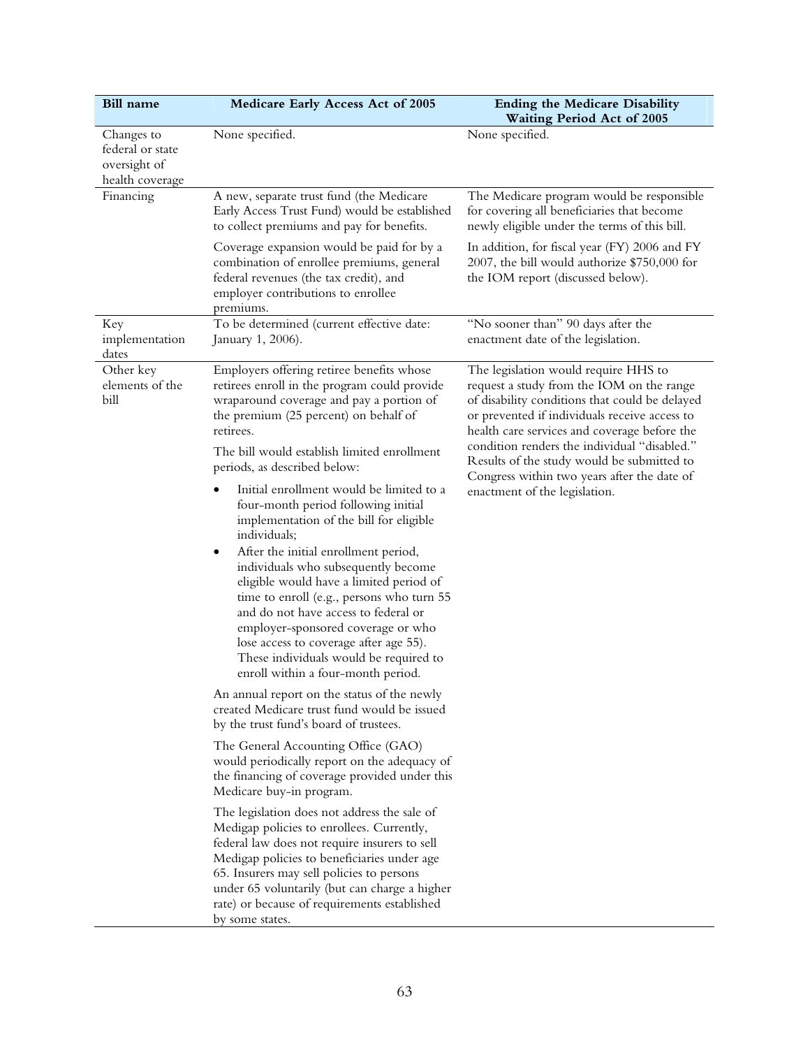| Bill name | Medicare Early Access Act of 2005 | Ending the Medicare Disability Waiting Period Act of 2005 |
|---|---|---|
| Changes to federal or state oversight of health coverage | None specified. | None specified. |
| Financing | A new, separate trust fund (the Medicare Early Access Trust Fund) would be established to collect premiums and pay for benefits.<br><br>Coverage expansion would be paid for by a combination of enrollee premiums, general federal revenues (the tax credit), and employer contributions to enrollee premiums. | The Medicare program would be responsible for covering all beneficiaries that become newly eligible under the terms of this bill.<br><br>In addition, for fiscal year (FY) 2006 and FY 2007, the bill would authorize $750,000 for the IOM report (discussed below). |
| Key implementation dates | To be determined (current effective date: January 1, 2006). | "No sooner than" 90 days after the enactment date of the legislation. |
| Other key elements of the bill | Employers offering retiree benefits whose retirees enroll in the program could provide wraparound coverage and pay a portion of the premium (25 percent) on behalf of retirees.<br><br>The bill would establish limited enrollment periods, as described below:<br><br>• Initial enrollment would be limited to a four-month period following initial implementation of the bill for eligible individuals;<br>• After the initial enrollment period, individuals who subsequently become eligible would have a limited period of time to enroll (e.g., persons who turn 55 and do not have access to federal or employer-sponsored coverage or who lose access to coverage after age 55). These individuals would be required to enroll within a four-month period.<br><br>An annual report on the status of the newly created Medicare trust fund would be issued by the trust fund's board of trustees.<br><br>The General Accounting Office (GAO) would periodically report on the adequacy of the financing of coverage provided under this Medicare buy-in program.<br><br>The legislation does not address the sale of Medigap policies to enrollees. Currently, federal law does not require insurers to sell Medigap policies to beneficiaries under age 65. Insurers may sell policies to persons under 65 voluntarily (but can charge a higher rate) or because of requirements established by some states. | The legislation would require HHS to request a study from the IOM on the range of disability conditions that could be delayed or prevented if individuals receive access to health care services and coverage before the condition renders the individual "disabled." Results of the study would be submitted to Congress within two years after the date of enactment of the legislation. |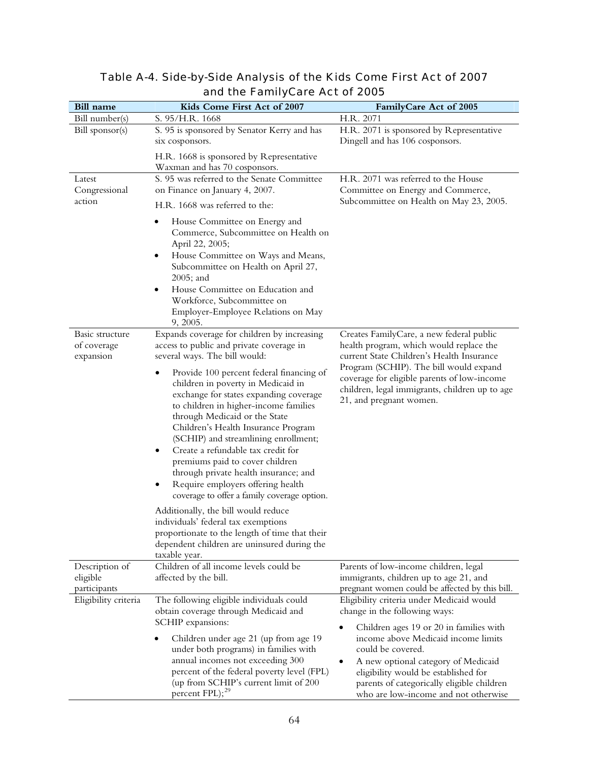## Table A-4. Side-by-Side Analysis of the Kids Come First Act of 2007 and the FamilyCare Act of 2005

| Bill name | Kids Come First Act of 2007 | FamilyCare Act of 2005 |
|---|---|---|
| Bill number(s) | S. 95/H.R. 1668 | H.R. 2071 |
| Bill sponsor(s) | S. 95 is sponsored by Senator Kerry and has six cosponsors.<br><br>H.R. 1668 is sponsored by Representative Waxman and has 70 cosponsors. | H.R. 2071 is sponsored by Representative Dingell and has 106 cosponsors. |
| Latest Congressional action | S. 95 was referred to the Senate Committee on Finance on January 4, 2007.<br><br>H.R. 1668 was referred to the:<br>• House Committee on Energy and Commerce, Subcommittee on Health on April 22, 2005;<br>• House Committee on Ways and Means, Subcommittee on Health on April 27, 2005; and<br>• House Committee on Education and Workforce, Subcommittee on Employer-Employee Relations on May 9, 2005. | H.R. 2071 was referred to the House Committee on Energy and Commerce, Subcommittee on Health on May 23, 2005. |
| Basic structure of coverage expansion | Expands coverage for children by increasing access to public and private coverage in several ways. The bill would:<br>• Provide 100 percent federal financing of children in poverty in Medicaid in exchange for states expanding coverage to children in higher-income families through Medicaid or the State Children's Health Insurance Program (SCHIP) and streamlining enrollment;<br>• Create a refundable tax credit for premiums paid to cover children through private health insurance; and<br>• Require employers offering health coverage to offer a family coverage option.<br><br>Additionally, the bill would reduce individuals' federal tax exemptions proportionate to the length of time that their dependent children are uninsured during the taxable year. | Creates FamilyCare, a new federal public health program, which would replace the current State Children's Health Insurance Program (SCHIP). The bill would expand coverage for eligible parents of low-income children, legal immigrants, children up to age 21, and pregnant women. |
| Description of eligible participants | Children of all income levels could be affected by the bill. | Parents of low-income children, legal immigrants, children up to age 21, and pregnant women could be affected by this bill. |
| Eligibility criteria | The following eligible individuals could obtain coverage through Medicaid and SCHIP expansions:<br>• Children under age 21 (up from age 19 under both programs) in families with annual incomes not exceeding 300 percent of the federal poverty level (FPL) (up from SCHIP's current limit of 200 percent FPL);[29] | Eligibility criteria under Medicaid would change in the following ways:<br>• Children ages 19 or 20 in families with income above Medicaid income limits could be covered.<br>• A new optional category of Medicaid eligibility would be established for parents of categorically eligible children who are low-income and not otherwise |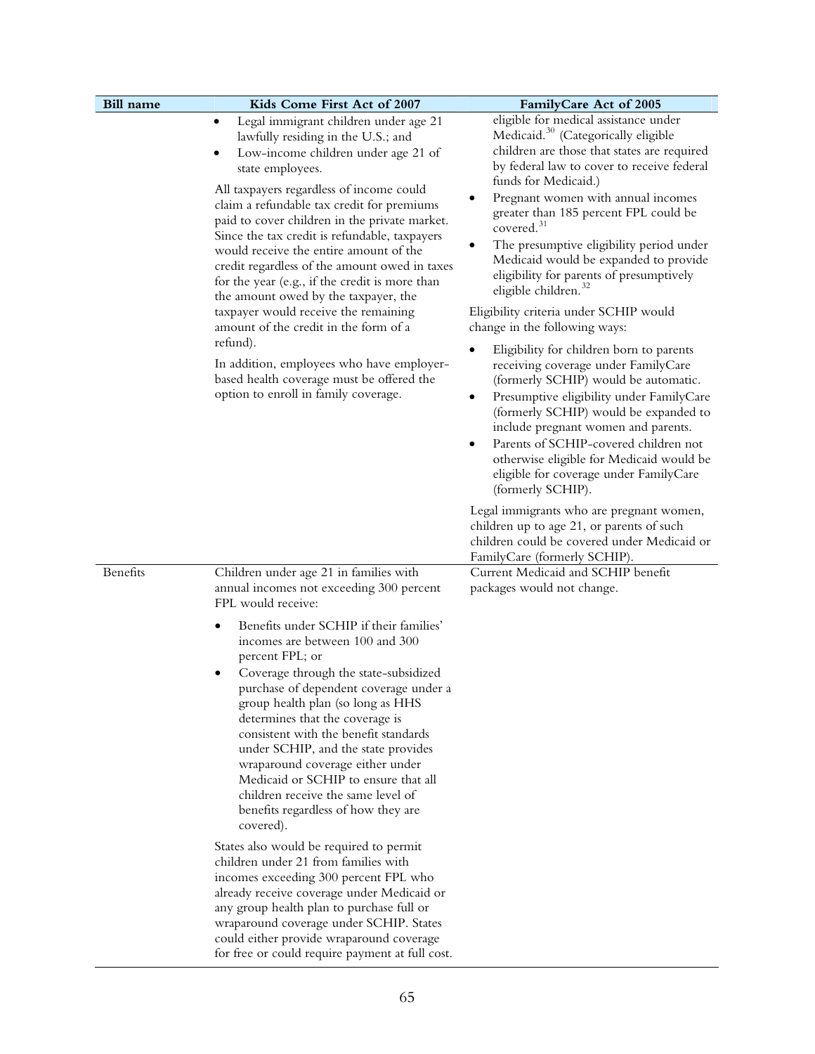| Bill name | Kids Come First Act of 2007 | FamilyCare Act of 2005 |
| --- | --- | --- |
| | • Legal immigrant children under age 21 lawfully residing in the U.S.; and<br>• Low-income children under age 21 of state employees.<br><br>All taxpayers regardless of income could claim a refundable tax credit for premiums paid to cover children in the private market. Since the tax credit is refundable, taxpayers would receive the entire amount of the credit regardless of the amount owed in taxes for the year (e.g., if the credit is more than the amount owed by the taxpayer, the taxpayer would receive the remaining amount of the credit in the form of a refund).<br><br>In addition, employees who have employer-based health coverage must be offered the option to enroll in family coverage. | eligible for medical assistance under Medicaid.[30] (Categorically eligible children are those that states are required by federal law to cover to receive federal funds for Medicaid.)<br>• Pregnant women with annual incomes greater than 185 percent FPL could be covered.[31]<br>• The presumptive eligibility period under Medicaid would be expanded to provide eligibility for parents of presumptively eligible children.[32]<br><br>Eligibility criteria under SCHIP would change in the following ways:<br><br>• Eligibility for children born to parents receiving coverage under FamilyCare (formerly SCHIP) would be automatic.<br>• Presumptive eligibility under FamilyCare (formerly SCHIP) would be expanded to include pregnant women and parents.<br>• Parents of SCHIP-covered children not otherwise eligible for Medicaid would be eligible for coverage under FamilyCare (formerly SCHIP).<br><br>Legal immigrants who are pregnant women, children up to age 21, or parents of such children could be covered under Medicaid or FamilyCare (formerly SCHIP). |
| Benefits | Children under age 21 in families with annual incomes not exceeding 300 percent FPL would receive:<br><br>• Benefits under SCHIP if their families' incomes are between 100 and 300 percent FPL; or<br>• Coverage through the state-subsidized purchase of dependent coverage under a group health plan (so long as HHS determines that the coverage is consistent with the benefit standards under SCHIP, and the state provides wraparound coverage either under Medicaid or SCHIP to ensure that all children receive the same level of benefits regardless of how they are covered).<br><br>States also would be required to permit children under 21 from families with incomes exceeding 300 percent FPL who already receive coverage under Medicaid or any group health plan to purchase full or wraparound coverage under SCHIP. States could either provide wraparound coverage for free or could require payment at full cost. | Current Medicaid and SCHIP benefit packages would not change. |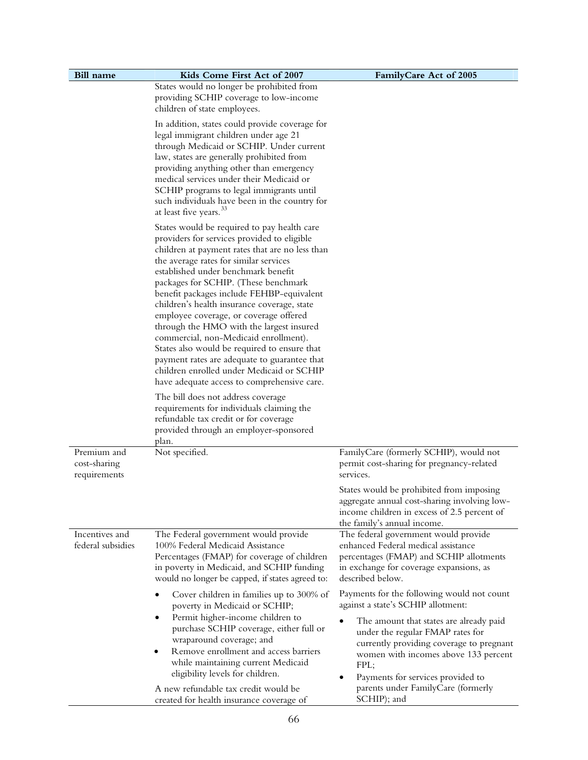| Bill name | Kids Come First Act of 2007 | FamilyCare Act of 2005 |
|---|---|---|
| | States would no longer be prohibited from providing SCHIP coverage to low-income children of state employees.<br><br>In addition, states could provide coverage for legal immigrant children under age 21 through Medicaid or SCHIP. Under current law, states are generally prohibited from providing anything other than emergency medical services under their Medicaid or SCHIP programs to legal immigrants until such individuals have been in the country for at least five years.[33]<br><br>States would be required to pay health care providers for services provided to eligible children at payment rates that are no less than the average rates for similar services established under benchmark benefit packages for SCHIP. (These benchmark benefit packages include FEHBP-equivalent children's health insurance coverage, state employee coverage, or coverage offered through the HMO with the largest insured commercial, non-Medicaid enrollment). States also would be required to ensure that payment rates are adequate to guarantee that children enrolled under Medicaid or SCHIP have adequate access to comprehensive care.<br><br>The bill does not address coverage requirements for individuals claiming the refundable tax credit or for coverage provided through an employer-sponsored plan. | |
| Premium and cost-sharing requirements | Not specified. | FamilyCare (formerly SCHIP), would not permit cost-sharing for pregnancy-related services.<br><br>States would be prohibited from imposing aggregate annual cost-sharing involving low-income children in excess of 2.5 percent of the family's annual income. |
| Incentives and federal subsidies | The Federal government would provide 100% Federal Medicaid Assistance Percentages (FMAP) for coverage of children in poverty in Medicaid, and SCHIP funding would no longer be capped, if states agreed to:<br><br>• Cover children in families up to 300% of poverty in Medicaid or SCHIP;<br>• Permit higher-income children to purchase SCHIP coverage, either full or wraparound coverage; and<br>• Remove enrollment and access barriers while maintaining current Medicaid eligibility levels for children.<br><br>A new refundable tax credit would be created for health insurance coverage of | The federal government would provide enhanced Federal medical assistance percentages (FMAP) and SCHIP allotments in exchange for coverage expansions, as described below.<br><br>Payments for the following would not count against a state's SCHIP allotment:<br><br>• The amount that states are already paid under the regular FMAP rates for currently providing coverage to pregnant women with incomes above 133 percent FPL;<br>• Payments for services provided to parents under FamilyCare (formerly SCHIP); and |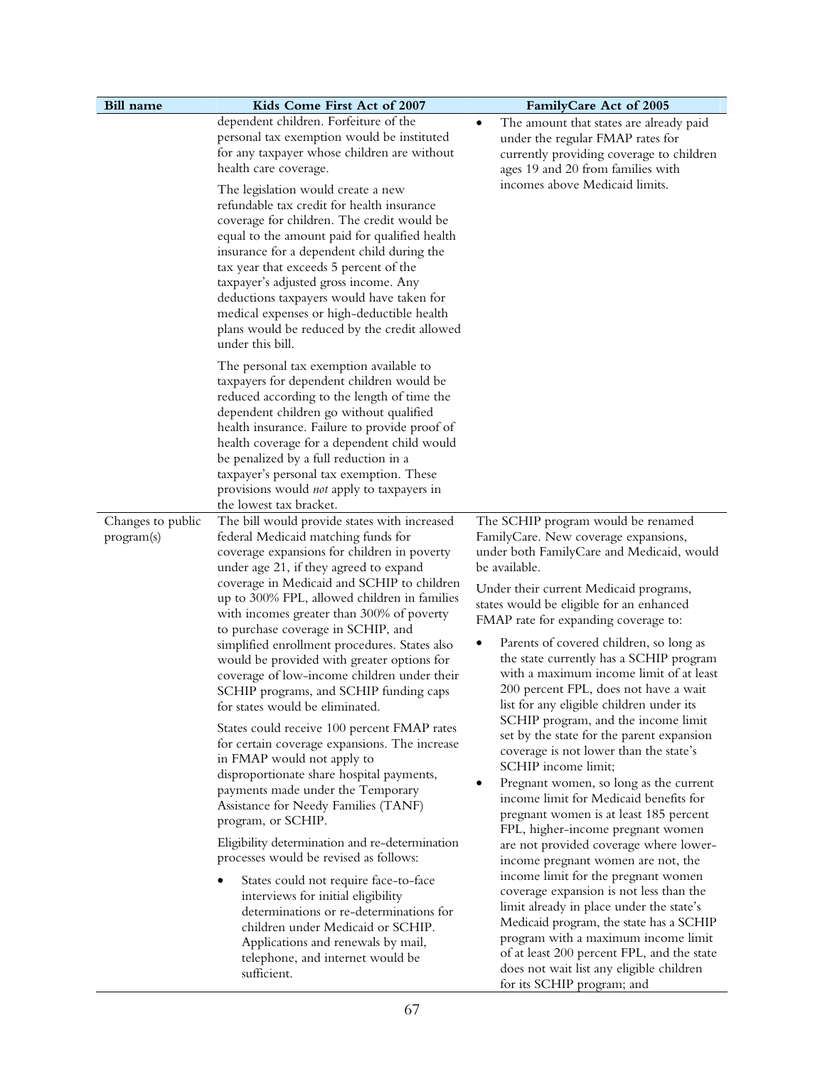| Bill name | Kids Come First Act of 2007 | FamilyCare Act of 2005 |
|---|---|---|
| | dependent children. Forfeiture of the personal tax exemption would be instituted for any taxpayer whose children are without health care coverage.<br><br>The legislation would create a new refundable tax credit for health insurance coverage for children. The credit would be equal to the amount paid for qualified health insurance for a dependent child during the tax year that exceeds 5 percent of the taxpayer's adjusted gross income. Any deductions taxpayers would have taken for medical expenses or high-deductible health plans would be reduced by the credit allowed under this bill.<br><br>The personal tax exemption available to taxpayers for dependent children would be reduced according to the length of time the dependent children go without qualified health insurance. Failure to provide proof of health coverage for a dependent child would be penalized by a full reduction in a taxpayer's personal tax exemption. These provisions would *not* apply to taxpayers in the lowest tax bracket. | • The amount that states are already paid under the regular FMAP rates for currently providing coverage to children ages 19 and 20 from families with incomes above Medicaid limits. |
| Changes to public program(s) | The bill would provide states with increased federal Medicaid matching funds for coverage expansions for children in poverty under age 21, if they agreed to expand coverage in Medicaid and SCHIP to children up to 300% FPL, allowed children in families with incomes greater than 300% of poverty to purchase coverage in SCHIP, and simplified enrollment procedures. States also would be provided with greater options for coverage of low-income children under their SCHIP programs, and SCHIP funding caps for states would be eliminated.<br><br>States could receive 100 percent FMAP rates for certain coverage expansions. The increase in FMAP would not apply to disproportionate share hospital payments, payments made under the Temporary Assistance for Needy Families (TANF) program, or SCHIP.<br><br>Eligibility determination and re-determination processes would be revised as follows:<br><br>• States could not require face-to-face interviews for initial eligibility determinations or re-determinations for children under Medicaid or SCHIP. Applications and renewals by mail, telephone, and internet would be sufficient. | The SCHIP program would be renamed FamilyCare. New coverage expansions, under both FamilyCare and Medicaid, would be available.<br><br>Under their current Medicaid programs, states would be eligible for an enhanced FMAP rate for expanding coverage to:<br><br>• Parents of covered children, so long as the state currently has a SCHIP program with a maximum income limit of at least 200 percent FPL, does not have a wait list for any eligible children under its SCHIP program, and the income limit set by the state for the parent expansion coverage is not lower than the state's SCHIP income limit;<br>• Pregnant women, so long as the current income limit for Medicaid benefits for pregnant women is at least 185 percent FPL, higher-income pregnant women are not provided coverage where lower-income pregnant women are not, the income limit for the pregnant women coverage expansion is not less than the limit already in place under the state's Medicaid program, the state has a SCHIP program with a maximum income limit of at least 200 percent FPL, and the state does not wait list any eligible children for its SCHIP program; and |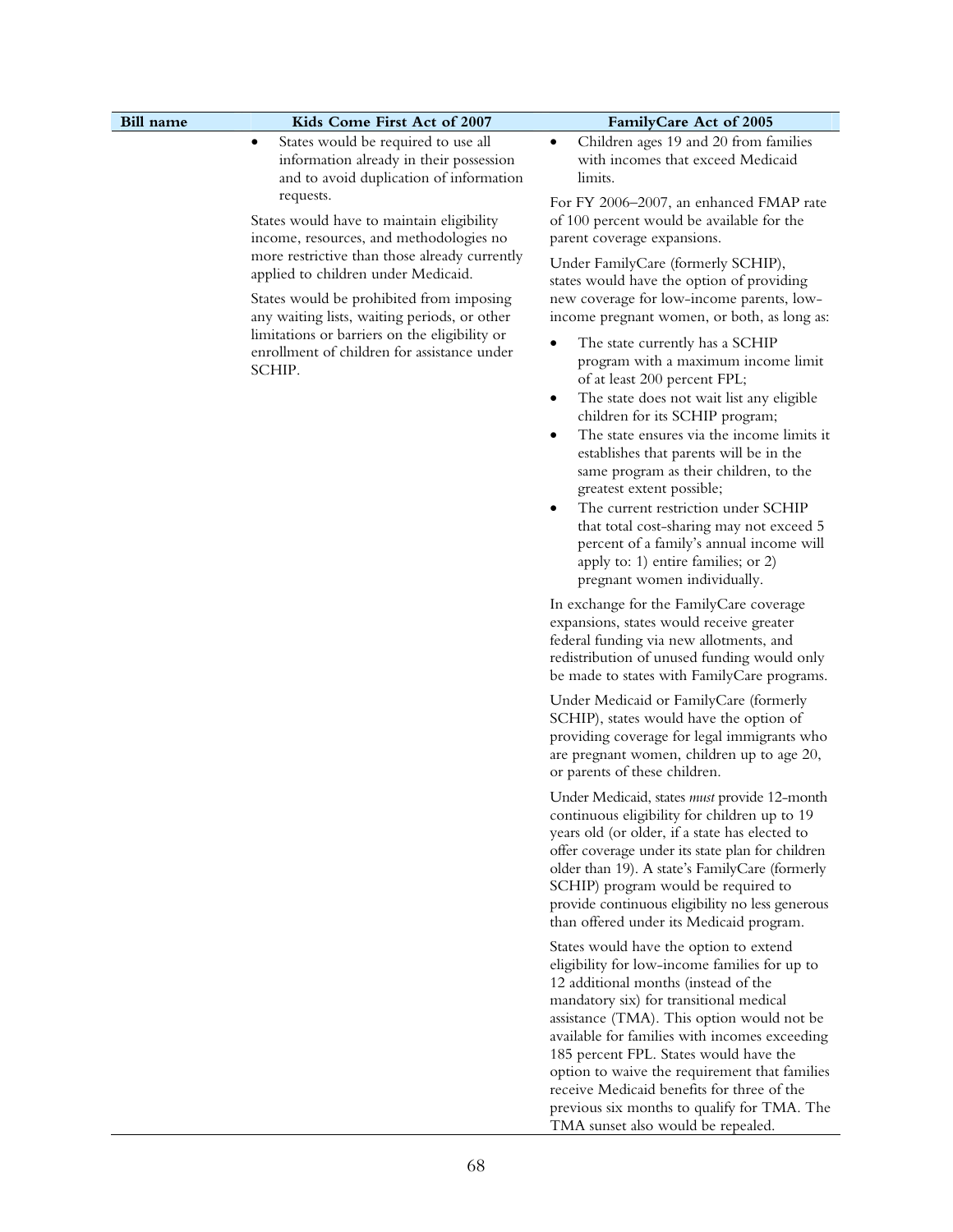| Bill name | Kids Come First Act of 2007 | FamilyCare Act of 2005 |
|---|---|---|
| | • States would be required to use all information already in their possession and to avoid duplication of information requests.<br><br>States would have to maintain eligibility income, resources, and methodologies no more restrictive than those already currently applied to children under Medicaid.<br><br>States would be prohibited from imposing any waiting lists, waiting periods, or other limitations or barriers on the eligibility or enrollment of children for assistance under SCHIP. | • Children ages 19 and 20 from families with incomes that exceed Medicaid limits.<br><br>For FY 2006–2007, an enhanced FMAP rate of 100 percent would be available for the parent coverage expansions.<br><br>Under FamilyCare (formerly SCHIP), states would have the option of providing new coverage for low-income parents, low-income pregnant women, or both, as long as:<br><br>• The state currently has a SCHIP program with a maximum income limit of at least 200 percent FPL;<br>• The state does not wait list any eligible children for its SCHIP program;<br>• The state ensures via the income limits it establishes that parents will be in the same program as their children, to the greatest extent possible;<br>• The current restriction under SCHIP that total cost-sharing may not exceed 5 percent of a family's annual income will apply to: 1) entire families; or 2) pregnant women individually.<br><br>In exchange for the FamilyCare coverage expansions, states would receive greater federal funding via new allotments, and redistribution of unused funding would only be made to states with FamilyCare programs.<br><br>Under Medicaid or FamilyCare (formerly SCHIP), states would have the option of providing coverage for legal immigrants who are pregnant women, children up to age 20, or parents of these children.<br><br>Under Medicaid, states *must* provide 12-month continuous eligibility for children up to 19 years old (or older, if a state has elected to offer coverage under its state plan for children older than 19). A state's FamilyCare (formerly SCHIP) program would be required to provide continuous eligibility no less generous than offered under its Medicaid program.<br><br>States would have the option to extend eligibility for low-income families for up to 12 additional months (instead of the mandatory six) for transitional medical assistance (TMA). This option would not be available for families with incomes exceeding 185 percent FPL. States would have the option to waive the requirement that families receive Medicaid benefits for three of the previous six months to qualify for TMA. The TMA sunset also would be repealed. |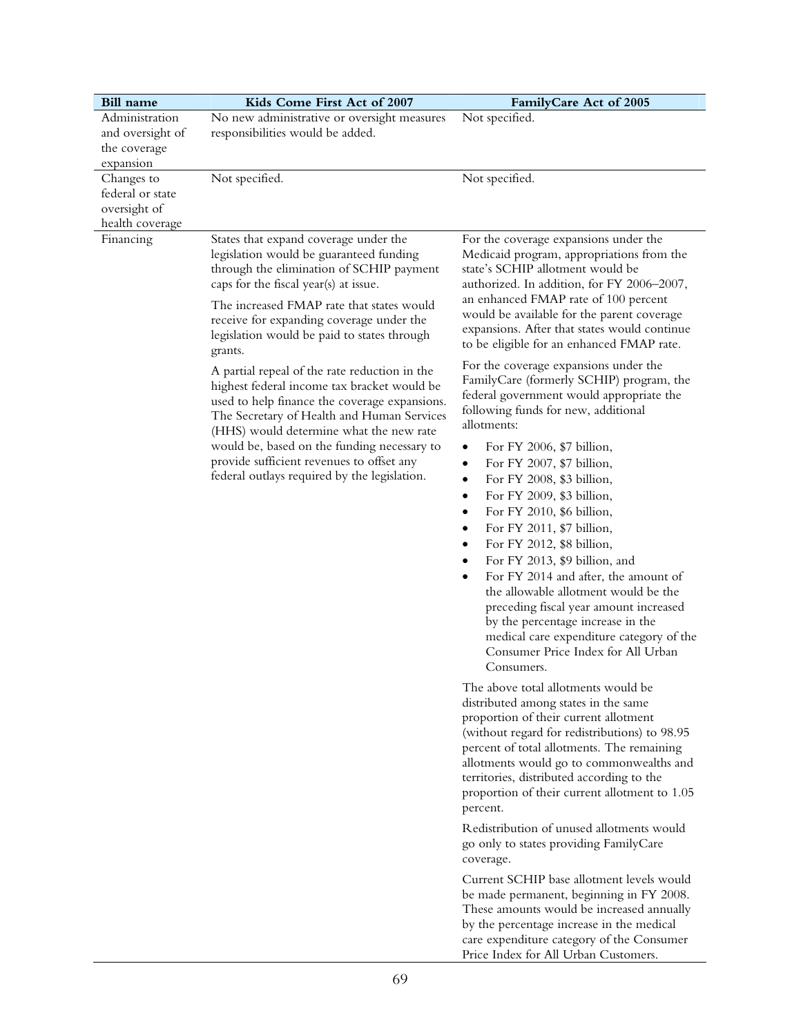| Bill name | Kids Come First Act of 2007 | FamilyCare Act of 2005 |
|---|---|---|
| Administration and oversight of the coverage expansion | No new administrative or oversight measures responsibilities would be added. | Not specified. |
| Changes to federal or state oversight of health coverage | Not specified. | Not specified. |
| Financing | States that expand coverage under the legislation would be guaranteed funding through the elimination of SCHIP payment caps for the fiscal year(s) at issue.<br><br>The increased FMAP rate that states would receive for expanding coverage under the legislation would be paid to states through grants.<br><br>A partial repeal of the rate reduction in the highest federal income tax bracket would be used to help finance the coverage expansions. The Secretary of Health and Human Services (HHS) would determine what the new rate would be, based on the funding necessary to provide sufficient revenues to offset any federal outlays required by the legislation. | For the coverage expansions under the Medicaid program, appropriations from the state's SCHIP allotment would be authorized. In addition, for FY 2006–2007, an enhanced FMAP rate of 100 percent would be available for the parent coverage expansions. After that states would continue to be eligible for an enhanced FMAP rate.<br><br>For the coverage expansions under the FamilyCare (formerly SCHIP) program, the federal government would appropriate the following funds for new, additional allotments:<br><br>• For FY 2006, $7 billion,<br>• For FY 2007, $7 billion,<br>• For FY 2008, $3 billion,<br>• For FY 2009, $3 billion,<br>• For FY 2010, $6 billion,<br>• For FY 2011, $7 billion,<br>• For FY 2012, $8 billion,<br>• For FY 2013, $9 billion, and<br>• For FY 2014 and after, the amount of the allowable allotment would be the preceding fiscal year amount increased by the percentage increase in the medical care expenditure category of the Consumer Price Index for All Urban Consumers.<br><br>The above total allotments would be distributed among states in the same proportion of their current allotment (without regard for redistributions) to 98.95 percent of total allotments. The remaining allotments would go to commonwealths and territories, distributed according to the proportion of their current allotment to 1.05 percent.<br><br>Redistribution of unused allotments would go only to states providing FamilyCare coverage.<br><br>Current SCHIP base allotment levels would be made permanent, beginning in FY 2008. These amounts would be increased annually by the percentage increase in the medical care expenditure category of the Consumer Price Index for All Urban Customers. |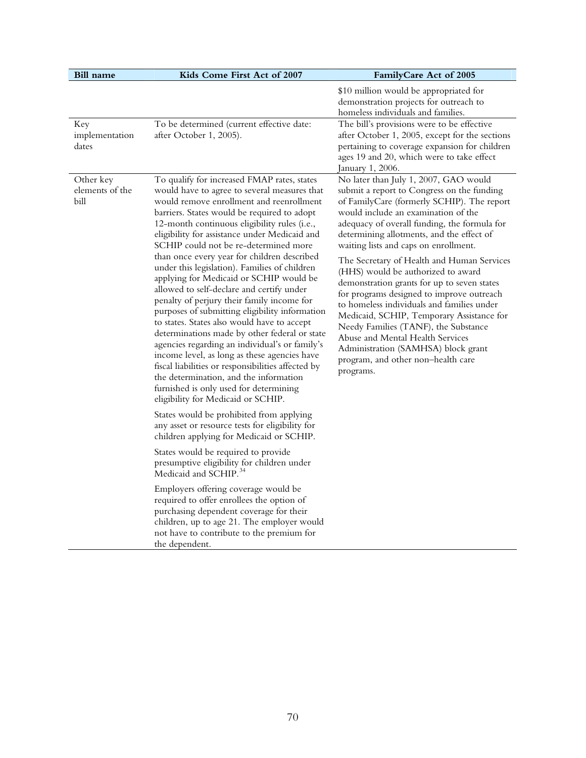| Bill name | Kids Come First Act of 2007 | FamilyCare Act of 2005 |
|---|---|---|
| | | $10 million would be appropriated for demonstration projects for outreach to homeless individuals and families. |
| Key implementation dates | To be determined (current effective date: after October 1, 2005). | The bill's provisions were to be effective after October 1, 2005, except for the sections pertaining to coverage expansion for children ages 19 and 20, which were to take effect January 1, 2006. |
| Other key elements of the bill | To qualify for increased FMAP rates, states would have to agree to several measures that would remove enrollment and reenrollment barriers. States would be required to adopt 12-month continuous eligibility rules (i.e., eligibility for assistance under Medicaid and SCHIP could not be re-determined more than once every year for children described under this legislation). Families of children applying for Medicaid or SCHIP would be allowed to self-declare and certify under penalty of perjury their family income for purposes of submitting eligibility information to states. States also would have to accept determinations made by other federal or state agencies regarding an individual's or family's income level, as long as these agencies have fiscal liabilities or responsibilities affected by the determination, and the information furnished is only used for determining eligibility for Medicaid or SCHIP.<br><br>States would be prohibited from applying any asset or resource tests for eligibility for children applying for Medicaid or SCHIP.<br><br>States would be required to provide presumptive eligibility for children under Medicaid and SCHIP.[34]<br><br>Employers offering coverage would be required to offer enrollees the option of purchasing dependent coverage for their children, up to age 21. The employer would not have to contribute to the premium for the dependent. | No later than July 1, 2007, GAO would submit a report to Congress on the funding of FamilyCare (formerly SCHIP). The report would include an examination of the adequacy of overall funding, the formula for determining allotments, and the effect of waiting lists and caps on enrollment.<br><br>The Secretary of Health and Human Services (HHS) would be authorized to award demonstration grants for up to seven states for programs designed to improve outreach to homeless individuals and families under Medicaid, SCHIP, Temporary Assistance for Needy Families (TANF), the Substance Abuse and Mental Health Services Administration (SAMHSA) block grant program, and other non–health care programs. |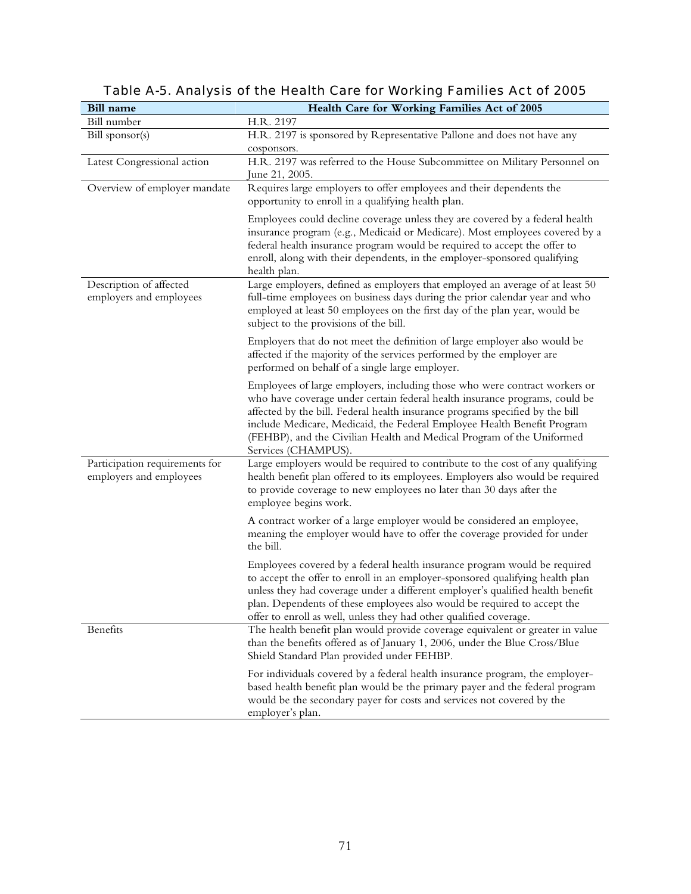Table A-5. Analysis of the Health Care for Working Families Act of 2005

| Bill name | Health Care for Working Families Act of 2005 |
| --- | --- |
| Bill number | H.R. 2197 |
| Bill sponsor(s) | H.R. 2197 is sponsored by Representative Pallone and does not have any cosponsors. |
| Latest Congressional action | H.R. 2197 was referred to the House Subcommittee on Military Personnel on June 21, 2005. |
| Overview of employer mandate | Requires large employers to offer employees and their dependents the opportunity to enroll in a qualifying health plan.<br><br>Employees could decline coverage unless they are covered by a federal health insurance program (e.g., Medicaid or Medicare). Most employees covered by a federal health insurance program would be required to accept the offer to enroll, along with their dependents, in the employer-sponsored qualifying health plan. |
| Description of affected employers and employees | Large employers, defined as employers that employed an average of at least 50 full-time employees on business days during the prior calendar year and who employed at least 50 employees on the first day of the plan year, would be subject to the provisions of the bill.<br><br>Employers that do not meet the definition of large employer also would be affected if the majority of the services performed by the employer are performed on behalf of a single large employer.<br><br>Employees of large employers, including those who were contract workers or who have coverage under certain federal health insurance programs, could be affected by the bill. Federal health insurance programs specified by the bill include Medicare, Medicaid, the Federal Employee Health Benefit Program (FEHBP), and the Civilian Health and Medical Program of the Uniformed Services (CHAMPUS). |
| Participation requirements for employers and employees | Large employers would be required to contribute to the cost of any qualifying health benefit plan offered to its employees. Employers also would be required to provide coverage to new employees no later than 30 days after the employee begins work.<br><br>A contract worker of a large employer would be considered an employee, meaning the employer would have to offer the coverage provided for under the bill.<br><br>Employees covered by a federal health insurance program would be required to accept the offer to enroll in an employer-sponsored qualifying health plan unless they had coverage under a different employer's qualified health benefit plan. Dependents of these employees also would be required to accept the offer to enroll as well, unless they had other qualified coverage. |
| Benefits | The health benefit plan would provide coverage equivalent or greater in value than the benefits offered as of January 1, 2006, under the Blue Cross/Blue Shield Standard Plan provided under FEHBP.<br><br>For individuals covered by a federal health insurance program, the employer-based health benefit plan would be the primary payer and the federal program would be the secondary payer for costs and services not covered by the employer's plan. |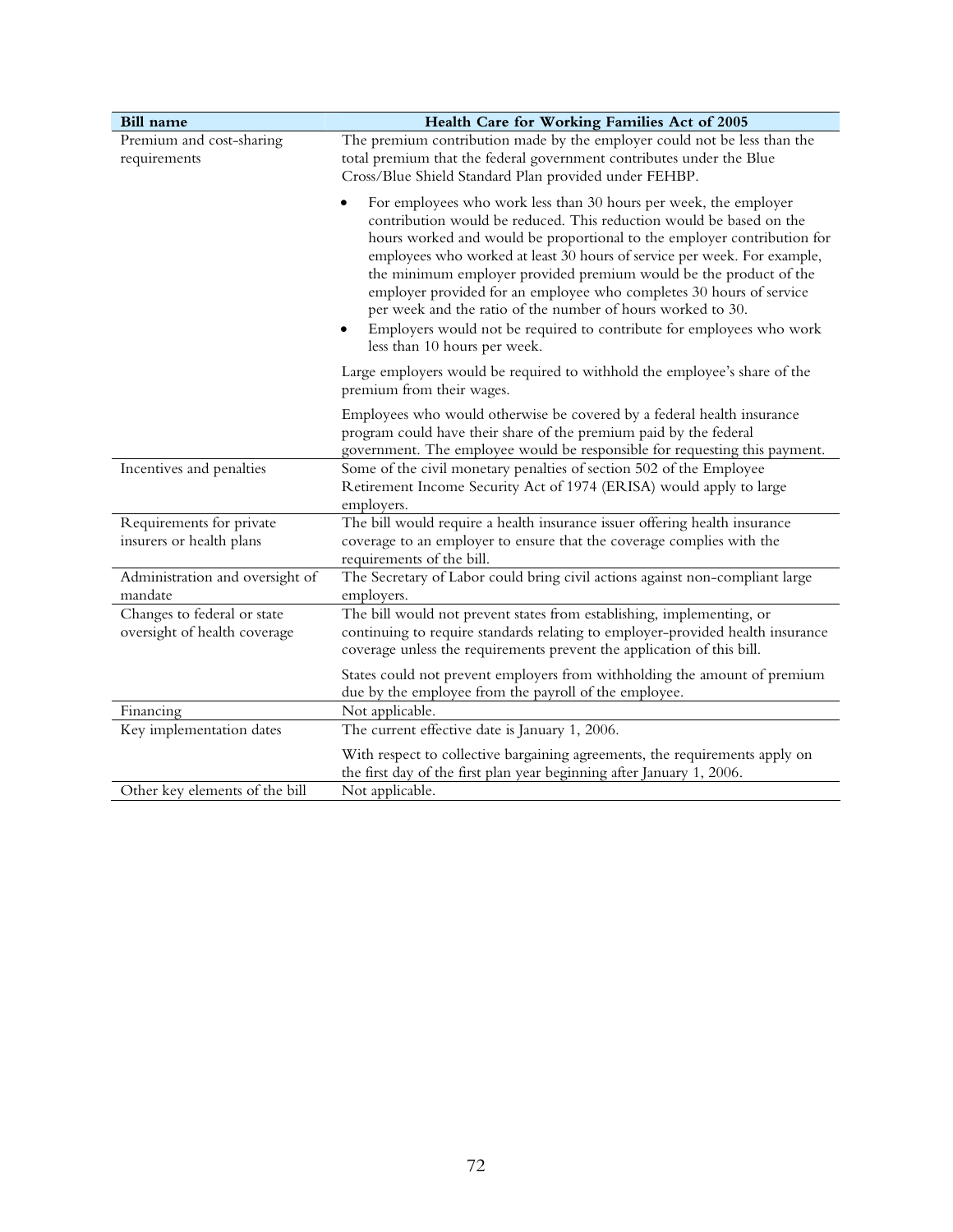| Bill name | Health Care for Working Families Act of 2005 |
|---|---|
| Premium and cost-sharing requirements | The premium contribution made by the employer could not be less than the total premium that the federal government contributes under the Blue Cross/Blue Shield Standard Plan provided under FEHBP. <br> • For employees who work less than 30 hours per week, the employer contribution would be reduced. This reduction would be based on the hours worked and would be proportional to the employer contribution for employees who worked at least 30 hours of service per week. For example, the minimum employer provided premium would be the product of the employer provided for an employee who completes 30 hours of service per week and the ratio of the number of hours worked to 30. <br> • Employers would not be required to contribute for employees who work less than 10 hours per week. <br> Large employers would be required to withhold the employee's share of the premium from their wages. <br> Employees who would otherwise be covered by a federal health insurance program could have their share of the premium paid by the federal government. The employee would be responsible for requesting this payment. |
| Incentives and penalties | Some of the civil monetary penalties of section 502 of the Employee Retirement Income Security Act of 1974 (ERISA) would apply to large employers. |
| Requirements for private insurers or health plans | The bill would require a health insurance issuer offering health insurance coverage to an employer to ensure that the coverage complies with the requirements of the bill. |
| Administration and oversight of mandate | The Secretary of Labor could bring civil actions against non-compliant large employers. |
| Changes to federal or state oversight of health coverage | The bill would not prevent states from establishing, implementing, or continuing to require standards relating to employer-provided health insurance coverage unless the requirements prevent the application of this bill. <br> States could not prevent employers from withholding the amount of premium due by the employee from the payroll of the employee. |
| Financing | Not applicable. |
| Key implementation dates | The current effective date is January 1, 2006. <br> With respect to collective bargaining agreements, the requirements apply on the first day of the first plan year beginning after January 1, 2006. |
| Other key elements of the bill | Not applicable. |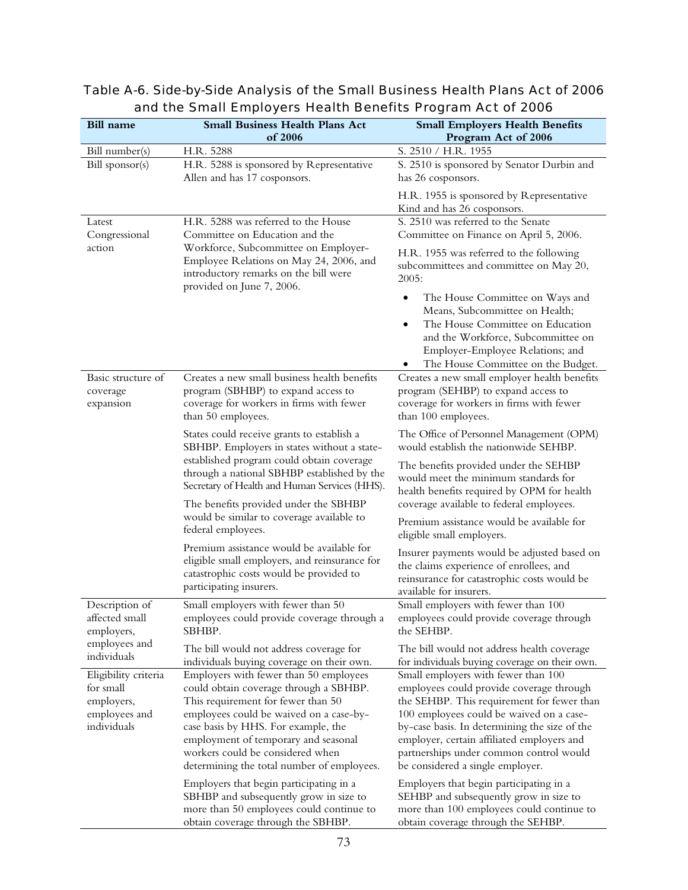**Table A-6. Side-by-Side Analysis of the Small Business Health Plans Act of 2006 and the Small Employers Health Benefits Program Act of 2006**

| Bill name | Small Business Health Plans Act of 2006 | Small Employers Health Benefits Program Act of 2006 |
|---|---|---|
| Bill number(s) | H.R. 5288 | S. 2510 / H.R. 1955 |
| Bill sponsor(s) | H.R. 5288 is sponsored by Representative Allen and has 17 cosponsors. | S. 2510 is sponsored by Senator Durbin and has 26 cosponsors.<br><br>H.R. 1955 is sponsored by Representative Kind and has 26 cosponsors. |
| Latest Congressional action | H.R. 5288 was referred to the House Committee on Education and the Workforce, Subcommittee on Employer-Employee Relations on May 24, 2006, and introductory remarks on the bill were provided on June 7, 2006. | S. 2510 was referred to the Senate Committee on Finance on April 5, 2006.<br><br>H.R. 1955 was referred to the following subcommittees and committee on May 20, 2005:<br>• The House Committee on Ways and Means, Subcommittee on Health;<br>• The House Committee on Education and the Workforce, Subcommittee on Employer-Employee Relations; and<br>• The House Committee on the Budget. |
| Basic structure of coverage expansion | Creates a new small business health benefits program (SBHBP) to expand access to coverage for workers in firms with fewer than 50 employees.<br><br>States could receive grants to establish a SBHBP. Employers in states without a state-established program could obtain coverage through a national SBHBP established by the Secretary of Health and Human Services (HHS).<br><br>The benefits provided under the SBHBP would be similar to coverage available to federal employees.<br><br>Premium assistance would be available for eligible small employers, and reinsurance for catastrophic costs would be provided to participating insurers. | Creates a new small employer health benefits program (SEHBP) to expand access to coverage for workers in firms with fewer than 100 employees.<br><br>The Office of Personnel Management (OPM) would establish the nationwide SEHBP.<br><br>The benefits provided under the SEHBP would meet the minimum standards for health benefits required by OPM for health coverage available to federal employees.<br><br>Premium assistance would be available for eligible small employers.<br><br>Insurer payments would be adjusted based on the claims experience of enrollees, and reinsurance for catastrophic costs would be available for insurers. |
| Description of affected small employers, employees and individuals | Small employers with fewer than 50 employees could provide coverage through a SBHBP.<br><br>The bill would not address coverage for individuals buying coverage on their own. | Small employers with fewer than 100 employees could provide coverage through the SEHBP.<br><br>The bill would not address health coverage for individuals buying coverage on their own. |
| Eligibility criteria for small employers, employees and individuals | Employers with fewer than 50 employees could obtain coverage through a SBHBP. This requirement for fewer than 50 employees could be waived on a case-by-case basis by HHS. For example, the employment of temporary and seasonal workers could be considered when determining the total number of employees.<br><br>Employers that begin participating in a SBHBP and subsequently grow in size to more than 50 employees could continue to obtain coverage through the SBHBP. | Small employers with fewer than 100 employees could provide coverage through the SEHBP. This requirement for fewer than 100 employees could be waived on a case-by-case basis. In determining the size of the employer, certain affiliated employers and partnerships under common control would be considered a single employer.<br><br>Employers that begin participating in a SEHBP and subsequently grow in size to more than 100 employees could continue to obtain coverage through the SEHBP. |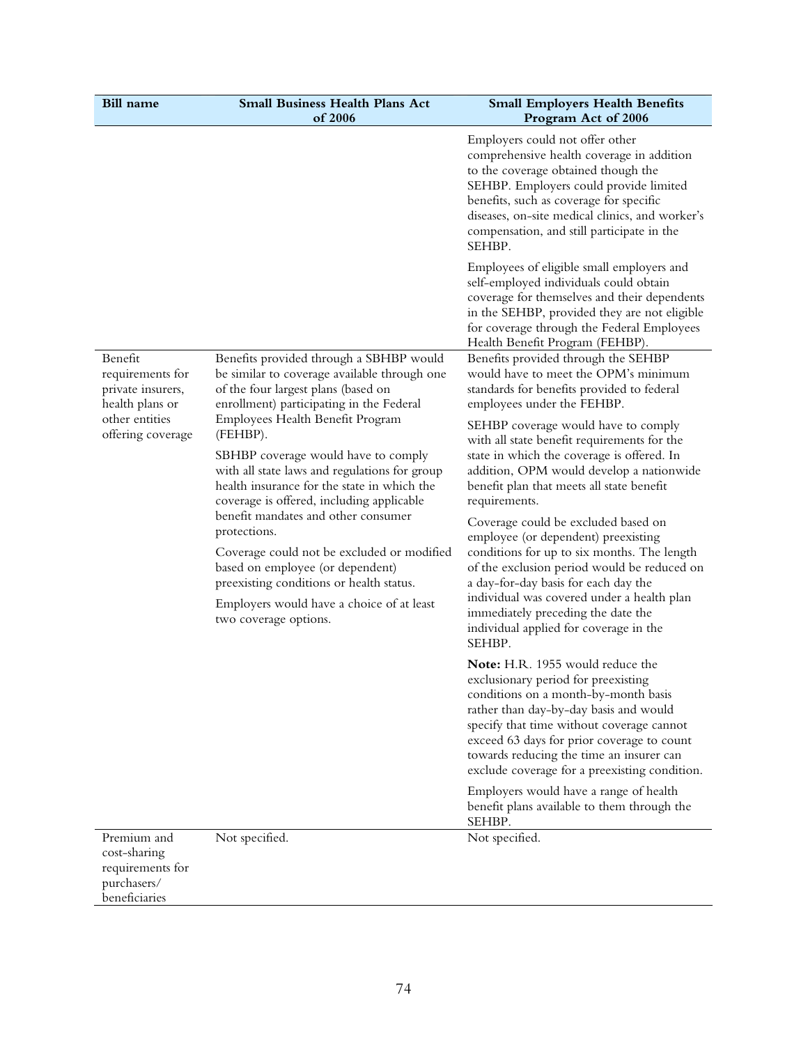| Bill name | Small Business Health Plans Act of 2006 | Small Employers Health Benefits Program Act of 2006 |
|---|---|---|
| | | Employers could not offer other comprehensive health coverage in addition to the coverage obtained though the SEHBP. Employers could provide limited benefits, such as coverage for specific diseases, on-site medical clinics, and worker's compensation, and still participate in the SEHBP.<br><br>Employees of eligible small employers and self-employed individuals could obtain coverage for themselves and their dependents in the SEHBP, provided they are not eligible for coverage through the Federal Employees Health Benefit Program (FEHBP). |
| Benefit requirements for private insurers, health plans or other entities offering coverage | Benefits provided through a SBHBP would be similar to coverage available through one of the four largest plans (based on enrollment) participating in the Federal Employees Health Benefit Program (FEHBP).<br><br>SBHBP coverage would have to comply with all state laws and regulations for group health insurance for the state in which the coverage is offered, including applicable benefit mandates and other consumer protections.<br><br>Coverage could not be excluded or modified based on employee (or dependent) preexisting conditions or health status.<br><br>Employers would have a choice of at least two coverage options. | Benefits provided through the SEHBP would have to meet the OPM's minimum standards for benefits provided to federal employees under the FEHBP.<br><br>SEHBP coverage would have to comply with all state benefit requirements for the state in which the coverage is offered. In addition, OPM would develop a nationwide benefit plan that meets all state benefit requirements.<br><br>Coverage could be excluded based on employee (or dependent) preexisting conditions for up to six months. The length of the exclusion period would be reduced on a day-for-day basis for each day the individual was covered under a health plan immediately preceding the date the individual applied for coverage in the SEHBP.<br><br>**Note:** H.R. 1955 would reduce the exclusionary period for preexisting conditions on a month-by-month basis rather than day-by-day basis and would specify that time without coverage cannot exceed 63 days for prior coverage to count towards reducing the time an insurer can exclude coverage for a preexisting condition.<br><br>Employers would have a range of health benefit plans available to them through the SEHBP. |
| Premium and cost-sharing requirements for purchasers/ beneficiaries | Not specified. | Not specified. |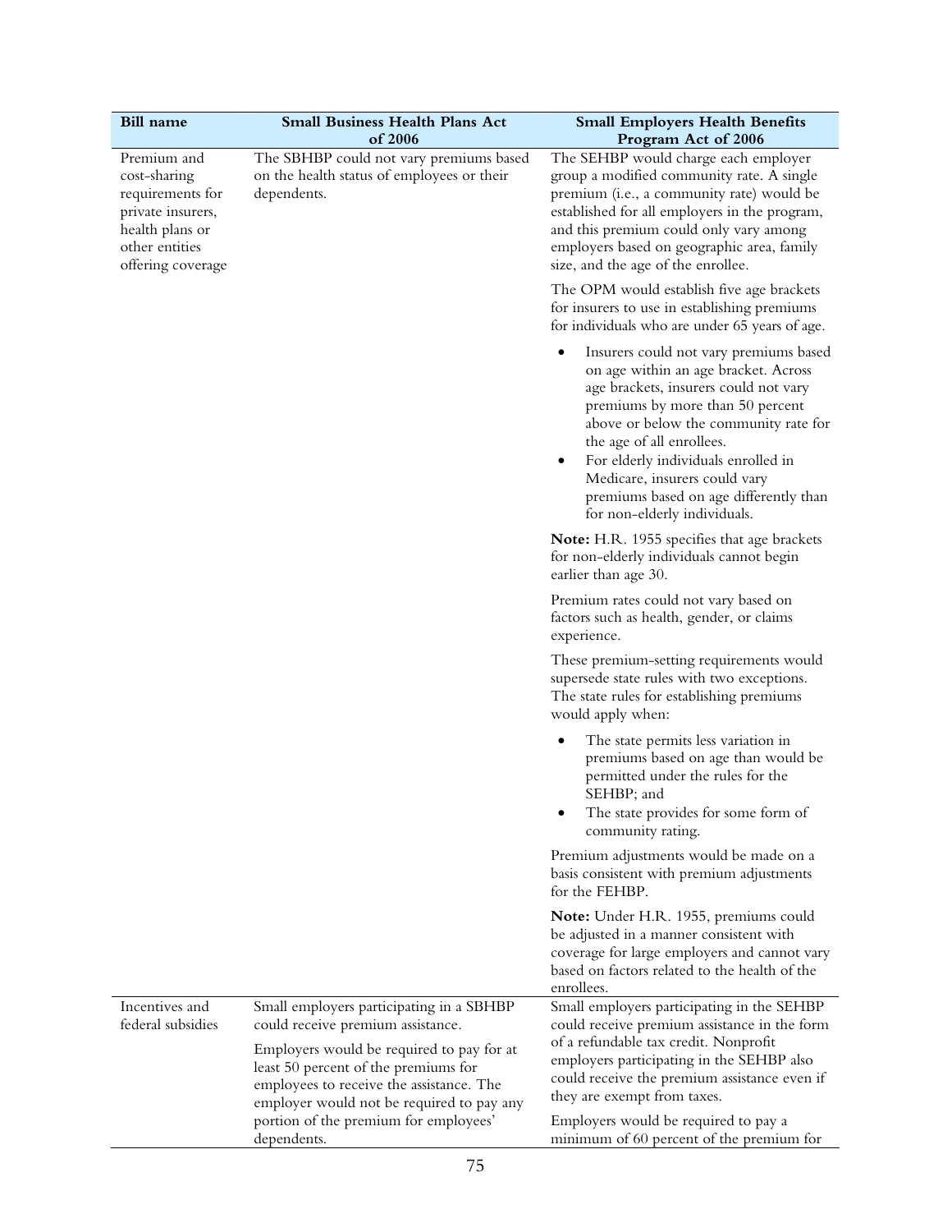| Bill name | Small Business Health Plans Act of 2006 | Small Employers Health Benefits Program Act of 2006 |
|---|---|---|
| Premium and cost-sharing requirements for private insurers, health plans or other entities offering coverage | The SBHBP could not vary premiums based on the health status of employees or their dependents. | The SEHBP would charge each employer group a modified community rate. A single premium (i.e., a community rate) would be established for all employers in the program, and this premium could only vary among employers based on geographic area, family size, and the age of the enrollee.<br><br>The OPM would establish five age brackets for insurers to use in establishing premiums for individuals who are under 65 years of age.<br><br>• Insurers could not vary premiums based on age within an age bracket. Across age brackets, insurers could not vary premiums by more than 50 percent above or below the community rate for the age of all enrollees.<br>• For elderly individuals enrolled in Medicare, insurers could vary premiums based on age differently than for non-elderly individuals.<br><br>**Note:** H.R. 1955 specifies that age brackets for non-elderly individuals cannot begin earlier than age 30.<br><br>Premium rates could not vary based on factors such as health, gender, or claims experience.<br><br>These premium-setting requirements would supersede state rules with two exceptions. The state rules for establishing premiums would apply when:<br><br>• The state permits less variation in premiums based on age than would be permitted under the rules for the SEHBP; and<br>• The state provides for some form of community rating.<br><br>Premium adjustments would be made on a basis consistent with premium adjustments for the FEHBP.<br><br>**Note:** Under H.R. 1955, premiums could be adjusted in a manner consistent with coverage for large employers and cannot vary based on factors related to the health of the enrollees. |
| Incentives and federal subsidies | Small employers participating in a SBHBP could receive premium assistance.<br><br>Employers would be required to pay for at least 50 percent of the premiums for employees to receive the assistance. The employer would not be required to pay any portion of the premium for employees' dependents. | Small employers participating in the SEHBP could receive premium assistance in the form of a refundable tax credit. Nonprofit employers participating in the SEHBP also could receive the premium assistance even if they are exempt from taxes.<br><br>Employers would be required to pay a minimum of 60 percent of the premium for |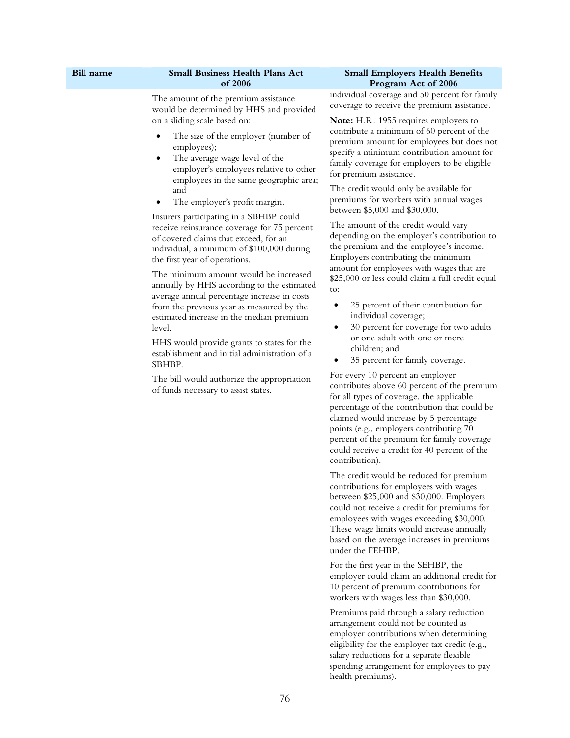| Bill name | Small Business Health Plans Act of 2006 | Small Employers Health Benefits Program Act of 2006 |
| --- | --- | --- |
| | The amount of the premium assistance would be determined by HHS and provided on a sliding scale based on:<br>• The size of the employer (number of employees);<br>• The average wage level of the employer's employees relative to other employees in the same geographic area; and<br>• The employer's profit margin.<br><br>Insurers participating in a SBHBP could receive reinsurance coverage for 75 percent of covered claims that exceed, for an individual, a minimum of $100,000 during the first year of operations.<br><br>The minimum amount would be increased annually by HHS according to the estimated average annual percentage increase in costs from the previous year as measured by the estimated increase in the median premium level.<br><br>HHS would provide grants to states for the establishment and initial administration of a SBHBP.<br><br>The bill would authorize the appropriation of funds necessary to assist states. | individual coverage and 50 percent for family coverage to receive the premium assistance.<br><br>**Note:** H.R. 1955 requires employers to contribute a minimum of 60 percent of the premium amount for employees but does not specify a minimum contribution amount for family coverage for employers to be eligible for premium assistance.<br><br>The credit would only be available for premiums for workers with annual wages between $5,000 and $30,000.<br><br>The amount of the credit would vary depending on the employer's contribution to the premium and the employee's income. Employers contributing the minimum amount for employees with wages that are $25,000 or less could claim a full credit equal to:<br>• 25 percent of their contribution for individual coverage;<br>• 30 percent for coverage for two adults or one adult with one or more children; and<br>• 35 percent for family coverage.<br><br>For every 10 percent an employer contributes above 60 percent of the premium for all types of coverage, the applicable percentage of the contribution that could be claimed would increase by 5 percentage points (e.g., employers contributing 70 percent of the premium for family coverage could receive a credit for 40 percent of the contribution).<br><br>The credit would be reduced for premium contributions for employees with wages between $25,000 and $30,000. Employers could not receive a credit for premiums for employees with wages exceeding $30,000. These wage limits would increase annually based on the average increases in premiums under the FEHBP.<br><br>For the first year in the SEHBP, the employer could claim an additional credit for 10 percent of premium contributions for workers with wages less than $30,000.<br><br>Premiums paid through a salary reduction arrangement could not be counted as employer contributions when determining eligibility for the employer tax credit (e.g., salary reductions for a separate flexible spending arrangement for employees to pay health premiums). |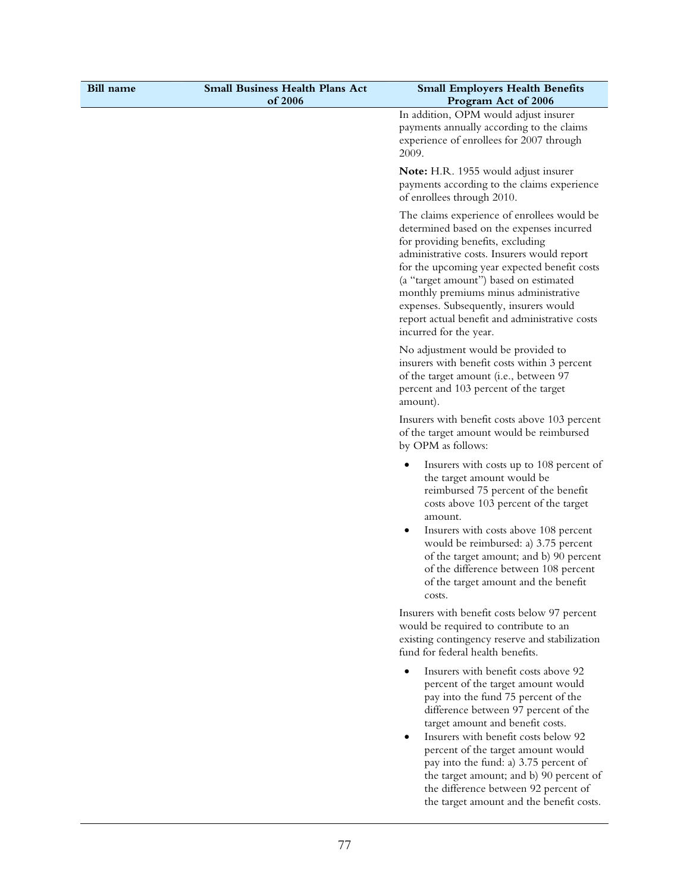| Bill name | Small Business Health Plans Act of 2006 | Small Employers Health Benefits Program Act of 2006 |
|---|---|---|
| | | In addition, OPM would adjust insurer payments annually according to the claims experience of enrollees for 2007 through 2009.<br><br>**Note:** H.R. 1955 would adjust insurer payments according to the claims experience of enrollees through 2010.<br><br>The claims experience of enrollees would be determined based on the expenses incurred for providing benefits, excluding administrative costs. Insurers would report for the upcoming year expected benefit costs (a "target amount") based on estimated monthly premiums minus administrative expenses. Subsequently, insurers would report actual benefit and administrative costs incurred for the year.<br><br>No adjustment would be provided to insurers with benefit costs within 3 percent of the target amount (i.e., between 97 percent and 103 percent of the target amount).<br><br>Insurers with benefit costs above 103 percent of the target amount would be reimbursed by OPM as follows:<br><br>• Insurers with costs up to 108 percent of the target amount would be reimbursed 75 percent of the benefit costs above 103 percent of the target amount.<br>• Insurers with costs above 108 percent would be reimbursed: a) 3.75 percent of the target amount; and b) 90 percent of the difference between 108 percent of the target amount and the benefit costs.<br><br>Insurers with benefit costs below 97 percent would be required to contribute to an existing contingency reserve and stabilization fund for federal health benefits.<br><br>• Insurers with benefit costs above 92 percent of the target amount would pay into the fund 75 percent of the difference between 97 percent of the target amount and benefit costs.<br>• Insurers with benefit costs below 92 percent of the target amount would pay into the fund: a) 3.75 percent of the target amount; and b) 90 percent of the difference between 92 percent of the target amount and the benefit costs. |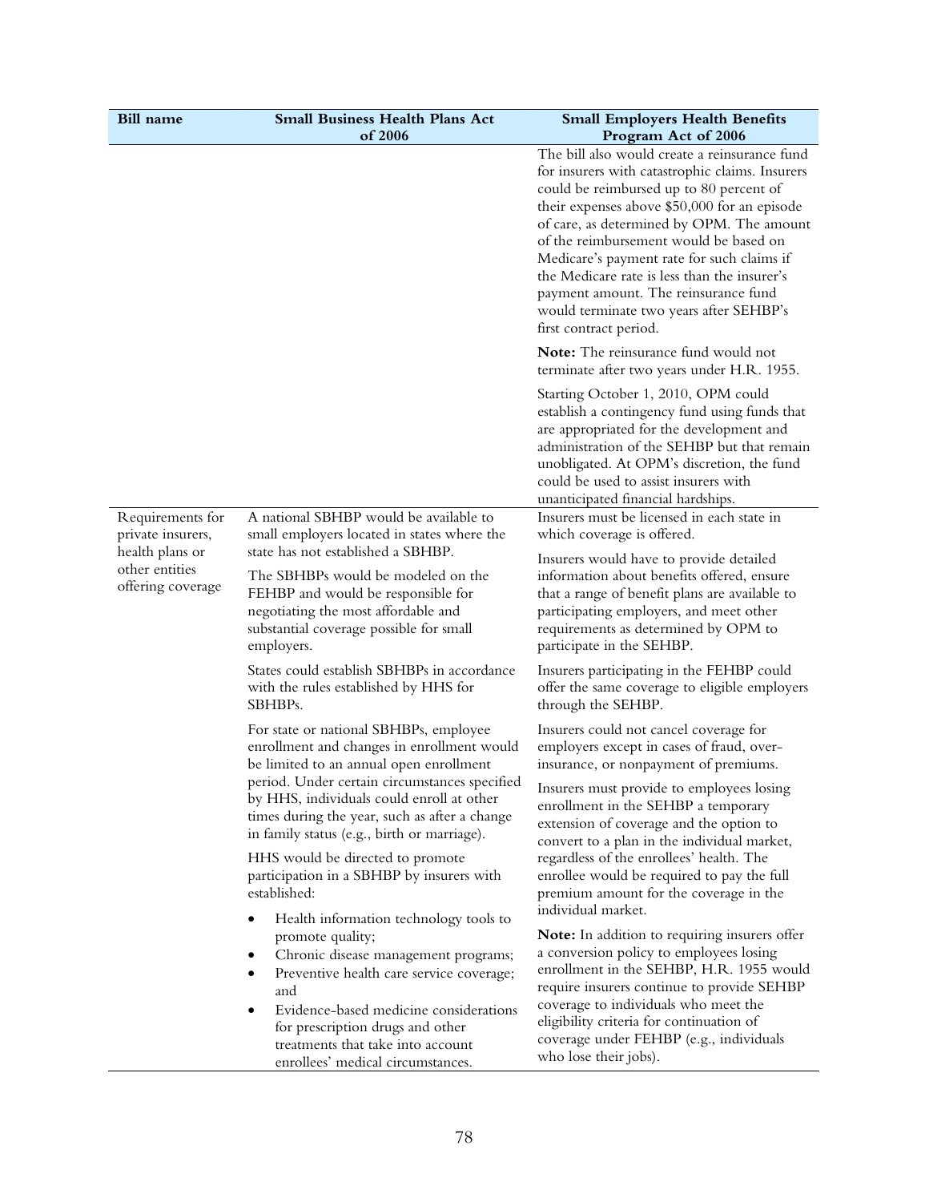| Bill name | Small Business Health Plans Act of 2006 | Small Employers Health Benefits Program Act of 2006 |
|---|---|---|
| | | The bill also would create a reinsurance fund for insurers with catastrophic claims. Insurers could be reimbursed up to 80 percent of their expenses above $50,000 for an episode of care, as determined by OPM. The amount of the reimbursement would be based on Medicare's payment rate for such claims if the Medicare rate is less than the insurer's payment amount. The reinsurance fund would terminate two years after SEHBP's first contract period.<br><br>**Note:** The reinsurance fund would not terminate after two years under H.R. 1955.<br><br>Starting October 1, 2010, OPM could establish a contingency fund using funds that are appropriated for the development and administration of the SEHBP but that remain unobligated. At OPM's discretion, the fund could be used to assist insurers with unanticipated financial hardships. |
| Requirements for private insurers, health plans or other entities offering coverage | A national SBHBP would be available to small employers located in states where the state has not established a SBHBP.<br><br>The SBHBPs would be modeled on the FEHBP and would be responsible for negotiating the most affordable and substantial coverage possible for small employers.<br><br>States could establish SBHBPs in accordance with the rules established by HHS for SBHBPs.<br><br>For state or national SBHBPs, employee enrollment and changes in enrollment would be limited to an annual open enrollment period. Under certain circumstances specified by HHS, individuals could enroll at other times during the year, such as after a change in family status (e.g., birth or marriage).<br><br>HHS would be directed to promote participation in a SBHBP by insurers with established:<br>• Health information technology tools to promote quality;<br>• Chronic disease management programs;<br>• Preventive health care service coverage; and<br>• Evidence-based medicine considerations for prescription drugs and other treatments that take into account enrollees' medical circumstances. | Insurers must be licensed in each state in which coverage is offered.<br><br>Insurers would have to provide detailed information about benefits offered, ensure that a range of benefit plans are available to participating employers, and meet other requirements as determined by OPM to participate in the SEHBP.<br><br>Insurers participating in the FEHBP could offer the same coverage to eligible employers through the SEHBP.<br><br>Insurers could not cancel coverage for employers except in cases of fraud, over-insurance, or nonpayment of premiums.<br><br>Insurers must provide to employees losing enrollment in the SEHBP a temporary extension of coverage and the option to convert to a plan in the individual market, regardless of the enrollees' health. The enrollee would be required to pay the full premium amount for the coverage in the individual market.<br><br>**Note:** In addition to requiring insurers offer a conversion policy to employees losing enrollment in the SEHBP, H.R. 1955 would require insurers continue to provide SEHBP coverage to individuals who meet the eligibility criteria for continuation of coverage under FEHBP (e.g., individuals who lose their jobs). |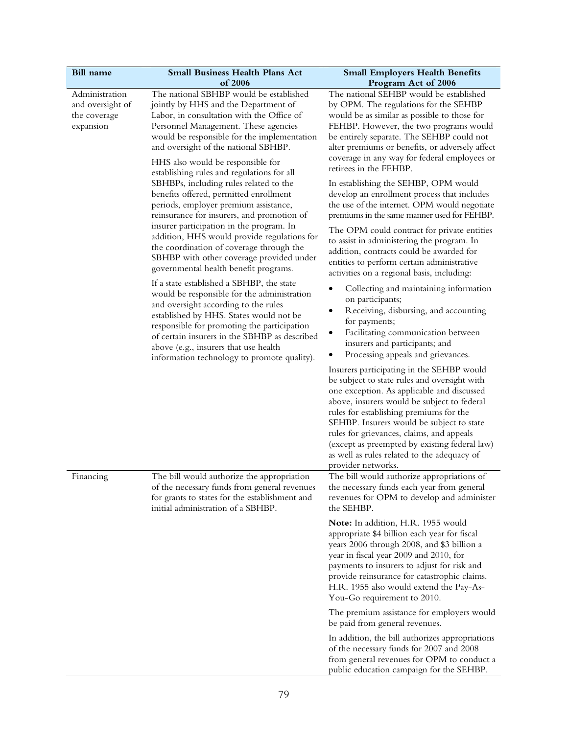| Bill name | Small Business Health Plans Act of 2006 | Small Employers Health Benefits Program Act of 2006 |
|---|---|---|
| Administration and oversight of the coverage expansion | The national SBHBP would be established jointly by HHS and the Department of Labor, in consultation with the Office of Personnel Management. These agencies would be responsible for the implementation and oversight of the national SBHBP.<br><br>HHS also would be responsible for establishing rules and regulations for all SBHBPs, including rules related to the benefits offered, permitted enrollment periods, employer premium assistance, reinsurance for insurers, and promotion of insurer participation in the program. In addition, HHS would provide regulations for the coordination of coverage through the SBHBP with other coverage provided under governmental health benefit programs.<br><br>If a state established a SBHBP, the state would be responsible for the administration and oversight according to the rules established by HHS. States would not be responsible for promoting the participation of certain insurers in the SBHBP as described above (e.g., insurers that use health information technology to promote quality). | The national SEHBP would be established by OPM. The regulations for the SEHBP would be as similar as possible to those for FEHBP. However, the two programs would be entirely separate. The SEHBP could not alter premiums or benefits, or adversely affect coverage in any way for federal employees or retirees in the FEHBP.<br><br>In establishing the SEHBP, OPM would develop an enrollment process that includes the use of the internet. OPM would negotiate premiums in the same manner used for FEHBP.<br><br>The OPM could contract for private entities to assist in administering the program. In addition, contracts could be awarded for entities to perform certain administrative activities on a regional basis, including:<br>• Collecting and maintaining information on participants;<br>• Receiving, disbursing, and accounting for payments;<br>• Facilitating communication between insurers and participants; and<br>• Processing appeals and grievances.<br><br>Insurers participating in the SEHBP would be subject to state rules and oversight with one exception. As applicable and discussed above, insurers would be subject to federal rules for establishing premiums for the SEHBP. Insurers would be subject to state rules for grievances, claims, and appeals (except as preempted by existing federal law) as well as rules related to the adequacy of provider networks. |
| Financing | The bill would authorize the appropriation of the necessary funds from general revenues for grants to states for the establishment and initial administration of a SBHBP. | The bill would authorize appropriations of the necessary funds each year from general revenues for OPM to develop and administer the SEHBP.<br><br>**Note:** In addition, H.R. 1955 would appropriate $4 billion each year for fiscal years 2006 through 2008, and $3 billion a year in fiscal year 2009 and 2010, for payments to insurers to adjust for risk and provide reinsurance for catastrophic claims. H.R. 1955 also would extend the Pay-As-You-Go requirement to 2010.<br><br>The premium assistance for employers would be paid from general revenues.<br><br>In addition, the bill authorizes appropriations of the necessary funds for 2007 and 2008 from general revenues for OPM to conduct a public education campaign for the SEHBP. |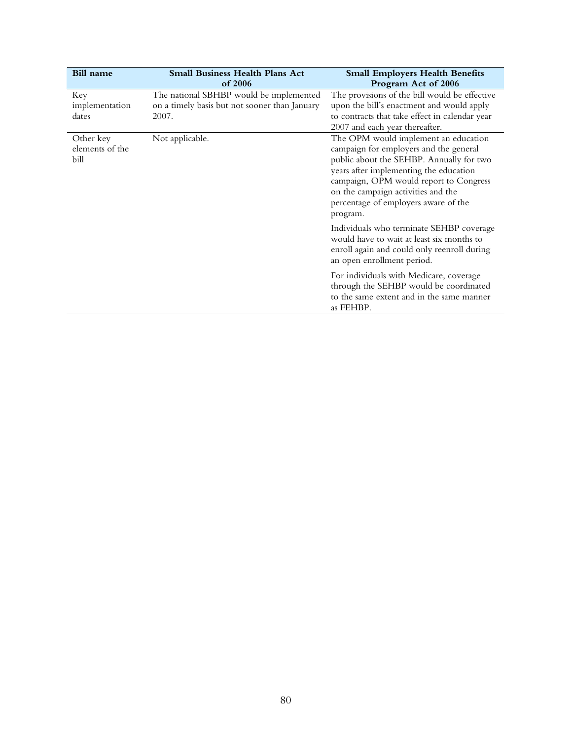| Bill name | Small Business Health Plans Act of 2006 | Small Employers Health Benefits Program Act of 2006 |
|---|---|---|
| Key implementation dates | The national SBHBP would be implemented on a timely basis but not sooner than January 2007. | The provisions of the bill would be effective upon the bill's enactment and would apply to contracts that take effect in calendar year 2007 and each year thereafter. |
| Other key elements of the bill | Not applicable. | The OPM would implement an education campaign for employers and the general public about the SEHBP. Annually for two years after implementing the education campaign, OPM would report to Congress on the campaign activities and the percentage of employers aware of the program.<br><br>Individuals who terminate SEHBP coverage would have to wait at least six months to enroll again and could only reenroll during an open enrollment period.<br><br>For individuals with Medicare, coverage through the SEHBP would be coordinated to the same extent and in the same manner as FEHBP. |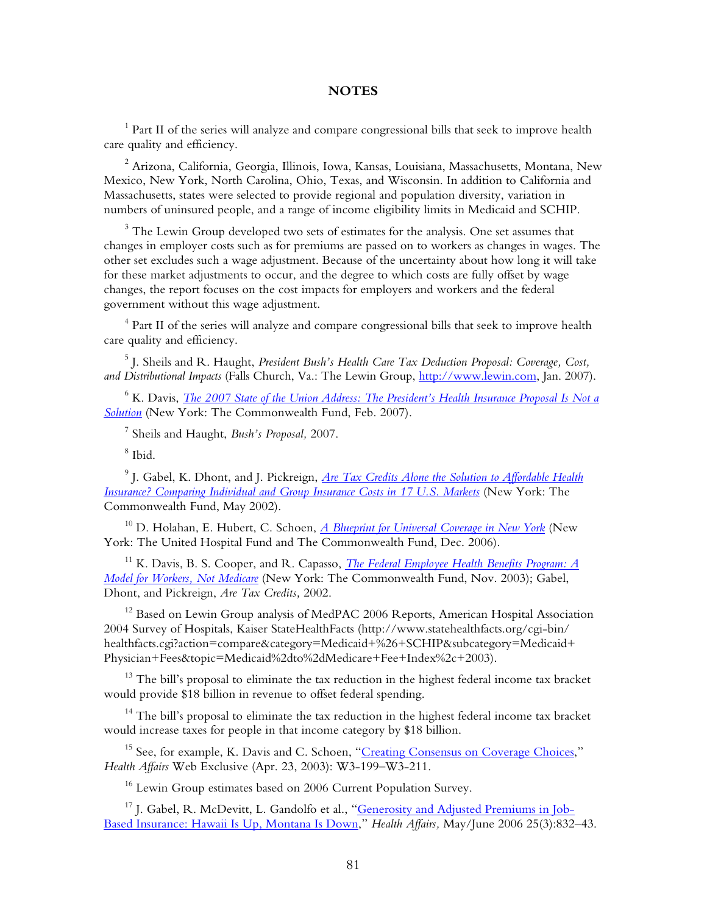## NOTES

[1] Part II of the series will analyze and compare congressional bills that seek to improve health care quality and efficiency.

[2] Arizona, California, Georgia, Illinois, Iowa, Kansas, Louisiana, Massachusetts, Montana, New Mexico, New York, North Carolina, Ohio, Texas, and Wisconsin. In addition to California and Massachusetts, states were selected to provide regional and population diversity, variation in numbers of uninsured people, and a range of income eligibility limits in Medicaid and SCHIP.

[3] The Lewin Group developed two sets of estimates for the analysis. One set assumes that changes in employer costs such as for premiums are passed on to workers as changes in wages. The other set excludes such a wage adjustment. Because of the uncertainty about how long it will take for these market adjustments to occur, and the degree to which costs are fully offset by wage changes, the report focuses on the cost impacts for employers and workers and the federal government without this wage adjustment.

[4] Part II of the series will analyze and compare congressional bills that seek to improve health care quality and efficiency.

[5] J. Sheils and R. Haught, *President Bush's Health Care Tax Deduction Proposal: Coverage, Cost, and Distributional Impacts* (Falls Church, Va.: The Lewin Group, http://www.lewin.com, Jan. 2007).

[6] K. Davis, *The 2007 State of the Union Address: The President's Health Insurance Proposal Is Not a Solution* (New York: The Commonwealth Fund, Feb. 2007).

[7] Sheils and Haught, *Bush's Proposal,* 2007.

[8] Ibid.

[9] J. Gabel, K. Dhont, and J. Pickreign, *Are Tax Credits Alone the Solution to Affordable Health Insurance? Comparing Individual and Group Insurance Costs in 17 U.S. Markets* (New York: The Commonwealth Fund, May 2002).

[10] D. Holahan, E. Hubert, C. Schoen, *A Blueprint for Universal Coverage in New York* (New York: The United Hospital Fund and The Commonwealth Fund, Dec. 2006).

[11] K. Davis, B. S. Cooper, and R. Capasso, *The Federal Employee Health Benefits Program: A Model for Workers, Not Medicare* (New York: The Commonwealth Fund, Nov. 2003); Gabel, Dhont, and Pickreign, *Are Tax Credits,* 2002.

[12] Based on Lewin Group analysis of MedPAC 2006 Reports, American Hospital Association 2004 Survey of Hospitals, Kaiser StateHealthFacts (http://www.statehealthfacts.org/cgi-bin/healthfacts.cgi?action=compare&category=Medicaid+%26+SCHIP&subcategory=Medicaid+Physician+Fees&topic=Medicaid%2dto%2dMedicare+Fee+Index%2c+2003).

[13] The bill's proposal to eliminate the tax reduction in the highest federal income tax bracket would provide $18 billion in revenue to offset federal spending.

[14] The bill's proposal to eliminate the tax reduction in the highest federal income tax bracket would increase taxes for people in that income category by $18 billion.

[15] See, for example, K. Davis and C. Schoen, "Creating Consensus on Coverage Choices," *Health Affairs* Web Exclusive (Apr. 23, 2003): W3-199–W3-211.

[16] Lewin Group estimates based on 2006 Current Population Survey.

[17] J. Gabel, R. McDevitt, L. Gandolfo et al., "Generosity and Adjusted Premiums in Job-Based Insurance: Hawaii Is Up, Montana Is Down," *Health Affairs,* May/June 2006 25(3):832–43.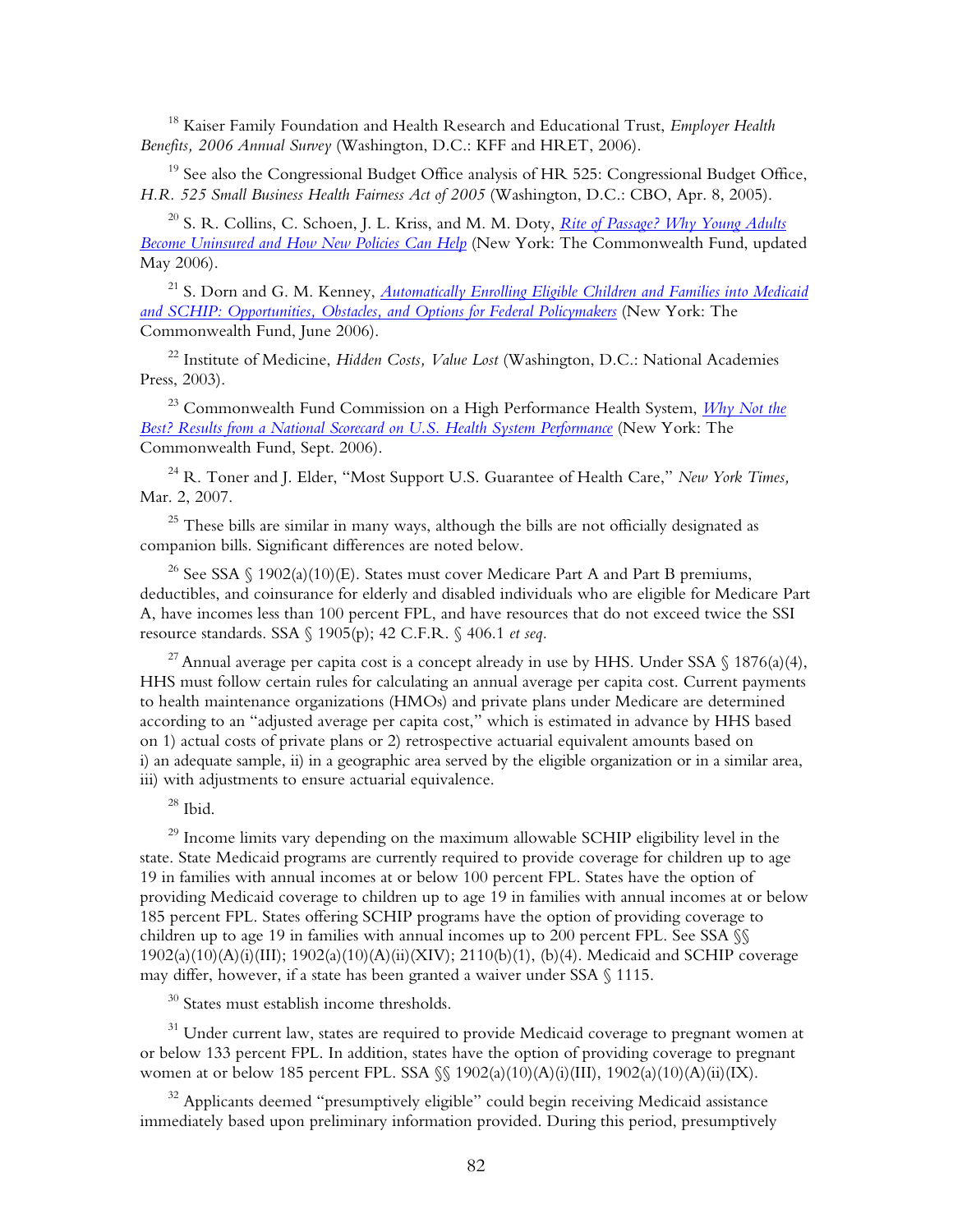[18] Kaiser Family Foundation and Health Research and Educational Trust, *Employer Health Benefits, 2006 Annual Survey* (Washington, D.C.: KFF and HRET, 2006).

[19] See also the Congressional Budget Office analysis of HR 525: Congressional Budget Office, *H.R. 525 Small Business Health Fairness Act of 2005* (Washington, D.C.: CBO, Apr. 8, 2005).

[20] S. R. Collins, C. Schoen, J. L. Kriss, and M. M. Doty, *Rite of Passage? Why Young Adults Become Uninsured and How New Policies Can Help* (New York: The Commonwealth Fund, updated May 2006).

[21] S. Dorn and G. M. Kenney, *Automatically Enrolling Eligible Children and Families into Medicaid and SCHIP: Opportunities, Obstacles, and Options for Federal Policymakers* (New York: The Commonwealth Fund, June 2006).

[22] Institute of Medicine, *Hidden Costs, Value Lost* (Washington, D.C.: National Academies Press, 2003).

[23] Commonwealth Fund Commission on a High Performance Health System, *Why Not the Best? Results from a National Scorecard on U.S. Health System Performance* (New York: The Commonwealth Fund, Sept. 2006).

[24] R. Toner and J. Elder, "Most Support U.S. Guarantee of Health Care," *New York Times,* Mar. 2, 2007.

[25] These bills are similar in many ways, although the bills are not officially designated as companion bills. Significant differences are noted below.

[26] See SSA § 1902(a)(10)(E). States must cover Medicare Part A and Part B premiums, deductibles, and coinsurance for elderly and disabled individuals who are eligible for Medicare Part A, have incomes less than 100 percent FPL, and have resources that do not exceed twice the SSI resource standards. SSA § 1905(p); 42 C.F.R. § 406.1 *et seq.*

[27] Annual average per capita cost is a concept already in use by HHS. Under SSA § 1876(a)(4), HHS must follow certain rules for calculating an annual average per capita cost. Current payments to health maintenance organizations (HMOs) and private plans under Medicare are determined according to an "adjusted average per capita cost," which is estimated in advance by HHS based on 1) actual costs of private plans or 2) retrospective actuarial equivalent amounts based on i) an adequate sample, ii) in a geographic area served by the eligible organization or in a similar area, iii) with adjustments to ensure actuarial equivalence.

[28] Ibid.

[29] Income limits vary depending on the maximum allowable SCHIP eligibility level in the state. State Medicaid programs are currently required to provide coverage for children up to age 19 in families with annual incomes at or below 100 percent FPL. States have the option of providing Medicaid coverage to children up to age 19 in families with annual incomes at or below 185 percent FPL. States offering SCHIP programs have the option of providing coverage to children up to age 19 in families with annual incomes up to 200 percent FPL. See SSA §§ 1902(a)(10)(A)(i)(III); 1902(a)(10)(A)(ii)(XIV); 2110(b)(1), (b)(4). Medicaid and SCHIP coverage may differ, however, if a state has been granted a waiver under SSA § 1115.

[30] States must establish income thresholds.

[31] Under current law, states are required to provide Medicaid coverage to pregnant women at or below 133 percent FPL. In addition, states have the option of providing coverage to pregnant women at or below 185 percent FPL. SSA §§ 1902(a)(10)(A)(i)(III), 1902(a)(10)(A)(ii)(IX).

[32] Applicants deemed "presumptively eligible" could begin receiving Medicaid assistance immediately based upon preliminary information provided. During this period, presumptively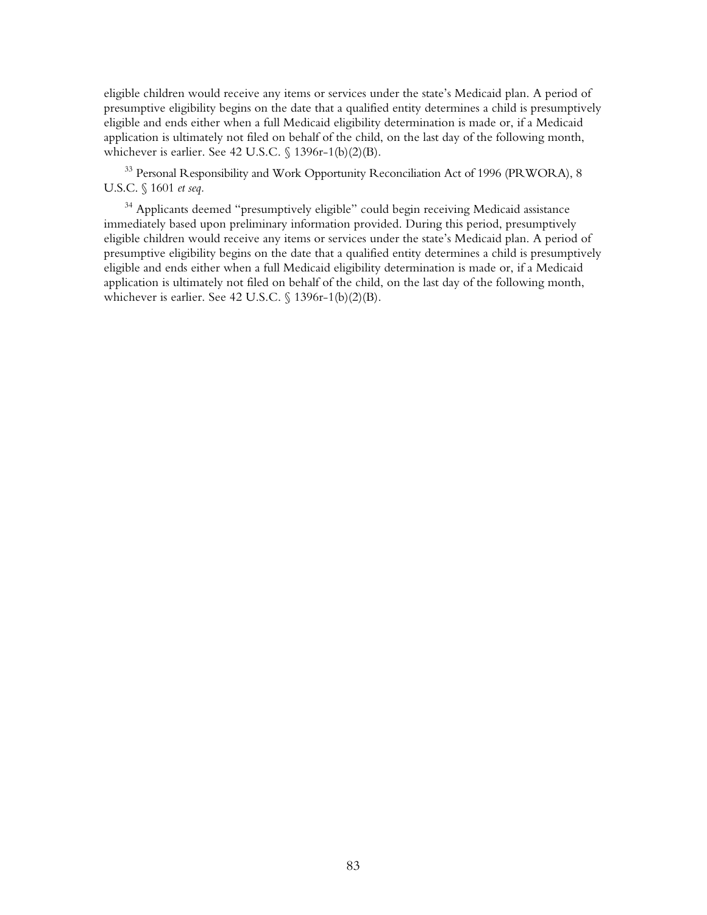eligible children would receive any items or services under the state's Medicaid plan. A period of presumptive eligibility begins on the date that a qualified entity determines a child is presumptively eligible and ends either when a full Medicaid eligibility determination is made or, if a Medicaid application is ultimately not filed on behalf of the child, on the last day of the following month, whichever is earlier. See 42 U.S.C. § 1396r-1(b)(2)(B).

[33] Personal Responsibility and Work Opportunity Reconciliation Act of 1996 (PRWORA), 8 U.S.C. § 1601 *et seq.*

[34] Applicants deemed "presumptively eligible" could begin receiving Medicaid assistance immediately based upon preliminary information provided. During this period, presumptively eligible children would receive any items or services under the state's Medicaid plan. A period of presumptive eligibility begins on the date that a qualified entity determines a child is presumptively eligible and ends either when a full Medicaid eligibility determination is made or, if a Medicaid application is ultimately not filed on behalf of the child, on the last day of the following month, whichever is earlier. See 42 U.S.C. § 1396r-1(b)(2)(B).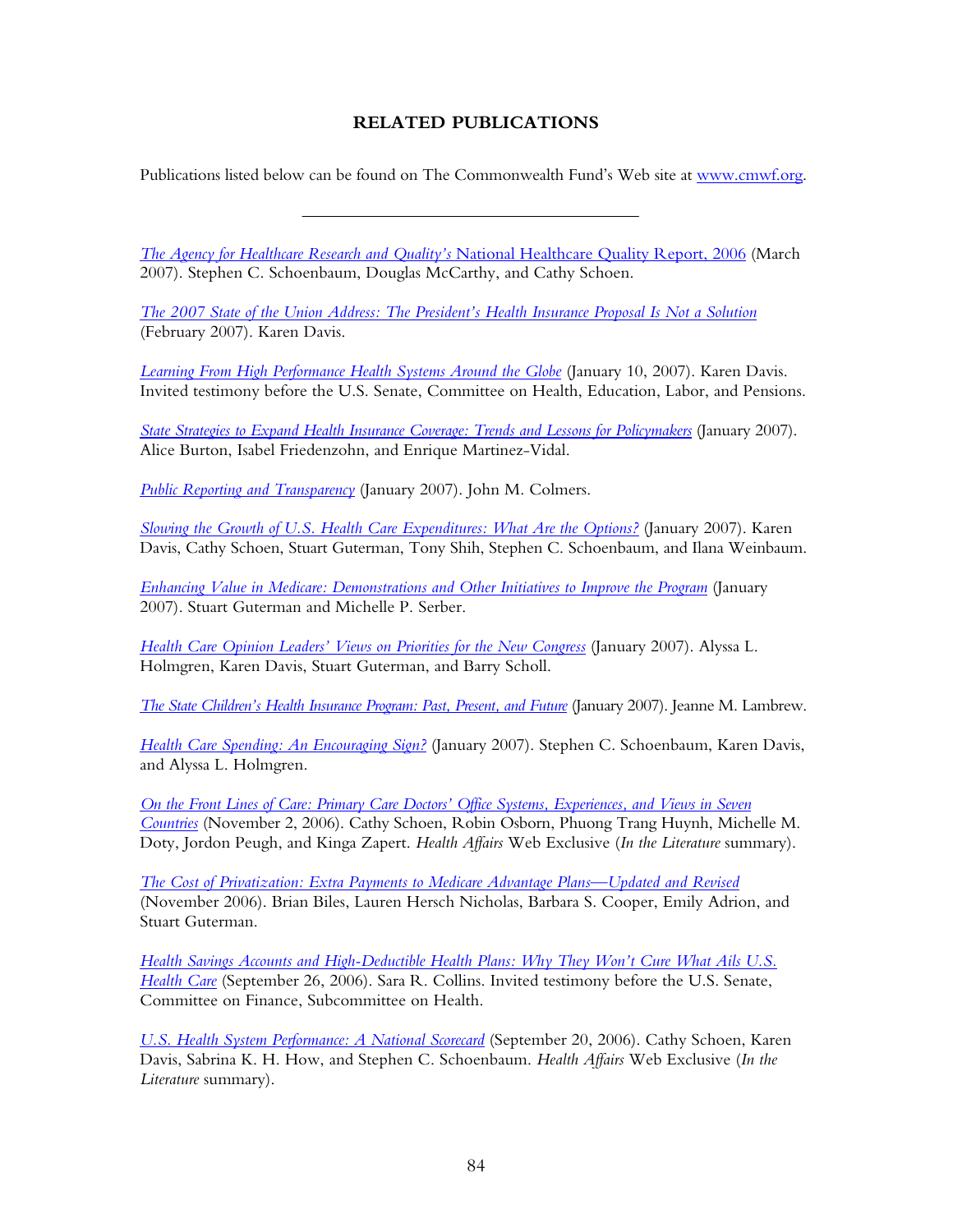## RELATED PUBLICATIONS

Publications listed below can be found on The Commonwealth Fund's Web site at www.cmwf.org.

---

*The Agency for Healthcare Research and Quality's* National Healthcare Quality Report, 2006 (March 2007). Stephen C. Schoenbaum, Douglas McCarthy, and Cathy Schoen.

*The 2007 State of the Union Address: The President's Health Insurance Proposal Is Not a Solution* (February 2007). Karen Davis.

*Learning From High Performance Health Systems Around the Globe* (January 10, 2007). Karen Davis. Invited testimony before the U.S. Senate, Committee on Health, Education, Labor, and Pensions.

*State Strategies to Expand Health Insurance Coverage: Trends and Lessons for Policymakers* (January 2007). Alice Burton, Isabel Friedenzohn, and Enrique Martinez-Vidal.

*Public Reporting and Transparency* (January 2007). John M. Colmers.

*Slowing the Growth of U.S. Health Care Expenditures: What Are the Options?* (January 2007). Karen Davis, Cathy Schoen, Stuart Guterman, Tony Shih, Stephen C. Schoenbaum, and Ilana Weinbaum.

*Enhancing Value in Medicare: Demonstrations and Other Initiatives to Improve the Program* (January 2007). Stuart Guterman and Michelle P. Serber.

*Health Care Opinion Leaders' Views on Priorities for the New Congress* (January 2007). Alyssa L. Holmgren, Karen Davis, Stuart Guterman, and Barry Scholl.

*The State Children's Health Insurance Program: Past, Present, and Future* (January 2007). Jeanne M. Lambrew.

*Health Care Spending: An Encouraging Sign?* (January 2007). Stephen C. Schoenbaum, Karen Davis, and Alyssa L. Holmgren.

*On the Front Lines of Care: Primary Care Doctors' Office Systems, Experiences, and Views in Seven Countries* (November 2, 2006). Cathy Schoen, Robin Osborn, Phuong Trang Huynh, Michelle M. Doty, Jordon Peugh, and Kinga Zapert. *Health Affairs* Web Exclusive (*In the Literature* summary).

*The Cost of Privatization: Extra Payments to Medicare Advantage Plans—Updated and Revised* (November 2006). Brian Biles, Lauren Hersch Nicholas, Barbara S. Cooper, Emily Adrion, and Stuart Guterman.

*Health Savings Accounts and High-Deductible Health Plans: Why They Won't Cure What Ails U.S. Health Care* (September 26, 2006). Sara R. Collins. Invited testimony before the U.S. Senate, Committee on Finance, Subcommittee on Health.

*U.S. Health System Performance: A National Scorecard* (September 20, 2006). Cathy Schoen, Karen Davis, Sabrina K. H. How, and Stephen C. Schoenbaum. *Health Affairs* Web Exclusive (*In the Literature* summary).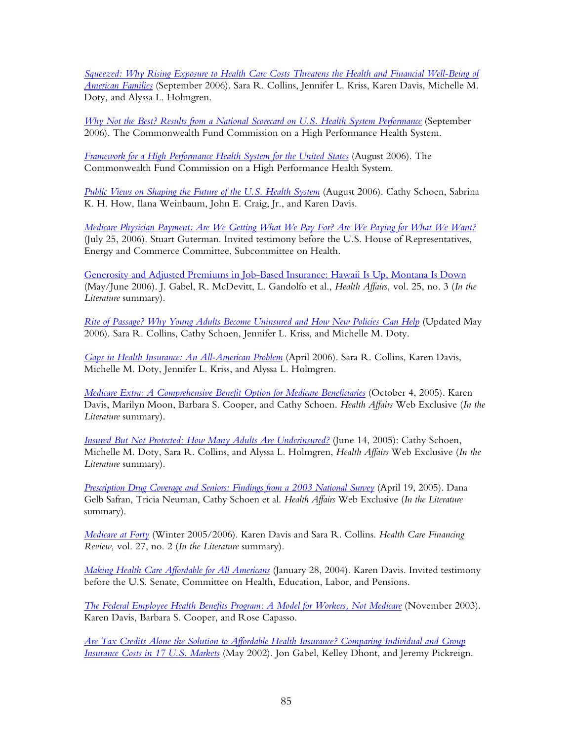*Squeezed: Why Rising Exposure to Health Care Costs Threatens the Health and Financial Well-Being of American Families* (September 2006). Sara R. Collins, Jennifer L. Kriss, Karen Davis, Michelle M. Doty, and Alyssa L. Holmgren.

*Why Not the Best? Results from a National Scorecard on U.S. Health System Performance* (September 2006). The Commonwealth Fund Commission on a High Performance Health System.

*Framework for a High Performance Health System for the United States* (August 2006). The Commonwealth Fund Commission on a High Performance Health System.

*Public Views on Shaping the Future of the U.S. Health System* (August 2006). Cathy Schoen, Sabrina K. H. How, Ilana Weinbaum, John E. Craig, Jr., and Karen Davis.

*Medicare Physician Payment: Are We Getting What We Pay For? Are We Paying for What We Want?* (July 25, 2006). Stuart Guterman. Invited testimony before the U.S. House of Representatives, Energy and Commerce Committee, Subcommittee on Health.

Generosity and Adjusted Premiums in Job-Based Insurance: Hawaii Is Up, Montana Is Down (May/June 2006). J. Gabel, R. McDevitt, L. Gandolfo et al., *Health Affairs,* vol. 25, no. 3 (*In the Literature* summary).

*Rite of Passage? Why Young Adults Become Uninsured and How New Policies Can Help* (Updated May 2006). Sara R. Collins, Cathy Schoen, Jennifer L. Kriss, and Michelle M. Doty.

*Gaps in Health Insurance: An All-American Problem* (April 2006). Sara R. Collins, Karen Davis, Michelle M. Doty, Jennifer L. Kriss, and Alyssa L. Holmgren.

*Medicare Extra: A Comprehensive Benefit Option for Medicare Beneficiaries* (October 4, 2005). Karen Davis, Marilyn Moon, Barbara S. Cooper, and Cathy Schoen. *Health Affairs* Web Exclusive (*In the Literature* summary).

*Insured But Not Protected: How Many Adults Are Underinsured?* (June 14, 2005): Cathy Schoen, Michelle M. Doty, Sara R. Collins, and Alyssa L. Holmgren, *Health Affairs* Web Exclusive (*In the Literature* summary).

*Prescription Drug Coverage and Seniors: Findings from a 2003 National Survey* (April 19, 2005). Dana Gelb Safran, Tricia Neuman, Cathy Schoen et al. *Health Affairs* Web Exclusive (*In the Literature* summary).

*Medicare at Forty* (Winter 2005/2006). Karen Davis and Sara R. Collins. *Health Care Financing Review,* vol. 27, no. 2 (*In the Literature* summary).

*Making Health Care Affordable for All Americans* (January 28, 2004). Karen Davis. Invited testimony before the U.S. Senate, Committee on Health, Education, Labor, and Pensions.

*The Federal Employee Health Benefits Program: A Model for Workers, Not Medicare* (November 2003). Karen Davis, Barbara S. Cooper, and Rose Capasso.

*Are Tax Credits Alone the Solution to Affordable Health Insurance? Comparing Individual and Group Insurance Costs in 17 U.S. Markets* (May 2002). Jon Gabel, Kelley Dhont, and Jeremy Pickreign.